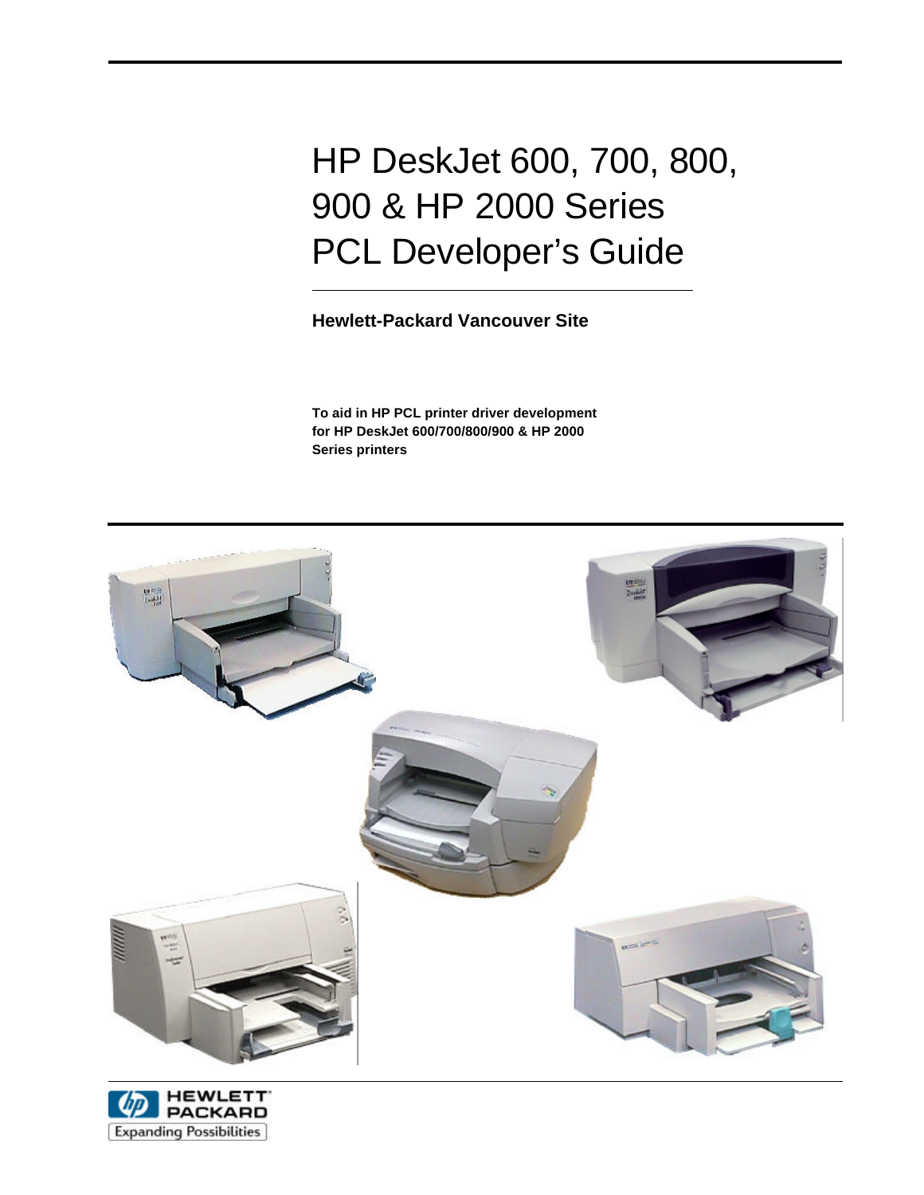# HP DeskJet 600, 700, 800, 900 & HP 2000 Series PCL Developer's Guide

**Hewlett-Packard Vancouver Site**

**To aid in HP PCL printer driver development for HP DeskJet 600/700/800/900 & HP 2000 Series printers**

HEWLETT PACKARD

Expanding Possibilities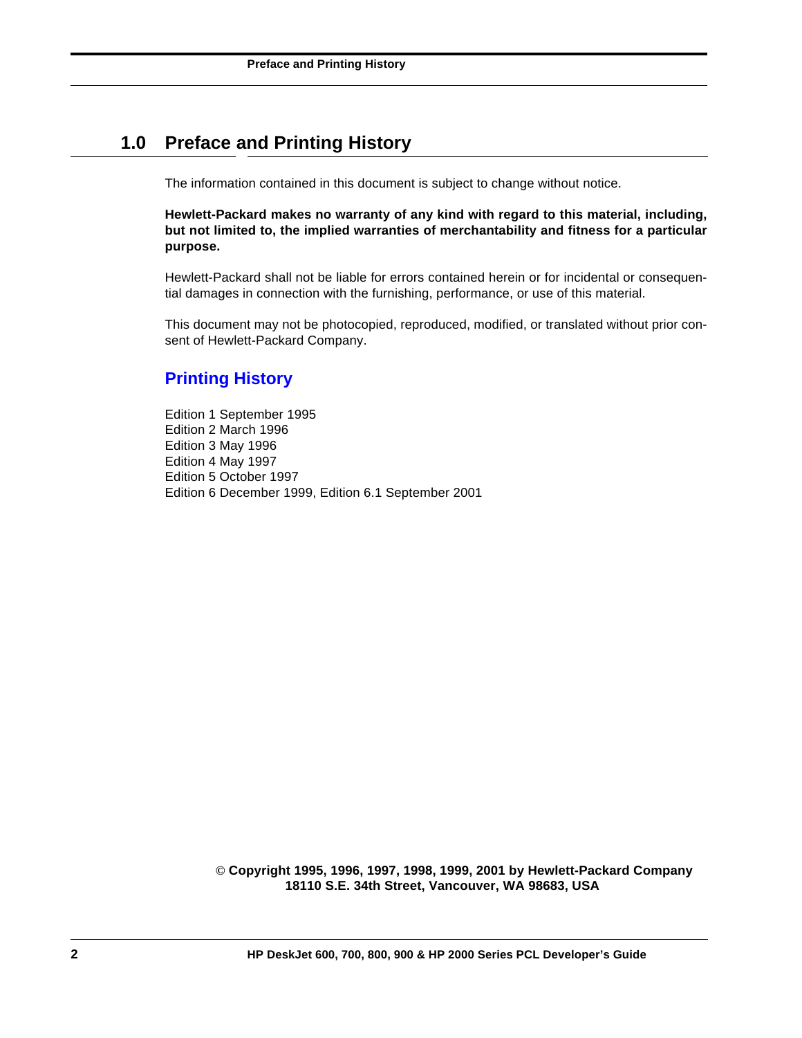# 1.0 Preface and Printing History

The information contained in this document is subject to change without notice.

**Hewlett-Packard makes no warranty of any kind with regard to this material, including, but not limited to, the implied warranties of merchantability and fitness for a particular purpose.**

Hewlett-Packard shall not be liable for errors contained herein or for incidental or consequential damages in connection with the furnishing, performance, or use of this material.

This document may not be photocopied, reproduced, modified, or translated without prior consent of Hewlett-Packard Company.

## Printing History

Edition 1 September 1995
Edition 2 March 1996
Edition 3 May 1996
Edition 4 May 1997
Edition 5 October 1997
Edition 6 December 1999, Edition 6.1 September 2001

**© Copyright 1995, 1996, 1997, 1998, 1999, 2001 by Hewlett-Packard Company**
**18110 S.E. 34th Street, Vancouver, WA 98683, USA**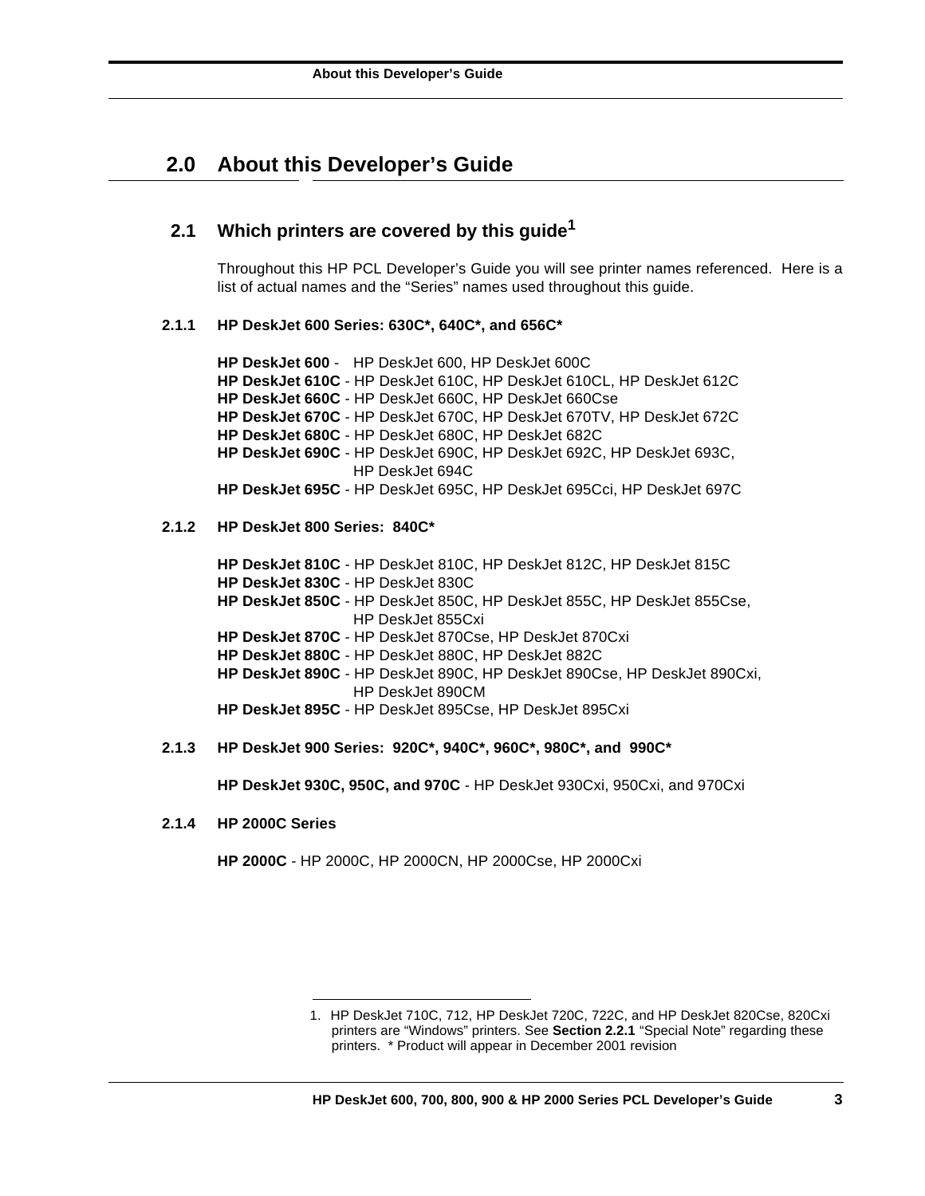# 2.0 About this Developer's Guide

## 2.1 Which printers are covered by this guide[1]

Throughout this HP PCL Developer's Guide you will see printer names referenced. Here is a list of actual names and the "Series" names used throughout this guide.

### 2.1.1 HP DeskJet 600 Series: 630C*, 640C*, and 656C*

**HP DeskJet 600** - HP DeskJet 600, HP DeskJet 600C
**HP DeskJet 610C** - HP DeskJet 610C, HP DeskJet 610CL, HP DeskJet 612C
**HP DeskJet 660C** - HP DeskJet 660C, HP DeskJet 660Cse
**HP DeskJet 670C** - HP DeskJet 670C, HP DeskJet 670TV, HP DeskJet 672C
**HP DeskJet 680C** - HP DeskJet 680C, HP DeskJet 682C
**HP DeskJet 690C** - HP DeskJet 690C, HP DeskJet 692C, HP DeskJet 693C, HP DeskJet 694C
**HP DeskJet 695C** - HP DeskJet 695C, HP DeskJet 695Cci, HP DeskJet 697C

### 2.1.2 HP DeskJet 800 Series: 840C*

**HP DeskJet 810C** - HP DeskJet 810C, HP DeskJet 812C, HP DeskJet 815C
**HP DeskJet 830C** - HP DeskJet 830C
**HP DeskJet 850C** - HP DeskJet 850C, HP DeskJet 855C, HP DeskJet 855Cse, HP DeskJet 855Cxi
**HP DeskJet 870C** - HP DeskJet 870Cse, HP DeskJet 870Cxi
**HP DeskJet 880C** - HP DeskJet 880C, HP DeskJet 882C
**HP DeskJet 890C** - HP DeskJet 890C, HP DeskJet 890Cse, HP DeskJet 890Cxi, HP DeskJet 890CM
**HP DeskJet 895C** - HP DeskJet 895Cse, HP DeskJet 895Cxi

### 2.1.3 HP DeskJet 900 Series: 920C*, 940C*, 960C*, 980C*, and 990C*

**HP DeskJet 930C, 950C, and 970C** - HP DeskJet 930Cxi, 950Cxi, and 970Cxi

### 2.1.4 HP 2000C Series

**HP 2000C** - HP 2000C, HP 2000CN, HP 2000Cse, HP 2000Cxi

---

1. HP DeskJet 710C, 712, HP DeskJet 720C, 722C, and HP DeskJet 820Cse, 820Cxi printers are "Windows" printers. See **Section 2.2.1** "Special Note" regarding these printers. * Product will appear in December 2001 revision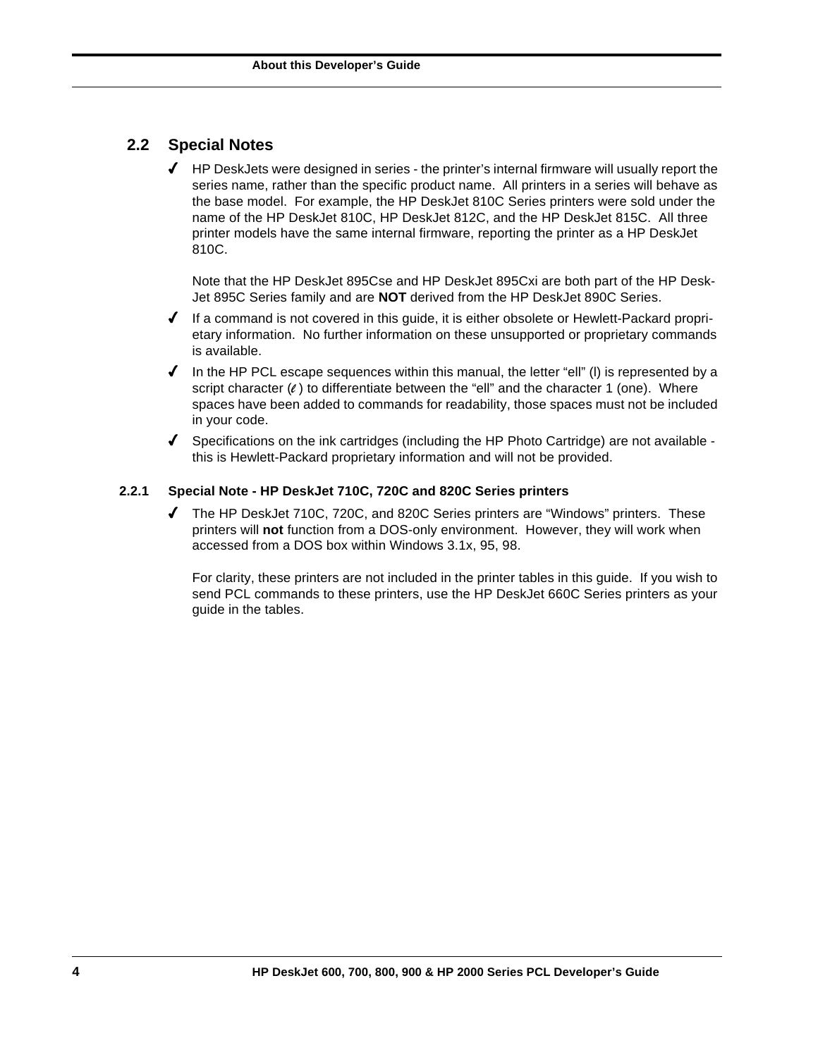## 2.2 Special Notes

- ✓ HP DeskJets were designed in series - the printer's internal firmware will usually report the series name, rather than the specific product name. All printers in a series will behave as the base model. For example, the HP DeskJet 810C Series printers were sold under the name of the HP DeskJet 810C, HP DeskJet 812C, and the HP DeskJet 815C. All three printer models have the same internal firmware, reporting the printer as a HP DeskJet 810C.

  Note that the HP DeskJet 895Cse and HP DeskJet 895Cxi are both part of the HP DeskJet 895C Series family and are **NOT** derived from the HP DeskJet 890C Series.

- ✓ If a command is not covered in this guide, it is either obsolete or Hewlett-Packard proprietary information. No further information on these unsupported or proprietary commands is available.
- ✓ In the HP PCL escape sequences within this manual, the letter "ell" (l) is represented by a script character (ℓ) to differentiate between the "ell" and the character 1 (one). Where spaces have been added to commands for readability, those spaces must not be included in your code.
- ✓ Specifications on the ink cartridges (including the HP Photo Cartridge) are not available - this is Hewlett-Packard proprietary information and will not be provided.

### 2.2.1 Special Note - HP DeskJet 710C, 720C and 820C Series printers

- ✓ The HP DeskJet 710C, 720C, and 820C Series printers are "Windows" printers. These printers will **not** function from a DOS-only environment. However, they will work when accessed from a DOS box within Windows 3.1x, 95, 98.

  For clarity, these printers are not included in the printer tables in this guide. If you wish to send PCL commands to these printers, use the HP DeskJet 660C Series printers as your guide in the tables.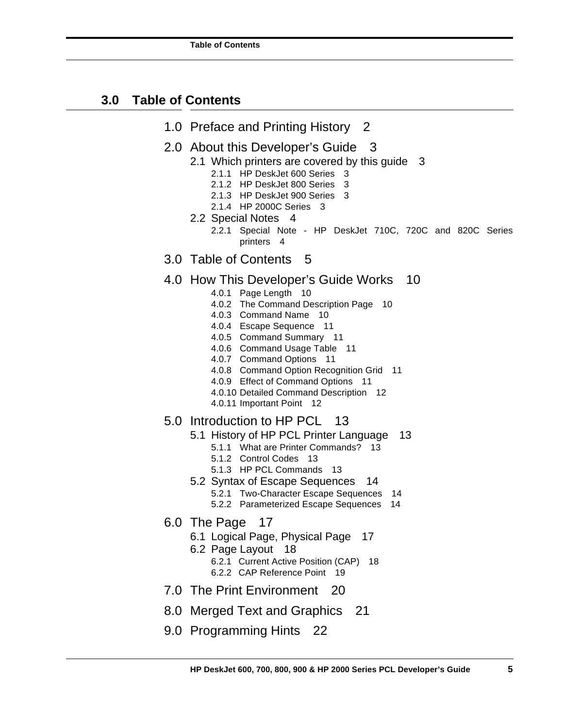## 3.0 Table of Contents

- 1.0 Preface and Printing History 2
- 2.0 About this Developer's Guide 3
  - 2.1 Which printers are covered by this guide 3
    - 2.1.1 HP DeskJet 600 Series 3
    - 2.1.2 HP DeskJet 800 Series 3
    - 2.1.3 HP DeskJet 900 Series 3
    - 2.1.4 HP 2000C Series 3
  - 2.2 Special Notes 4
    - 2.2.1 Special Note - HP DeskJet 710C, 720C and 820C Series printers 4
- 3.0 Table of Contents 5
- 4.0 How This Developer's Guide Works 10
    - 4.0.1 Page Length 10
    - 4.0.2 The Command Description Page 10
    - 4.0.3 Command Name 10
    - 4.0.4 Escape Sequence 11
    - 4.0.5 Command Summary 11
    - 4.0.6 Command Usage Table 11
    - 4.0.7 Command Options 11
    - 4.0.8 Command Option Recognition Grid 11
    - 4.0.9 Effect of Command Options 11
    - 4.0.10 Detailed Command Description 12
    - 4.0.11 Important Point 12
- 5.0 Introduction to HP PCL 13
  - 5.1 History of HP PCL Printer Language 13
    - 5.1.1 What are Printer Commands? 13
    - 5.1.2 Control Codes 13
    - 5.1.3 HP PCL Commands 13
  - 5.2 Syntax of Escape Sequences 14
    - 5.2.1 Two-Character Escape Sequences 14
    - 5.2.2 Parameterized Escape Sequences 14
- 6.0 The Page 17
  - 6.1 Logical Page, Physical Page 17
  - 6.2 Page Layout 18
    - 6.2.1 Current Active Position (CAP) 18
    - 6.2.2 CAP Reference Point 19
- 7.0 The Print Environment 20
- 8.0 Merged Text and Graphics 21
- 9.0 Programming Hints 22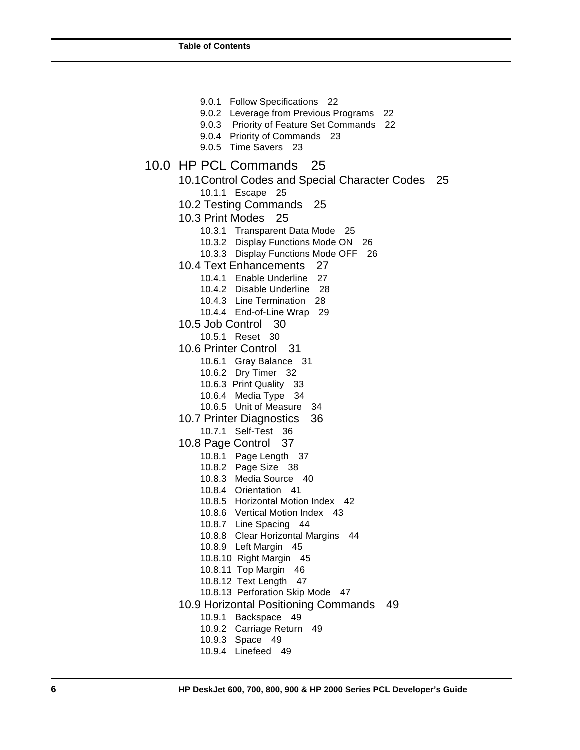9.0.1 Follow Specifications 22
9.0.2 Leverage from Previous Programs 22
9.0.3 Priority of Feature Set Commands 22
9.0.4 Priority of Commands 23
9.0.5 Time Savers 23

10.0 HP PCL Commands 25
- 10.1 Control Codes and Special Character Codes 25
  - 10.1.1 Escape 25
- 10.2 Testing Commands 25
- 10.3 Print Modes 25
  - 10.3.1 Transparent Data Mode 25
  - 10.3.2 Display Functions Mode ON 26
  - 10.3.3 Display Functions Mode OFF 26
- 10.4 Text Enhancements 27
  - 10.4.1 Enable Underline 27
  - 10.4.2 Disable Underline 28
  - 10.4.3 Line Termination 28
  - 10.4.4 End-of-Line Wrap 29
- 10.5 Job Control 30
  - 10.5.1 Reset 30
- 10.6 Printer Control 31
  - 10.6.1 Gray Balance 31
  - 10.6.2 Dry Timer 32
  - 10.6.3 Print Quality 33
  - 10.6.4 Media Type 34
  - 10.6.5 Unit of Measure 34
- 10.7 Printer Diagnostics 36
  - 10.7.1 Self-Test 36
- 10.8 Page Control 37
  - 10.8.1 Page Length 37
  - 10.8.2 Page Size 38
  - 10.8.3 Media Source 40
  - 10.8.4 Orientation 41
  - 10.8.5 Horizontal Motion Index 42
  - 10.8.6 Vertical Motion Index 43
  - 10.8.7 Line Spacing 44
  - 10.8.8 Clear Horizontal Margins 44
  - 10.8.9 Left Margin 45
  - 10.8.10 Right Margin 45
  - 10.8.11 Top Margin 46
  - 10.8.12 Text Length 47
  - 10.8.13 Perforation Skip Mode 47
- 10.9 Horizontal Positioning Commands 49
  - 10.9.1 Backspace 49
  - 10.9.2 Carriage Return 49
  - 10.9.3 Space 49
  - 10.9.4 Linefeed 49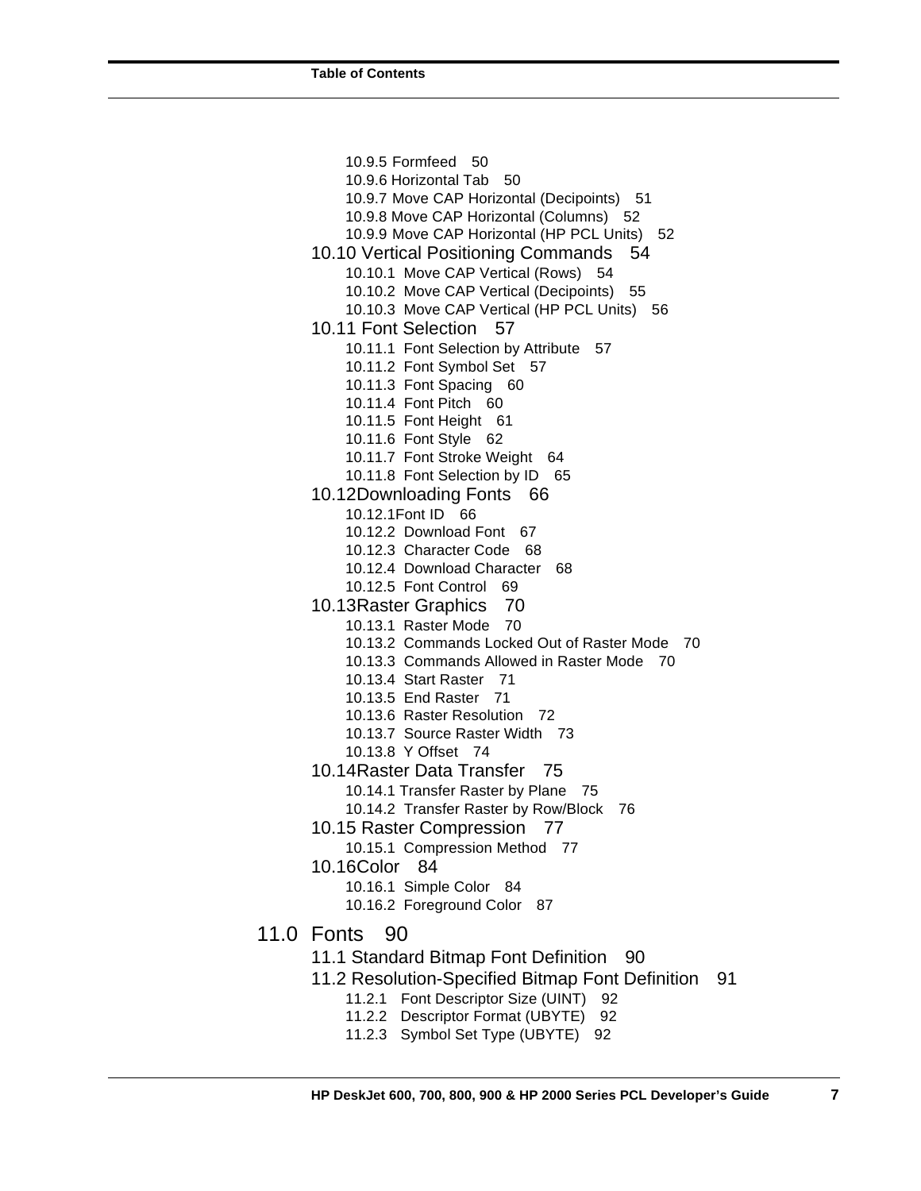10.9.5 Formfeed 50
10.9.6 Horizontal Tab 50
10.9.7 Move CAP Horizontal (Decipoints) 51
10.9.8 Move CAP Horizontal (Columns) 52
10.9.9 Move CAP Horizontal (HP PCL Units) 52

10.10 Vertical Positioning Commands 54
- 10.10.1 Move CAP Vertical (Rows) 54
- 10.10.2 Move CAP Vertical (Decipoints) 55
- 10.10.3 Move CAP Vertical (HP PCL Units) 56

10.11 Font Selection 57
- 10.11.1 Font Selection by Attribute 57
- 10.11.2 Font Symbol Set 57
- 10.11.3 Font Spacing 60
- 10.11.4 Font Pitch 60
- 10.11.5 Font Height 61
- 10.11.6 Font Style 62
- 10.11.7 Font Stroke Weight 64
- 10.11.8 Font Selection by ID 65

10.12Downloading Fonts 66
- 10.12.1Font ID 66
- 10.12.2 Download Font 67
- 10.12.3 Character Code 68
- 10.12.4 Download Character 68
- 10.12.5 Font Control 69

10.13Raster Graphics 70
- 10.13.1 Raster Mode 70
- 10.13.2 Commands Locked Out of Raster Mode 70
- 10.13.3 Commands Allowed in Raster Mode 70
- 10.13.4 Start Raster 71
- 10.13.5 End Raster 71
- 10.13.6 Raster Resolution 72
- 10.13.7 Source Raster Width 73
- 10.13.8 Y Offset 74

10.14Raster Data Transfer 75
- 10.14.1 Transfer Raster by Plane 75
- 10.14.2 Transfer Raster by Row/Block 76

10.15 Raster Compression 77
- 10.15.1 Compression Method 77

10.16Color 84
- 10.16.1 Simple Color 84
- 10.16.2 Foreground Color 87

11.0 Fonts 90

11.1 Standard Bitmap Font Definition 90

11.2 Resolution-Specified Bitmap Font Definition 91
- 11.2.1 Font Descriptor Size (UINT) 92
- 11.2.2 Descriptor Format (UBYTE) 92
- 11.2.3 Symbol Set Type (UBYTE) 92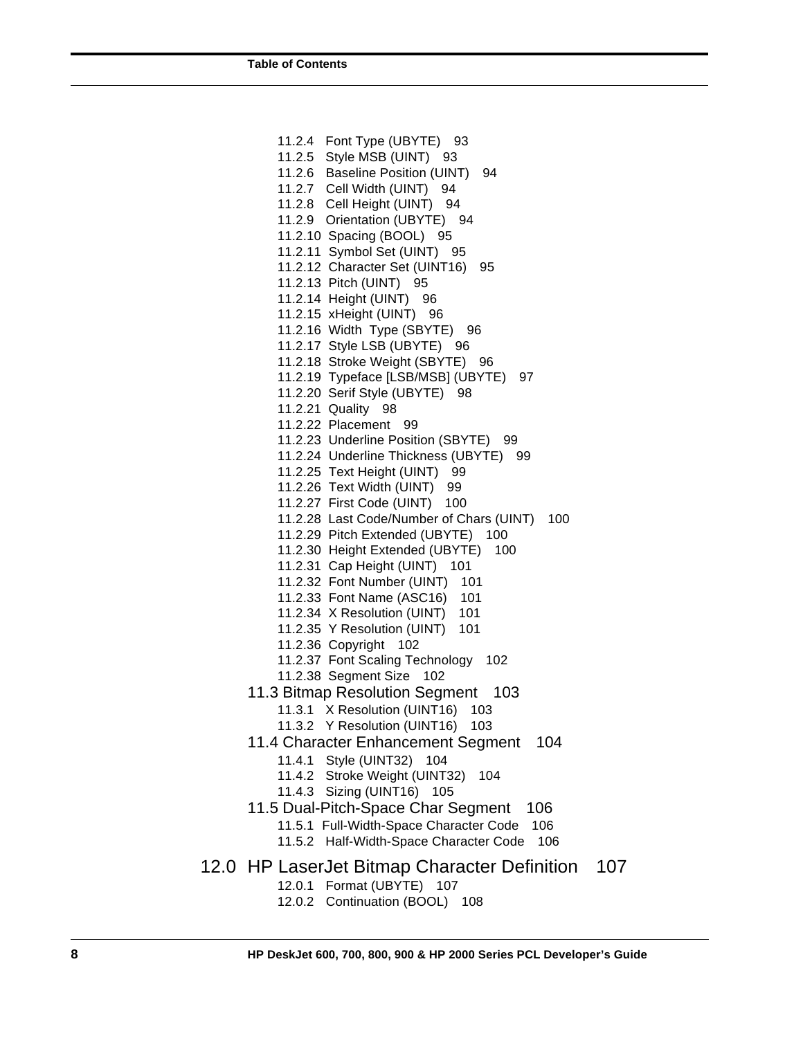11.2.4 Font Type (UBYTE) 93
11.2.5 Style MSB (UINT) 93
11.2.6 Baseline Position (UINT) 94
11.2.7 Cell Width (UINT) 94
11.2.8 Cell Height (UINT) 94
11.2.9 Orientation (UBYTE) 94
11.2.10 Spacing (BOOL) 95
11.2.11 Symbol Set (UINT) 95
11.2.12 Character Set (UINT16) 95
11.2.13 Pitch (UINT) 95
11.2.14 Height (UINT) 96
11.2.15 xHeight (UINT) 96
11.2.16 Width Type (SBYTE) 96
11.2.17 Style LSB (UBYTE) 96
11.2.18 Stroke Weight (SBYTE) 96
11.2.19 Typeface [LSB/MSB] (UBYTE) 97
11.2.20 Serif Style (UBYTE) 98
11.2.21 Quality 98
11.2.22 Placement 99
11.2.23 Underline Position (SBYTE) 99
11.2.24 Underline Thickness (UBYTE) 99
11.2.25 Text Height (UINT) 99
11.2.26 Text Width (UINT) 99
11.2.27 First Code (UINT) 100
11.2.28 Last Code/Number of Chars (UINT) 100
11.2.29 Pitch Extended (UBYTE) 100
11.2.30 Height Extended (UBYTE) 100
11.2.31 Cap Height (UINT) 101
11.2.32 Font Number (UINT) 101
11.2.33 Font Name (ASC16) 101
11.2.34 X Resolution (UINT) 101
11.2.35 Y Resolution (UINT) 101
11.2.36 Copyright 102
11.2.37 Font Scaling Technology 102
11.2.38 Segment Size 102

11.3 Bitmap Resolution Segment 103

11.3.1 X Resolution (UINT16) 103
11.3.2 Y Resolution (UINT16) 103

11.4 Character Enhancement Segment 104

11.4.1 Style (UINT32) 104
11.4.2 Stroke Weight (UINT32) 104
11.4.3 Sizing (UINT16) 105

11.5 Dual-Pitch-Space Char Segment 106

11.5.1 Full-Width-Space Character Code 106
11.5.2 Half-Width-Space Character Code 106

12.0 HP LaserJet Bitmap Character Definition 107

12.0.1 Format (UBYTE) 107
12.0.2 Continuation (BOOL) 108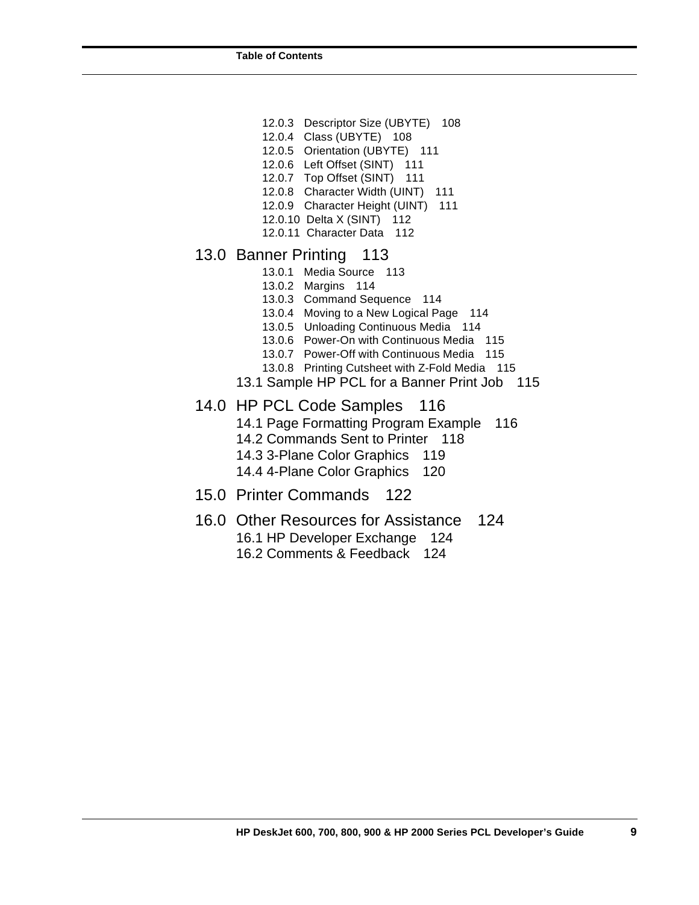- 12.0.3 Descriptor Size (UBYTE) 108
- 12.0.4 Class (UBYTE) 108
- 12.0.5 Orientation (UBYTE) 111
- 12.0.6 Left Offset (SINT) 111
- 12.0.7 Top Offset (SINT) 111
- 12.0.8 Character Width (UINT) 111
- 12.0.9 Character Height (UINT) 111
- 12.0.10 Delta X (SINT) 112
- 12.0.11 Character Data 112

13.0 Banner Printing 113

- 13.0.1 Media Source 113
- 13.0.2 Margins 114
- 13.0.3 Command Sequence 114
- 13.0.4 Moving to a New Logical Page 114
- 13.0.5 Unloading Continuous Media 114
- 13.0.6 Power-On with Continuous Media 115
- 13.0.7 Power-Off with Continuous Media 115
- 13.0.8 Printing Cutsheet with Z-Fold Media 115

13.1 Sample HP PCL for a Banner Print Job 115

14.0 HP PCL Code Samples 116

14.1 Page Formatting Program Example 116

14.2 Commands Sent to Printer 118

14.3 3-Plane Color Graphics 119

14.4 4-Plane Color Graphics 120

15.0 Printer Commands 122

16.0 Other Resources for Assistance 124

16.1 HP Developer Exchange 124

16.2 Comments & Feedback 124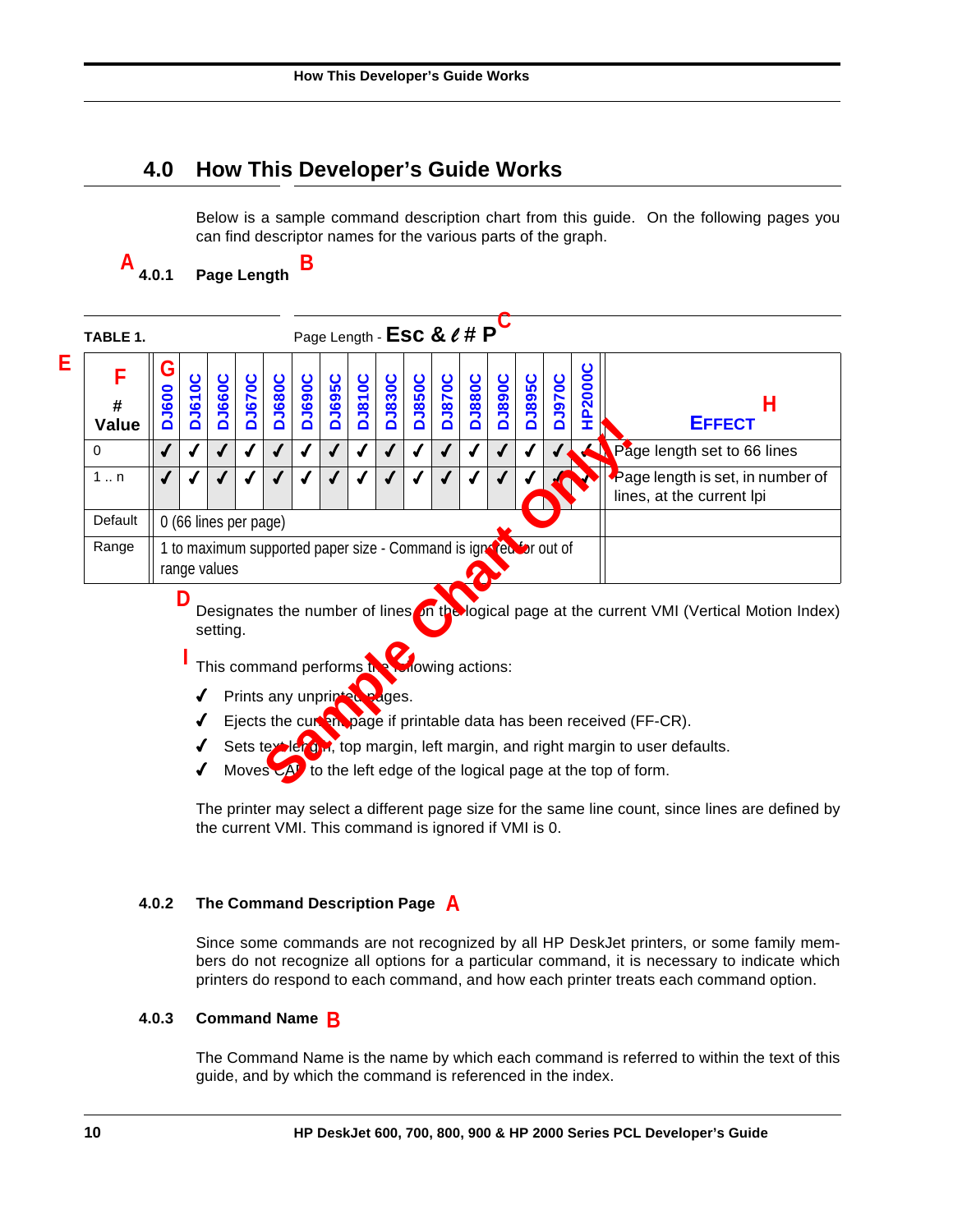## 4.0 How This Developer's Guide Works

Below is a sample command description chart from this guide. On the following pages you can find descriptor names for the various parts of the graph.

### A 4.0.1 Page Length B

TABLE 1. Page Length - **Esc & ℓ # P** C

| E F # Value | G DJ600 | DJ610C | DJ660C | DJ670C | DJ680C | DJ690C | DJ695C | DJ810C | DJ830C | DJ850C | DJ870C | DJ880C | DJ890C | DJ895C | DJ970C | HP2000C | EFFECT H |
|---|---|---|---|---|---|---|---|---|---|---|---|---|---|---|---|---|---|
| 0 | ✓ | ✓ | ✓ | ✓ | ✓ | ✓ | ✓ | ✓ | ✓ | ✓ | ✓ | ✓ | ✓ | ✓ | ✓ | ✓ | Page length set to 66 lines |
| 1 .. n | ✓ | ✓ | ✓ | ✓ | ✓ | ✓ | ✓ | ✓ | ✓ | ✓ | ✓ | ✓ | ✓ | ✓ | ✓ | ✓ | Page length is set, in number of lines, at the current lpi |
| Default | 0 (66 lines per page) | | | | | | | | | | | | | | | | |
| Range | 1 to maximum supported paper size - Command is ignored for out of range values | | | | | | | | | | | | | | | | |

Sample Chart Only!

D Designates the number of lines on the logical page at the current VMI (Vertical Motion Index) setting.

I This command performs the following actions:

- ✓ Prints any unprinted pages.
- ✓ Ejects the current page if printable data has been received (FF-CR).
- ✓ Sets text length, top margin, left margin, and right margin to user defaults.
- ✓ Moves CAP to the left edge of the logical page at the top of form.

The printer may select a different page size for the same line count, since lines are defined by the current VMI. This command is ignored if VMI is 0.

### 4.0.2 The Command Description Page A

Since some commands are not recognized by all HP DeskJet printers, or some family members do not recognize all options for a particular command, it is necessary to indicate which printers do respond to each command, and how each printer treats each command option.

### 4.0.3 Command Name B

The Command Name is the name by which each command is referred to within the text of this guide, and by which the command is referenced in the index.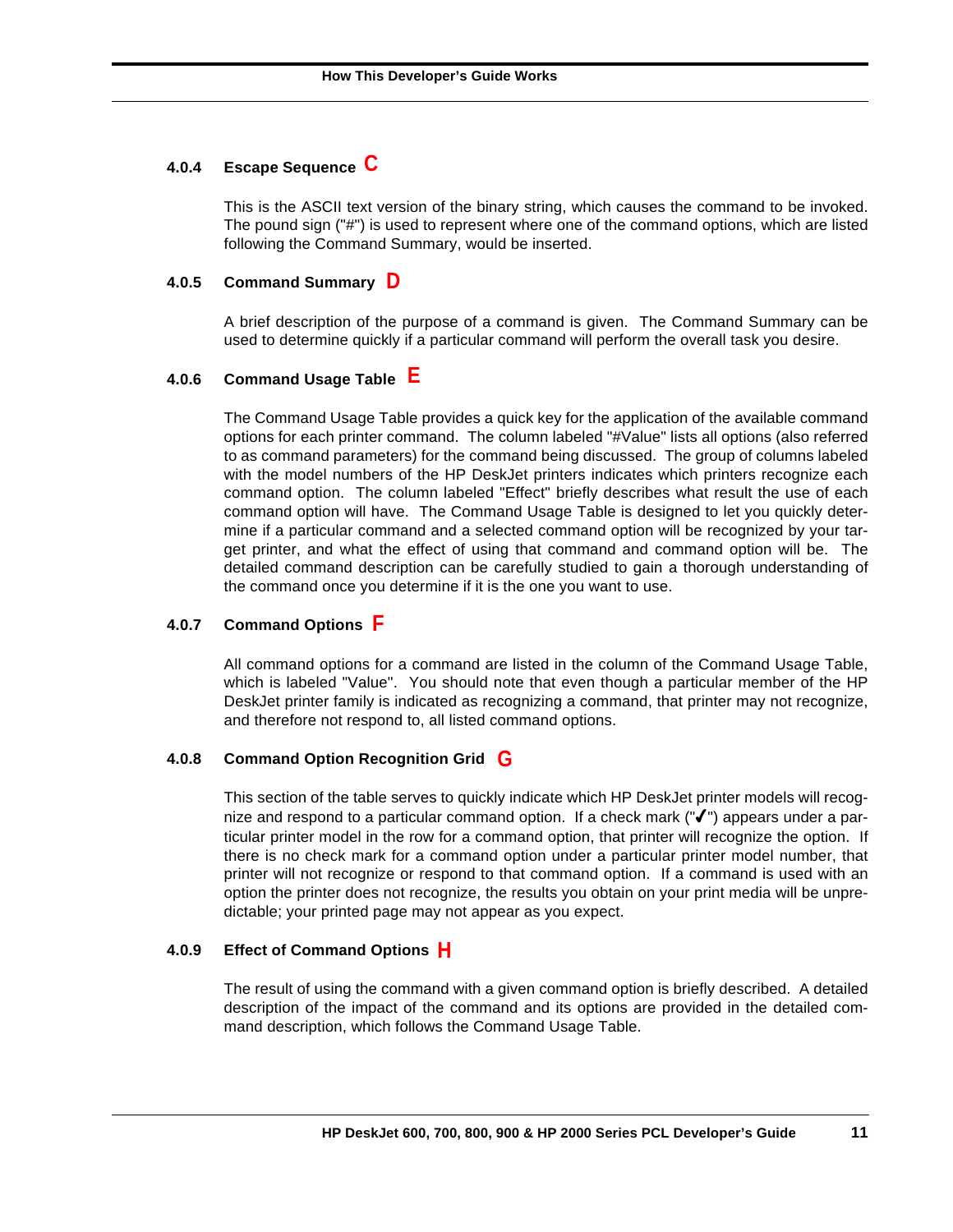### 4.0.4 Escape Sequence C

This is the ASCII text version of the binary string, which causes the command to be invoked. The pound sign ("#") is used to represent where one of the command options, which are listed following the Command Summary, would be inserted.

### 4.0.5 Command Summary D

A brief description of the purpose of a command is given. The Command Summary can be used to determine quickly if a particular command will perform the overall task you desire.

### 4.0.6 Command Usage Table E

The Command Usage Table provides a quick key for the application of the available command options for each printer command. The column labeled "#Value" lists all options (also referred to as command parameters) for the command being discussed. The group of columns labeled with the model numbers of the HP DeskJet printers indicates which printers recognize each command option. The column labeled "Effect" briefly describes what result the use of each command option will have. The Command Usage Table is designed to let you quickly determine if a particular command and a selected command option will be recognized by your target printer, and what the effect of using that command and command option will be. The detailed command description can be carefully studied to gain a thorough understanding of the command once you determine if it is the one you want to use.

### 4.0.7 Command Options F

All command options for a command are listed in the column of the Command Usage Table, which is labeled "Value". You should note that even though a particular member of the HP DeskJet printer family is indicated as recognizing a command, that printer may not recognize, and therefore not respond to, all listed command options.

### 4.0.8 Command Option Recognition Grid G

This section of the table serves to quickly indicate which HP DeskJet printer models will recognize and respond to a particular command option. If a check mark ("✔") appears under a particular printer model in the row for a command option, that printer will recognize the option. If there is no check mark for a command option under a particular printer model number, that printer will not recognize or respond to that command option. If a command is used with an option the printer does not recognize, the results you obtain on your print media will be unpredictable; your printed page may not appear as you expect.

### 4.0.9 Effect of Command Options H

The result of using the command with a given command option is briefly described. A detailed description of the impact of the command and its options are provided in the detailed command description, which follows the Command Usage Table.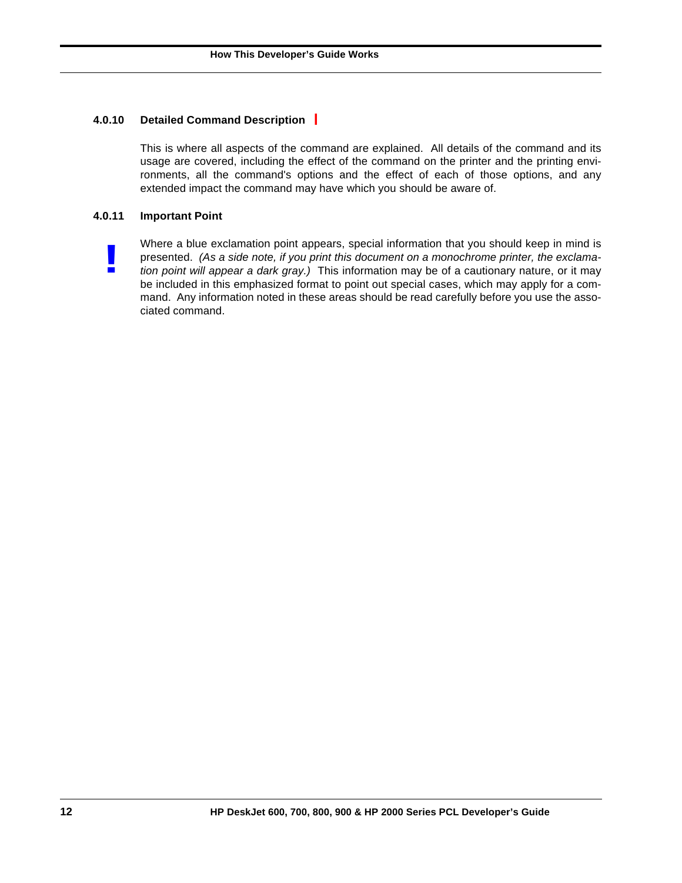### 4.0.10 Detailed Command Description

This is where all aspects of the command are explained. All details of the command and its usage are covered, including the effect of the command on the printer and the printing environments, all the command's options and the effect of each of those options, and any extended impact the command may have which you should be aware of.

### 4.0.11 Important Point

**!**

Where a blue exclamation point appears, special information that you should keep in mind is presented. *(As a side note, if you print this document on a monochrome printer, the exclamation point will appear a dark gray.)* This information may be of a cautionary nature, or it may be included in this emphasized format to point out special cases, which may apply for a command. Any information noted in these areas should be read carefully before you use the associated command.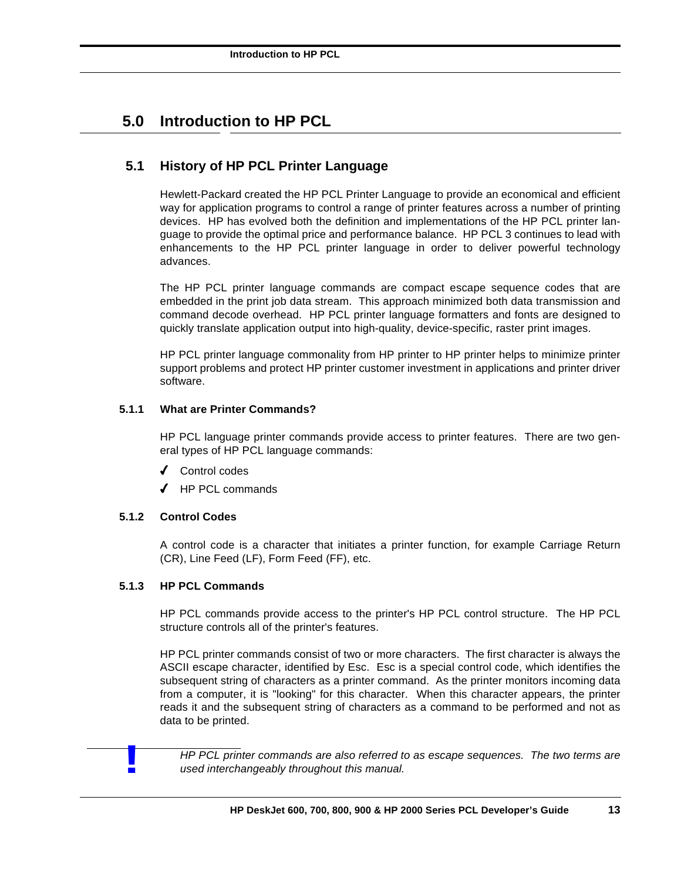# 5.0 Introduction to HP PCL

## 5.1 History of HP PCL Printer Language

Hewlett-Packard created the HP PCL Printer Language to provide an economical and efficient way for application programs to control a range of printer features across a number of printing devices. HP has evolved both the definition and implementations of the HP PCL printer language to provide the optimal price and performance balance. HP PCL 3 continues to lead with enhancements to the HP PCL printer language in order to deliver powerful technology advances.

The HP PCL printer language commands are compact escape sequence codes that are embedded in the print job data stream. This approach minimized both data transmission and command decode overhead. HP PCL printer language formatters and fonts are designed to quickly translate application output into high-quality, device-specific, raster print images.

HP PCL printer language commonality from HP printer to HP printer helps to minimize printer support problems and protect HP printer customer investment in applications and printer driver software.

### 5.1.1 What are Printer Commands?

HP PCL language printer commands provide access to printer features. There are two general types of HP PCL language commands:

- ✓ Control codes
- ✓ HP PCL commands

### 5.1.2 Control Codes

A control code is a character that initiates a printer function, for example Carriage Return (CR), Line Feed (LF), Form Feed (FF), etc.

### 5.1.3 HP PCL Commands

HP PCL commands provide access to the printer's HP PCL control structure. The HP PCL structure controls all of the printer's features.

HP PCL printer commands consist of two or more characters. The first character is always the ASCII escape character, identified by Esc. Esc is a special control code, which identifies the subsequent string of characters as a printer command. As the printer monitors incoming data from a computer, it is "looking" for this character. When this character appears, the printer reads it and the subsequent string of characters as a command to be performed and not as data to be printed.

> **!** *HP PCL printer commands are also referred to as escape sequences. The two terms are used interchangeably throughout this manual.*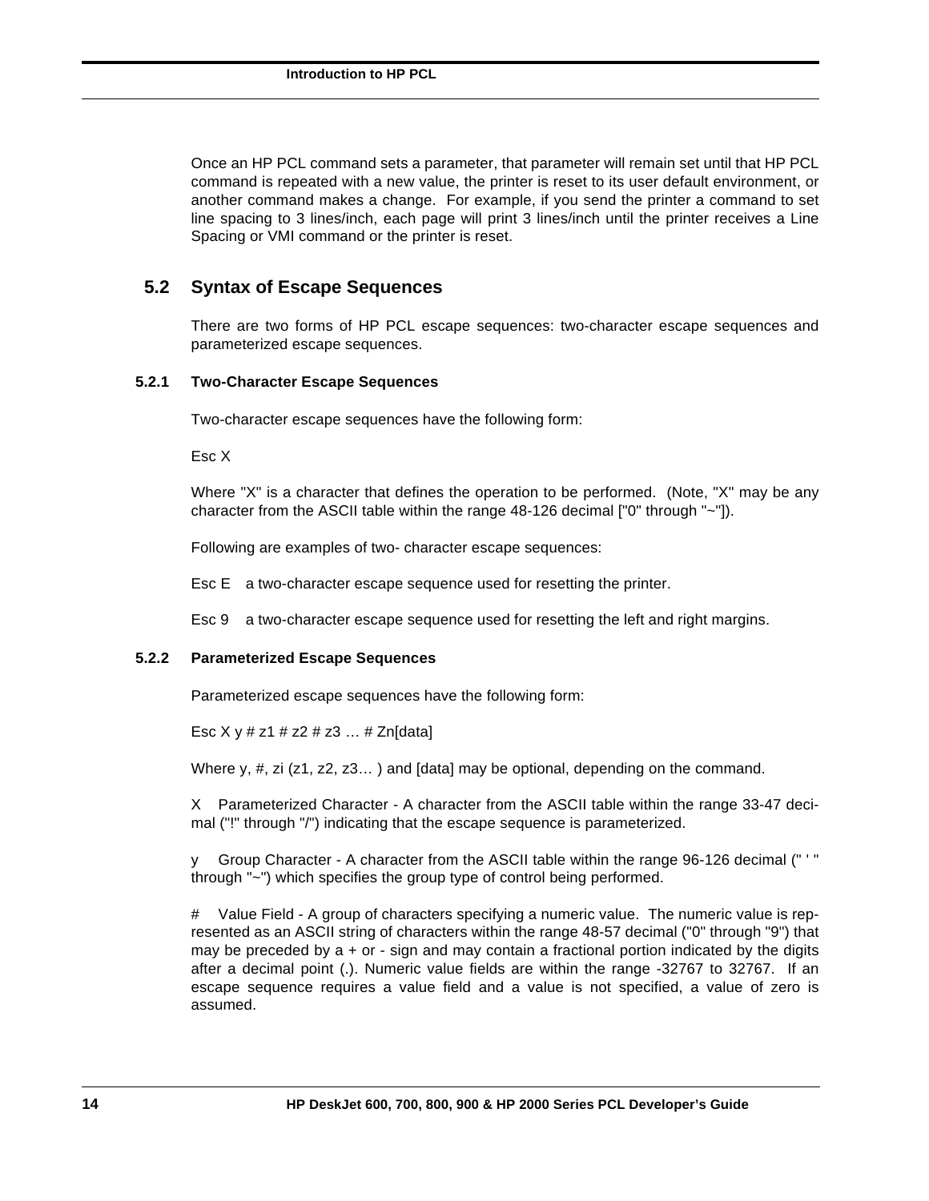Once an HP PCL command sets a parameter, that parameter will remain set until that HP PCL command is repeated with a new value, the printer is reset to its user default environment, or another command makes a change. For example, if you send the printer a command to set line spacing to 3 lines/inch, each page will print 3 lines/inch until the printer receives a Line Spacing or VMI command or the printer is reset.

## 5.2 Syntax of Escape Sequences

There are two forms of HP PCL escape sequences: two-character escape sequences and parameterized escape sequences.

### 5.2.1 Two-Character Escape Sequences

Two-character escape sequences have the following form:

Esc X

Where "X" is a character that defines the operation to be performed. (Note, "X" may be any character from the ASCII table within the range 48-126 decimal ["0" through "~"]).

Following are examples of two- character escape sequences:

Esc E  a two-character escape sequence used for resetting the printer.

Esc 9  a two-character escape sequence used for resetting the left and right margins.

### 5.2.2 Parameterized Escape Sequences

Parameterized escape sequences have the following form:

Esc X y # z1 # z2 # z3 … # Zn[data]

Where y, #, zi (z1, z2, z3… ) and [data] may be optional, depending on the command.

X  Parameterized Character - A character from the ASCII table within the range 33-47 decimal ("!" through "/") indicating that the escape sequence is parameterized.

y  Group Character - A character from the ASCII table within the range 96-126 decimal (" ' " through "~") which specifies the group type of control being performed.

#  Value Field - A group of characters specifying a numeric value. The numeric value is represented as an ASCII string of characters within the range 48-57 decimal ("0" through "9") that may be preceded by a + or - sign and may contain a fractional portion indicated by the digits after a decimal point (.). Numeric value fields are within the range -32767 to 32767. If an escape sequence requires a value field and a value is not specified, a value of zero is assumed.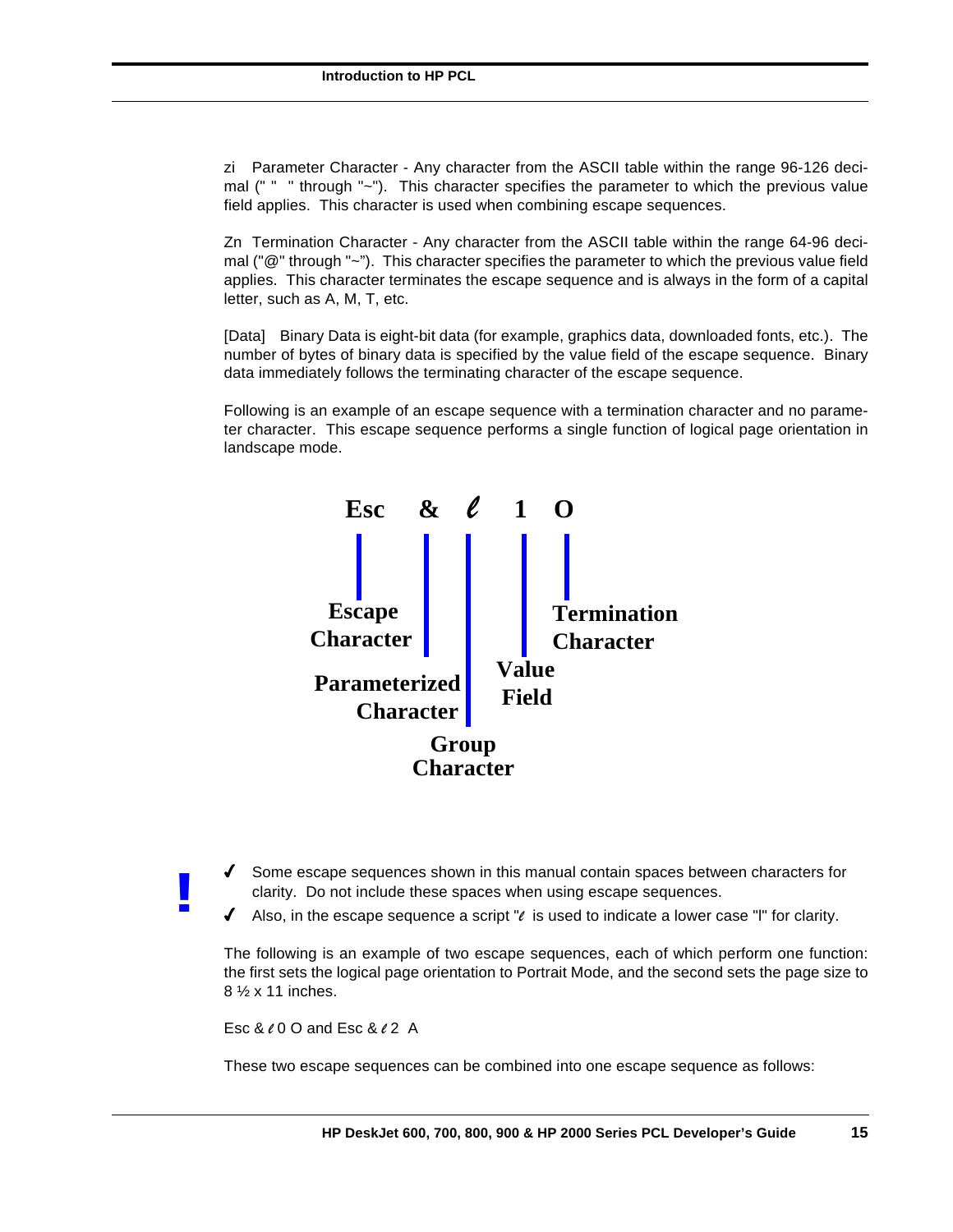zi Parameter Character - Any character from the ASCII table within the range 96-126 decimal (" " " through "~"). This character specifies the parameter to which the previous value field applies. This character is used when combining escape sequences.

Zn Termination Character - Any character from the ASCII table within the range 64-96 decimal ("@" through "~"). This character specifies the parameter to which the previous value field applies. This character terminates the escape sequence and is always in the form of a capital letter, such as A, M, T, etc.

[Data] Binary Data is eight-bit data (for example, graphics data, downloaded fonts, etc.). The number of bytes of binary data is specified by the value field of the escape sequence. Binary data immediately follows the terminating character of the escape sequence.

Following is an example of an escape sequence with a termination character and no parameter character. This escape sequence performs a single function of logical page orientation in landscape mode.

**Esc & ℓ 1 O**

- **Esc** — Escape Character
- **&** — Parameterized Character
- **ℓ** — Group Character
- **1** — Value Field
- **O** — Termination Character

**!**

- ✓ Some escape sequences shown in this manual contain spaces between characters for clarity. Do not include these spaces when using escape sequences.
- ✓ Also, in the escape sequence a script "ℓ is used to indicate a lower case "l" for clarity.

The following is an example of two escape sequences, each of which perform one function: the first sets the logical page orientation to Portrait Mode, and the second sets the page size to 8 ½ x 11 inches.

Esc & ℓ 0 O and Esc & ℓ 2 A

These two escape sequences can be combined into one escape sequence as follows: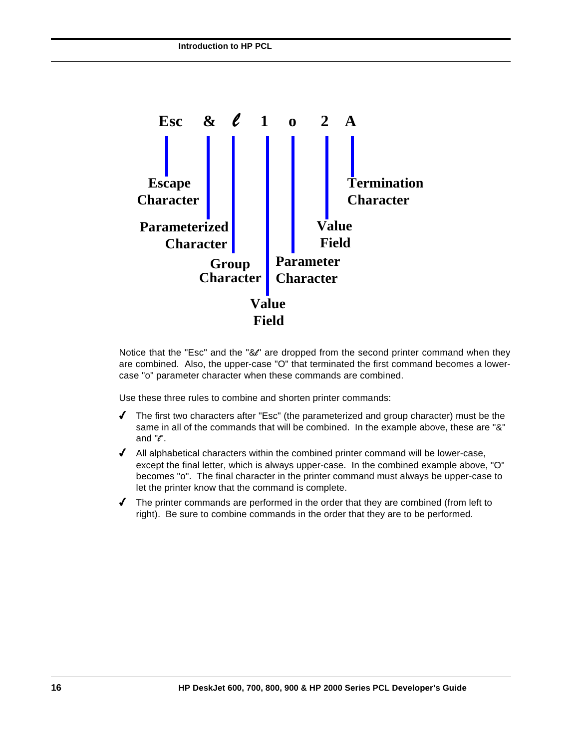```
Esc   &   ℓ   1   o   2   A
 |    |   |   |   |   |   |
 |    |   |   |   |   |   Termination Character
 |    |   |   |   |   Value Field
 |    |   |   |   Parameter Character
 |    |   |   Value Field
 |    |   Group Character
 |    Parameterized Character
 Escape Character
```

Notice that the "Esc" and the "&ℓ" are dropped from the second printer command when they are combined. Also, the upper-case "O" that terminated the first command becomes a lower-case "o" parameter character when these commands are combined.

Use these three rules to combine and shorten printer commands:

- ✓ The first two characters after "Esc" (the parameterized and group character) must be the same in all of the commands that will be combined. In the example above, these are "&" and "ℓ".
- ✓ All alphabetical characters within the combined printer command will be lower-case, except the final letter, which is always upper-case. In the combined example above, "O" becomes "o". The final character in the printer command must always be upper-case to let the printer know that the command is complete.
- ✓ The printer commands are performed in the order that they are combined (from left to right). Be sure to combine commands in the order that they are to be performed.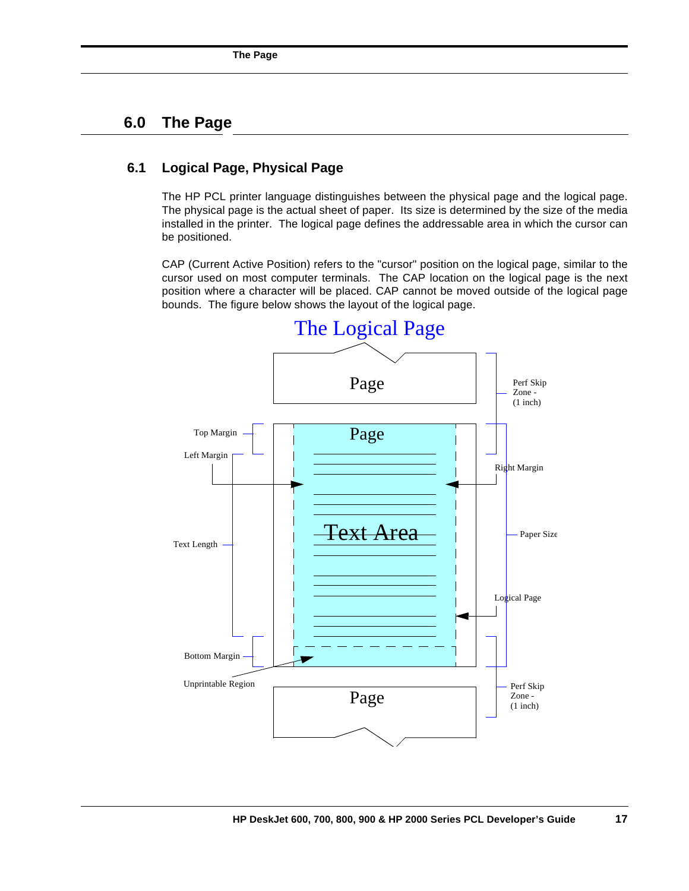# 6.0 The Page

## 6.1 Logical Page, Physical Page

The HP PCL printer language distinguishes between the physical page and the logical page. The physical page is the actual sheet of paper. Its size is determined by the size of the media installed in the printer. The logical page defines the addressable area in which the cursor can be positioned.

CAP (Current Active Position) refers to the "cursor" position on the logical page, similar to the cursor used on most computer terminals. The CAP location on the logical page is the next position where a character will be placed. CAP cannot be moved outside of the logical page bounds. The figure below shows the layout of the logical page.

The Logical Page

Page

Perf Skip Zone - (1 inch)

Top Margin

Page

Left Margin

Right Margin

Text Length

Text Area

Paper Size

Logical Page

Bottom Margin

Unprintable Region

Page

Perf Skip Zone - (1 inch)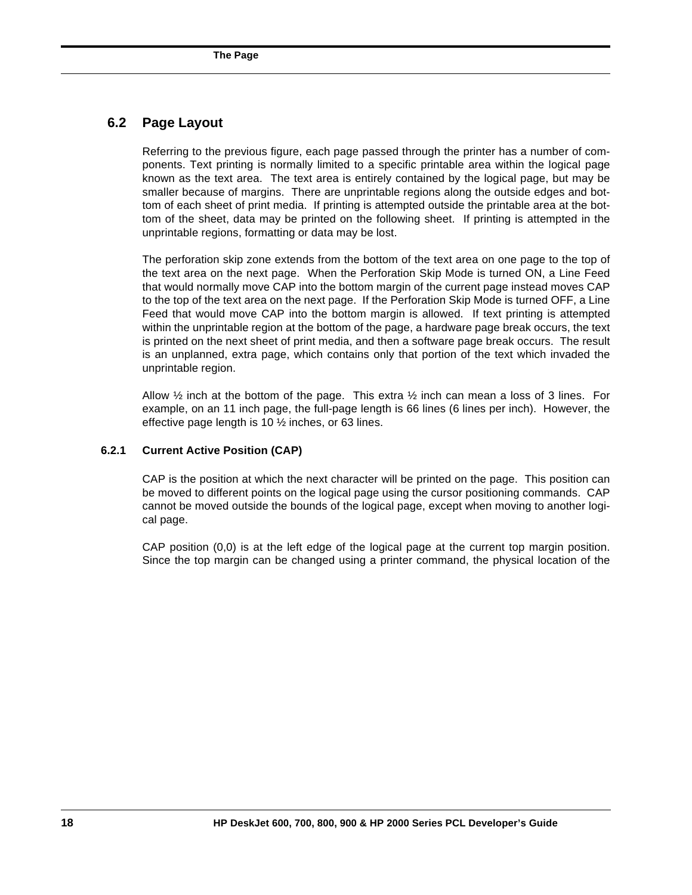## 6.2 Page Layout

Referring to the previous figure, each page passed through the printer has a number of components. Text printing is normally limited to a specific printable area within the logical page known as the text area. The text area is entirely contained by the logical page, but may be smaller because of margins. There are unprintable regions along the outside edges and bottom of each sheet of print media. If printing is attempted outside the printable area at the bottom of the sheet, data may be printed on the following sheet. If printing is attempted in the unprintable regions, formatting or data may be lost.

The perforation skip zone extends from the bottom of the text area on one page to the top of the text area on the next page. When the Perforation Skip Mode is turned ON, a Line Feed that would normally move CAP into the bottom margin of the current page instead moves CAP to the top of the text area on the next page. If the Perforation Skip Mode is turned OFF, a Line Feed that would move CAP into the bottom margin is allowed. If text printing is attempted within the unprintable region at the bottom of the page, a hardware page break occurs, the text is printed on the next sheet of print media, and then a software page break occurs. The result is an unplanned, extra page, which contains only that portion of the text which invaded the unprintable region.

Allow ½ inch at the bottom of the page. This extra ½ inch can mean a loss of 3 lines. For example, on an 11 inch page, the full-page length is 66 lines (6 lines per inch). However, the effective page length is 10 ½ inches, or 63 lines.

### 6.2.1 Current Active Position (CAP)

CAP is the position at which the next character will be printed on the page. This position can be moved to different points on the logical page using the cursor positioning commands. CAP cannot be moved outside the bounds of the logical page, except when moving to another logical page.

CAP position (0,0) is at the left edge of the logical page at the current top margin position. Since the top margin can be changed using a printer command, the physical location of the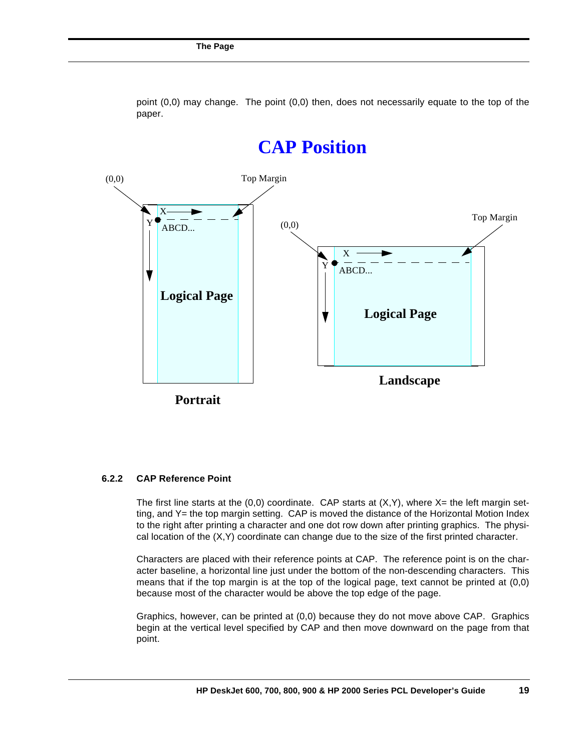point (0,0) may change. The point (0,0) then, does not necessarily equate to the top of the paper.

**CAP Position**

(0,0) Top Margin

X Y ABCD...

**Logical Page**

**Portrait**

(0,0) Top Margin

X Y ABCD...

**Logical Page**

**Landscape**

### 6.2.2 CAP Reference Point

The first line starts at the (0,0) coordinate. CAP starts at (X,Y), where X= the left margin setting, and Y= the top margin setting. CAP is moved the distance of the Horizontal Motion Index to the right after printing a character and one dot row down after printing graphics. The physical location of the (X,Y) coordinate can change due to the size of the first printed character.

Characters are placed with their reference points at CAP. The reference point is on the character baseline, a horizontal line just under the bottom of the non-descending characters. This means that if the top margin is at the top of the logical page, text cannot be printed at (0,0) because most of the character would be above the top edge of the page.

Graphics, however, can be printed at (0,0) because they do not move above CAP. Graphics begin at the vertical level specified by CAP and then move downward on the page from that point.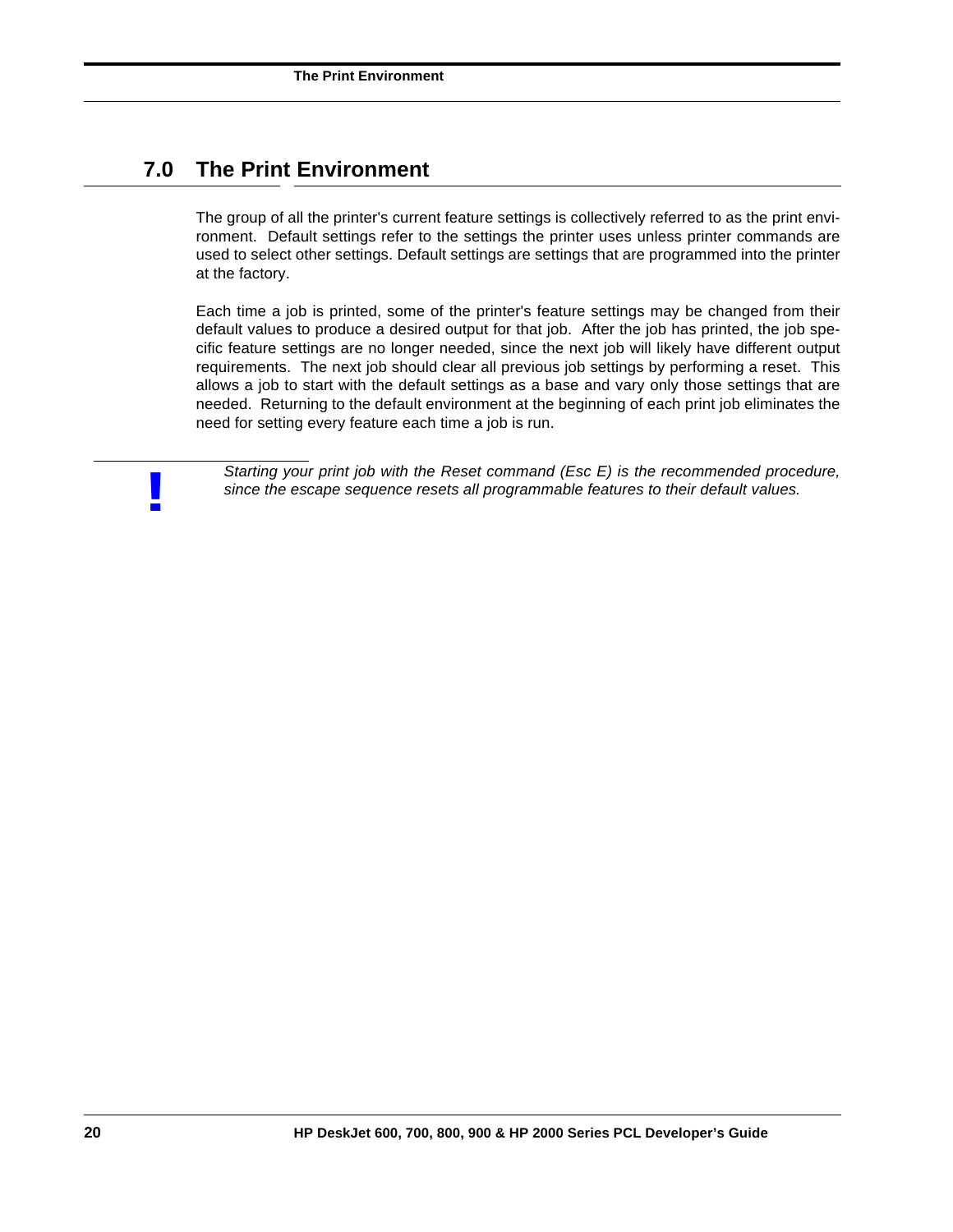# 7.0 The Print Environment

The group of all the printer's current feature settings is collectively referred to as the print environment. Default settings refer to the settings the printer uses unless printer commands are used to select other settings. Default settings are settings that are programmed into the printer at the factory.

Each time a job is printed, some of the printer's feature settings may be changed from their default values to produce a desired output for that job. After the job has printed, the job specific feature settings are no longer needed, since the next job will likely have different output requirements. The next job should clear all previous job settings by performing a reset. This allows a job to start with the default settings as a base and vary only those settings that are needed. Returning to the default environment at the beginning of each print job eliminates the need for setting every feature each time a job is run.

**!** *Starting your print job with the Reset command (Esc E) is the recommended procedure, since the escape sequence resets all programmable features to their default values.*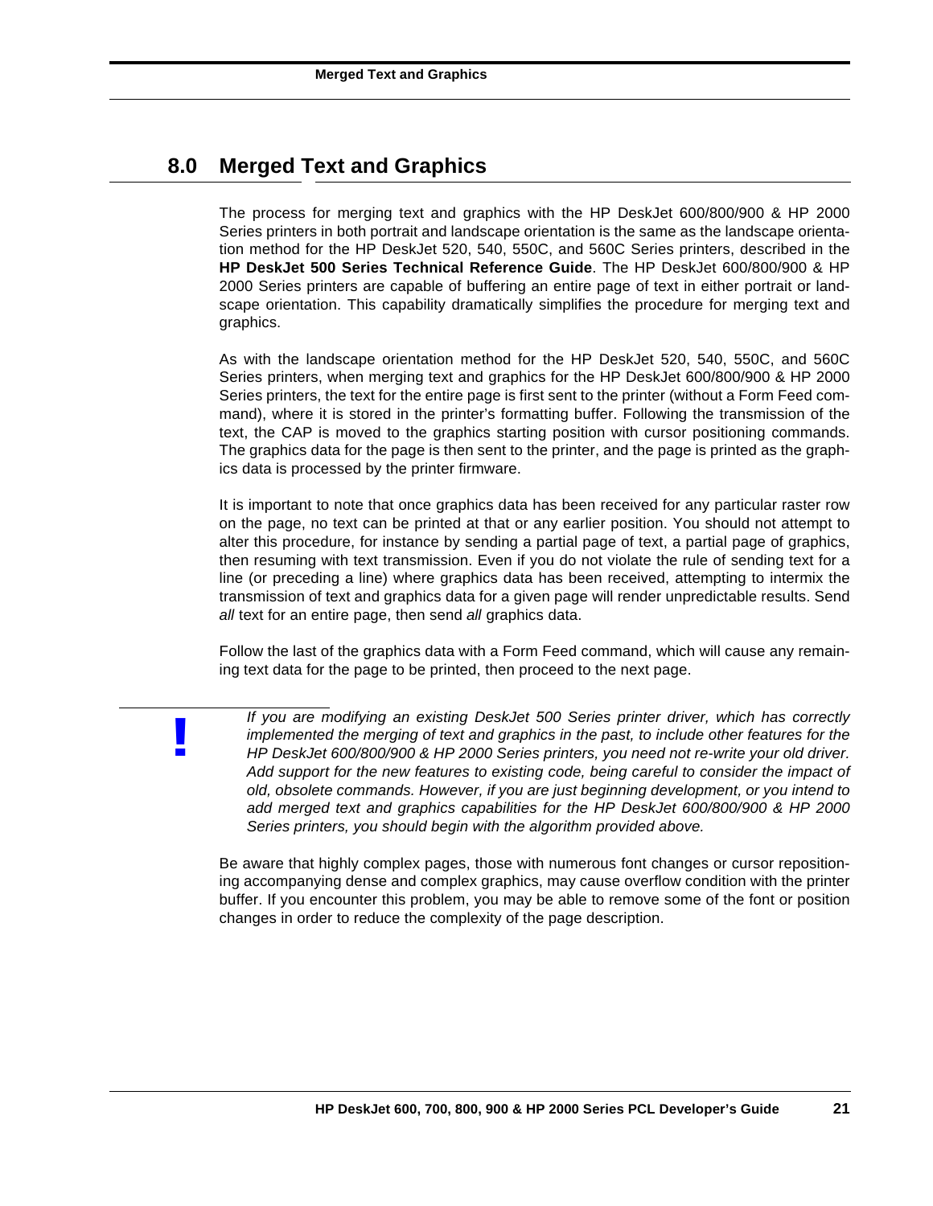# 8.0 Merged Text and Graphics

The process for merging text and graphics with the HP DeskJet 600/800/900 & HP 2000 Series printers in both portrait and landscape orientation is the same as the landscape orientation method for the HP DeskJet 520, 540, 550C, and 560C Series printers, described in the **HP DeskJet 500 Series Technical Reference Guide**. The HP DeskJet 600/800/900 & HP 2000 Series printers are capable of buffering an entire page of text in either portrait or landscape orientation. This capability dramatically simplifies the procedure for merging text and graphics.

As with the landscape orientation method for the HP DeskJet 520, 540, 550C, and 560C Series printers, when merging text and graphics for the HP DeskJet 600/800/900 & HP 2000 Series printers, the text for the entire page is first sent to the printer (without a Form Feed command), where it is stored in the printer's formatting buffer. Following the transmission of the text, the CAP is moved to the graphics starting position with cursor positioning commands. The graphics data for the page is then sent to the printer, and the page is printed as the graphics data is processed by the printer firmware.

It is important to note that once graphics data has been received for any particular raster row on the page, no text can be printed at that or any earlier position. You should not attempt to alter this procedure, for instance by sending a partial page of text, a partial page of graphics, then resuming with text transmission. Even if you do not violate the rule of sending text for a line (or preceding a line) where graphics data has been received, attempting to intermix the transmission of text and graphics data for a given page will render unpredictable results. Send *all* text for an entire page, then send *all* graphics data.

Follow the last of the graphics data with a Form Feed command, which will cause any remaining text data for the page to be printed, then proceed to the next page.

> **!** *If you are modifying an existing DeskJet 500 Series printer driver, which has correctly implemented the merging of text and graphics in the past, to include other features for the HP DeskJet 600/800/900 & HP 2000 Series printers, you need not re-write your old driver. Add support for the new features to existing code, being careful to consider the impact of old, obsolete commands. However, if you are just beginning development, or you intend to add merged text and graphics capabilities for the HP DeskJet 600/800/900 & HP 2000 Series printers, you should begin with the algorithm provided above.*

Be aware that highly complex pages, those with numerous font changes or cursor repositioning accompanying dense and complex graphics, may cause overflow condition with the printer buffer. If you encounter this problem, you may be able to remove some of the font or position changes in order to reduce the complexity of the page description.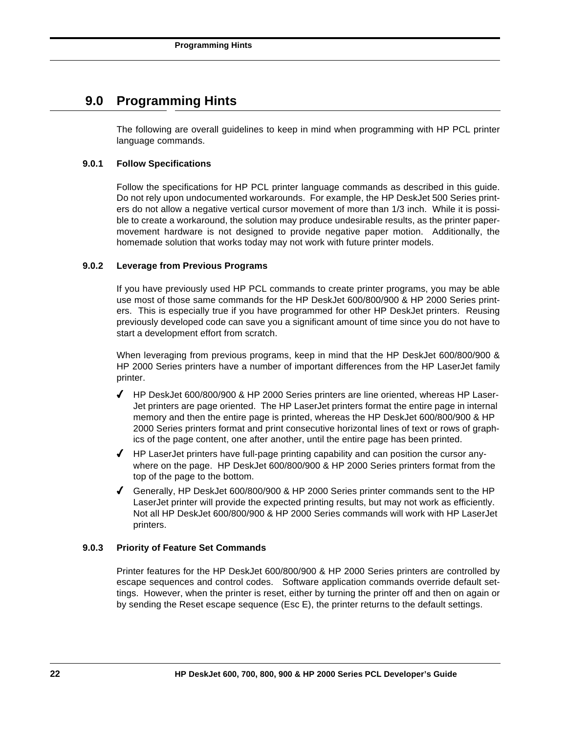## 9.0 Programming Hints

The following are overall guidelines to keep in mind when programming with HP PCL printer language commands.

### 9.0.1 Follow Specifications

Follow the specifications for HP PCL printer language commands as described in this guide. Do not rely upon undocumented workarounds. For example, the HP DeskJet 500 Series printers do not allow a negative vertical cursor movement of more than 1/3 inch. While it is possible to create a workaround, the solution may produce undesirable results, as the printer paper-movement hardware is not designed to provide negative paper motion. Additionally, the homemade solution that works today may not work with future printer models.

### 9.0.2 Leverage from Previous Programs

If you have previously used HP PCL commands to create printer programs, you may be able use most of those same commands for the HP DeskJet 600/800/900 & HP 2000 Series printers. This is especially true if you have programmed for other HP DeskJet printers. Reusing previously developed code can save you a significant amount of time since you do not have to start a development effort from scratch.

When leveraging from previous programs, keep in mind that the HP DeskJet 600/800/900 & HP 2000 Series printers have a number of important differences from the HP LaserJet family printer.

- ✓ HP DeskJet 600/800/900 & HP 2000 Series printers are line oriented, whereas HP LaserJet printers are page oriented. The HP LaserJet printers format the entire page in internal memory and then the entire page is printed, whereas the HP DeskJet 600/800/900 & HP 2000 Series printers format and print consecutive horizontal lines of text or rows of graphics of the page content, one after another, until the entire page has been printed.
- ✓ HP LaserJet printers have full-page printing capability and can position the cursor anywhere on the page. HP DeskJet 600/800/900 & HP 2000 Series printers format from the top of the page to the bottom.
- ✓ Generally, HP DeskJet 600/800/900 & HP 2000 Series printer commands sent to the HP LaserJet printer will provide the expected printing results, but may not work as efficiently. Not all HP DeskJet 600/800/900 & HP 2000 Series commands will work with HP LaserJet printers.

### 9.0.3 Priority of Feature Set Commands

Printer features for the HP DeskJet 600/800/900 & HP 2000 Series printers are controlled by escape sequences and control codes. Software application commands override default settings. However, when the printer is reset, either by turning the printer off and then on again or by sending the Reset escape sequence (Esc E), the printer returns to the default settings.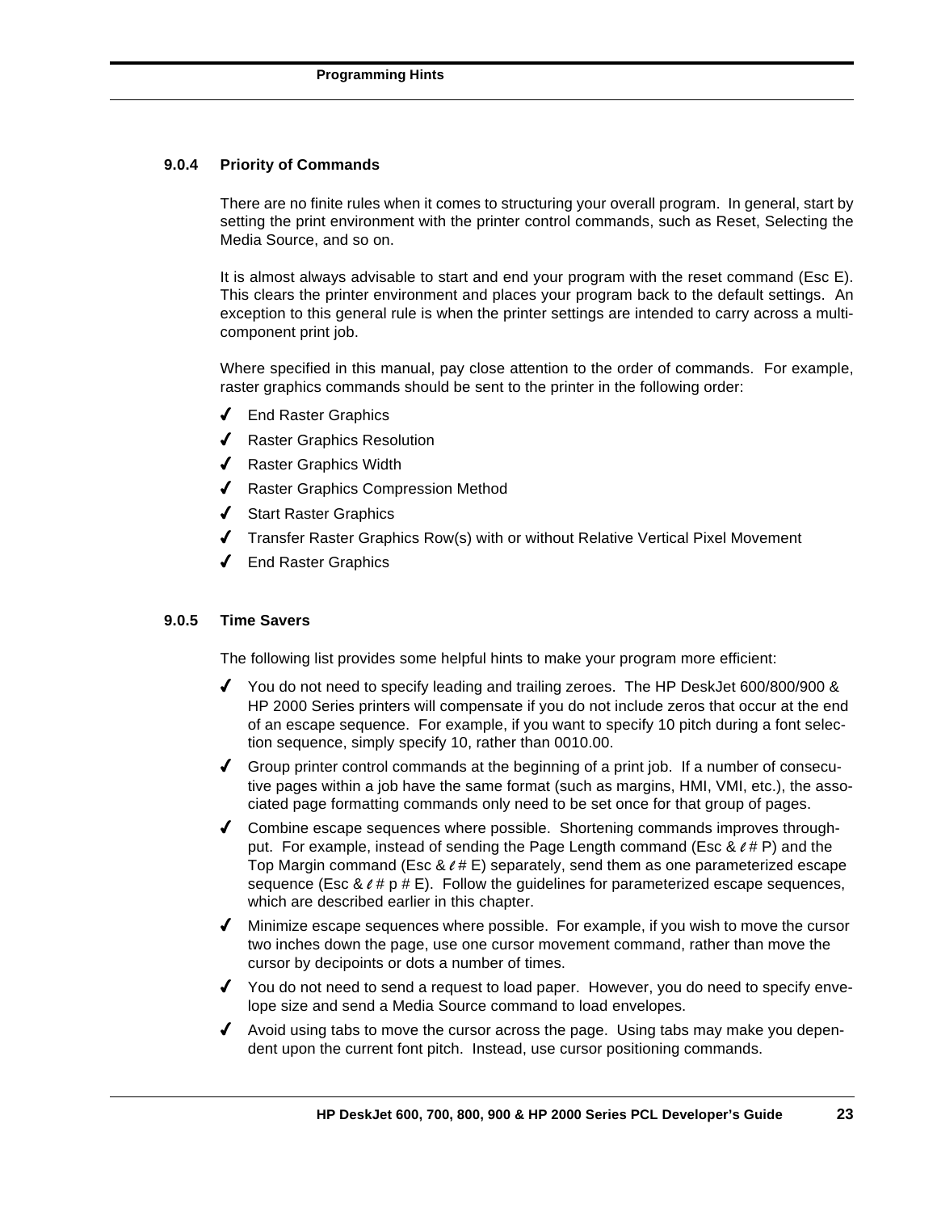### 9.0.4 Priority of Commands

There are no finite rules when it comes to structuring your overall program. In general, start by setting the print environment with the printer control commands, such as Reset, Selecting the Media Source, and so on.

It is almost always advisable to start and end your program with the reset command (Esc E). This clears the printer environment and places your program back to the default settings. An exception to this general rule is when the printer settings are intended to carry across a multi-component print job.

Where specified in this manual, pay close attention to the order of commands. For example, raster graphics commands should be sent to the printer in the following order:

- ✓ End Raster Graphics
- ✓ Raster Graphics Resolution
- ✓ Raster Graphics Width
- ✓ Raster Graphics Compression Method
- ✓ Start Raster Graphics
- ✓ Transfer Raster Graphics Row(s) with or without Relative Vertical Pixel Movement
- ✓ End Raster Graphics

### 9.0.5 Time Savers

The following list provides some helpful hints to make your program more efficient:

- ✓ You do not need to specify leading and trailing zeroes. The HP DeskJet 600/800/900 & HP 2000 Series printers will compensate if you do not include zeros that occur at the end of an escape sequence. For example, if you want to specify 10 pitch during a font selection sequence, simply specify 10, rather than 0010.00.
- ✓ Group printer control commands at the beginning of a print job. If a number of consecutive pages within a job have the same format (such as margins, HMI, VMI, etc.), the associated page formatting commands only need to be set once for that group of pages.
- ✓ Combine escape sequences where possible. Shortening commands improves throughput. For example, instead of sending the Page Length command (Esc & ℓ # P) and the Top Margin command (Esc & ℓ # E) separately, send them as one parameterized escape sequence (Esc & ℓ # p # E). Follow the guidelines for parameterized escape sequences, which are described earlier in this chapter.
- ✓ Minimize escape sequences where possible. For example, if you wish to move the cursor two inches down the page, use one cursor movement command, rather than move the cursor by decipoints or dots a number of times.
- ✓ You do not need to send a request to load paper. However, you do need to specify envelope size and send a Media Source command to load envelopes.
- ✓ Avoid using tabs to move the cursor across the page. Using tabs may make you dependent upon the current font pitch. Instead, use cursor positioning commands.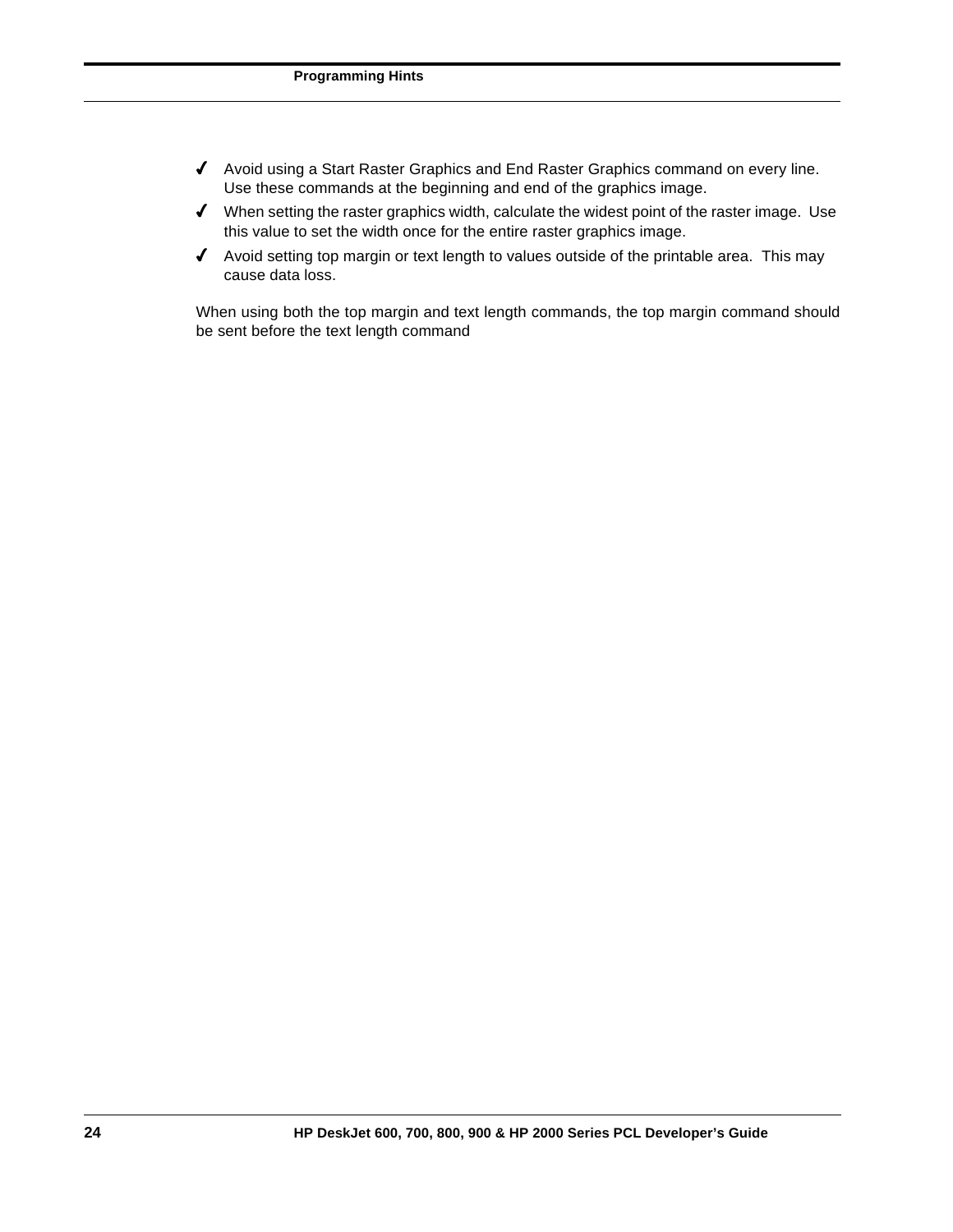- ✓ Avoid using a Start Raster Graphics and End Raster Graphics command on every line. Use these commands at the beginning and end of the graphics image.
- ✓ When setting the raster graphics width, calculate the widest point of the raster image. Use this value to set the width once for the entire raster graphics image.
- ✓ Avoid setting top margin or text length to values outside of the printable area. This may cause data loss.

When using both the top margin and text length commands, the top margin command should be sent before the text length command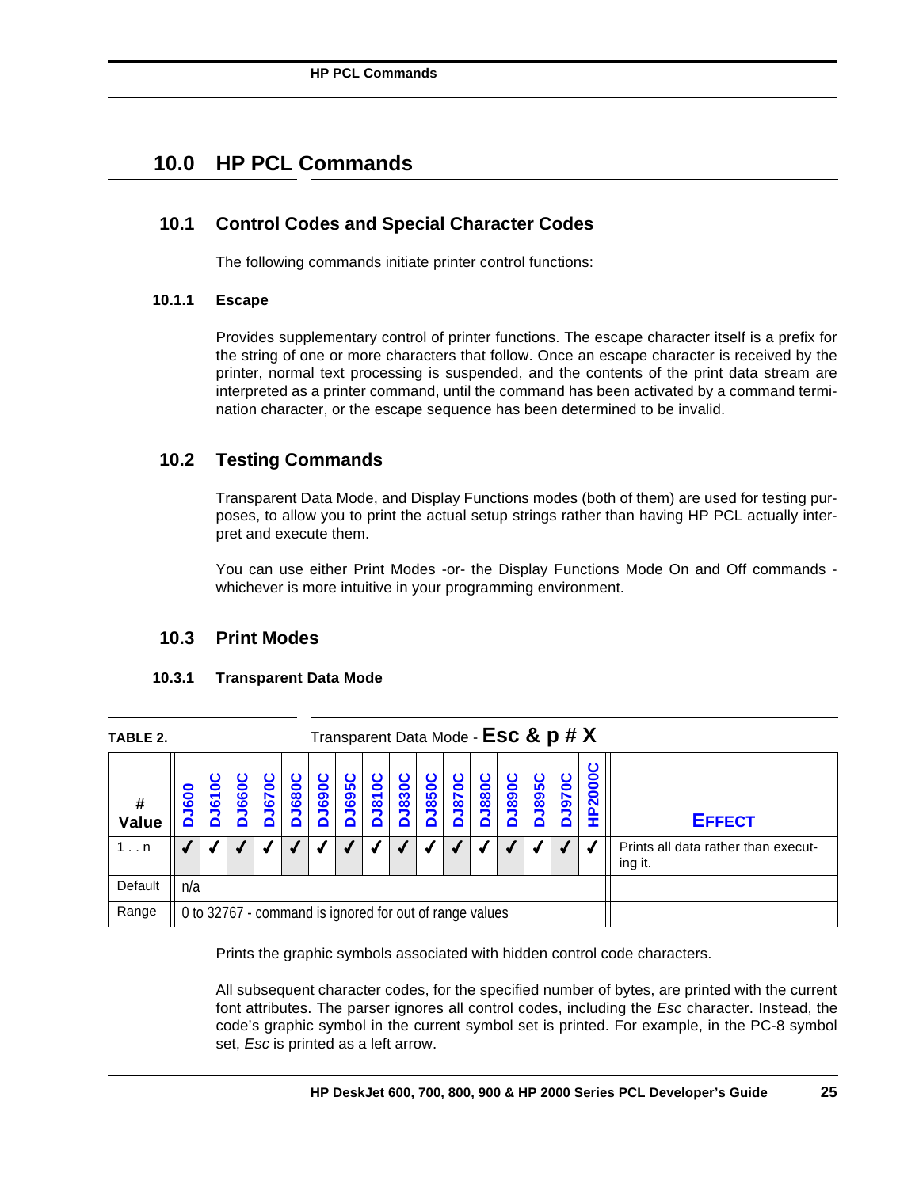# 10.0 HP PCL Commands

## 10.1 Control Codes and Special Character Codes

The following commands initiate printer control functions:

### 10.1.1 Escape

Provides supplementary control of printer functions. The escape character itself is a prefix for the string of one or more characters that follow. Once an escape character is received by the printer, normal text processing is suspended, and the contents of the print data stream are interpreted as a printer command, until the command has been activated by a command termination character, or the escape sequence has been determined to be invalid.

## 10.2 Testing Commands

Transparent Data Mode, and Display Functions modes (both of them) are used for testing purposes, to allow you to print the actual setup strings rather than having HP PCL actually interpret and execute them.

You can use either Print Modes -or- the Display Functions Mode On and Off commands - whichever is more intuitive in your programming environment.

## 10.3 Print Modes

### 10.3.1 Transparent Data Mode

**TABLE 2.** Transparent Data Mode - **Esc & p # X**

| # Value | DJ600 | DJ610C | DJ660C | DJ670C | DJ680C | DJ690C | DJ695C | DJ810C | DJ830C | DJ850C | DJ870C | DJ880C | DJ890C | DJ895C | DJ970C | HP2000C | EFFECT |
|---|---|---|---|---|---|---|---|---|---|---|---|---|---|---|---|---|---|
| 1 . . n | ✓ | ✓ | ✓ | ✓ | ✓ | ✓ | ✓ | ✓ | ✓ | ✓ | ✓ | ✓ | ✓ | ✓ | ✓ | ✓ | Prints all data rather than executing it. |
| Default | n/a | | | | | | | | | | | | | | | | |
| Range | 0 to 32767 - command is ignored for out of range values | | | | | | | | | | | | | | | | |

Prints the graphic symbols associated with hidden control code characters.

All subsequent character codes, for the specified number of bytes, are printed with the current font attributes. The parser ignores all control codes, including the *Esc* character. Instead, the code's graphic symbol in the current symbol set is printed. For example, in the PC-8 symbol set, *Esc* is printed as a left arrow.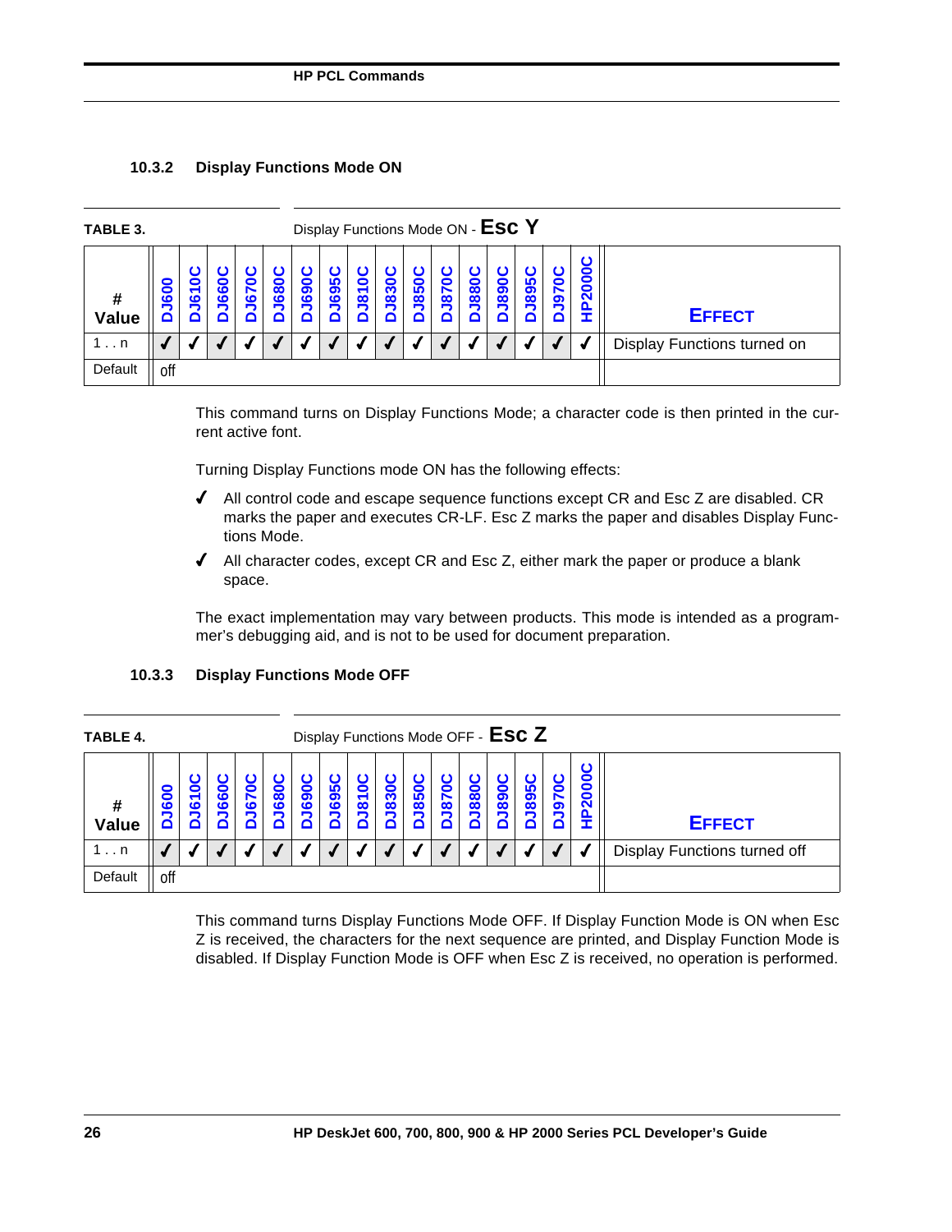### 10.3.2 Display Functions Mode ON

**TABLE 3.** Display Functions Mode ON - **Esc Y**

| # Value | DJ600 | DJ610C | DJ660C | DJ670C | DJ680C | DJ690C | DJ695C | DJ810C | DJ830C | DJ850C | DJ870C | DJ880C | DJ890C | DJ895C | DJ970C | HP2000C | EFFECT |
|---|---|---|---|---|---|---|---|---|---|---|---|---|---|---|---|---|---|
| 1 . . n | ✔ | ✔ | ✔ | ✔ | ✔ | ✔ | ✔ | ✔ | ✔ | ✔ | ✔ | ✔ | ✔ | ✔ | ✔ | ✔ | Display Functions turned on |
| Default | off | | | | | | | | | | | | | | | | |

This command turns on Display Functions Mode; a character code is then printed in the current active font.

Turning Display Functions mode ON has the following effects:

- ✔ All control code and escape sequence functions except CR and Esc Z are disabled. CR marks the paper and executes CR-LF. Esc Z marks the paper and disables Display Functions Mode.
- ✔ All character codes, except CR and Esc Z, either mark the paper or produce a blank space.

The exact implementation may vary between products. This mode is intended as a programmer's debugging aid, and is not to be used for document preparation.

### 10.3.3 Display Functions Mode OFF

**TABLE 4.** Display Functions Mode OFF - **Esc Z**

| # Value | DJ600 | DJ610C | DJ660C | DJ670C | DJ680C | DJ690C | DJ695C | DJ810C | DJ830C | DJ850C | DJ870C | DJ880C | DJ890C | DJ895C | DJ970C | HP2000C | EFFECT |
|---|---|---|---|---|---|---|---|---|---|---|---|---|---|---|---|---|---|
| 1 . . n | ✔ | ✔ | ✔ | ✔ | ✔ | ✔ | ✔ | ✔ | ✔ | ✔ | ✔ | ✔ | ✔ | ✔ | ✔ | ✔ | Display Functions turned off |
| Default | off | | | | | | | | | | | | | | | | |

This command turns Display Functions Mode OFF. If Display Function Mode is ON when Esc Z is received, the characters for the next sequence are printed, and Display Function Mode is disabled. If Display Function Mode is OFF when Esc Z is received, no operation is performed.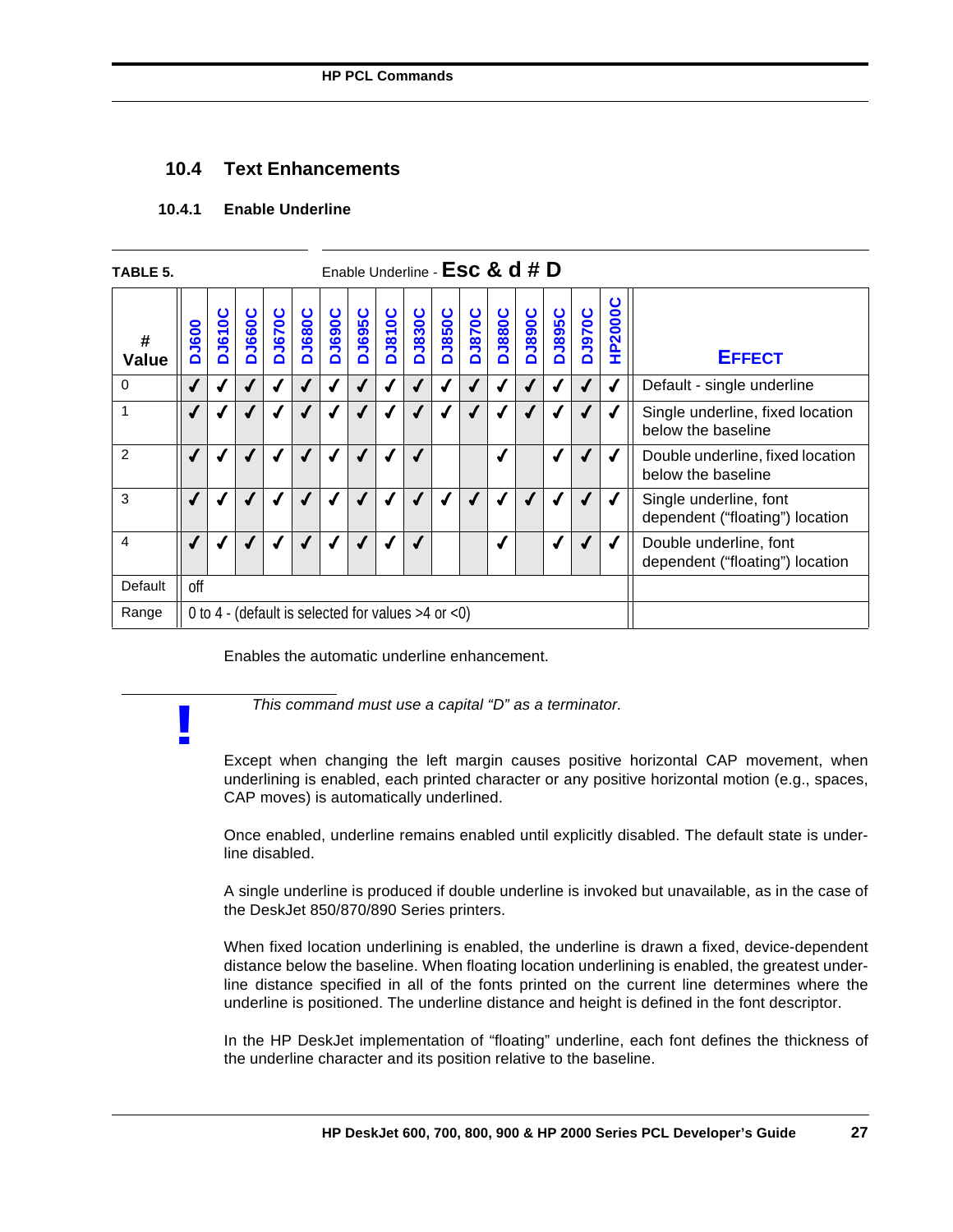## 10.4 Text Enhancements

### 10.4.1 Enable Underline

**TABLE 5.** Enable Underline - **Esc & d # D**

| # Value | DJ600 | DJ610C | DJ660C | DJ670C | DJ680C | DJ690C | DJ695C | DJ810C | DJ830C | DJ850C | DJ870C | DJ880C | DJ890C | DJ895C | DJ970C | HP2000C | EFFECT |
|---|---|---|---|---|---|---|---|---|---|---|---|---|---|---|---|---|---|
| 0 | ✓ | ✓ | ✓ | ✓ | ✓ | ✓ | ✓ | ✓ | ✓ | ✓ | ✓ | ✓ | ✓ | ✓ | ✓ | ✓ | Default - single underline |
| 1 | ✓ | ✓ | ✓ | ✓ | ✓ | ✓ | ✓ | ✓ | ✓ | ✓ | ✓ | ✓ | ✓ | ✓ | ✓ | ✓ | Single underline, fixed location below the baseline |
| 2 | ✓ | ✓ | ✓ | ✓ | ✓ | ✓ | ✓ | ✓ | ✓ | | | ✓ | | ✓ | ✓ | ✓ | Double underline, fixed location below the baseline |
| 3 | ✓ | ✓ | ✓ | ✓ | ✓ | ✓ | ✓ | ✓ | ✓ | ✓ | ✓ | ✓ | ✓ | ✓ | ✓ | ✓ | Single underline, font dependent (“floating”) location |
| 4 | ✓ | ✓ | ✓ | ✓ | ✓ | ✓ | ✓ | ✓ | ✓ | | | ✓ | | ✓ | ✓ | ✓ | Double underline, font dependent (“floating”) location |
| Default | off | | | | | | | | | | | | | | | | |
| Range | 0 to 4 - (default is selected for values >4 or <0) | | | | | | | | | | | | | | | | |

Enables the automatic underline enhancement.

*This command must use a capital “D” as a terminator.*

Except when changing the left margin causes positive horizontal CAP movement, when underlining is enabled, each printed character or any positive horizontal motion (e.g., spaces, CAP moves) is automatically underlined.

Once enabled, underline remains enabled until explicitly disabled. The default state is underline disabled.

A single underline is produced if double underline is invoked but unavailable, as in the case of the DeskJet 850/870/890 Series printers.

When fixed location underlining is enabled, the underline is drawn a fixed, device-dependent distance below the baseline. When floating location underlining is enabled, the greatest underline distance specified in all of the fonts printed on the current line determines where the underline is positioned. The underline distance and height is defined in the font descriptor.

In the HP DeskJet implementation of “floating” underline, each font defines the thickness of the underline character and its position relative to the baseline.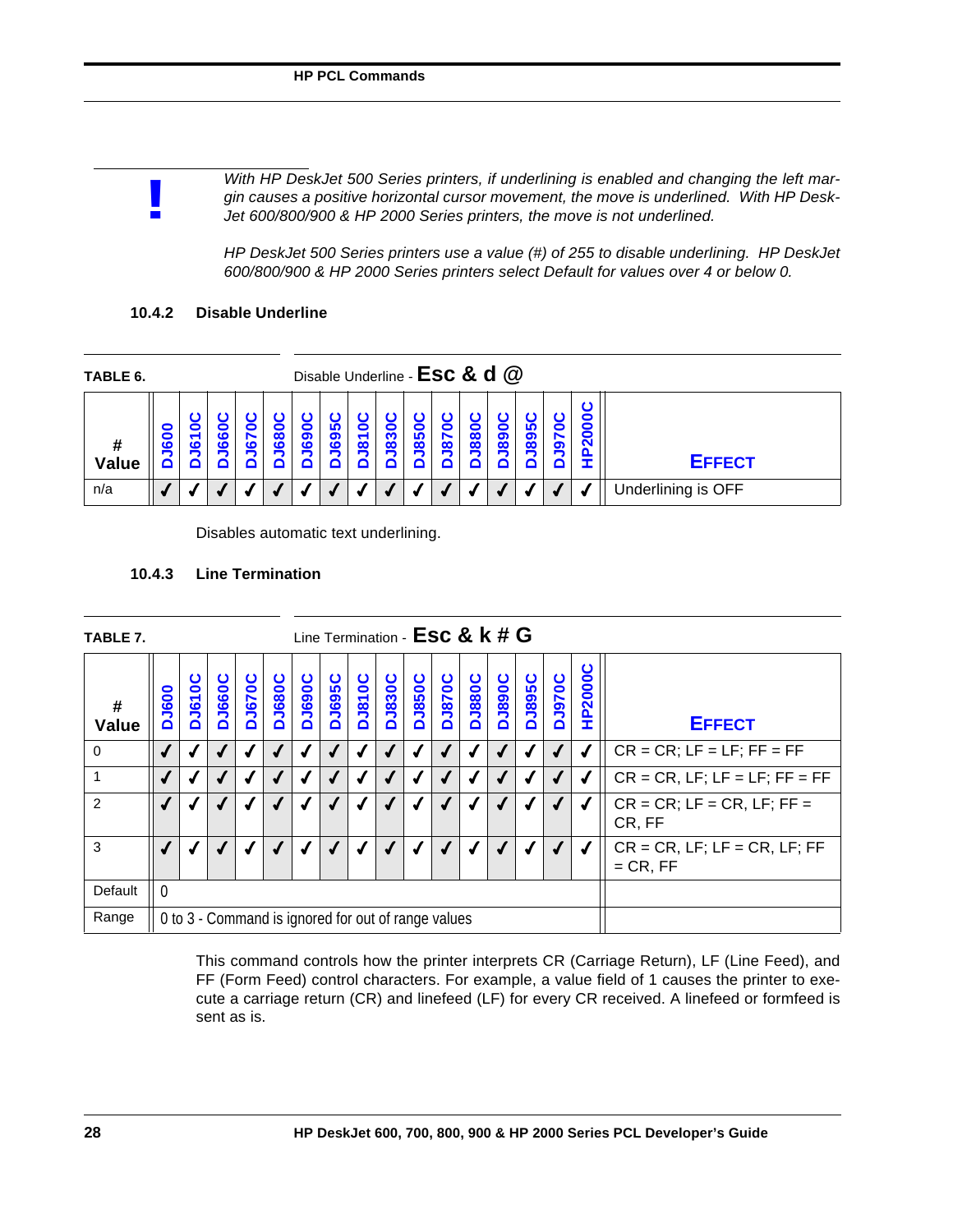**!** *With HP DeskJet 500 Series printers, if underlining is enabled and changing the left margin causes a positive horizontal cursor movement, the move is underlined. With HP DeskJet 600/800/900 & HP 2000 Series printers, the move is not underlined.*

*HP DeskJet 500 Series printers use a value (#) of 255 to disable underlining. HP DeskJet 600/800/900 & HP 2000 Series printers select Default for values over 4 or below 0.*

### 10.4.2 Disable Underline

**TABLE 6.** Disable Underline - **Esc & d @**

| # Value | DJ600 | DJ610C | DJ660C | DJ670C | DJ680C | DJ690C | DJ695C | DJ810C | DJ830C | DJ850C | DJ870C | DJ880C | DJ890C | DJ895C | DJ970C | HP2000C | EFFECT |
|---|---|---|---|---|---|---|---|---|---|---|---|---|---|---|---|---|---|
| n/a | ✓ | ✓ | ✓ | ✓ | ✓ | ✓ | ✓ | ✓ | ✓ | ✓ | ✓ | ✓ | ✓ | ✓ | ✓ | ✓ | Underlining is OFF |

Disables automatic text underlining.

### 10.4.3 Line Termination

**TABLE 7.** Line Termination - **Esc & k # G**

| # Value | DJ600 | DJ610C | DJ660C | DJ670C | DJ680C | DJ690C | DJ695C | DJ810C | DJ830C | DJ850C | DJ870C | DJ880C | DJ890C | DJ895C | DJ970C | HP2000C | EFFECT |
|---|---|---|---|---|---|---|---|---|---|---|---|---|---|---|---|---|---|
| 0 | ✓ | ✓ | ✓ | ✓ | ✓ | ✓ | ✓ | ✓ | ✓ | ✓ | ✓ | ✓ | ✓ | ✓ | ✓ | ✓ | CR = CR; LF = LF; FF = FF |
| 1 | ✓ | ✓ | ✓ | ✓ | ✓ | ✓ | ✓ | ✓ | ✓ | ✓ | ✓ | ✓ | ✓ | ✓ | ✓ | ✓ | CR = CR, LF; LF = LF; FF = FF |
| 2 | ✓ | ✓ | ✓ | ✓ | ✓ | ✓ | ✓ | ✓ | ✓ | ✓ | ✓ | ✓ | ✓ | ✓ | ✓ | ✓ | CR = CR; LF = CR, LF; FF = CR, FF |
| 3 | ✓ | ✓ | ✓ | ✓ | ✓ | ✓ | ✓ | ✓ | ✓ | ✓ | ✓ | ✓ | ✓ | ✓ | ✓ | ✓ | CR = CR, LF; LF = CR, LF; FF = CR, FF |
| Default | 0 | | | | | | | | | | | | | | | | |
| Range | 0 to 3 - Command is ignored for out of range values | | | | | | | | | | | | | | | | |

This command controls how the printer interprets CR (Carriage Return), LF (Line Feed), and FF (Form Feed) control characters. For example, a value field of 1 causes the printer to execute a carriage return (CR) and linefeed (LF) for every CR received. A linefeed or formfeed is sent as is.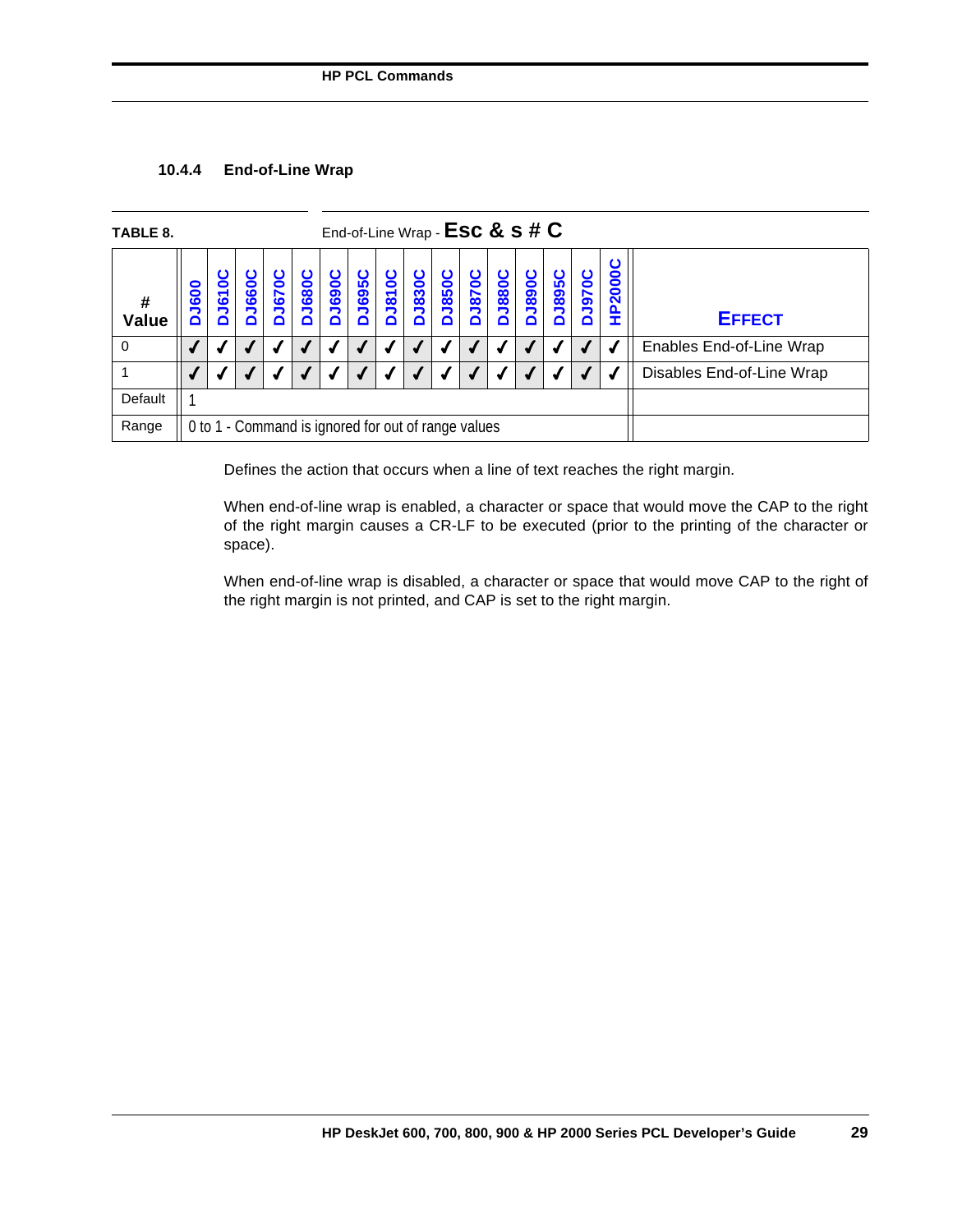### 10.4.4 End-of-Line Wrap

**TABLE 8.** End-of-Line Wrap - **Esc & s # C**

| # Value | DJ600 | DJ610C | DJ660C | DJ670C | DJ680C | DJ690C | DJ695C | DJ810C | DJ830C | DJ850C | DJ870C | DJ880C | DJ890C | DJ895C | DJ970C | HP2000C | EFFECT |
|---|---|---|---|---|---|---|---|---|---|---|---|---|---|---|---|---|---|
| 0 | ✓ | ✓ | ✓ | ✓ | ✓ | ✓ | ✓ | ✓ | ✓ | ✓ | ✓ | ✓ | ✓ | ✓ | ✓ | ✓ | Enables End-of-Line Wrap |
| 1 | ✓ | ✓ | ✓ | ✓ | ✓ | ✓ | ✓ | ✓ | ✓ | ✓ | ✓ | ✓ | ✓ | ✓ | ✓ | ✓ | Disables End-of-Line Wrap |
| Default | 1 | | | | | | | | | | | | | | | | |
| Range | 0 to 1 - Command is ignored for out of range values | | | | | | | | | | | | | | | | |

Defines the action that occurs when a line of text reaches the right margin.

When end-of-line wrap is enabled, a character or space that would move the CAP to the right of the right margin causes a CR-LF to be executed (prior to the printing of the character or space).

When end-of-line wrap is disabled, a character or space that would move CAP to the right of the right margin is not printed, and CAP is set to the right margin.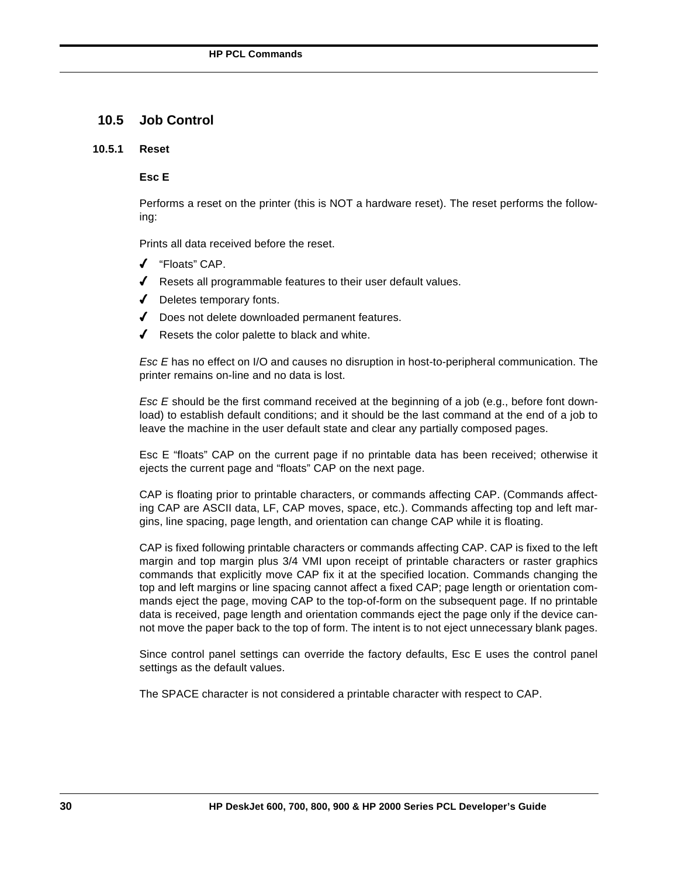## 10.5 Job Control

### 10.5.1 Reset

**Esc E**

Performs a reset on the printer (this is NOT a hardware reset). The reset performs the following:

Prints all data received before the reset.

- ✓ "Floats" CAP.
- ✓ Resets all programmable features to their user default values.
- ✓ Deletes temporary fonts.
- ✓ Does not delete downloaded permanent features.
- ✓ Resets the color palette to black and white.

*Esc E* has no effect on I/O and causes no disruption in host-to-peripheral communication. The printer remains on-line and no data is lost.

*Esc E* should be the first command received at the beginning of a job (e.g., before font download) to establish default conditions; and it should be the last command at the end of a job to leave the machine in the user default state and clear any partially composed pages.

Esc E "floats" CAP on the current page if no printable data has been received; otherwise it ejects the current page and "floats" CAP on the next page.

CAP is floating prior to printable characters, or commands affecting CAP. (Commands affecting CAP are ASCII data, LF, CAP moves, space, etc.). Commands affecting top and left margins, line spacing, page length, and orientation can change CAP while it is floating.

CAP is fixed following printable characters or commands affecting CAP. CAP is fixed to the left margin and top margin plus 3/4 VMI upon receipt of printable characters or raster graphics commands that explicitly move CAP fix it at the specified location. Commands changing the top and left margins or line spacing cannot affect a fixed CAP; page length or orientation commands eject the page, moving CAP to the top-of-form on the subsequent page. If no printable data is received, page length and orientation commands eject the page only if the device cannot move the paper back to the top of form. The intent is to not eject unnecessary blank pages.

Since control panel settings can override the factory defaults, Esc E uses the control panel settings as the default values.

The SPACE character is not considered a printable character with respect to CAP.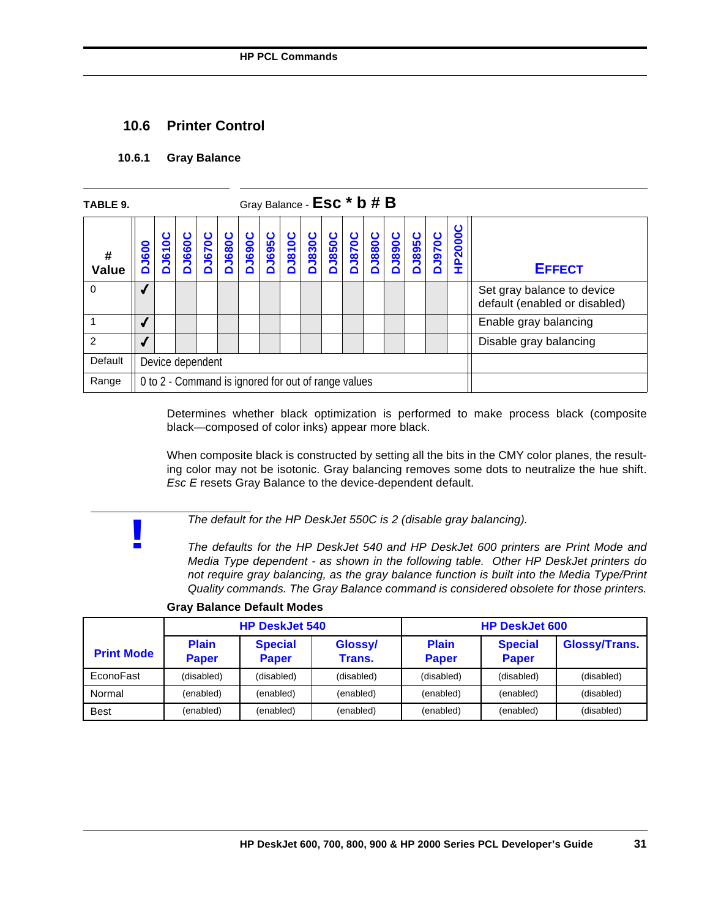## 10.6 Printer Control

### 10.6.1 Gray Balance

**TABLE 9.** Gray Balance - **Esc * b # B**

| # Value | DJ600 | DJ610C | DJ660C | DJ670C | DJ680C | DJ690C | DJ695C | DJ810C | DJ830C | DJ850C | DJ870C | DJ880C | DJ890C | DJ895C | DJ970C | HP2000C | EFFECT |
|---|---|---|---|---|---|---|---|---|---|---|---|---|---|---|---|---|---|
| 0 | ✓ | | | | | | | | | | | | | | | | Set gray balance to device default (enabled or disabled) |
| 1 | ✓ | | | | | | | | | | | | | | | | Enable gray balancing |
| 2 | ✓ | | | | | | | | | | | | | | | | Disable gray balancing |
| Default | Device dependent | | | | | | | | | | | | | | | | |
| Range | 0 to 2 - Command is ignored for out of range values | | | | | | | | | | | | | | | | |

Determines whether black optimization is performed to make process black (composite black—composed of color inks) appear more black.

When composite black is constructed by setting all the bits in the CMY color planes, the resulting color may not be isotonic. Gray balancing removes some dots to neutralize the hue shift. *Esc E* resets Gray Balance to the device-dependent default.

**!**

*The default for the HP DeskJet 550C is 2 (disable gray balancing).*

*The defaults for the HP DeskJet 540 and HP DeskJet 600 printers are Print Mode and Media Type dependent - as shown in the following table. Other HP DeskJet printers do not require gray balancing, as the gray balance function is built into the Media Type/Print Quality commands. The Gray Balance command is considered obsolete for those printers.*

**Gray Balance Default Modes**

| Print Mode | HP DeskJet 540 | | | HP DeskJet 600 | | |
|---|---|---|---|---|---|---|
| | Plain Paper | Special Paper | Glossy/ Trans. | Plain Paper | Special Paper | Glossy/Trans. |
| EconoFast | (disabled) | (disabled) | (disabled) | (disabled) | (disabled) | (disabled) |
| Normal | (enabled) | (enabled) | (enabled) | (enabled) | (enabled) | (disabled) |
| Best | (enabled) | (enabled) | (enabled) | (enabled) | (enabled) | (disabled) |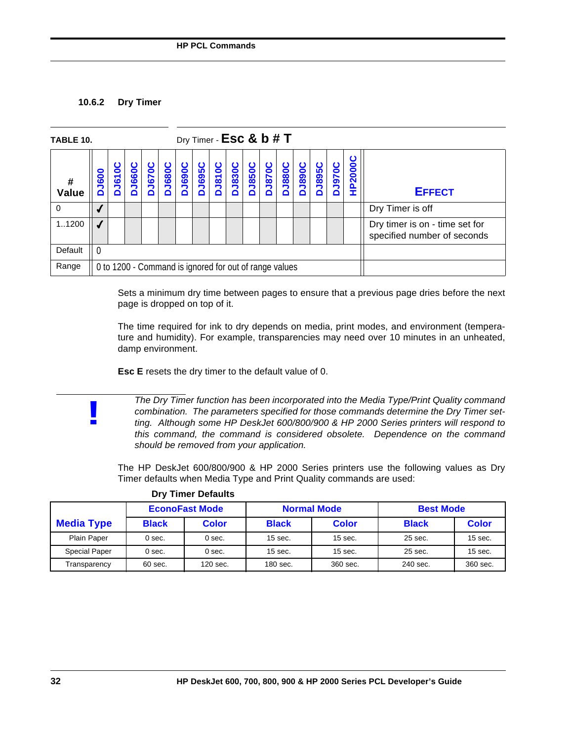### 10.6.2 Dry Timer

**TABLE 10.** Dry Timer - **Esc & b # T**

| # Value | DJ600 | DJ610C | DJ660C | DJ670C | DJ680C | DJ690C | DJ695C | DJ810C | DJ830C | DJ850C | DJ870C | DJ880C | DJ890C | DJ895C | DJ970C | HP2000C | EFFECT |
|---|---|---|---|---|---|---|---|---|---|---|---|---|---|---|---|---|---|
| 0 | ✓ | | | | | | | | | | | | | | | | Dry Timer is off |
| 1..1200 | ✓ | | | | | | | | | | | | | | | | Dry timer is on - time set for specified number of seconds |
| Default | 0 | | | | | | | | | | | | | | | | |
| Range | 0 to 1200 - Command is ignored for out of range values | | | | | | | | | | | | | | | | |

Sets a minimum dry time between pages to ensure that a previous page dries before the next page is dropped on top of it.

The time required for ink to dry depends on media, print modes, and environment (temperature and humidity). For example, transparencies may need over 10 minutes in an unheated, damp environment.

**Esc E** resets the dry timer to the default value of 0.

**!** *The Dry Timer function has been incorporated into the Media Type/Print Quality command combination. The parameters specified for those commands determine the Dry Timer setting. Although some HP DeskJet 600/800/900 & HP 2000 Series printers will respond to this command, the command is considered obsolete. Dependence on the command should be removed from your application.*

The HP DeskJet 600/800/900 & HP 2000 Series printers use the following values as Dry Timer defaults when Media Type and Print Quality commands are used:

**Dry Timer Defaults**

| Media Type | EconoFast Mode | | Normal Mode | | Best Mode | |
|---|---|---|---|---|---|---|
| | Black | Color | Black | Color | Black | Color |
| Plain Paper | 0 sec. | 0 sec. | 15 sec. | 15 sec. | 25 sec. | 15 sec. |
| Special Paper | 0 sec. | 0 sec. | 15 sec. | 15 sec. | 25 sec. | 15 sec. |
| Transparency | 60 sec. | 120 sec. | 180 sec. | 360 sec. | 240 sec. | 360 sec. |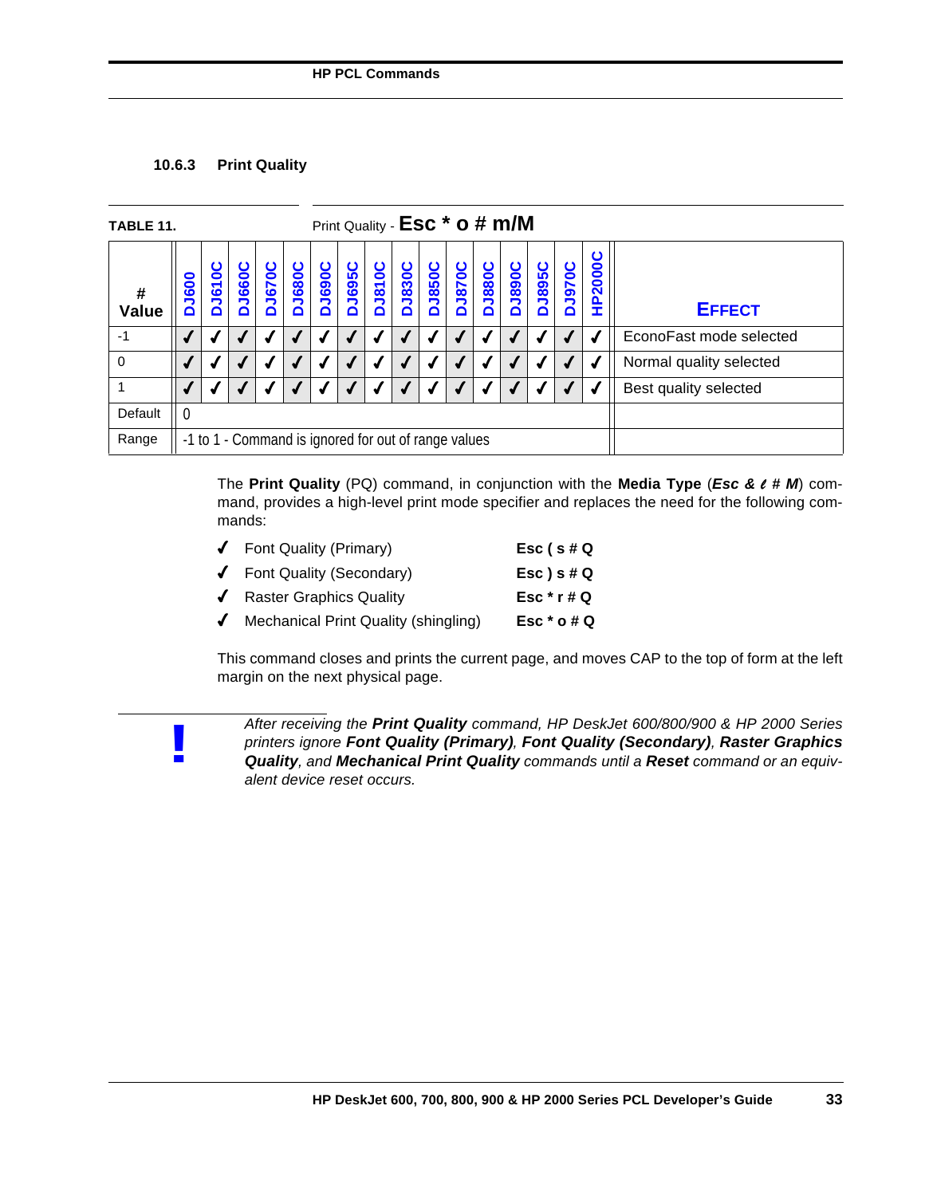### 10.6.3 Print Quality

**TABLE 11.** Print Quality - **Esc * o # m/M**

| # Value | DJ600 | DJ610C | DJ660C | DJ670C | DJ680C | DJ690C | DJ695C | DJ810C | DJ830C | DJ850C | DJ870C | DJ880C | DJ890C | DJ895C | DJ970C | HP2000C | EFFECT |
|---|---|---|---|---|---|---|---|---|---|---|---|---|---|---|---|---|---|
| -1 | ✓ | ✓ | ✓ | ✓ | ✓ | ✓ | ✓ | ✓ | ✓ | ✓ | ✓ | ✓ | ✓ | ✓ | ✓ | ✓ | EconoFast mode selected |
| 0 | ✓ | ✓ | ✓ | ✓ | ✓ | ✓ | ✓ | ✓ | ✓ | ✓ | ✓ | ✓ | ✓ | ✓ | ✓ | ✓ | Normal quality selected |
| 1 | ✓ | ✓ | ✓ | ✓ | ✓ | ✓ | ✓ | ✓ | ✓ | ✓ | ✓ | ✓ | ✓ | ✓ | ✓ | ✓ | Best quality selected |
| Default | 0 | | | | | | | | | | | | | | | | |
| Range | -1 to 1 - Command is ignored for out of range values | | | | | | | | | | | | | | | | |

The **Print Quality** (PQ) command, in conjunction with the **Media Type** (***Esc & ℓ # M***) command, provides a high-level print mode specifier and replaces the need for the following commands:

- ✓ Font Quality (Primary) — **Esc ( s # Q**
- ✓ Font Quality (Secondary) — **Esc ) s # Q**
- ✓ Raster Graphics Quality — **Esc * r # Q**
- ✓ Mechanical Print Quality (shingling) — **Esc * o # Q**

This command closes and prints the current page, and moves CAP to the top of form at the left margin on the next physical page.

**!** *After receiving the **Print Quality** command, HP DeskJet 600/800/900 & HP 2000 Series printers ignore **Font Quality (Primary)**, **Font Quality (Secondary)**, **Raster Graphics Quality**, and **Mechanical Print Quality** commands until a **Reset** command or an equivalent device reset occurs.*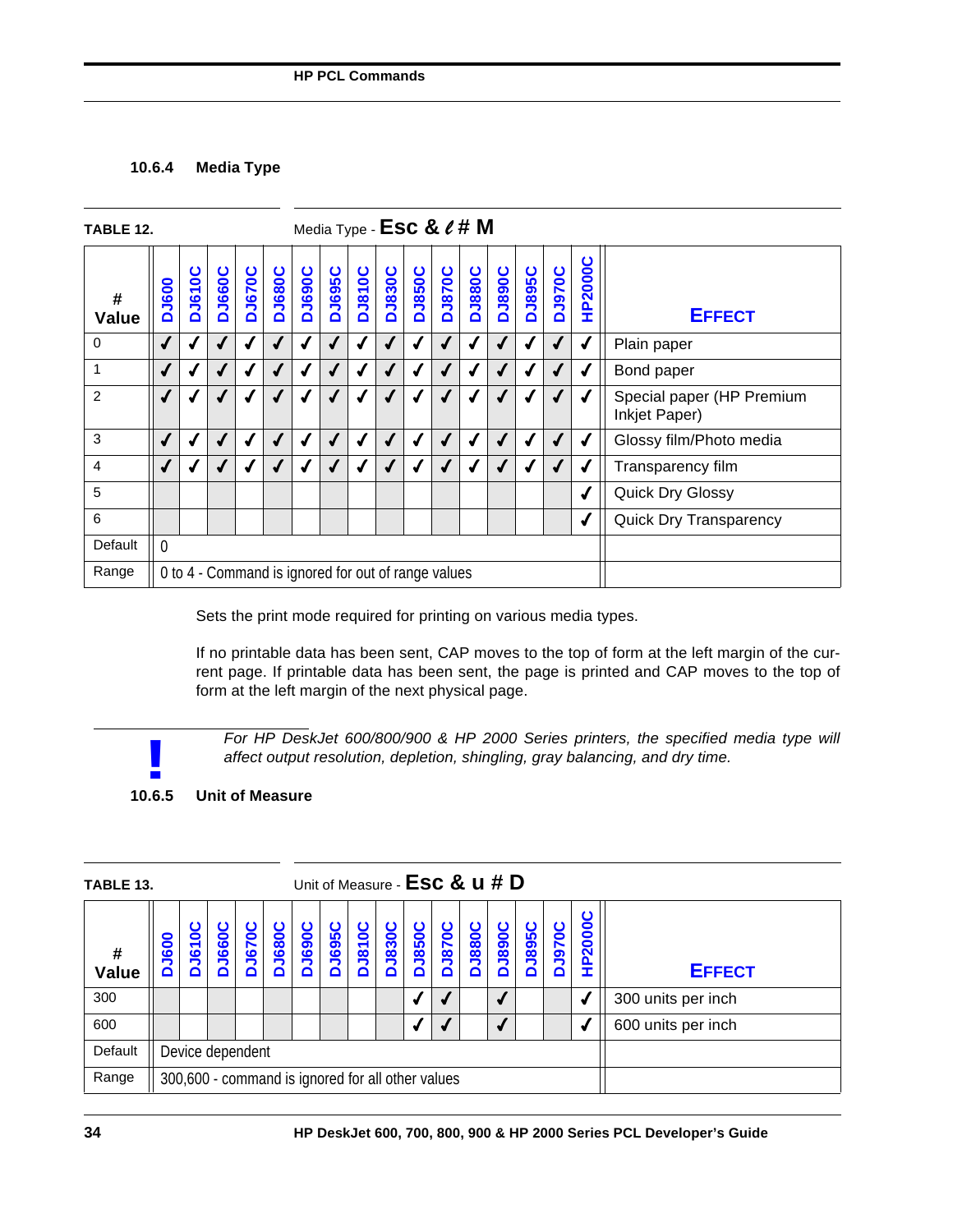### 10.6.4 Media Type

**TABLE 12.** Media Type - **Esc & ℓ # M**

| # Value | DJ600 | DJ610C | DJ660C | DJ670C | DJ680C | DJ690C | DJ695C | DJ810C | DJ830C | DJ850C | DJ870C | DJ880C | DJ890C | DJ895C | DJ970C | HP2000C | EFFECT |
|---|---|---|---|---|---|---|---|---|---|---|---|---|---|---|---|---|---|
| 0 | ✓ | ✓ | ✓ | ✓ | ✓ | ✓ | ✓ | ✓ | ✓ | ✓ | ✓ | ✓ | ✓ | ✓ | ✓ | ✓ | Plain paper |
| 1 | ✓ | ✓ | ✓ | ✓ | ✓ | ✓ | ✓ | ✓ | ✓ | ✓ | ✓ | ✓ | ✓ | ✓ | ✓ | ✓ | Bond paper |
| 2 | ✓ | ✓ | ✓ | ✓ | ✓ | ✓ | ✓ | ✓ | ✓ | ✓ | ✓ | ✓ | ✓ | ✓ | ✓ | ✓ | Special paper (HP Premium Inkjet Paper) |
| 3 | ✓ | ✓ | ✓ | ✓ | ✓ | ✓ | ✓ | ✓ | ✓ | ✓ | ✓ | ✓ | ✓ | ✓ | ✓ | ✓ | Glossy film/Photo media |
| 4 | ✓ | ✓ | ✓ | ✓ | ✓ | ✓ | ✓ | ✓ | ✓ | ✓ | ✓ | ✓ | ✓ | ✓ | ✓ | ✓ | Transparency film |
| 5 | | | | | | | | | | | | | | | | ✓ | Quick Dry Glossy |
| 6 | | | | | | | | | | | | | | | | ✓ | Quick Dry Transparency |
| Default | 0 | | | | | | | | | | | | | | | | |
| Range | 0 to 4 - Command is ignored for out of range values | | | | | | | | | | | | | | | | |

Sets the print mode required for printing on various media types.

If no printable data has been sent, CAP moves to the top of form at the left margin of the current page. If printable data has been sent, the page is printed and CAP moves to the top of form at the left margin of the next physical page.

> **!** *For HP DeskJet 600/800/900 & HP 2000 Series printers, the specified media type will affect output resolution, depletion, shingling, gray balancing, and dry time.*

### 10.6.5 Unit of Measure

**TABLE 13.** Unit of Measure - **Esc & u # D**

| # Value | DJ600 | DJ610C | DJ660C | DJ670C | DJ680C | DJ690C | DJ695C | DJ810C | DJ830C | DJ850C | DJ870C | DJ880C | DJ890C | DJ895C | DJ970C | HP2000C | EFFECT |
|---|---|---|---|---|---|---|---|---|---|---|---|---|---|---|---|---|---|
| 300 | | | | | | | | | | ✓ | ✓ | | ✓ | | | ✓ | 300 units per inch |
| 600 | | | | | | | | | | ✓ | ✓ | | ✓ | | | ✓ | 600 units per inch |
| Default | Device dependent | | | | | | | | | | | | | | | | |
| Range | 300,600 - command is ignored for all other values | | | | | | | | | | | | | | | | |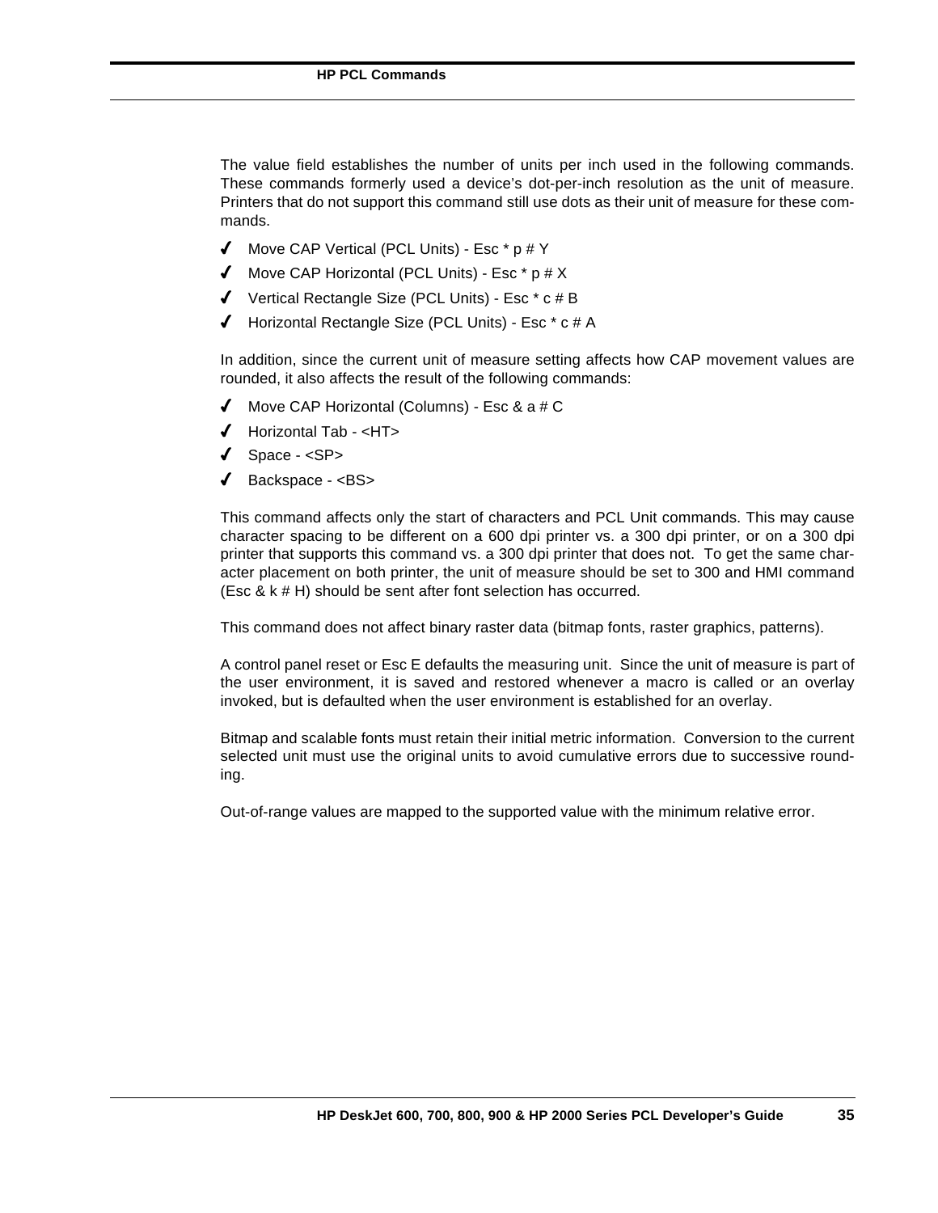The value field establishes the number of units per inch used in the following commands. These commands formerly used a device's dot-per-inch resolution as the unit of measure. Printers that do not support this command still use dots as their unit of measure for these commands.

- ✓ Move CAP Vertical (PCL Units) - Esc * p # Y
- ✓ Move CAP Horizontal (PCL Units) - Esc * p # X
- ✓ Vertical Rectangle Size (PCL Units) - Esc * c # B
- ✓ Horizontal Rectangle Size (PCL Units) - Esc * c # A

In addition, since the current unit of measure setting affects how CAP movement values are rounded, it also affects the result of the following commands:

- ✓ Move CAP Horizontal (Columns) - Esc & a # C
- ✓ Horizontal Tab - <HT>
- ✓ Space - <SP>
- ✓ Backspace - <BS>

This command affects only the start of characters and PCL Unit commands. This may cause character spacing to be different on a 600 dpi printer vs. a 300 dpi printer, or on a 300 dpi printer that supports this command vs. a 300 dpi printer that does not. To get the same character placement on both printer, the unit of measure should be set to 300 and HMI command (Esc & k # H) should be sent after font selection has occurred.

This command does not affect binary raster data (bitmap fonts, raster graphics, patterns).

A control panel reset or Esc E defaults the measuring unit. Since the unit of measure is part of the user environment, it is saved and restored whenever a macro is called or an overlay invoked, but is defaulted when the user environment is established for an overlay.

Bitmap and scalable fonts must retain their initial metric information. Conversion to the current selected unit must use the original units to avoid cumulative errors due to successive rounding.

Out-of-range values are mapped to the supported value with the minimum relative error.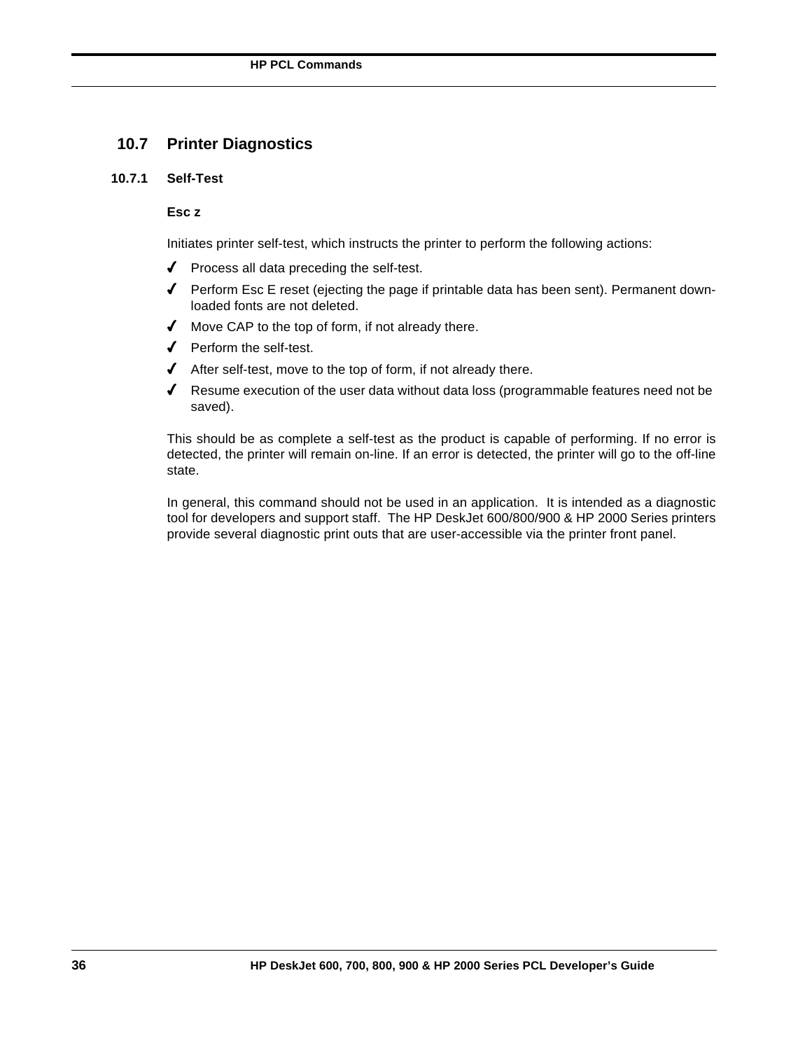## 10.7 Printer Diagnostics

### 10.7.1 Self-Test

**Esc z**

Initiates printer self-test, which instructs the printer to perform the following actions:

- Process all data preceding the self-test.
- Perform Esc E reset (ejecting the page if printable data has been sent). Permanent downloaded fonts are not deleted.
- Move CAP to the top of form, if not already there.
- Perform the self-test.
- After self-test, move to the top of form, if not already there.
- Resume execution of the user data without data loss (programmable features need not be saved).

This should be as complete a self-test as the product is capable of performing. If no error is detected, the printer will remain on-line. If an error is detected, the printer will go to the off-line state.

In general, this command should not be used in an application. It is intended as a diagnostic tool for developers and support staff. The HP DeskJet 600/800/900 & HP 2000 Series printers provide several diagnostic print outs that are user-accessible via the printer front panel.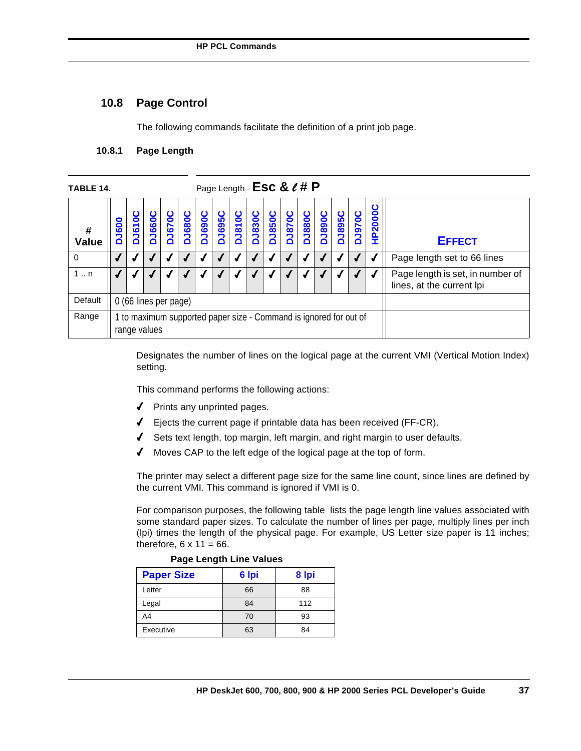## 10.8 Page Control

The following commands facilitate the definition of a print job page.

### 10.8.1 Page Length

**TABLE 14.** Page Length - **Esc & ℓ # P**

| # Value | DJ600 | DJ610C | DJ660C | DJ670C | DJ680C | DJ690C | DJ695C | DJ810C | DJ830C | DJ850C | DJ870C | DJ880C | DJ890C | DJ895C | DJ970C | HP2000C | EFFECT |
|---|---|---|---|---|---|---|---|---|---|---|---|---|---|---|---|---|---|
| 0 | ✓ | ✓ | ✓ | ✓ | ✓ | ✓ | ✓ | ✓ | ✓ | ✓ | ✓ | ✓ | ✓ | ✓ | ✓ | ✓ | Page length set to 66 lines |
| 1 .. n | ✓ | ✓ | ✓ | ✓ | ✓ | ✓ | ✓ | ✓ | ✓ | ✓ | ✓ | ✓ | ✓ | ✓ | ✓ | ✓ | Page length is set, in number of lines, at the current lpi |
| Default | 0 (66 lines per page) | | | | | | | | | | | | | | | | |
| Range | 1 to maximum supported paper size - Command is ignored for out of range values | | | | | | | | | | | | | | | | |

Designates the number of lines on the logical page at the current VMI (Vertical Motion Index) setting.

This command performs the following actions:

- ✓ Prints any unprinted pages.
- ✓ Ejects the current page if printable data has been received (FF-CR).
- ✓ Sets text length, top margin, left margin, and right margin to user defaults.
- ✓ Moves CAP to the left edge of the logical page at the top of form.

The printer may select a different page size for the same line count, since lines are defined by the current VMI. This command is ignored if VMI is 0.

For comparison purposes, the following table lists the page length line values associated with some standard paper sizes. To calculate the number of lines per page, multiply lines per inch (lpi) times the length of the physical page. For example, US Letter size paper is 11 inches; therefore, 6 x 11 = 66.

**Page Length Line Values**

| Paper Size | 6 lpi | 8 lpi |
|---|---|---|
| Letter | 66 | 88 |
| Legal | 84 | 112 |
| A4 | 70 | 93 |
| Executive | 63 | 84 |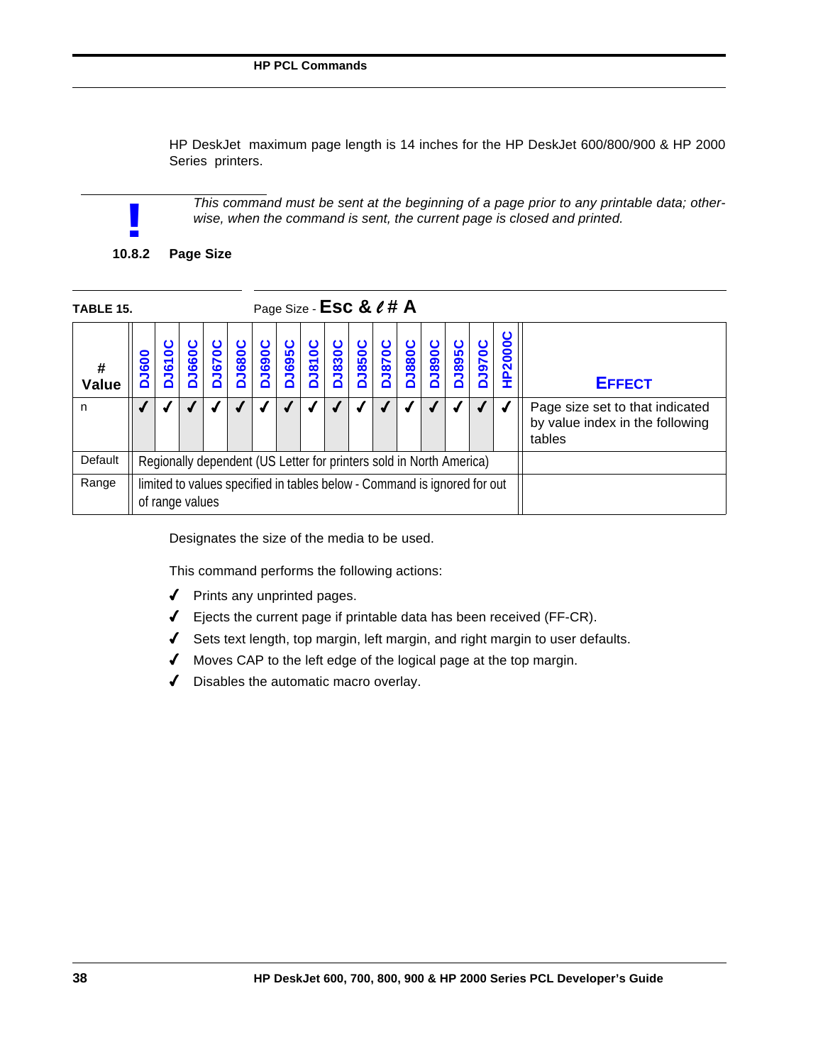HP DeskJet maximum page length is 14 inches for the HP DeskJet 600/800/900 & HP 2000 Series printers.

**!** *This command must be sent at the beginning of a page prior to any printable data; otherwise, when the command is sent, the current page is closed and printed.*

### 10.8.2 Page Size

**TABLE 15.** Page Size - **Esc & ℓ # A**

| # Value | DJ600 | DJ610C | DJ660C | DJ670C | DJ680C | DJ690C | DJ695C | DJ810C | DJ830C | DJ850C | DJ870C | DJ880C | DJ890C | DJ895C | DJ970C | HP2000C | EFFECT |
|---|---|---|---|---|---|---|---|---|---|---|---|---|---|---|---|---|---|
| n | ✓ | ✓ | ✓ | ✓ | ✓ | ✓ | ✓ | ✓ | ✓ | ✓ | ✓ | ✓ | ✓ | ✓ | ✓ | ✓ | Page size set to that indicated by value index in the following tables |
| Default | Regionally dependent (US Letter for printers sold in North America) | | | | | | | | | | | | | | | | |
| Range | limited to values specified in tables below - Command is ignored for out of range values | | | | | | | | | | | | | | | | |

Designates the size of the media to be used.

This command performs the following actions:

- ✓ Prints any unprinted pages.
- ✓ Ejects the current page if printable data has been received (FF-CR).
- ✓ Sets text length, top margin, left margin, and right margin to user defaults.
- ✓ Moves CAP to the left edge of the logical page at the top margin.
- ✓ Disables the automatic macro overlay.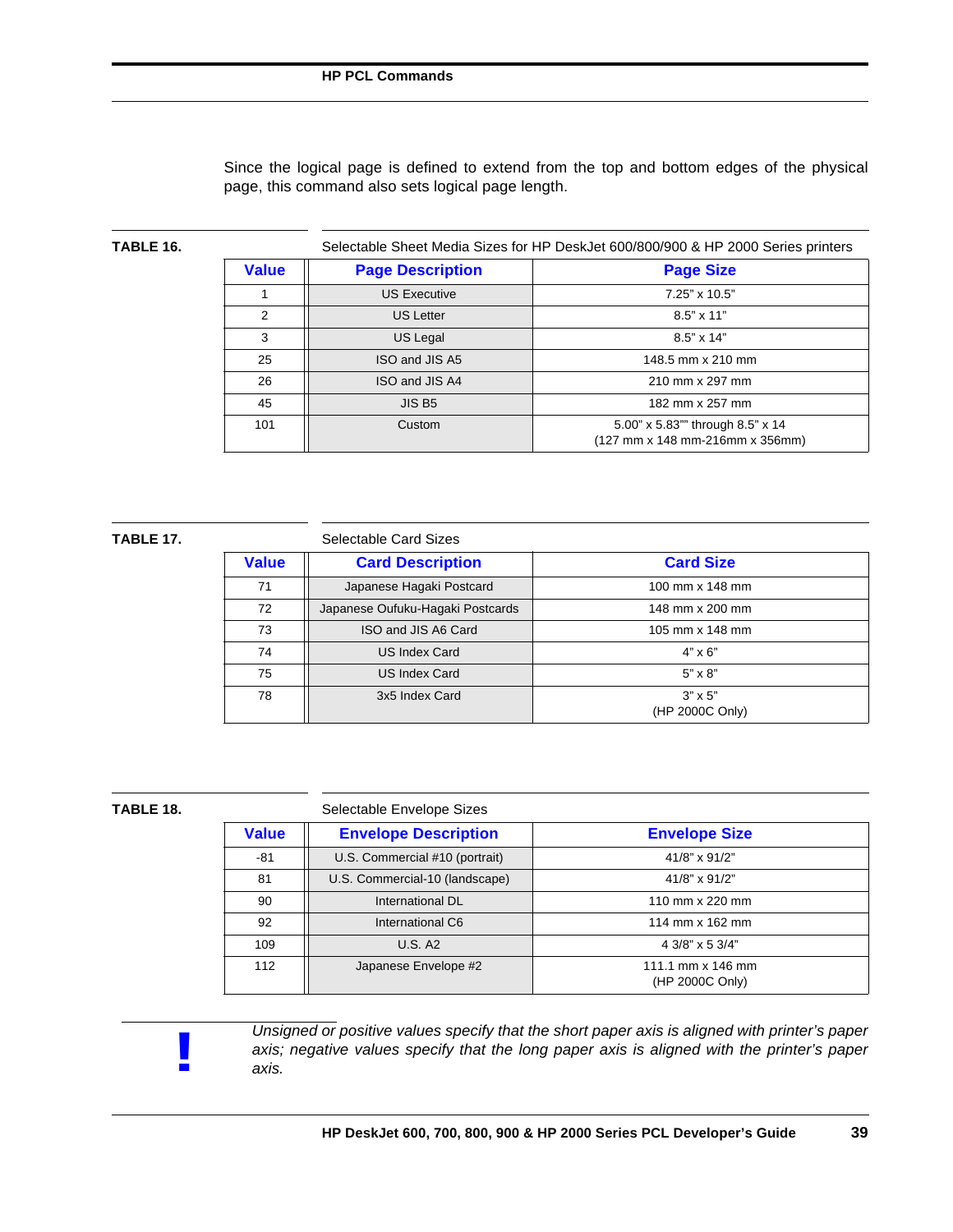Since the logical page is defined to extend from the top and bottom edges of the physical page, this command also sets logical page length.

**TABLE 16.** Selectable Sheet Media Sizes for HP DeskJet 600/800/900 & HP 2000 Series printers

| Value | Page Description | Page Size |
|---|---|---|
| 1 | US Executive | 7.25" x 10.5" |
| 2 | US Letter | 8.5" x 11" |
| 3 | US Legal | 8.5" x 14" |
| 25 | ISO and JIS A5 | 148.5 mm x 210 mm |
| 26 | ISO and JIS A4 | 210 mm x 297 mm |
| 45 | JIS B5 | 182 mm x 257 mm |
| 101 | Custom | 5.00" x 5.83"" through 8.5" x 14 (127 mm x 148 mm-216mm x 356mm) |

**TABLE 17.** Selectable Card Sizes

| Value | Card Description | Card Size |
|---|---|---|
| 71 | Japanese Hagaki Postcard | 100 mm x 148 mm |
| 72 | Japanese Oufuku-Hagaki Postcards | 148 mm x 200 mm |
| 73 | ISO and JIS A6 Card | 105 mm x 148 mm |
| 74 | US Index Card | 4" x 6" |
| 75 | US Index Card | 5" x 8" |
| 78 | 3x5 Index Card | 3" x 5" (HP 2000C Only) |

**TABLE 18.** Selectable Envelope Sizes

| Value | Envelope Description | Envelope Size |
|---|---|---|
| -81 | U.S. Commercial #10 (portrait) | 41/8" x 91/2" |
| 81 | U.S. Commercial-10 (landscape) | 41/8" x 91/2" |
| 90 | International DL | 110 mm x 220 mm |
| 92 | International C6 | 114 mm x 162 mm |
| 109 | U.S. A2 | 4 3/8" x 5 3/4" |
| 112 | Japanese Envelope #2 | 111.1 mm x 146 mm (HP 2000C Only) |

**!** *Unsigned or positive values specify that the short paper axis is aligned with printer's paper axis; negative values specify that the long paper axis is aligned with the printer's paper axis.*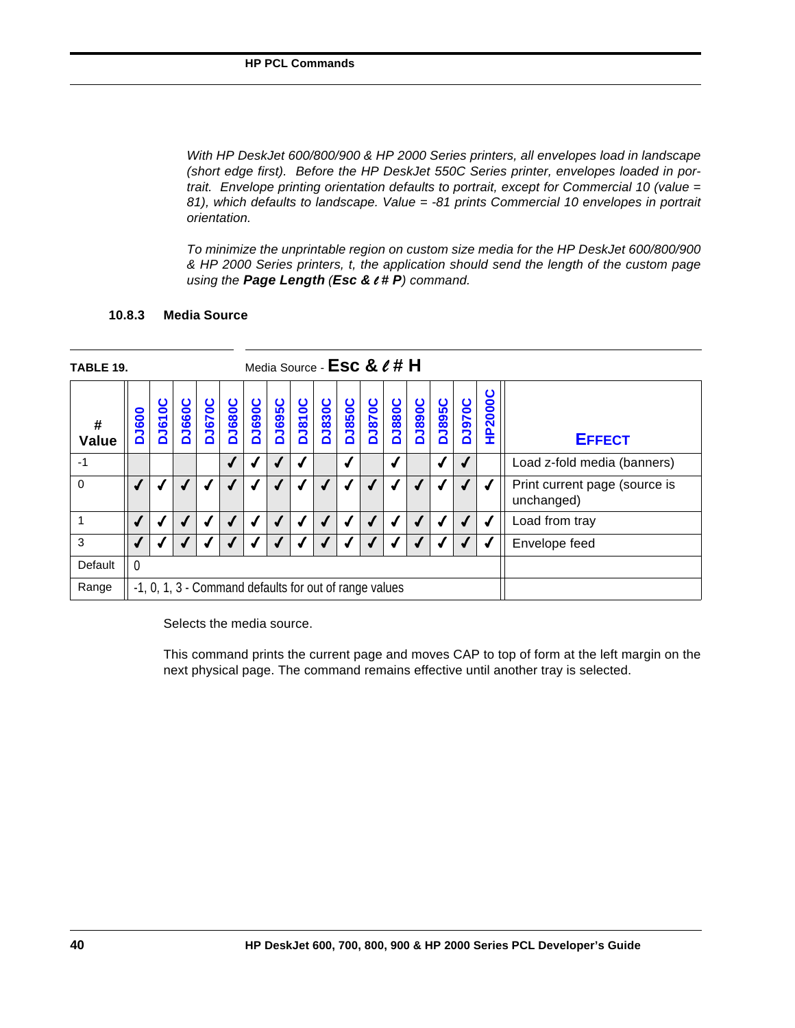*With HP DeskJet 600/800/900 & HP 2000 Series printers, all envelopes load in landscape (short edge first). Before the HP DeskJet 550C Series printer, envelopes loaded in portrait. Envelope printing orientation defaults to portrait, except for Commercial 10 (value = 81), which defaults to landscape. Value = -81 prints Commercial 10 envelopes in portrait orientation.*

*To minimize the unprintable region on custom size media for the HP DeskJet 600/800/900 & HP 2000 Series printers, t, the application should send the length of the custom page using the* ***Page Length*** *(**Esc & ℓ # P**) command.*

### 10.8.3 Media Source

**TABLE 19.** Media Source - **Esc & ℓ # H**

| # Value | DJ600 | DJ610C | DJ660C | DJ670C | DJ680C | DJ690C | DJ695C | DJ810C | DJ830C | DJ850C | DJ870C | DJ880C | DJ890C | DJ895C | DJ970C | HP2000C | EFFECT |
|---|---|---|---|---|---|---|---|---|---|---|---|---|---|---|---|---|---|
| -1 | | | | | ✓ | ✓ | ✓ | ✓ | | ✓ | | ✓ | | ✓ | ✓ | | Load z-fold media (banners) |
| 0 | ✓ | ✓ | ✓ | ✓ | ✓ | ✓ | ✓ | ✓ | ✓ | ✓ | ✓ | ✓ | ✓ | ✓ | ✓ | ✓ | Print current page (source is unchanged) |
| 1 | ✓ | ✓ | ✓ | ✓ | ✓ | ✓ | ✓ | ✓ | ✓ | ✓ | ✓ | ✓ | ✓ | ✓ | ✓ | ✓ | Load from tray |
| 3 | ✓ | ✓ | ✓ | ✓ | ✓ | ✓ | ✓ | ✓ | ✓ | ✓ | ✓ | ✓ | ✓ | ✓ | ✓ | ✓ | Envelope feed |
| Default | 0 | | | | | | | | | | | | | | | | |
| Range | -1, 0, 1, 3 - Command defaults for out of range values | | | | | | | | | | | | | | | | |

Selects the media source.

This command prints the current page and moves CAP to top of form at the left margin on the next physical page. The command remains effective until another tray is selected.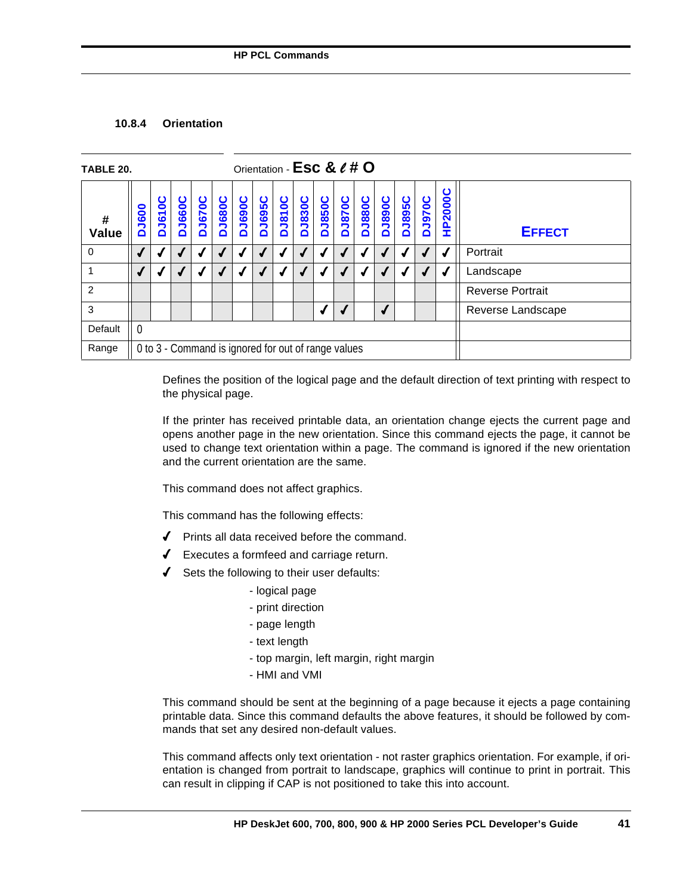### 10.8.4 Orientation

**TABLE 20.** Orientation - **Esc & ℓ # O**

| # Value | DJ600 | DJ610C | DJ660C | DJ670C | DJ680C | DJ690C | DJ695C | DJ810C | DJ830C | DJ850C | DJ870C | DJ880C | DJ890C | DJ895C | DJ970C | HP2000C | EFFECT |
|---|---|---|---|---|---|---|---|---|---|---|---|---|---|---|---|---|---|
| 0 | ✓ | ✓ | ✓ | ✓ | ✓ | ✓ | ✓ | ✓ | ✓ | ✓ | ✓ | ✓ | ✓ | ✓ | ✓ | ✓ | Portrait |
| 1 | ✓ | ✓ | ✓ | ✓ | ✓ | ✓ | ✓ | ✓ | ✓ | ✓ | ✓ | ✓ | ✓ | ✓ | ✓ | ✓ | Landscape |
| 2 | | | | | | | | | | | | | | | | | Reverse Portrait |
| 3 | | | | | | | | | | ✓ | ✓ | | ✓ | | | | Reverse Landscape |
| Default | 0 | | | | | | | | | | | | | | | | |
| Range | 0 to 3 - Command is ignored for out of range values | | | | | | | | | | | | | | | | |

Defines the position of the logical page and the default direction of text printing with respect to the physical page.

If the printer has received printable data, an orientation change ejects the current page and opens another page in the new orientation. Since this command ejects the page, it cannot be used to change text orientation within a page. The command is ignored if the new orientation and the current orientation are the same.

This command does not affect graphics.

This command has the following effects:

- ✓ Prints all data received before the command.
- ✓ Executes a formfeed and carriage return.
- ✓ Sets the following to their user defaults:
  - logical page
  - print direction
  - page length
  - text length
  - top margin, left margin, right margin
  - HMI and VMI

This command should be sent at the beginning of a page because it ejects a page containing printable data. Since this command defaults the above features, it should be followed by commands that set any desired non-default values.

This command affects only text orientation - not raster graphics orientation. For example, if orientation is changed from portrait to landscape, graphics will continue to print in portrait. This can result in clipping if CAP is not positioned to take this into account.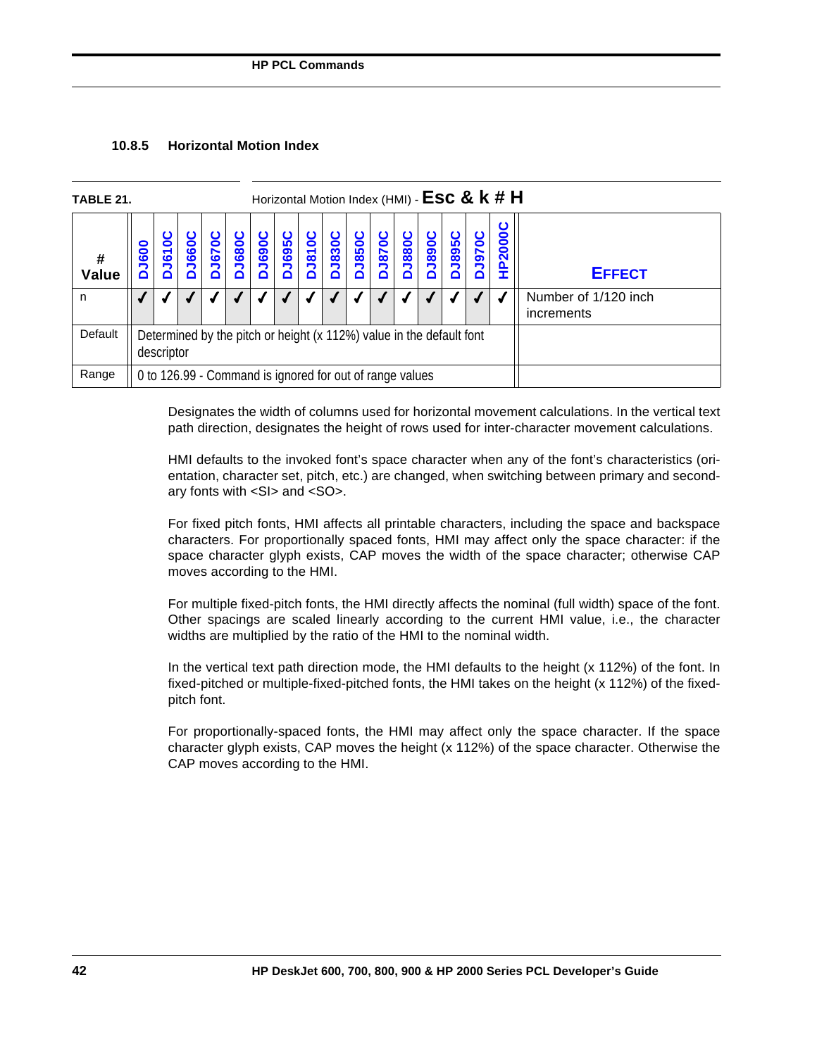### 10.8.5 Horizontal Motion Index

**TABLE 21.** Horizontal Motion Index (HMI) - **Esc & k # H**

| # Value | DJ600 | DJ610C | DJ660C | DJ670C | DJ680C | DJ690C | DJ695C | DJ810C | DJ830C | DJ850C | DJ870C | DJ880C | DJ890C | DJ895C | DJ970C | HP2000C | EFFECT |
|---|---|---|---|---|---|---|---|---|---|---|---|---|---|---|---|---|---|
| n | ✓ | ✓ | ✓ | ✓ | ✓ | ✓ | ✓ | ✓ | ✓ | ✓ | ✓ | ✓ | ✓ | ✓ | ✓ | ✓ | Number of 1/120 inch increments |
| Default | Determined by the pitch or height (x 112%) value in the default font descriptor | | | | | | | | | | | | | | | | |
| Range | 0 to 126.99 - Command is ignored for out of range values | | | | | | | | | | | | | | | | |

Designates the width of columns used for horizontal movement calculations. In the vertical text path direction, designates the height of rows used for inter-character movement calculations.

HMI defaults to the invoked font's space character when any of the font's characteristics (orientation, character set, pitch, etc.) are changed, when switching between primary and secondary fonts with <SI> and <SO>.

For fixed pitch fonts, HMI affects all printable characters, including the space and backspace characters. For proportionally spaced fonts, HMI may affect only the space character: if the space character glyph exists, CAP moves the width of the space character; otherwise CAP moves according to the HMI.

For multiple fixed-pitch fonts, the HMI directly affects the nominal (full width) space of the font. Other spacings are scaled linearly according to the current HMI value, i.e., the character widths are multiplied by the ratio of the HMI to the nominal width.

In the vertical text path direction mode, the HMI defaults to the height (x 112%) of the font. In fixed-pitched or multiple-fixed-pitched fonts, the HMI takes on the height (x 112%) of the fixed-pitch font.

For proportionally-spaced fonts, the HMI may affect only the space character. If the space character glyph exists, CAP moves the height (x 112%) of the space character. Otherwise the CAP moves according to the HMI.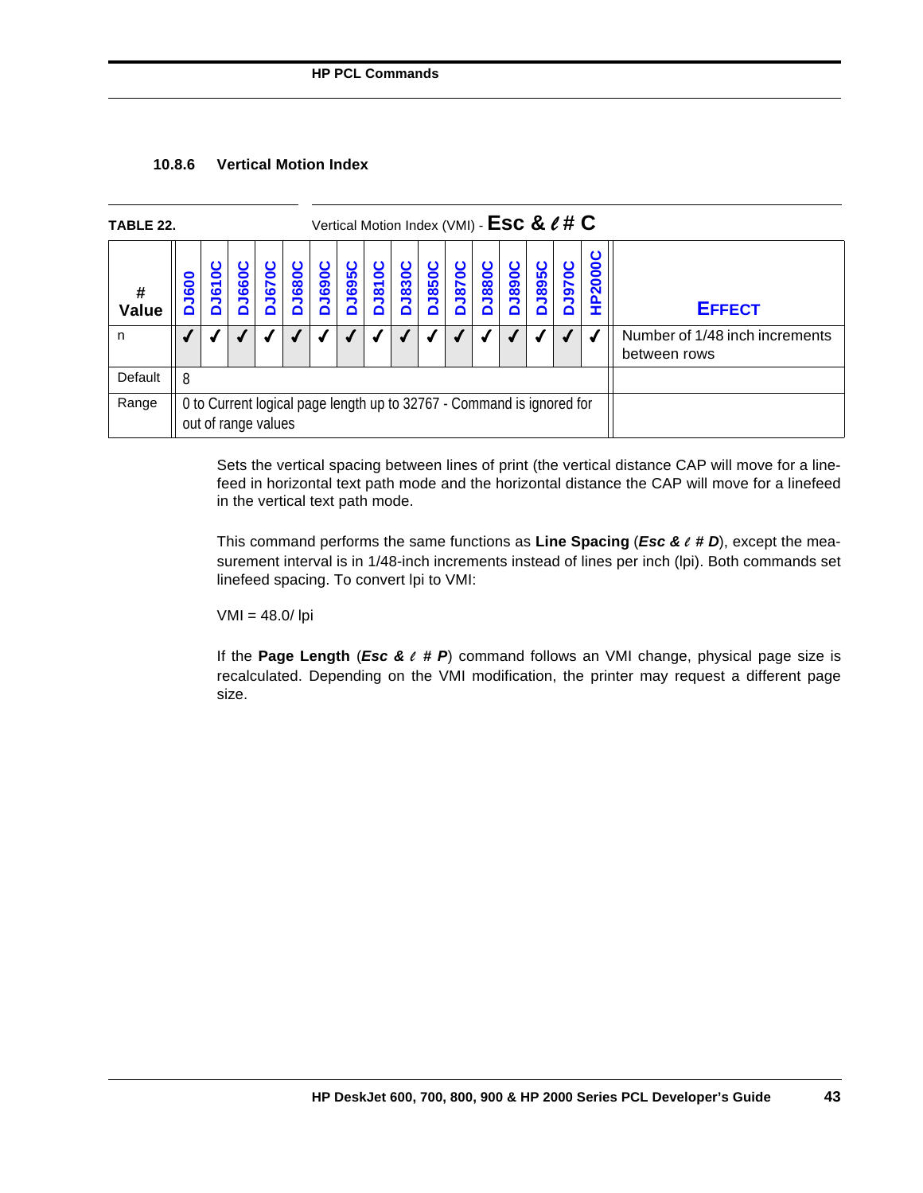### 10.8.6 Vertical Motion Index

TABLE 22. Vertical Motion Index (VMI) - **Esc & ℓ # C**

| # Value | DJ600 | DJ610C | DJ660C | DJ670C | DJ680C | DJ690C | DJ695C | DJ810C | DJ830C | DJ850C | DJ870C | DJ880C | DJ890C | DJ895C | DJ970C | HP2000C | EFFECT |
|---|---|---|---|---|---|---|---|---|---|---|---|---|---|---|---|---|---|
| n | ✓ | ✓ | ✓ | ✓ | ✓ | ✓ | ✓ | ✓ | ✓ | ✓ | ✓ | ✓ | ✓ | ✓ | ✓ | ✓ | Number of 1/48 inch increments between rows |
| Default | 8 | | | | | | | | | | | | | | | | |
| Range | 0 to Current logical page length up to 32767 - Command is ignored for out of range values | | | | | | | | | | | | | | | | |

Sets the vertical spacing between lines of print (the vertical distance CAP will move for a line-feed in horizontal text path mode and the horizontal distance the CAP will move for a linefeed in the vertical text path mode.

This command performs the same functions as **Line Spacing** (***Esc & ℓ # D***), except the measurement interval is in 1/48-inch increments instead of lines per inch (lpi). Both commands set linefeed spacing. To convert lpi to VMI:

VMI = 48.0/ lpi

If the **Page Length** (***Esc & ℓ # P***) command follows an VMI change, physical page size is recalculated. Depending on the VMI modification, the printer may request a different page size.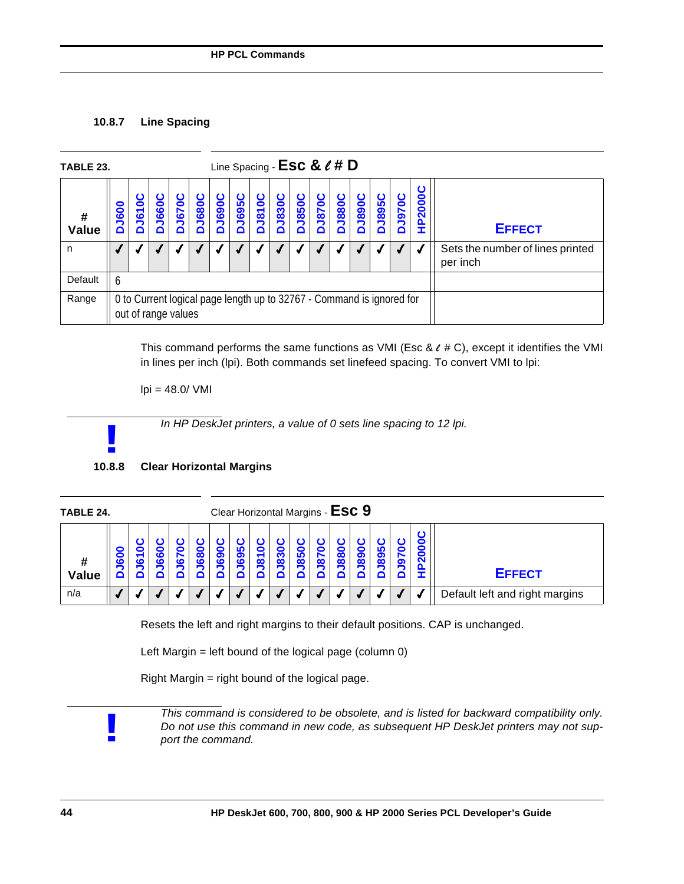### 10.8.7 Line Spacing

**TABLE 23.** Line Spacing - **Esc & ℓ # D**

| # Value | DJ600 | DJ610C | DJ660C | DJ670C | DJ680C | DJ690C | DJ695C | DJ810C | DJ830C | DJ850C | DJ870C | DJ880C | DJ890C | DJ895C | DJ970C | HP2000C | EFFECT |
|---|---|---|---|---|---|---|---|---|---|---|---|---|---|---|---|---|---|
| n | ✓ | ✓ | ✓ | ✓ | ✓ | ✓ | ✓ | ✓ | ✓ | ✓ | ✓ | ✓ | ✓ | ✓ | ✓ | ✓ | Sets the number of lines printed per inch |
| Default | 6 | | | | | | | | | | | | | | | | |
| Range | 0 to Current logical page length up to 32767 - Command is ignored for out of range values | | | | | | | | | | | | | | | | |

This command performs the same functions as VMI (Esc & ℓ # C), except it identifies the VMI in lines per inch (lpi). Both commands set linefeed spacing. To convert VMI to lpi:

lpi = 48.0/ VMI

*In HP DeskJet printers, a value of 0 sets line spacing to 12 lpi.*

### 10.8.8 Clear Horizontal Margins

**TABLE 24.** Clear Horizontal Margins - **Esc 9**

| # Value | DJ600 | DJ610C | DJ660C | DJ670C | DJ680C | DJ690C | DJ695C | DJ810C | DJ830C | DJ850C | DJ870C | DJ880C | DJ890C | DJ895C | DJ970C | HP2000C | EFFECT |
|---|---|---|---|---|---|---|---|---|---|---|---|---|---|---|---|---|---|
| n/a | ✓ | ✓ | ✓ | ✓ | ✓ | ✓ | ✓ | ✓ | ✓ | ✓ | ✓ | ✓ | ✓ | ✓ | ✓ | ✓ | Default left and right margins |

Resets the left and right margins to their default positions. CAP is unchanged.

Left Margin = left bound of the logical page (column 0)

Right Margin = right bound of the logical page.

*This command is considered to be obsolete, and is listed for backward compatibility only. Do not use this command in new code, as subsequent HP DeskJet printers may not support the command.*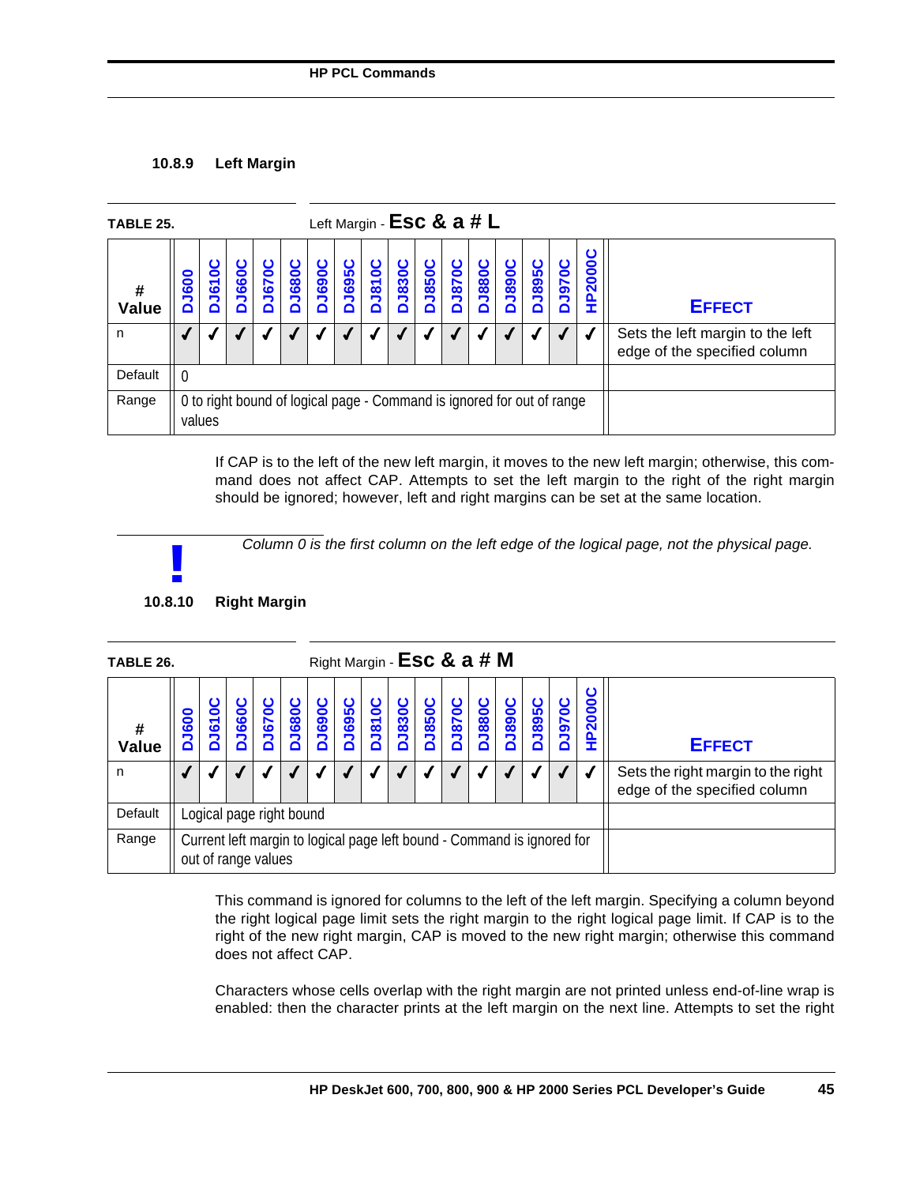### 10.8.9 Left Margin

TABLE 25. Left Margin - **Esc & a # L**

| # Value | DJ600 | DJ610C | DJ660C | DJ670C | DJ680C | DJ690C | DJ695C | DJ810C | DJ830C | DJ850C | DJ870C | DJ880C | DJ890C | DJ895C | DJ970C | HP2000C | EFFECT |
|---|---|---|---|---|---|---|---|---|---|---|---|---|---|---|---|---|---|
| n | ✓ | ✓ | ✓ | ✓ | ✓ | ✓ | ✓ | ✓ | ✓ | ✓ | ✓ | ✓ | ✓ | ✓ | ✓ | ✓ | Sets the left margin to the left edge of the specified column |
| Default | 0 | | | | | | | | | | | | | | | | |
| Range | 0 to right bound of logical page - Command is ignored for out of range values | | | | | | | | | | | | | | | | |

If CAP is to the left of the new left margin, it moves to the new left margin; otherwise, this command does not affect CAP. Attempts to set the left margin to the right of the right margin should be ignored; however, left and right margins can be set at the same location.

**!** *Column 0 is the first column on the left edge of the logical page, not the physical page.*

### 10.8.10 Right Margin

TABLE 26. Right Margin - **Esc & a # M**

| # Value | DJ600 | DJ610C | DJ660C | DJ670C | DJ680C | DJ690C | DJ695C | DJ810C | DJ830C | DJ850C | DJ870C | DJ880C | DJ890C | DJ895C | DJ970C | HP2000C | EFFECT |
|---|---|---|---|---|---|---|---|---|---|---|---|---|---|---|---|---|---|
| n | ✓ | ✓ | ✓ | ✓ | ✓ | ✓ | ✓ | ✓ | ✓ | ✓ | ✓ | ✓ | ✓ | ✓ | ✓ | ✓ | Sets the right margin to the right edge of the specified column |
| Default | Logical page right bound | | | | | | | | | | | | | | | | |
| Range | Current left margin to logical page left bound - Command is ignored for out of range values | | | | | | | | | | | | | | | | |

This command is ignored for columns to the left of the left margin. Specifying a column beyond the right logical page limit sets the right margin to the right logical page limit. If CAP is to the right of the new right margin, CAP is moved to the new right margin; otherwise this command does not affect CAP.

Characters whose cells overlap with the right margin are not printed unless end-of-line wrap is enabled: then the character prints at the left margin on the next line. Attempts to set the right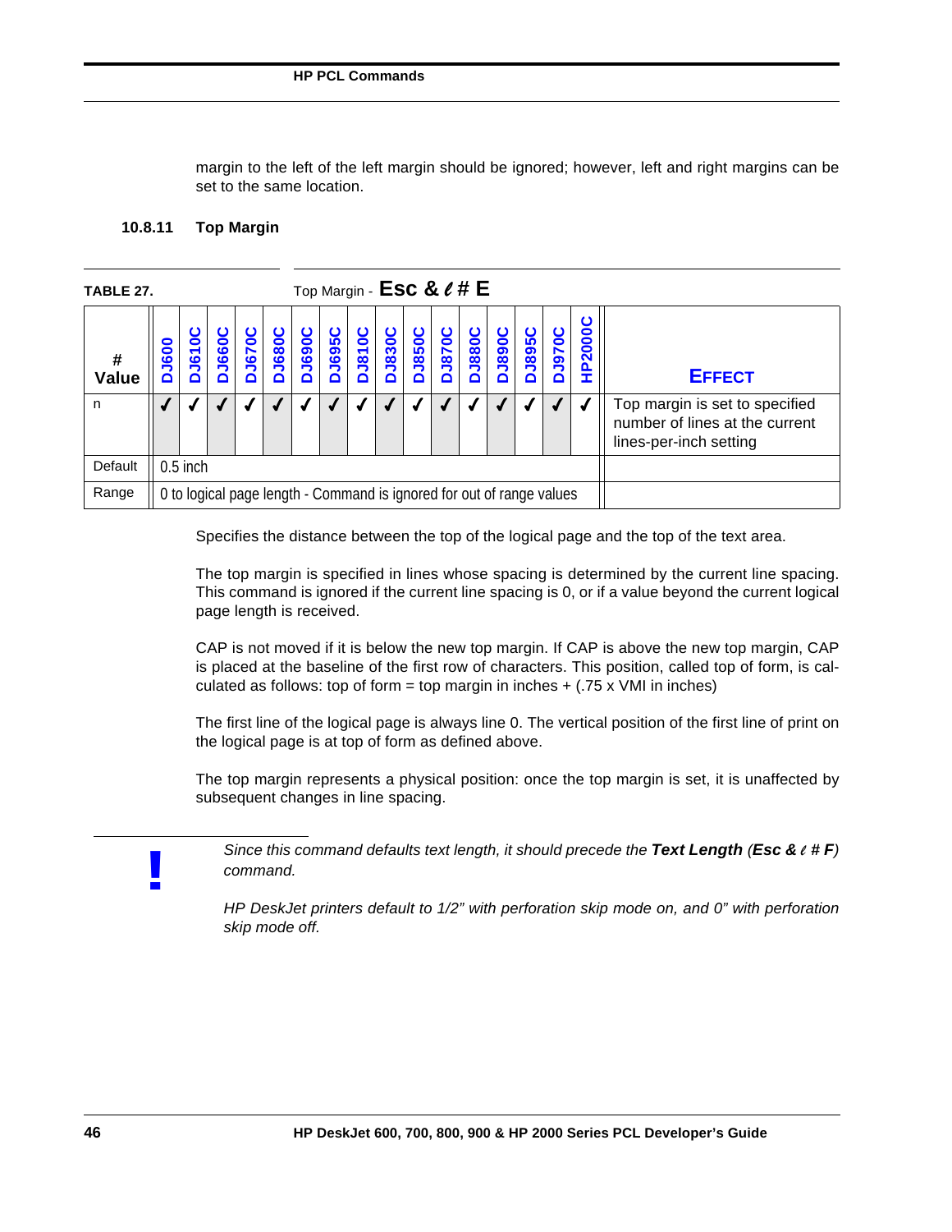margin to the left of the left margin should be ignored; however, left and right margins can be set to the same location.

### 10.8.11 Top Margin

**TABLE 27.** Top Margin - **Esc & ℓ # E**

| # Value | DJ600 | DJ610C | DJ660C | DJ670C | DJ680C | DJ690C | DJ695C | DJ810C | DJ830C | DJ850C | DJ870C | DJ880C | DJ890C | DJ895C | DJ970C | HP2000C | EFFECT |
|---|---|---|---|---|---|---|---|---|---|---|---|---|---|---|---|---|---|
| n | ✓ | ✓ | ✓ | ✓ | ✓ | ✓ | ✓ | ✓ | ✓ | ✓ | ✓ | ✓ | ✓ | ✓ | ✓ | ✓ | Top margin is set to specified number of lines at the current lines-per-inch setting |
| Default | 0.5 inch | | | | | | | | | | | | | | | | |
| Range | 0 to logical page length - Command is ignored for out of range values | | | | | | | | | | | | | | | | |

Specifies the distance between the top of the logical page and the top of the text area.

The top margin is specified in lines whose spacing is determined by the current line spacing. This command is ignored if the current line spacing is 0, or if a value beyond the current logical page length is received.

CAP is not moved if it is below the new top margin. If CAP is above the new top margin, CAP is placed at the baseline of the first row of characters. This position, called top of form, is calculated as follows: top of form = top margin in inches + (.75 x VMI in inches)

The first line of the logical page is always line 0. The vertical position of the first line of print on the logical page is at top of form as defined above.

The top margin represents a physical position: once the top margin is set, it is unaffected by subsequent changes in line spacing.

**!**

*Since this command defaults text length, it should precede the **Text Length** (**Esc & ℓ # F**) command.*

*HP DeskJet printers default to 1/2” with perforation skip mode on, and 0” with perforation skip mode off.*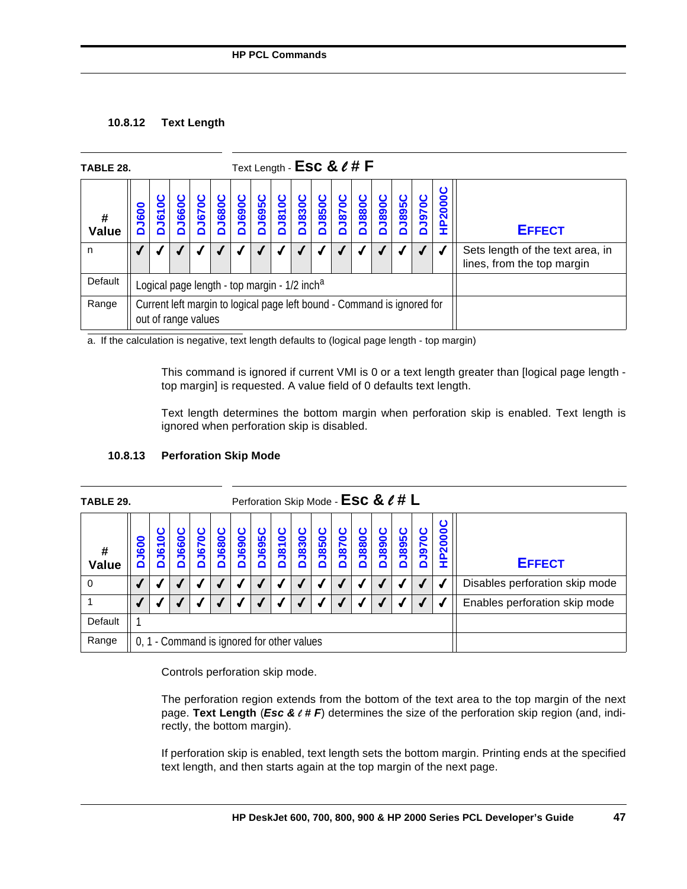### 10.8.12 Text Length

**TABLE 28.** Text Length - **Esc & ℓ # F**

| # Value | DJ600 | DJ610C | DJ660C | DJ670C | DJ680C | DJ690C | DJ695C | DJ810C | DJ830C | DJ850C | DJ870C | DJ880C | DJ890C | DJ895C | DJ970C | HP2000C | EFFECT |
|---|---|---|---|---|---|---|---|---|---|---|---|---|---|---|---|---|---|
| n | ✓ | ✓ | ✓ | ✓ | ✓ | ✓ | ✓ | ✓ | ✓ | ✓ | ✓ | ✓ | ✓ | ✓ | ✓ | ✓ | Sets length of the text area, in lines, from the top margin |
| Default | Logical page length - top margin - 1/2 inch[a] | | | | | | | | | | | | | | | | |
| Range | Current left margin to logical page left bound - Command is ignored for out of range values | | | | | | | | | | | | | | | | |

a. If the calculation is negative, text length defaults to (logical page length - top margin)

This command is ignored if current VMI is 0 or a text length greater than [logical page length - top margin] is requested. A value field of 0 defaults text length.

Text length determines the bottom margin when perforation skip is enabled. Text length is ignored when perforation skip is disabled.

### 10.8.13 Perforation Skip Mode

**TABLE 29.** Perforation Skip Mode - **Esc & ℓ # L**

| # Value | DJ600 | DJ610C | DJ660C | DJ670C | DJ680C | DJ690C | DJ695C | DJ810C | DJ830C | DJ850C | DJ870C | DJ880C | DJ890C | DJ895C | DJ970C | HP2000C | EFFECT |
|---|---|---|---|---|---|---|---|---|---|---|---|---|---|---|---|---|---|
| 0 | ✓ | ✓ | ✓ | ✓ | ✓ | ✓ | ✓ | ✓ | ✓ | ✓ | ✓ | ✓ | ✓ | ✓ | ✓ | ✓ | Disables perforation skip mode |
| 1 | ✓ | ✓ | ✓ | ✓ | ✓ | ✓ | ✓ | ✓ | ✓ | ✓ | ✓ | ✓ | ✓ | ✓ | ✓ | ✓ | Enables perforation skip mode |
| Default | 1 | | | | | | | | | | | | | | | | |
| Range | 0, 1 - Command is ignored for other values | | | | | | | | | | | | | | | | |

Controls perforation skip mode.

The perforation region extends from the bottom of the text area to the top margin of the next page. **Text Length** (***Esc & ℓ # F***) determines the size of the perforation skip region (and, indirectly, the bottom margin).

If perforation skip is enabled, text length sets the bottom margin. Printing ends at the specified text length, and then starts again at the top margin of the next page.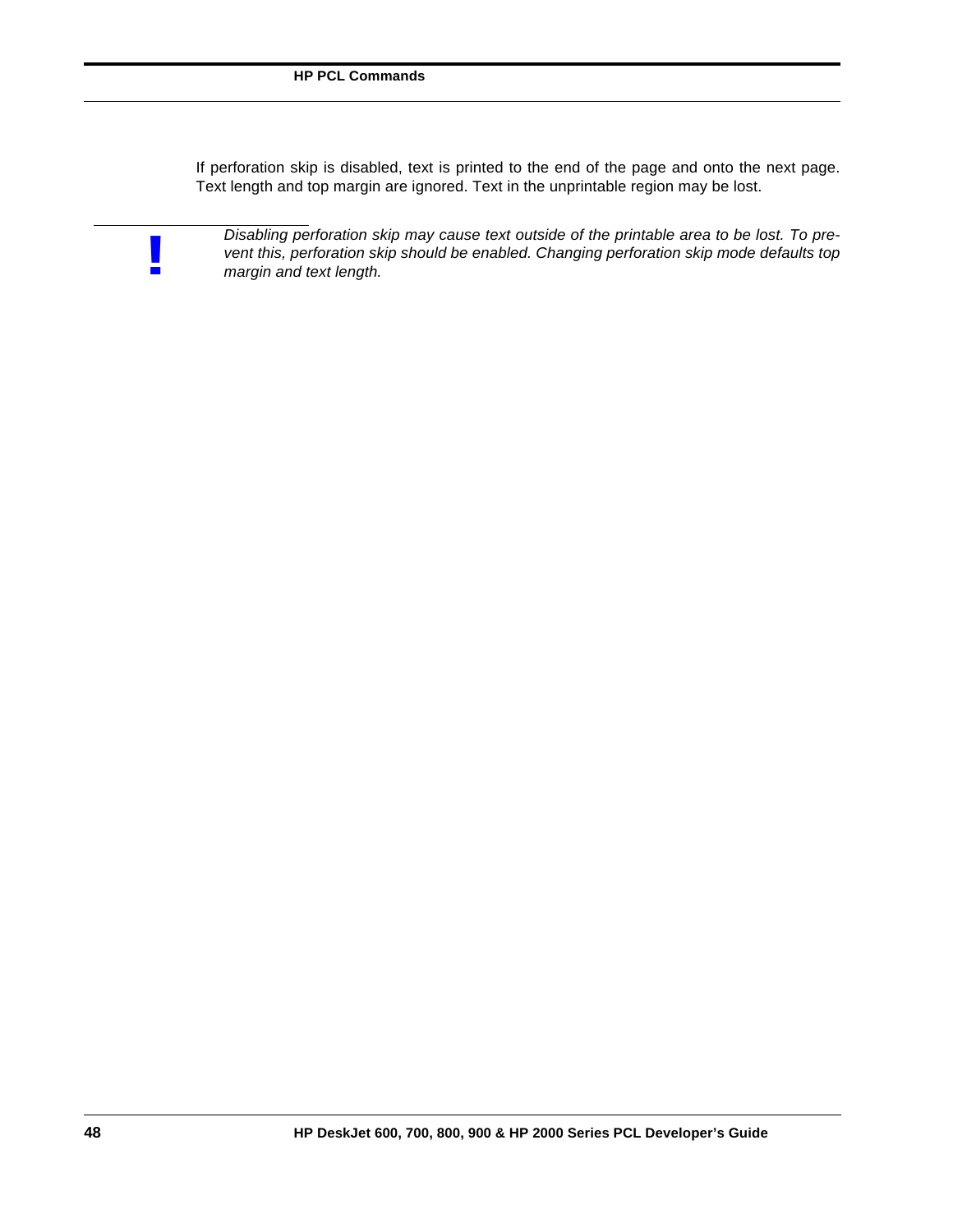If perforation skip is disabled, text is printed to the end of the page and onto the next page. Text length and top margin are ignored. Text in the unprintable region may be lost.

**!** *Disabling perforation skip may cause text outside of the printable area to be lost. To prevent this, perforation skip should be enabled. Changing perforation skip mode defaults top margin and text length.*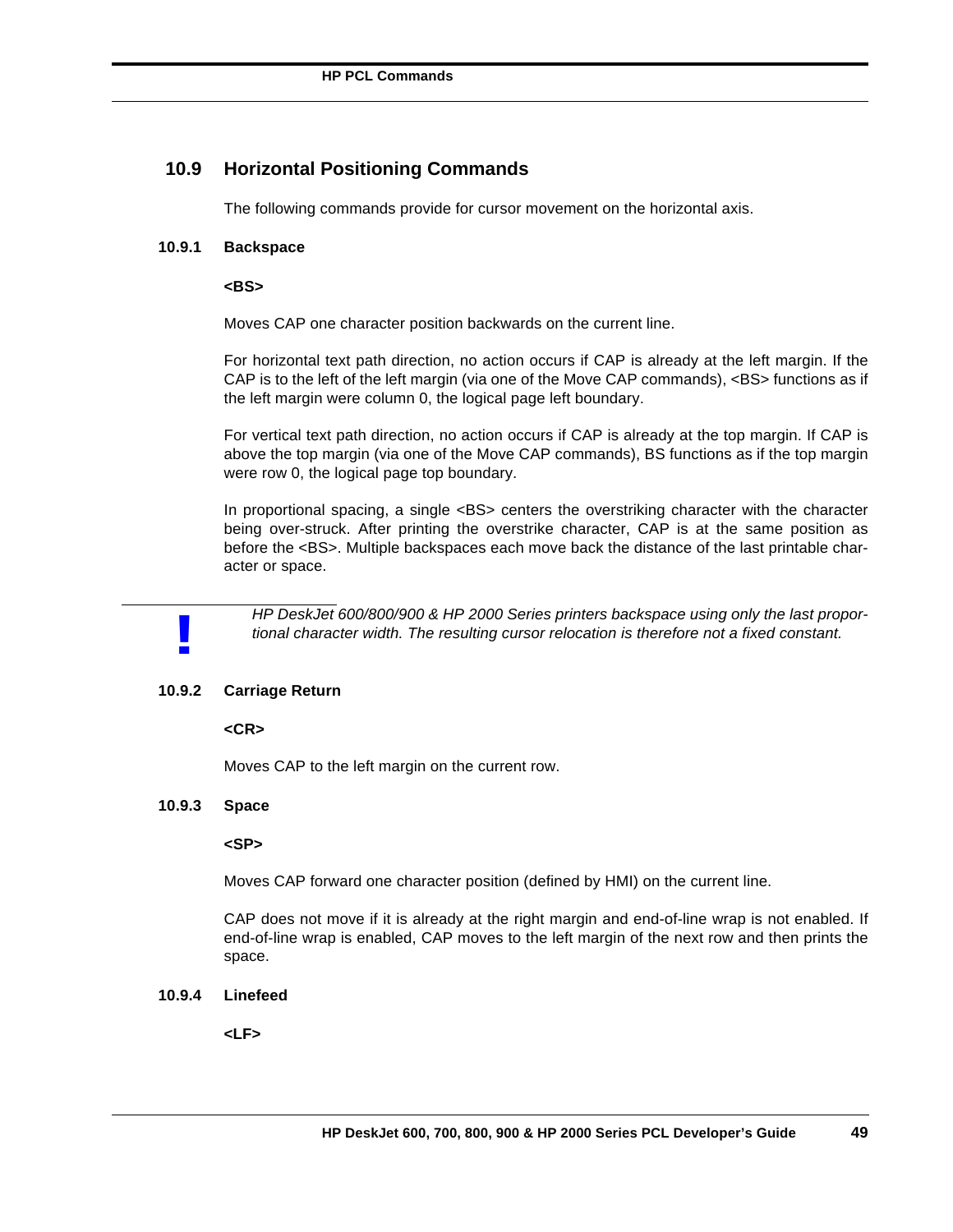## 10.9 Horizontal Positioning Commands

The following commands provide for cursor movement on the horizontal axis.

### 10.9.1 Backspace

**<BS>**

Moves CAP one character position backwards on the current line.

For horizontal text path direction, no action occurs if CAP is already at the left margin. If the CAP is to the left of the left margin (via one of the Move CAP commands), <BS> functions as if the left margin were column 0, the logical page left boundary.

For vertical text path direction, no action occurs if CAP is already at the top margin. If CAP is above the top margin (via one of the Move CAP commands), BS functions as if the top margin were row 0, the logical page top boundary.

In proportional spacing, a single <BS> centers the overstriking character with the character being over-struck. After printing the overstrike character, CAP is at the same position as before the <BS>. Multiple backspaces each move back the distance of the last printable character or space.

**!** *HP DeskJet 600/800/900 & HP 2000 Series printers backspace using only the last proportional character width. The resulting cursor relocation is therefore not a fixed constant.*

### 10.9.2 Carriage Return

**<CR>**

Moves CAP to the left margin on the current row.

### 10.9.3 Space

**<SP>**

Moves CAP forward one character position (defined by HMI) on the current line.

CAP does not move if it is already at the right margin and end-of-line wrap is not enabled. If end-of-line wrap is enabled, CAP moves to the left margin of the next row and then prints the space.

### 10.9.4 Linefeed

**<LF>**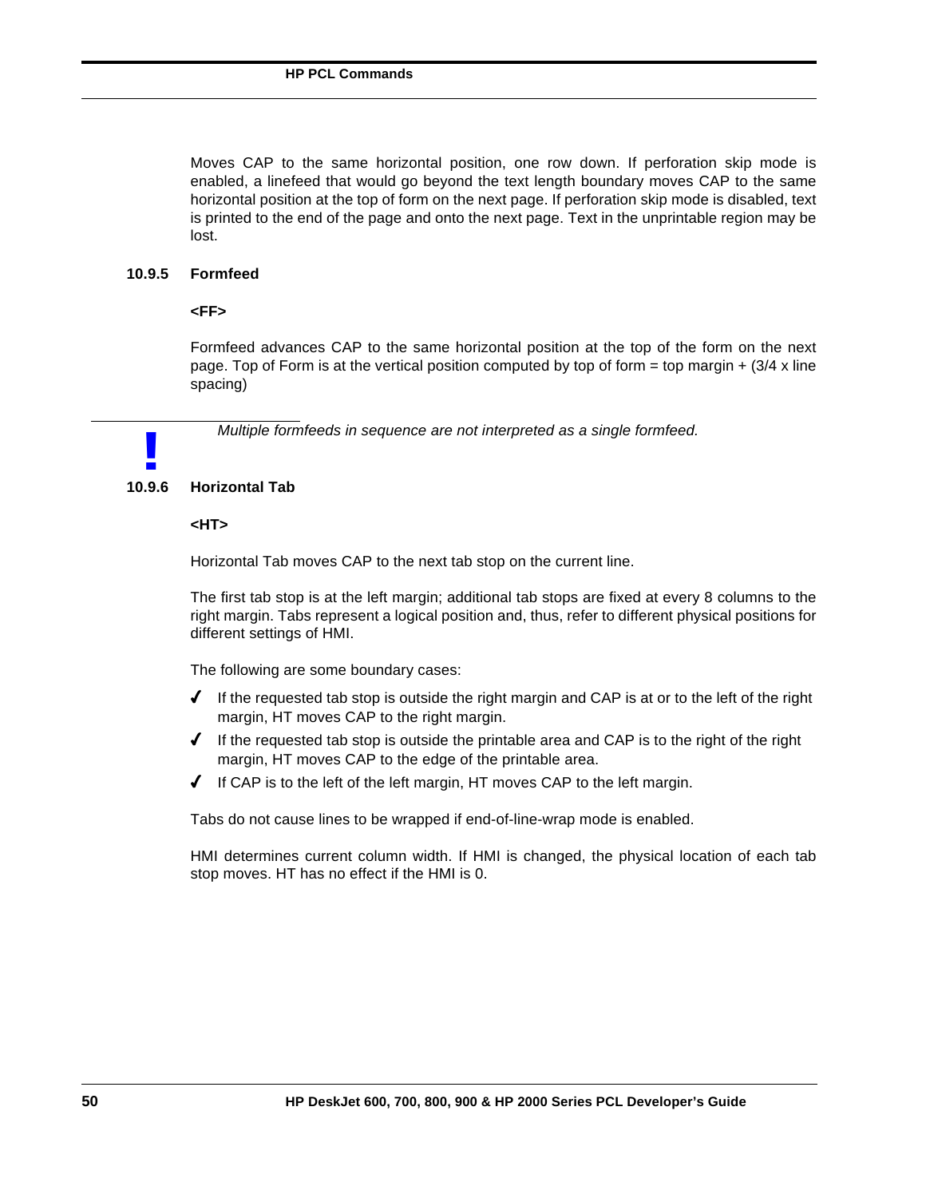Moves CAP to the same horizontal position, one row down. If perforation skip mode is enabled, a linefeed that would go beyond the text length boundary moves CAP to the same horizontal position at the top of form on the next page. If perforation skip mode is disabled, text is printed to the end of the page and onto the next page. Text in the unprintable region may be lost.

### 10.9.5 Formfeed

**<FF>**

Formfeed advances CAP to the same horizontal position at the top of the form on the next page. Top of Form is at the vertical position computed by top of form = top margin + (3/4 x line spacing)

> **!** *Multiple formfeeds in sequence are not interpreted as a single formfeed.*

### 10.9.6 Horizontal Tab

**<HT>**

Horizontal Tab moves CAP to the next tab stop on the current line.

The first tab stop is at the left margin; additional tab stops are fixed at every 8 columns to the right margin. Tabs represent a logical position and, thus, refer to different physical positions for different settings of HMI.

The following are some boundary cases:

- If the requested tab stop is outside the right margin and CAP is at or to the left of the right margin, HT moves CAP to the right margin.
- If the requested tab stop is outside the printable area and CAP is to the right of the right margin, HT moves CAP to the edge of the printable area.
- If CAP is to the left of the left margin, HT moves CAP to the left margin.

Tabs do not cause lines to be wrapped if end-of-line-wrap mode is enabled.

HMI determines current column width. If HMI is changed, the physical location of each tab stop moves. HT has no effect if the HMI is 0.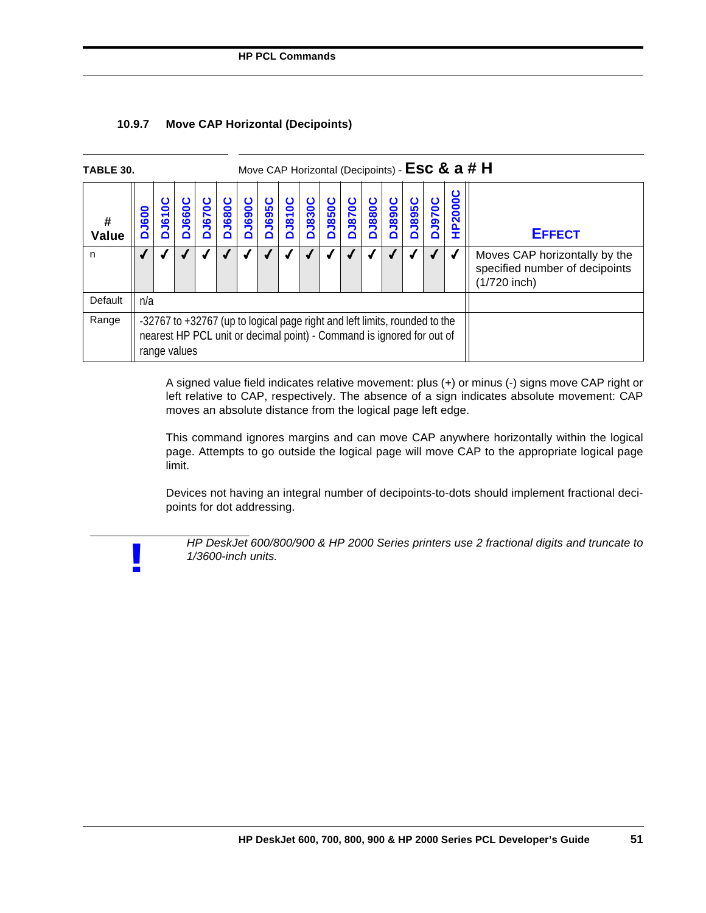### 10.9.7 Move CAP Horizontal (Decipoints)

**TABLE 30.** Move CAP Horizontal (Decipoints) - **Esc & a # H**

| # Value | DJ600 | DJ610C | DJ660C | DJ670C | DJ680C | DJ690C | DJ695C | DJ810C | DJ830C | DJ850C | DJ870C | DJ880C | DJ890C | DJ895C | DJ970C | HP2000C | EFFECT |
|---|---|---|---|---|---|---|---|---|---|---|---|---|---|---|---|---|---|
| n | ✓ | ✓ | ✓ | ✓ | ✓ | ✓ | ✓ | ✓ | ✓ | ✓ | ✓ | ✓ | ✓ | ✓ | ✓ | ✓ | Moves CAP horizontally by the specified number of decipoints (1/720 inch) |
| Default | n/a | | | | | | | | | | | | | | | | |
| Range | -32767 to +32767 (up to logical page right and left limits, rounded to the nearest HP PCL unit or decimal point) - Command is ignored for out of range values | | | | | | | | | | | | | | | | |

A signed value field indicates relative movement: plus (+) or minus (-) signs move CAP right or left relative to CAP, respectively. The absence of a sign indicates absolute movement: CAP moves an absolute distance from the logical page left edge.

This command ignores margins and can move CAP anywhere horizontally within the logical page. Attempts to go outside the logical page will move CAP to the appropriate logical page limit.

Devices not having an integral number of decipoints-to-dots should implement fractional decipoints for dot addressing.

**!** *HP DeskJet 600/800/900 & HP 2000 Series printers use 2 fractional digits and truncate to 1/3600-inch units.*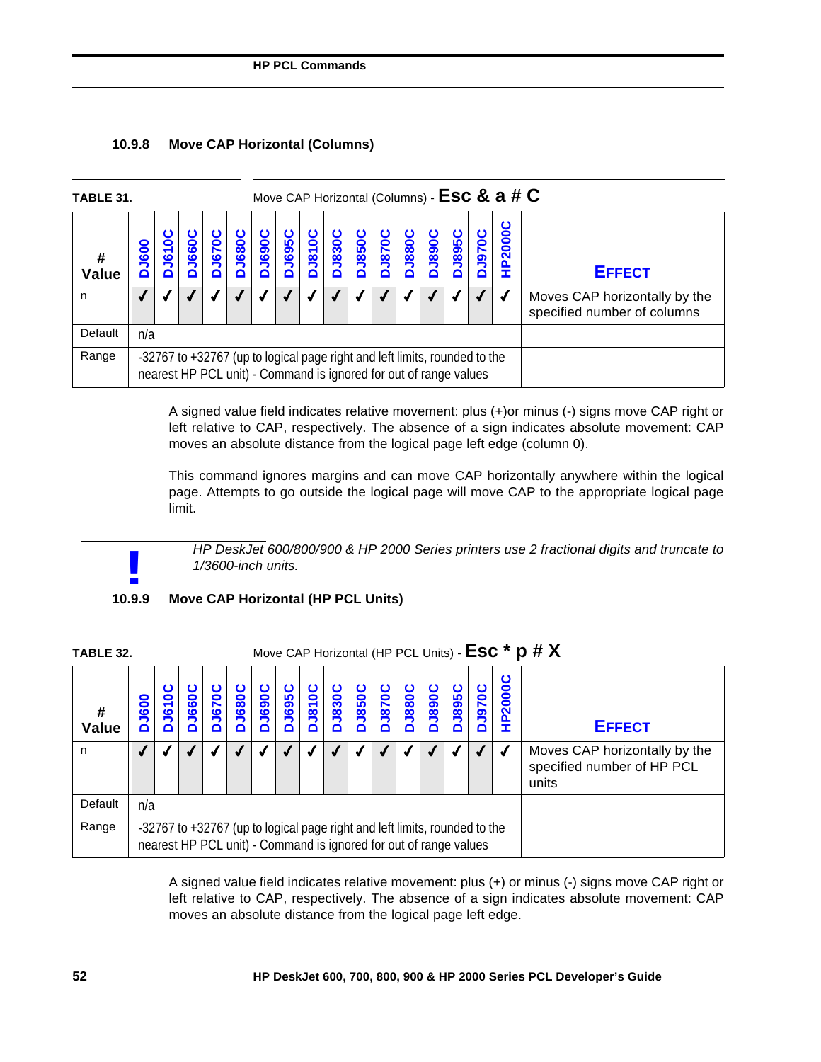### 10.9.8 Move CAP Horizontal (Columns)

**TABLE 31.** Move CAP Horizontal (Columns) - **Esc & a # C**

| # Value | DJ600 | DJ610C | DJ660C | DJ670C | DJ680C | DJ690C | DJ695C | DJ810C | DJ830C | DJ850C | DJ870C | DJ880C | DJ890C | DJ895C | DJ970C | HP2000C | EFFECT |
|---|---|---|---|---|---|---|---|---|---|---|---|---|---|---|---|---|---|
| n | ✓ | ✓ | ✓ | ✓ | ✓ | ✓ | ✓ | ✓ | ✓ | ✓ | ✓ | ✓ | ✓ | ✓ | ✓ | ✓ | Moves CAP horizontally by the specified number of columns |
| Default | n/a | | | | | | | | | | | | | | | | |
| Range | -32767 to +32767 (up to logical page right and left limits, rounded to the nearest HP PCL unit) - Command is ignored for out of range values | | | | | | | | | | | | | | | | |

A signed value field indicates relative movement: plus (+)or minus (-) signs move CAP right or left relative to CAP, respectively. The absence of a sign indicates absolute movement: CAP moves an absolute distance from the logical page left edge (column 0).

This command ignores margins and can move CAP horizontally anywhere within the logical page. Attempts to go outside the logical page will move CAP to the appropriate logical page limit.

**!** *HP DeskJet 600/800/900 & HP 2000 Series printers use 2 fractional digits and truncate to 1/3600-inch units.*

### 10.9.9 Move CAP Horizontal (HP PCL Units)

**TABLE 32.** Move CAP Horizontal (HP PCL Units) - **Esc * p # X**

| # Value | DJ600 | DJ610C | DJ660C | DJ670C | DJ680C | DJ690C | DJ695C | DJ810C | DJ830C | DJ850C | DJ870C | DJ880C | DJ890C | DJ895C | DJ970C | HP2000C | EFFECT |
|---|---|---|---|---|---|---|---|---|---|---|---|---|---|---|---|---|---|
| n | ✓ | ✓ | ✓ | ✓ | ✓ | ✓ | ✓ | ✓ | ✓ | ✓ | ✓ | ✓ | ✓ | ✓ | ✓ | ✓ | Moves CAP horizontally by the specified number of HP PCL units |
| Default | n/a | | | | | | | | | | | | | | | | |
| Range | -32767 to +32767 (up to logical page right and left limits, rounded to the nearest HP PCL unit) - Command is ignored for out of range values | | | | | | | | | | | | | | | | |

A signed value field indicates relative movement: plus (+) or minus (-) signs move CAP right or left relative to CAP, respectively. The absence of a sign indicates absolute movement: CAP moves an absolute distance from the logical page left edge.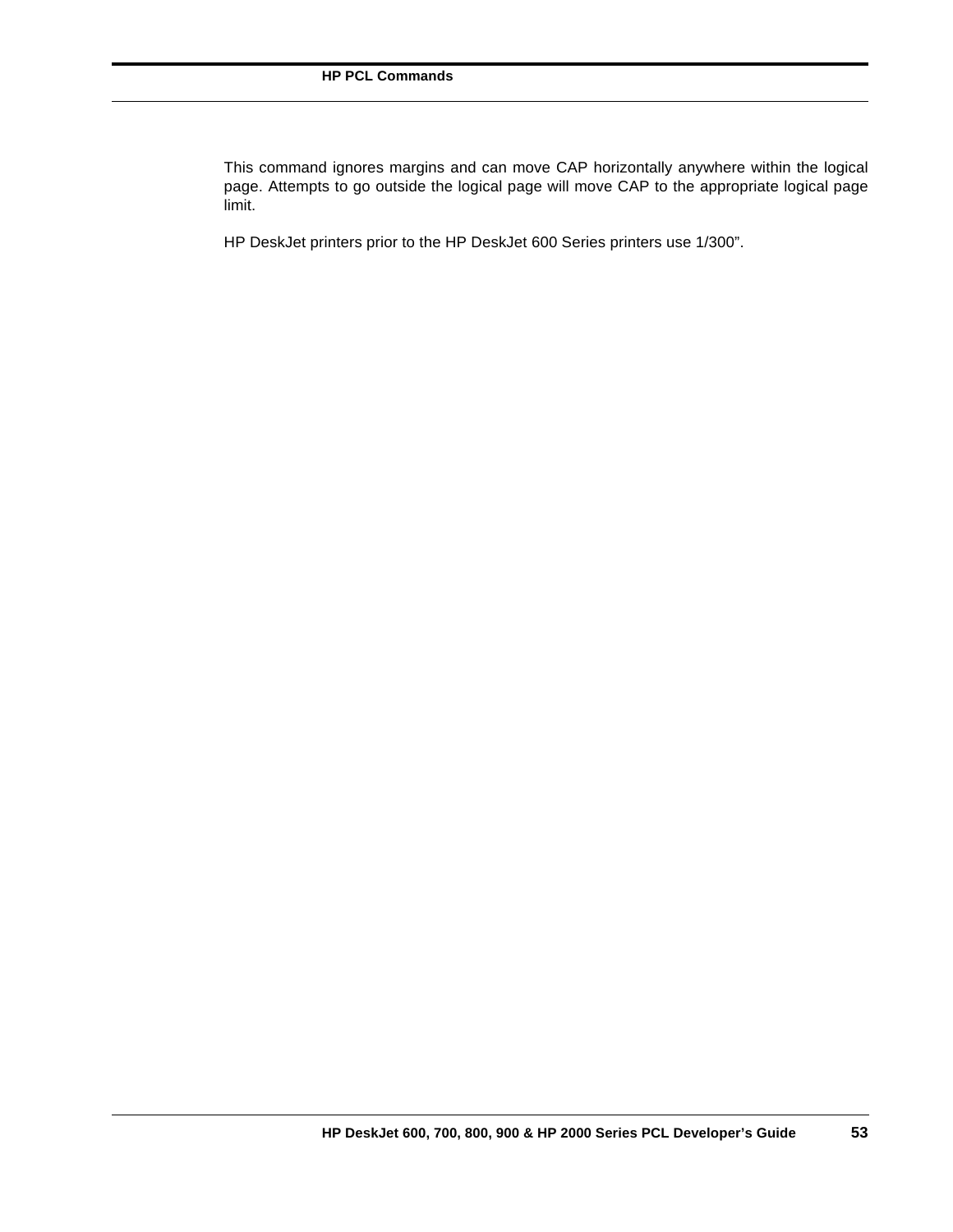This command ignores margins and can move CAP horizontally anywhere within the logical page. Attempts to go outside the logical page will move CAP to the appropriate logical page limit.

HP DeskJet printers prior to the HP DeskJet 600 Series printers use 1/300”.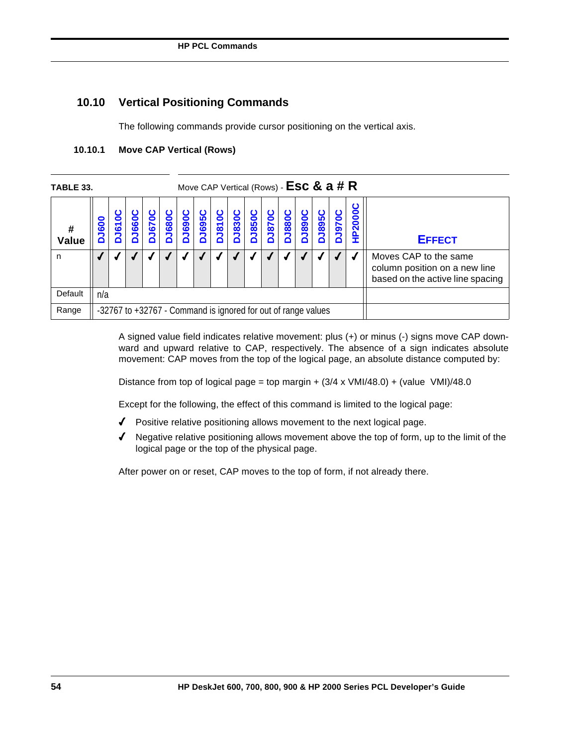## 10.10 Vertical Positioning Commands

The following commands provide cursor positioning on the vertical axis.

### 10.10.1 Move CAP Vertical (Rows)

**TABLE 33.** Move CAP Vertical (Rows) - **Esc & a # R**

| # Value | DJ600 | DJ610C | DJ660C | DJ670C | DJ680C | DJ690C | DJ695C | DJ810C | DJ830C | DJ850C | DJ870C | DJ880C | DJ890C | DJ895C | DJ970C | HP2000C | EFFECT |
|---|---|---|---|---|---|---|---|---|---|---|---|---|---|---|---|---|---|
| n | ✓ | ✓ | ✓ | ✓ | ✓ | ✓ | ✓ | ✓ | ✓ | ✓ | ✓ | ✓ | ✓ | ✓ | ✓ | ✓ | Moves CAP to the same column position on a new line based on the active line spacing |
| Default | n/a | | | | | | | | | | | | | | | | |
| Range | -32767 to +32767 - Command is ignored for out of range values | | | | | | | | | | | | | | | | |

A signed value field indicates relative movement: plus (+) or minus (-) signs move CAP downward and upward relative to CAP, respectively. The absence of a sign indicates absolute movement: CAP moves from the top of the logical page, an absolute distance computed by:

Distance from top of logical page = top margin + (3/4 x VMI/48.0) + (value  VMI)/48.0

Except for the following, the effect of this command is limited to the logical page:

- ✓ Positive relative positioning allows movement to the next logical page.
- ✓ Negative relative positioning allows movement above the top of form, up to the limit of the logical page or the top of the physical page.

After power on or reset, CAP moves to the top of form, if not already there.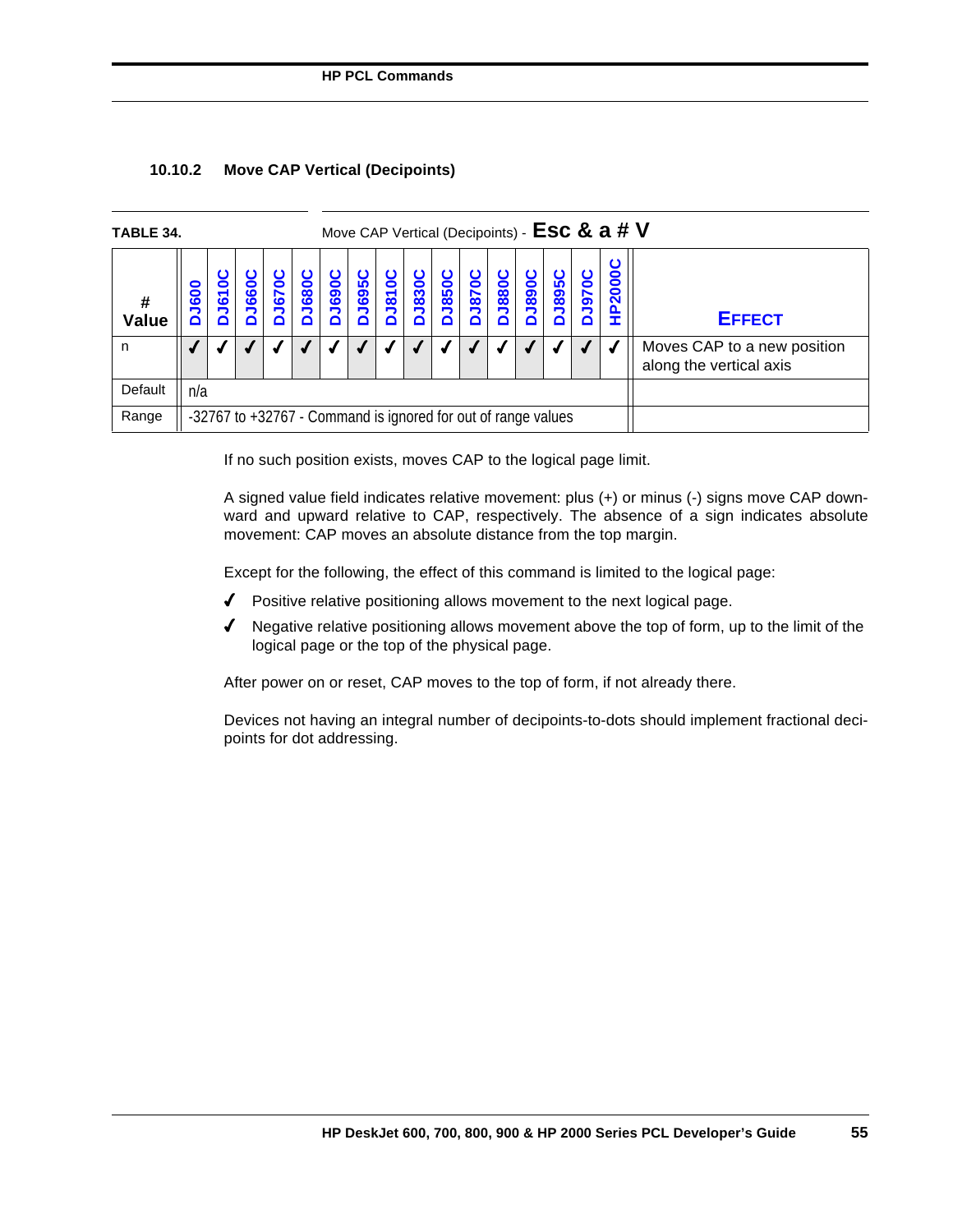### 10.10.2 Move CAP Vertical (Decipoints)

**TABLE 34.** Move CAP Vertical (Decipoints) - **Esc & a # V**

| # Value | DJ600 | DJ610C | DJ660C | DJ670C | DJ680C | DJ690C | DJ695C | DJ810C | DJ830C | DJ850C | DJ870C | DJ880C | DJ890C | DJ895C | DJ970C | HP2000C | EFFECT |
|---|---|---|---|---|---|---|---|---|---|---|---|---|---|---|---|---|---|
| n | ✔ | ✔ | ✔ | ✔ | ✔ | ✔ | ✔ | ✔ | ✔ | ✔ | ✔ | ✔ | ✔ | ✔ | ✔ | ✔ | Moves CAP to a new position along the vertical axis |
| Default | n/a | | | | | | | | | | | | | | | | |
| Range | -32767 to +32767 - Command is ignored for out of range values | | | | | | | | | | | | | | | | |

If no such position exists, moves CAP to the logical page limit.

A signed value field indicates relative movement: plus (+) or minus (-) signs move CAP downward and upward relative to CAP, respectively. The absence of a sign indicates absolute movement: CAP moves an absolute distance from the top margin.

Except for the following, the effect of this command is limited to the logical page:

- ✔ Positive relative positioning allows movement to the next logical page.
- ✔ Negative relative positioning allows movement above the top of form, up to the limit of the logical page or the top of the physical page.

After power on or reset, CAP moves to the top of form, if not already there.

Devices not having an integral number of decipoints-to-dots should implement fractional decipoints for dot addressing.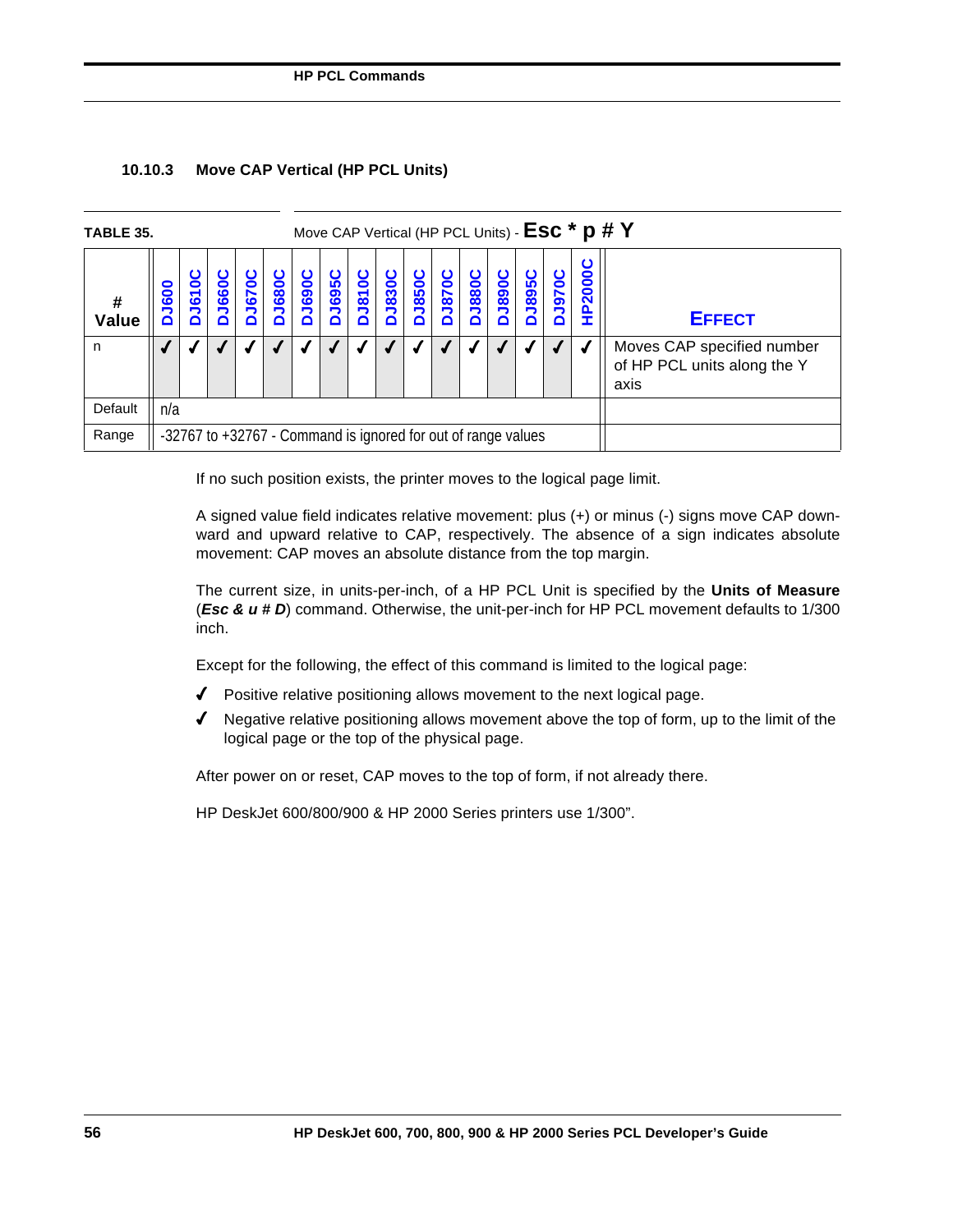### 10.10.3 Move CAP Vertical (HP PCL Units)

**TABLE 35.** Move CAP Vertical (HP PCL Units) - **Esc * p # Y**

| # Value | DJ600 | DJ610C | DJ660C | DJ670C | DJ680C | DJ690C | DJ695C | DJ810C | DJ830C | DJ850C | DJ870C | DJ880C | DJ890C | DJ895C | DJ970C | HP2000C | EFFECT |
|---|---|---|---|---|---|---|---|---|---|---|---|---|---|---|---|---|---|
| n | ✓ | ✓ | ✓ | ✓ | ✓ | ✓ | ✓ | ✓ | ✓ | ✓ | ✓ | ✓ | ✓ | ✓ | ✓ | ✓ | Moves CAP specified number of HP PCL units along the Y axis |
| Default | n/a | | | | | | | | | | | | | | | | |
| Range | -32767 to +32767 - Command is ignored for out of range values | | | | | | | | | | | | | | | | |

If no such position exists, the printer moves to the logical page limit.

A signed value field indicates relative movement: plus (+) or minus (-) signs move CAP downward and upward relative to CAP, respectively. The absence of a sign indicates absolute movement: CAP moves an absolute distance from the top margin.

The current size, in units-per-inch, of a HP PCL Unit is specified by the **Units of Measure** (***Esc & u # D***) command. Otherwise, the unit-per-inch for HP PCL movement defaults to 1/300 inch.

Except for the following, the effect of this command is limited to the logical page:

- ✓ Positive relative positioning allows movement to the next logical page.
- ✓ Negative relative positioning allows movement above the top of form, up to the limit of the logical page or the top of the physical page.

After power on or reset, CAP moves to the top of form, if not already there.

HP DeskJet 600/800/900 & HP 2000 Series printers use 1/300”.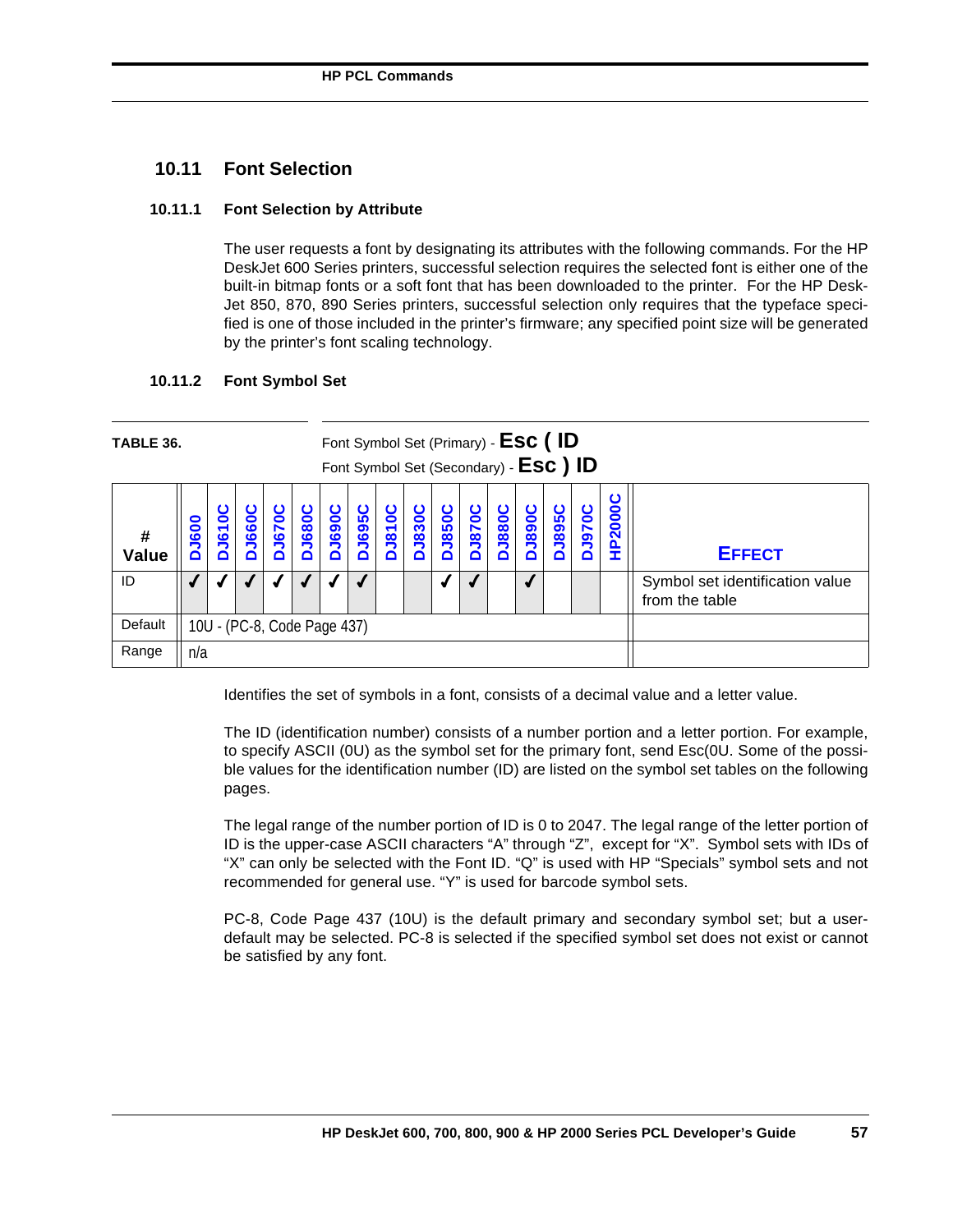## 10.11 Font Selection

### 10.11.1 Font Selection by Attribute

The user requests a font by designating its attributes with the following commands. For the HP DeskJet 600 Series printers, successful selection requires the selected font is either one of the built-in bitmap fonts or a soft font that has been downloaded to the printer. For the HP DeskJet 850, 870, 890 Series printers, successful selection only requires that the typeface specified is one of those included in the printer's firmware; any specified point size will be generated by the printer's font scaling technology.

### 10.11.2 Font Symbol Set

**TABLE 36.** Font Symbol Set (Primary) - **Esc ( ID**
Font Symbol Set (Secondary) - **Esc ) ID**

| # Value | DJ600 | DJ610C | DJ660C | DJ670C | DJ680C | DJ690C | DJ695C | DJ810C | DJ830C | DJ850C | DJ870C | DJ880C | DJ890C | DJ895C | DJ970C | HP2000C | EFFECT |
|---|---|---|---|---|---|---|---|---|---|---|---|---|---|---|---|---|---|
| ID | ✓ | ✓ | ✓ | ✓ | ✓ | ✓ | ✓ | | | ✓ | ✓ | | ✓ | | | | Symbol set identification value from the table |
| Default | 10U - (PC-8, Code Page 437) | | | | | | | | | | | | | | | | |
| Range | n/a | | | | | | | | | | | | | | | | |

Identifies the set of symbols in a font, consists of a decimal value and a letter value.

The ID (identification number) consists of a number portion and a letter portion. For example, to specify ASCII (0U) as the symbol set for the primary font, send Esc(0U. Some of the possible values for the identification number (ID) are listed on the symbol set tables on the following pages.

The legal range of the number portion of ID is 0 to 2047. The legal range of the letter portion of ID is the upper-case ASCII characters "A" through "Z", except for "X". Symbol sets with IDs of "X" can only be selected with the Font ID. "Q" is used with HP "Specials" symbol sets and not recommended for general use. "Y" is used for barcode symbol sets.

PC-8, Code Page 437 (10U) is the default primary and secondary symbol set; but a user-default may be selected. PC-8 is selected if the specified symbol set does not exist or cannot be satisfied by any font.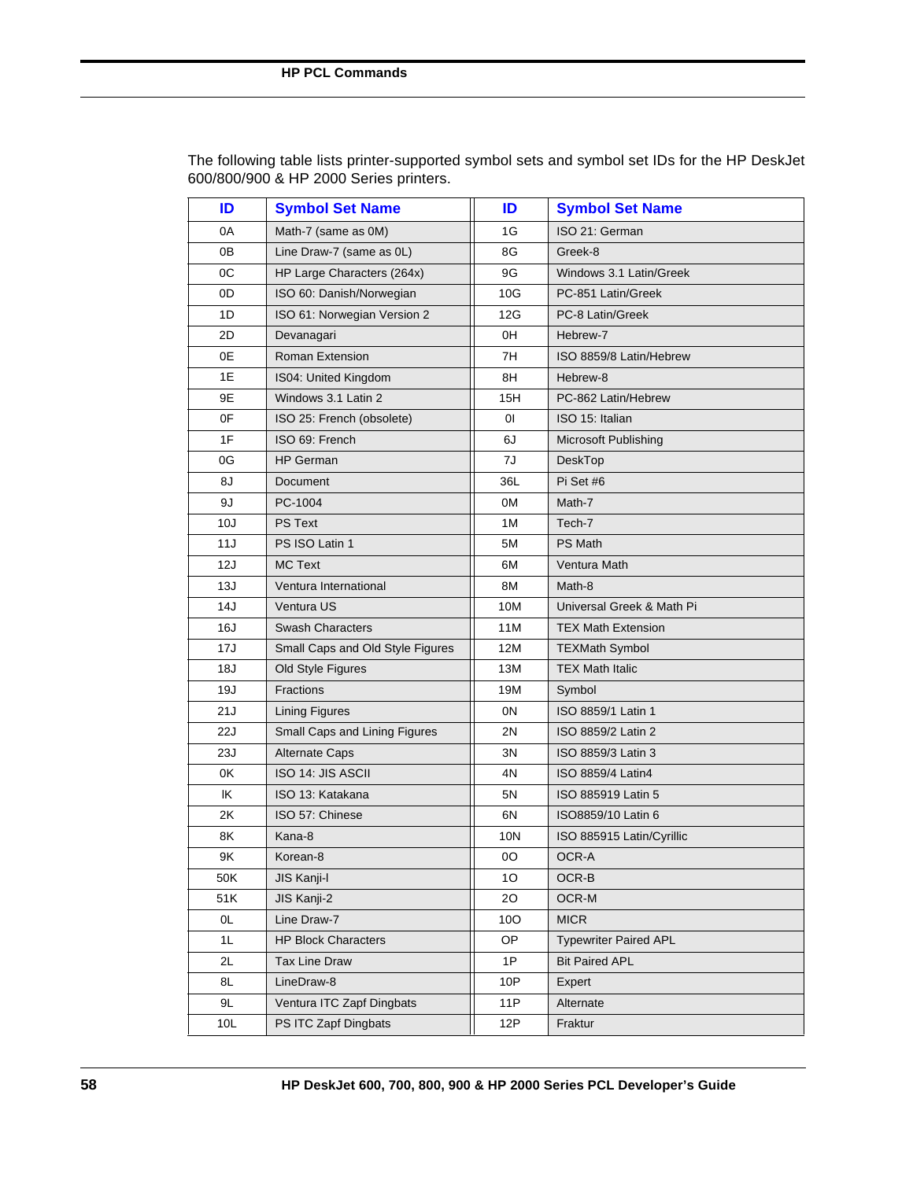The following table lists printer-supported symbol sets and symbol set IDs for the HP DeskJet 600/800/900 & HP 2000 Series printers.

| ID | Symbol Set Name | ID | Symbol Set Name |
|---|---|---|---|
| 0A | Math-7 (same as 0M) | 1G | ISO 21: German |
| 0B | Line Draw-7 (same as 0L) | 8G | Greek-8 |
| 0C | HP Large Characters (264x) | 9G | Windows 3.1 Latin/Greek |
| 0D | ISO 60: Danish/Norwegian | 10G | PC-851 Latin/Greek |
| 1D | ISO 61: Norwegian Version 2 | 12G | PC-8 Latin/Greek |
| 2D | Devanagari | 0H | Hebrew-7 |
| 0E | Roman Extension | 7H | ISO 8859/8 Latin/Hebrew |
| 1E | IS04: United Kingdom | 8H | Hebrew-8 |
| 9E | Windows 3.1 Latin 2 | 15H | PC-862 Latin/Hebrew |
| 0F | ISO 25: French (obsolete) | 0I | ISO 15: Italian |
| 1F | ISO 69: French | 6J | Microsoft Publishing |
| 0G | HP German | 7J | DeskTop |
| 8J | Document | 36L | Pi Set #6 |
| 9J | PC-1004 | 0M | Math-7 |
| 10J | PS Text | 1M | Tech-7 |
| 11J | PS ISO Latin 1 | 5M | PS Math |
| 12J | MC Text | 6M | Ventura Math |
| 13J | Ventura International | 8M | Math-8 |
| 14J | Ventura US | 10M | Universal Greek & Math Pi |
| 16J | Swash Characters | 11M | TEX Math Extension |
| 17J | Small Caps and Old Style Figures | 12M | TEXMath Symbol |
| 18J | Old Style Figures | 13M | TEX Math Italic |
| 19J | Fractions | 19M | Symbol |
| 21J | Lining Figures | 0N | ISO 8859/1 Latin 1 |
| 22J | Small Caps and Lining Figures | 2N | ISO 8859/2 Latin 2 |
| 23J | Alternate Caps | 3N | ISO 8859/3 Latin 3 |
| 0K | ISO 14: JIS ASCII | 4N | ISO 8859/4 Latin4 |
| lK | ISO 13: Katakana | 5N | ISO 885919 Latin 5 |
| 2K | ISO 57: Chinese | 6N | ISO8859/10 Latin 6 |
| 8K | Kana-8 | 10N | ISO 885915 Latin/Cyrillic |
| 9K | Korean-8 | 0O | OCR-A |
| 50K | JIS Kanji-l | 1O | OCR-B |
| 51K | JIS Kanji-2 | 2O | OCR-M |
| 0L | Line Draw-7 | 10O | MICR |
| 1L | HP Block Characters | OP | Typewriter Paired APL |
| 2L | Tax Line Draw | 1P | Bit Paired APL |
| 8L | LineDraw-8 | 10P | Expert |
| 9L | Ventura ITC Zapf Dingbats | 11P | Alternate |
| 10L | PS ITC Zapf Dingbats | 12P | Fraktur |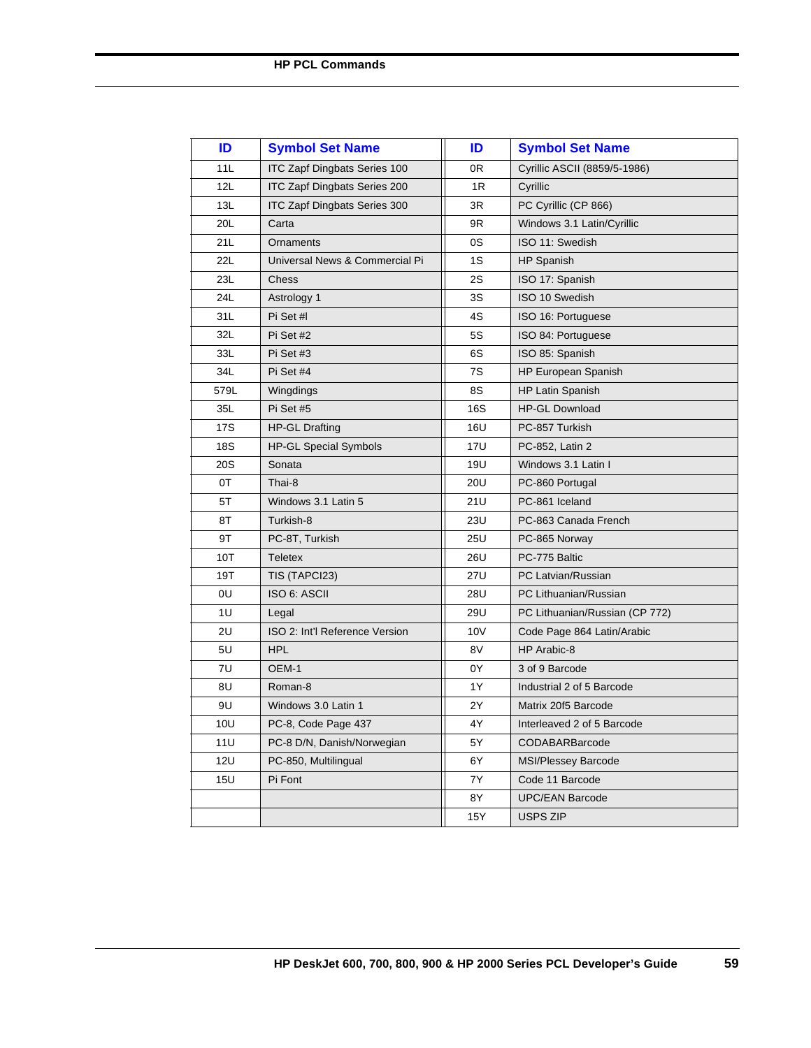| ID | Symbol Set Name | ID | Symbol Set Name |
|---|---|---|---|
| 11L | ITC Zapf Dingbats Series 100 | 0R | Cyrillic ASCII (8859/5-1986) |
| 12L | ITC Zapf Dingbats Series 200 | 1R | Cyrillic |
| 13L | ITC Zapf Dingbats Series 300 | 3R | PC Cyrillic (CP 866) |
| 20L | Carta | 9R | Windows 3.1 Latin/Cyrillic |
| 21L | Ornaments | 0S | ISO 11: Swedish |
| 22L | Universal News & Commercial Pi | 1S | HP Spanish |
| 23L | Chess | 2S | ISO 17: Spanish |
| 24L | Astrology 1 | 3S | ISO 10 Swedish |
| 31L | Pi Set #l | 4S | ISO 16: Portuguese |
| 32L | Pi Set #2 | 5S | ISO 84: Portuguese |
| 33L | Pi Set #3 | 6S | ISO 85: Spanish |
| 34L | Pi Set #4 | 7S | HP European Spanish |
| 579L | Wingdings | 8S | HP Latin Spanish |
| 35L | Pi Set #5 | 16S | HP-GL Download |
| 17S | HP-GL Drafting | 16U | PC-857 Turkish |
| 18S | HP-GL Special Symbols | 17U | PC-852, Latin 2 |
| 20S | Sonata | 19U | Windows 3.1 Latin I |
| 0T | Thai-8 | 20U | PC-860 Portugal |
| 5T | Windows 3.1 Latin 5 | 21U | PC-861 Iceland |
| 8T | Turkish-8 | 23U | PC-863 Canada French |
| 9T | PC-8T, Turkish | 25U | PC-865 Norway |
| 10T | Teletex | 26U | PC-775 Baltic |
| 19T | TIS (TAPCI23) | 27U | PC Latvian/Russian |
| 0U | ISO 6: ASCII | 28U | PC Lithuanian/Russian |
| 1U | Legal | 29U | PC Lithuanian/Russian (CP 772) |
| 2U | ISO 2: Int'l Reference Version | 10V | Code Page 864 Latin/Arabic |
| 5U | HPL | 8V | HP Arabic-8 |
| 7U | OEM-1 | 0Y | 3 of 9 Barcode |
| 8U | Roman-8 | 1Y | Industrial 2 of 5 Barcode |
| 9U | Windows 3.0 Latin 1 | 2Y | Matrix 20f5 Barcode |
| 10U | PC-8, Code Page 437 | 4Y | Interleaved 2 of 5 Barcode |
| 11U | PC-8 D/N, Danish/Norwegian | 5Y | CODABARBarcode |
| 12U | PC-850, Multilingual | 6Y | MSI/Plessey Barcode |
| 15U | Pi Font | 7Y | Code 11 Barcode |
| | | 8Y | UPC/EAN Barcode |
| | | 15Y | USPS ZIP |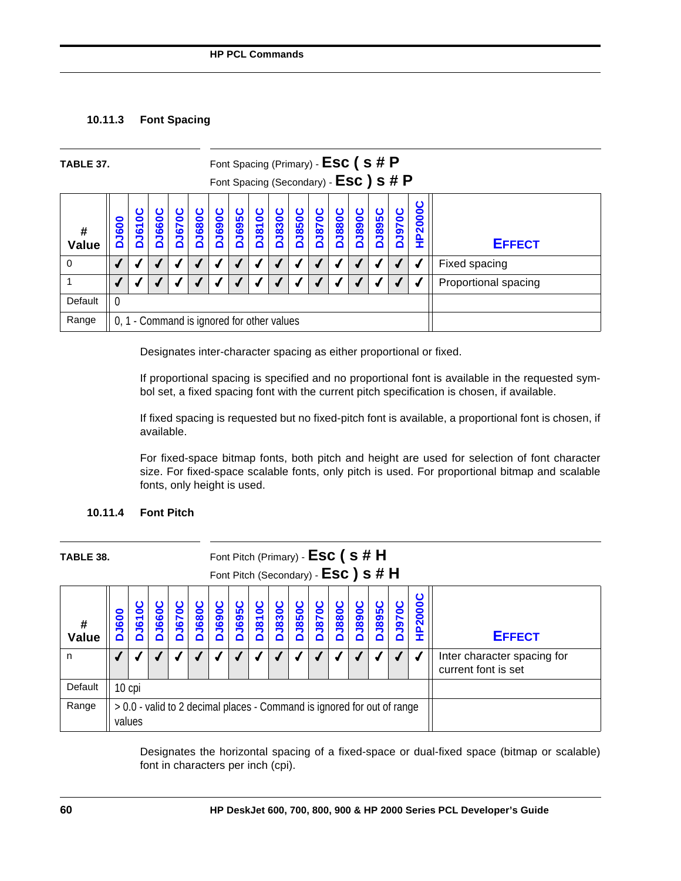### 10.11.3 Font Spacing

**TABLE 37.** Font Spacing (Primary) - **Esc ( s # P**
Font Spacing (Secondary) - **Esc ) s # P**

| # Value | DJ600 | DJ610C | DJ660C | DJ670C | DJ680C | DJ690C | DJ695C | DJ810C | DJ830C | DJ850C | DJ870C | DJ880C | DJ890C | DJ895C | DJ970C | HP2000C | EFFECT |
|---|---|---|---|---|---|---|---|---|---|---|---|---|---|---|---|---|---|
| 0 | ✓ | ✓ | ✓ | ✓ | ✓ | ✓ | ✓ | ✓ | ✓ | ✓ | ✓ | ✓ | ✓ | ✓ | ✓ | ✓ | Fixed spacing |
| 1 | ✓ | ✓ | ✓ | ✓ | ✓ | ✓ | ✓ | ✓ | ✓ | ✓ | ✓ | ✓ | ✓ | ✓ | ✓ | ✓ | Proportional spacing |
| Default | 0 | | | | | | | | | | | | | | | | |
| Range | 0, 1 - Command is ignored for other values | | | | | | | | | | | | | | | | |

Designates inter-character spacing as either proportional or fixed.

If proportional spacing is specified and no proportional font is available in the requested symbol set, a fixed spacing font with the current pitch specification is chosen, if available.

If fixed spacing is requested but no fixed-pitch font is available, a proportional font is chosen, if available.

For fixed-space bitmap fonts, both pitch and height are used for selection of font character size. For fixed-space scalable fonts, only pitch is used. For proportional bitmap and scalable fonts, only height is used.

### 10.11.4 Font Pitch

**TABLE 38.** Font Pitch (Primary) - **Esc ( s # H**
Font Pitch (Secondary) - **Esc ) s # H**

| # Value | DJ600 | DJ610C | DJ660C | DJ670C | DJ680C | DJ690C | DJ695C | DJ810C | DJ830C | DJ850C | DJ870C | DJ880C | DJ890C | DJ895C | DJ970C | HP2000C | EFFECT |
|---|---|---|---|---|---|---|---|---|---|---|---|---|---|---|---|---|---|
| n | ✓ | ✓ | ✓ | ✓ | ✓ | ✓ | ✓ | ✓ | ✓ | ✓ | ✓ | ✓ | ✓ | ✓ | ✓ | ✓ | Inter character spacing for current font is set |
| Default | 10 cpi | | | | | | | | | | | | | | | | |
| Range | > 0.0 - valid to 2 decimal places - Command is ignored for out of range values | | | | | | | | | | | | | | | | |

Designates the horizontal spacing of a fixed-space or dual-fixed space (bitmap or scalable) font in characters per inch (cpi).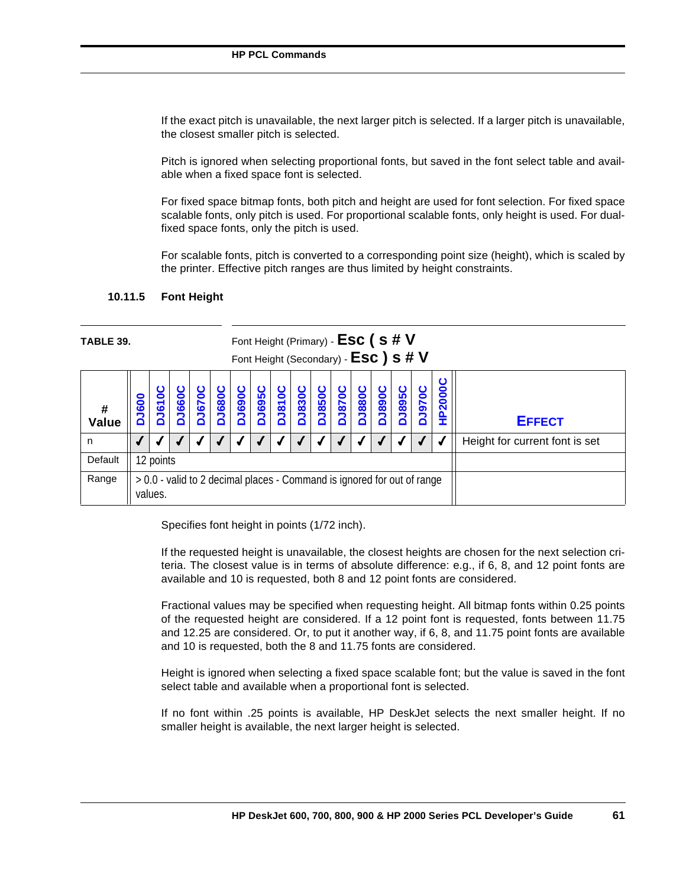If the exact pitch is unavailable, the next larger pitch is selected. If a larger pitch is unavailable, the closest smaller pitch is selected.

Pitch is ignored when selecting proportional fonts, but saved in the font select table and available when a fixed space font is selected.

For fixed space bitmap fonts, both pitch and height are used for font selection. For fixed space scalable fonts, only pitch is used. For proportional scalable fonts, only height is used. For dual-fixed space fonts, only the pitch is used.

For scalable fonts, pitch is converted to a corresponding point size (height), which is scaled by the printer. Effective pitch ranges are thus limited by height constraints.

### 10.11.5 Font Height

**TABLE 39.** Font Height (Primary) - **Esc ( s # V**
Font Height (Secondary) - **Esc ) s # V**

| # Value | DJ600 | DJ610C | DJ660C | DJ670C | DJ680C | DJ690C | DJ695C | DJ810C | DJ830C | DJ850C | DJ870C | DJ880C | DJ890C | DJ895C | DJ970C | HP2000C | EFFECT |
|---|---|---|---|---|---|---|---|---|---|---|---|---|---|---|---|---|---|
| n | ✓ | ✓ | ✓ | ✓ | ✓ | ✓ | ✓ | ✓ | ✓ | ✓ | ✓ | ✓ | ✓ | ✓ | ✓ | ✓ | Height for current font is set |
| Default | 12 points | | | | | | | | | | | | | | | | |
| Range | > 0.0 - valid to 2 decimal places - Command is ignored for out of range values. | | | | | | | | | | | | | | | | |

Specifies font height in points (1/72 inch).

If the requested height is unavailable, the closest heights are chosen for the next selection criteria. The closest value is in terms of absolute difference: e.g., if 6, 8, and 12 point fonts are available and 10 is requested, both 8 and 12 point fonts are considered.

Fractional values may be specified when requesting height. All bitmap fonts within 0.25 points of the requested height are considered. If a 12 point font is requested, fonts between 11.75 and 12.25 are considered. Or, to put it another way, if 6, 8, and 11.75 point fonts are available and 10 is requested, both the 8 and 11.75 fonts are considered.

Height is ignored when selecting a fixed space scalable font; but the value is saved in the font select table and available when a proportional font is selected.

If no font within .25 points is available, HP DeskJet selects the next smaller height. If no smaller height is available, the next larger height is selected.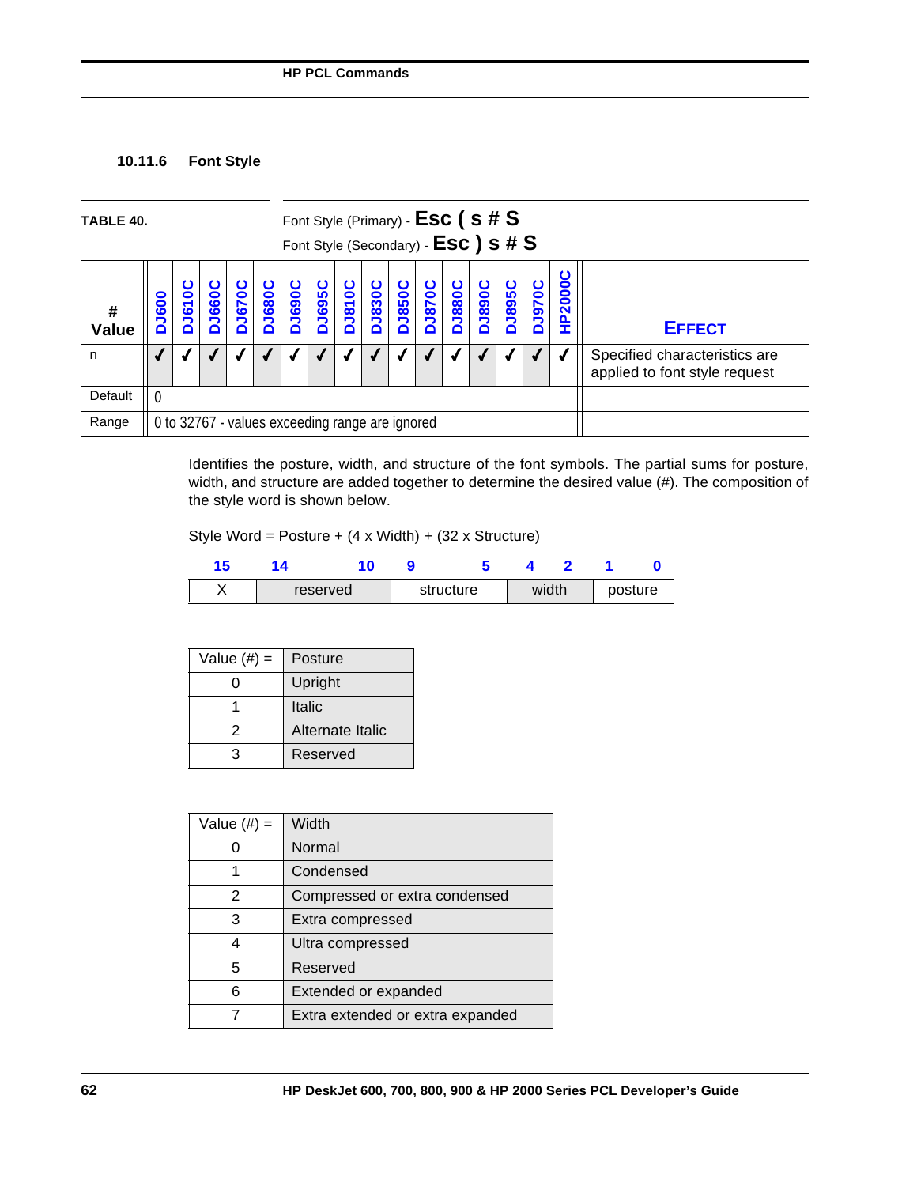### 10.11.6 Font Style

**TABLE 40.** Font Style (Primary) - **Esc ( s # S**
Font Style (Secondary) - **Esc ) s # S**

| # Value | DJ600 | DJ610C | DJ660C | DJ670C | DJ680C | DJ690C | DJ695C | DJ810C | DJ830C | DJ850C | DJ870C | DJ880C | DJ890C | DJ895C | DJ970C | HP2000C | EFFECT |
|---|---|---|---|---|---|---|---|---|---|---|---|---|---|---|---|---|---|
| n | ✓ | ✓ | ✓ | ✓ | ✓ | ✓ | ✓ | ✓ | ✓ | ✓ | ✓ | ✓ | ✓ | ✓ | ✓ | ✓ | Specified characteristics are applied to font style request |
| Default | 0 | | | | | | | | | | | | | | | | |
| Range | 0 to 32767 - values exceeding range are ignored | | | | | | | | | | | | | | | | |

Identifies the posture, width, and structure of the font symbols. The partial sums for posture, width, and structure are added together to determine the desired value (#). The composition of the style word is shown below.

Style Word = Posture + (4 x Width) + (32 x Structure)

| 15 | 14 – 10 | 9 – 5 | 4 – 2 | 1 – 0 |
|---|---|---|---|---|
| X | reserved | structure | width | posture |

| Value (#) = | Posture |
|---|---|
| 0 | Upright |
| 1 | Italic |
| 2 | Alternate Italic |
| 3 | Reserved |

| Value (#) = | Width |
|---|---|
| 0 | Normal |
| 1 | Condensed |
| 2 | Compressed or extra condensed |
| 3 | Extra compressed |
| 4 | Ultra compressed |
| 5 | Reserved |
| 6 | Extended or expanded |
| 7 | Extra extended or extra expanded |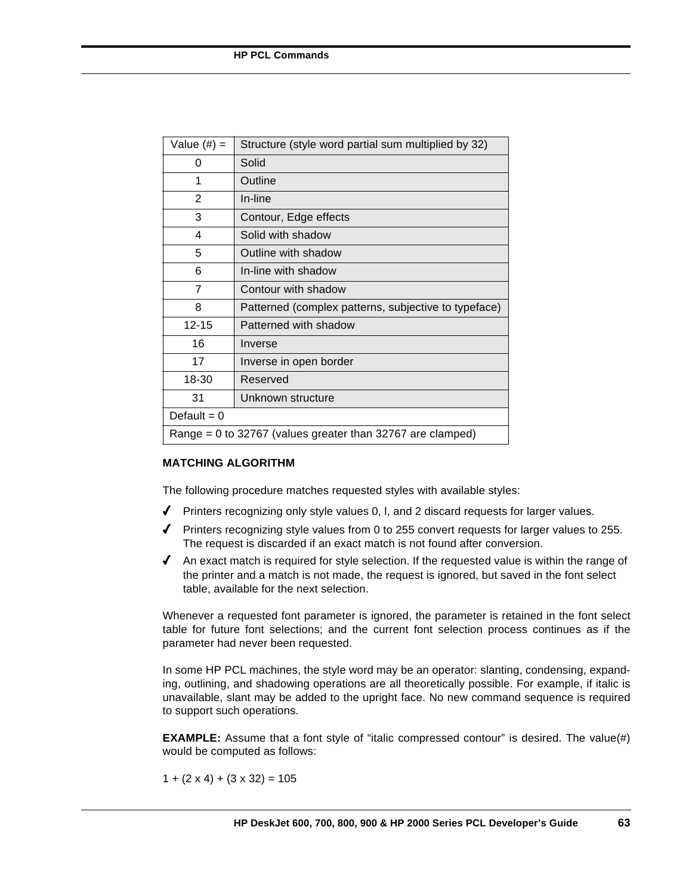| Value (#) = | Structure (style word partial sum multiplied by 32) |
|---|---|
| 0 | Solid |
| 1 | Outline |
| 2 | In-line |
| 3 | Contour, Edge effects |
| 4 | Solid with shadow |
| 5 | Outline with shadow |
| 6 | In-line with shadow |
| 7 | Contour with shadow |
| 8 | Patterned (complex patterns, subjective to typeface) |
| 12-15 | Patterned with shadow |
| 16 | Inverse |
| 17 | Inverse in open border |
| 18-30 | Reserved |
| 31 | Unknown structure |
| Default = 0 | |
| Range = 0 to 32767 (values greater than 32767 are clamped) | |

**MATCHING ALGORITHM**

The following procedure matches requested styles with available styles:

- Printers recognizing only style values 0, l, and 2 discard requests for larger values.
- Printers recognizing style values from 0 to 255 convert requests for larger values to 255. The request is discarded if an exact match is not found after conversion.
- An exact match is required for style selection. If the requested value is within the range of the printer and a match is not made, the request is ignored, but saved in the font select table, available for the next selection.

Whenever a requested font parameter is ignored, the parameter is retained in the font select table for future font selections; and the current font selection process continues as if the parameter had never been requested.

In some HP PCL machines, the style word may be an operator: slanting, condensing, expanding, outlining, and shadowing operations are all theoretically possible. For example, if italic is unavailable, slant may be added to the upright face. No new command sequence is required to support such operations.

**EXAMPLE:** Assume that a font style of “italic compressed contour” is desired. The value(#) would be computed as follows:

1 + (2 x 4) + (3 x 32) = 105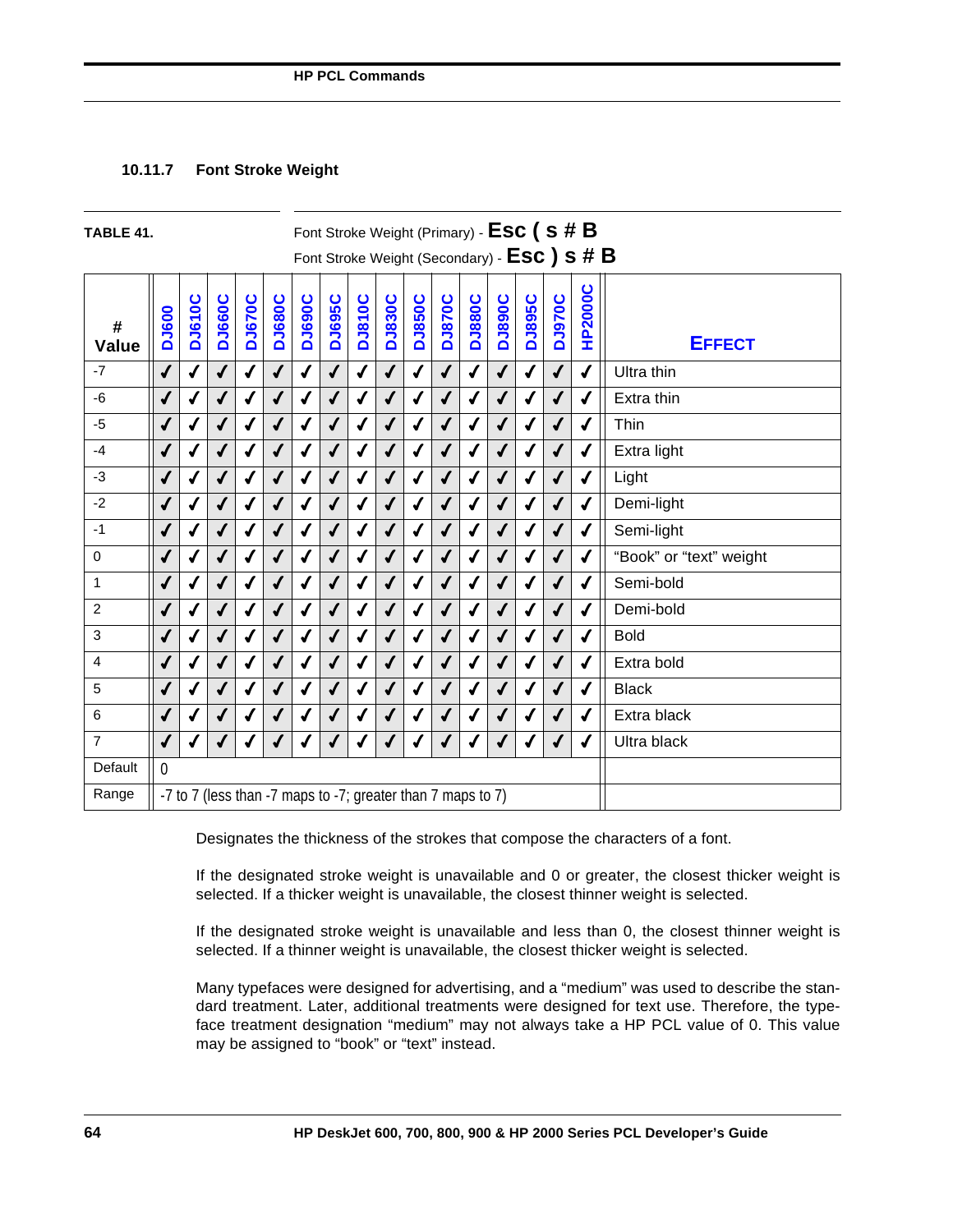### 10.11.7 Font Stroke Weight

**TABLE 41.** Font Stroke Weight (Primary) - **Esc ( s # B**
Font Stroke Weight (Secondary) - **Esc ) s # B**

| # Value | DJ600 | DJ610C | DJ660C | DJ670C | DJ680C | DJ690C | DJ695C | DJ810C | DJ830C | DJ850C | DJ870C | DJ880C | DJ890C | DJ895C | DJ970C | HP2000C | EFFECT |
|---|---|---|---|---|---|---|---|---|---|---|---|---|---|---|---|---|---|
| -7 | ✓ | ✓ | ✓ | ✓ | ✓ | ✓ | ✓ | ✓ | ✓ | ✓ | ✓ | ✓ | ✓ | ✓ | ✓ | ✓ | Ultra thin |
| -6 | ✓ | ✓ | ✓ | ✓ | ✓ | ✓ | ✓ | ✓ | ✓ | ✓ | ✓ | ✓ | ✓ | ✓ | ✓ | ✓ | Extra thin |
| -5 | ✓ | ✓ | ✓ | ✓ | ✓ | ✓ | ✓ | ✓ | ✓ | ✓ | ✓ | ✓ | ✓ | ✓ | ✓ | ✓ | Thin |
| -4 | ✓ | ✓ | ✓ | ✓ | ✓ | ✓ | ✓ | ✓ | ✓ | ✓ | ✓ | ✓ | ✓ | ✓ | ✓ | ✓ | Extra light |
| -3 | ✓ | ✓ | ✓ | ✓ | ✓ | ✓ | ✓ | ✓ | ✓ | ✓ | ✓ | ✓ | ✓ | ✓ | ✓ | ✓ | Light |
| -2 | ✓ | ✓ | ✓ | ✓ | ✓ | ✓ | ✓ | ✓ | ✓ | ✓ | ✓ | ✓ | ✓ | ✓ | ✓ | ✓ | Demi-light |
| -1 | ✓ | ✓ | ✓ | ✓ | ✓ | ✓ | ✓ | ✓ | ✓ | ✓ | ✓ | ✓ | ✓ | ✓ | ✓ | ✓ | Semi-light |
| 0 | ✓ | ✓ | ✓ | ✓ | ✓ | ✓ | ✓ | ✓ | ✓ | ✓ | ✓ | ✓ | ✓ | ✓ | ✓ | ✓ | “Book” or “text” weight |
| 1 | ✓ | ✓ | ✓ | ✓ | ✓ | ✓ | ✓ | ✓ | ✓ | ✓ | ✓ | ✓ | ✓ | ✓ | ✓ | ✓ | Semi-bold |
| 2 | ✓ | ✓ | ✓ | ✓ | ✓ | ✓ | ✓ | ✓ | ✓ | ✓ | ✓ | ✓ | ✓ | ✓ | ✓ | ✓ | Demi-bold |
| 3 | ✓ | ✓ | ✓ | ✓ | ✓ | ✓ | ✓ | ✓ | ✓ | ✓ | ✓ | ✓ | ✓ | ✓ | ✓ | ✓ | Bold |
| 4 | ✓ | ✓ | ✓ | ✓ | ✓ | ✓ | ✓ | ✓ | ✓ | ✓ | ✓ | ✓ | ✓ | ✓ | ✓ | ✓ | Extra bold |
| 5 | ✓ | ✓ | ✓ | ✓ | ✓ | ✓ | ✓ | ✓ | ✓ | ✓ | ✓ | ✓ | ✓ | ✓ | ✓ | ✓ | Black |
| 6 | ✓ | ✓ | ✓ | ✓ | ✓ | ✓ | ✓ | ✓ | ✓ | ✓ | ✓ | ✓ | ✓ | ✓ | ✓ | ✓ | Extra black |
| 7 | ✓ | ✓ | ✓ | ✓ | ✓ | ✓ | ✓ | ✓ | ✓ | ✓ | ✓ | ✓ | ✓ | ✓ | ✓ | ✓ | Ultra black |
| Default | 0 | | | | | | | | | | | | | | | | |
| Range | -7 to 7 (less than -7 maps to -7; greater than 7 maps to 7) | | | | | | | | | | | | | | | | |

Designates the thickness of the strokes that compose the characters of a font.

If the designated stroke weight is unavailable and 0 or greater, the closest thicker weight is selected. If a thicker weight is unavailable, the closest thinner weight is selected.

If the designated stroke weight is unavailable and less than 0, the closest thinner weight is selected. If a thinner weight is unavailable, the closest thicker weight is selected.

Many typefaces were designed for advertising, and a “medium” was used to describe the standard treatment. Later, additional treatments were designed for text use. Therefore, the typeface treatment designation “medium” may not always take a HP PCL value of 0. This value may be assigned to “book” or “text” instead.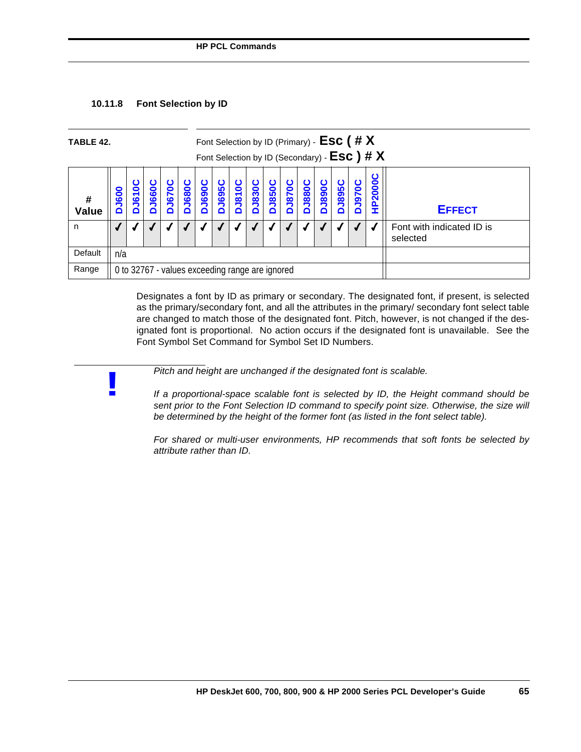### 10.11.8 Font Selection by ID

**TABLE 42.** Font Selection by ID (Primary) - **Esc ( # X**
Font Selection by ID (Secondary) - **Esc ) # X**

| # Value | DJ600 | DJ610C | DJ660C | DJ670C | DJ680C | DJ690C | DJ695C | DJ810C | DJ830C | DJ850C | DJ870C | DJ880C | DJ890C | DJ895C | DJ970C | HP2000C | EFFECT |
|---|---|---|---|---|---|---|---|---|---|---|---|---|---|---|---|---|---|
| n | ✓ | ✓ | ✓ | ✓ | ✓ | ✓ | ✓ | ✓ | ✓ | ✓ | ✓ | ✓ | ✓ | ✓ | ✓ | ✓ | Font with indicated ID is selected |
| Default | n/a | | | | | | | | | | | | | | | | |
| Range | 0 to 32767 - values exceeding range are ignored | | | | | | | | | | | | | | | | |

Designates a font by ID as primary or secondary. The designated font, if present, is selected as the primary/secondary font, and all the attributes in the primary/ secondary font select table are changed to match those of the designated font. Pitch, however, is not changed if the designated font is proportional. No action occurs if the designated font is unavailable. See the Font Symbol Set Command for Symbol Set ID Numbers.

**!**

*Pitch and height are unchanged if the designated font is scalable.*

*If a proportional-space scalable font is selected by ID, the Height command should be sent prior to the Font Selection ID command to specify point size. Otherwise, the size will be determined by the height of the former font (as listed in the font select table).*

*For shared or multi-user environments, HP recommends that soft fonts be selected by attribute rather than ID.*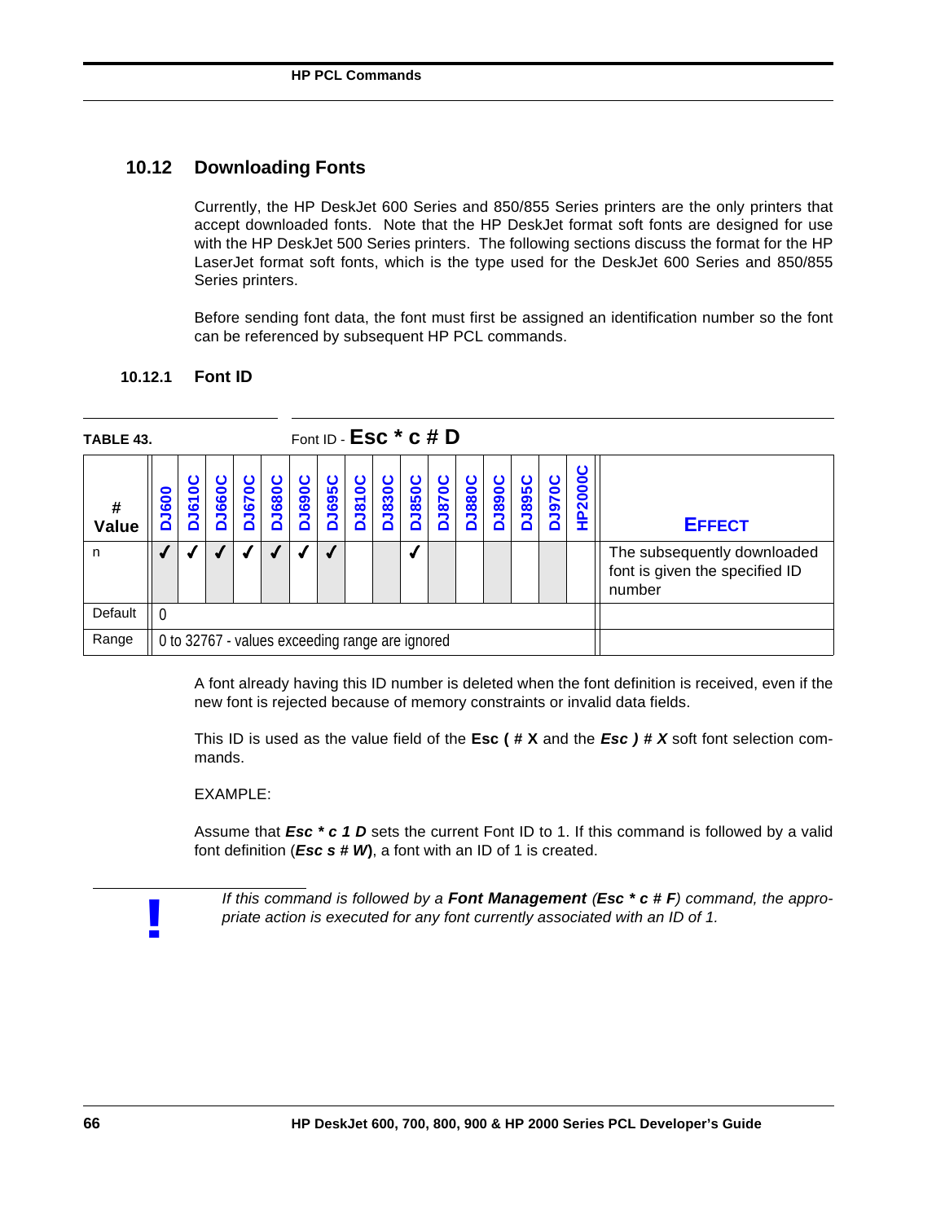## 10.12 Downloading Fonts

Currently, the HP DeskJet 600 Series and 850/855 Series printers are the only printers that accept downloaded fonts. Note that the HP DeskJet format soft fonts are designed for use with the HP DeskJet 500 Series printers. The following sections discuss the format for the HP LaserJet format soft fonts, which is the type used for the DeskJet 600 Series and 850/855 Series printers.

Before sending font data, the font must first be assigned an identification number so the font can be referenced by subsequent HP PCL commands.

### 10.12.1 Font ID

**TABLE 43.** Font ID - **Esc * c # D**

| # Value | DJ600 | DJ610C | DJ660C | DJ670C | DJ680C | DJ690C | DJ695C | DJ810C | DJ830C | DJ850C | DJ870C | DJ880C | DJ890C | DJ895C | DJ970C | HP2000C | EFFECT |
|---|---|---|---|---|---|---|---|---|---|---|---|---|---|---|---|---|---|
| n | ✓ | ✓ | ✓ | ✓ | ✓ | ✓ | ✓ | | | ✓ | | | | | | | The subsequently downloaded font is given the specified ID number |
| Default | 0 | | | | | | | | | | | | | | | | |
| Range | 0 to 32767 - values exceeding range are ignored | | | | | | | | | | | | | | | | |

A font already having this ID number is deleted when the font definition is received, even if the new font is rejected because of memory constraints or invalid data fields.

This ID is used as the value field of the **Esc ( # X** and the ***Esc ) # X*** soft font selection commands.

EXAMPLE:

Assume that ***Esc * c 1 D*** sets the current Font ID to 1. If this command is followed by a valid font definition (***Esc s # W***), a font with an ID of 1 is created.

**!** *If this command is followed by a **Font Management** (**Esc * c # F**) command, the appropriate action is executed for any font currently associated with an ID of 1.*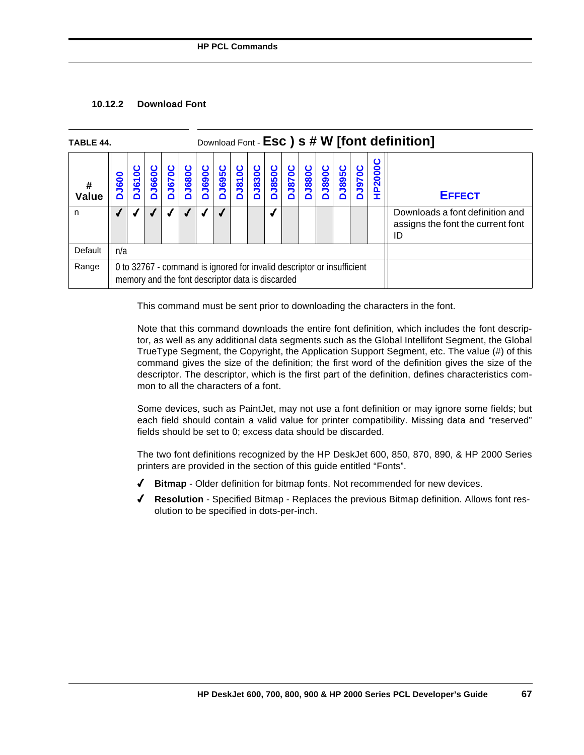### 10.12.2 Download Font

TABLE 44. Download Font - **Esc ) s # W [font definition]**

| # Value | DJ600 | DJ610C | DJ660C | DJ670C | DJ680C | DJ690C | DJ695C | DJ810C | DJ830C | DJ850C | DJ870C | DJ880C | DJ890C | DJ895C | DJ970C | HP2000C | EFFECT |
|---|---|---|---|---|---|---|---|---|---|---|---|---|---|---|---|---|---|
| n | ✓ | ✓ | ✓ | ✓ | ✓ | ✓ | ✓ | | | ✓ | | | | | | | Downloads a font definition and assigns the font the current font ID |
| Default | n/a | | | | | | | | | | | | | | | | |
| Range | 0 to 32767 - command is ignored for invalid descriptor or insufficient memory and the font descriptor data is discarded | | | | | | | | | | | | | | | | |

This command must be sent prior to downloading the characters in the font.

Note that this command downloads the entire font definition, which includes the font descriptor, as well as any additional data segments such as the Global Intellifont Segment, the Global TrueType Segment, the Copyright, the Application Support Segment, etc. The value (#) of this command gives the size of the definition; the first word of the definition gives the size of the descriptor. The descriptor, which is the first part of the definition, defines characteristics common to all the characters of a font.

Some devices, such as PaintJet, may not use a font definition or may ignore some fields; but each field should contain a valid value for printer compatibility. Missing data and "reserved" fields should be set to 0; excess data should be discarded.

The two font definitions recognized by the HP DeskJet 600, 850, 870, 890, & HP 2000 Series printers are provided in the section of this guide entitled "Fonts".

- ✓ **Bitmap** - Older definition for bitmap fonts. Not recommended for new devices.
- ✓ **Resolution** - Specified Bitmap - Replaces the previous Bitmap definition. Allows font resolution to be specified in dots-per-inch.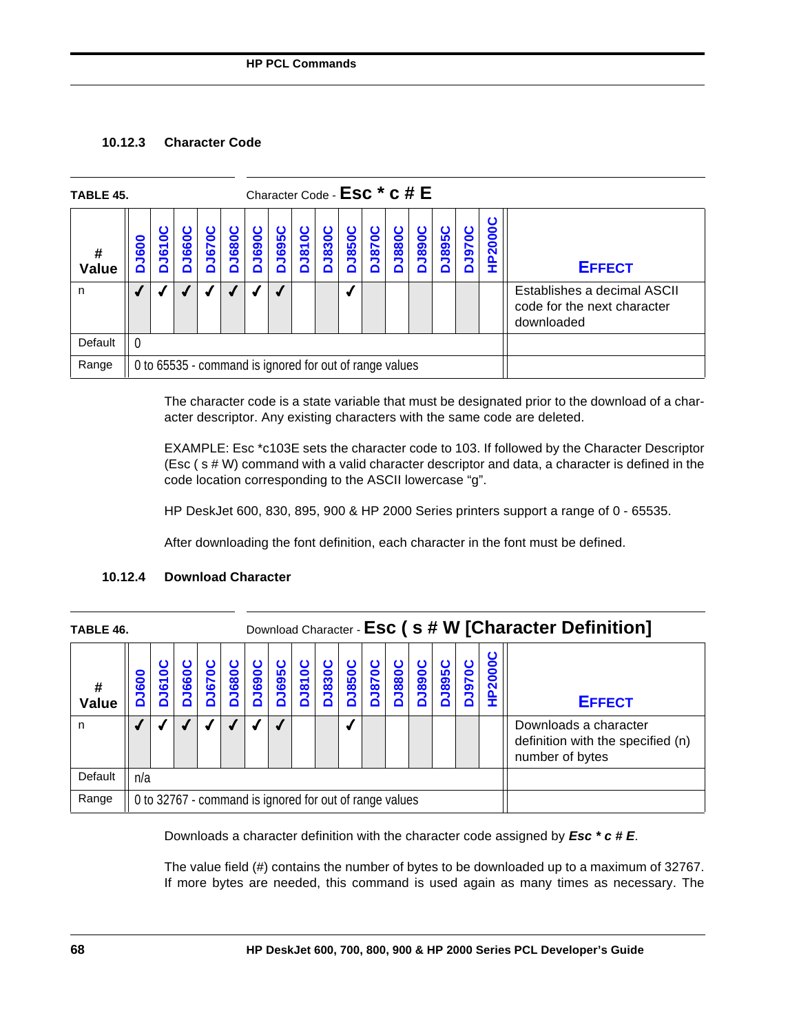### 10.12.3 Character Code

**TABLE 45.** Character Code - **Esc * c # E**

| # Value | DJ600 | DJ610C | DJ660C | DJ670C | DJ680C | DJ690C | DJ695C | DJ810C | DJ830C | DJ850C | DJ870C | DJ880C | DJ890C | DJ895C | DJ970C | HP2000C | EFFECT |
|---|---|---|---|---|---|---|---|---|---|---|---|---|---|---|---|---|---|
| n | ✓ | ✓ | ✓ | ✓ | ✓ | ✓ | ✓ | | | ✓ | | | | | | | Establishes a decimal ASCII code for the next character downloaded |
| Default | 0 | | | | | | | | | | | | | | | | |
| Range | 0 to 65535 - command is ignored for out of range values | | | | | | | | | | | | | | | | |

The character code is a state variable that must be designated prior to the download of a character descriptor. Any existing characters with the same code are deleted.

EXAMPLE: Esc *c103E sets the character code to 103. If followed by the Character Descriptor (Esc ( s # W) command with a valid character descriptor and data, a character is defined in the code location corresponding to the ASCII lowercase “g”.

HP DeskJet 600, 830, 895, 900 & HP 2000 Series printers support a range of 0 - 65535.

After downloading the font definition, each character in the font must be defined.

### 10.12.4 Download Character

**TABLE 46.** Download Character - **Esc ( s # W [Character Definition]**

| # Value | DJ600 | DJ610C | DJ660C | DJ670C | DJ680C | DJ690C | DJ695C | DJ810C | DJ830C | DJ850C | DJ870C | DJ880C | DJ890C | DJ895C | DJ970C | HP2000C | EFFECT |
|---|---|---|---|---|---|---|---|---|---|---|---|---|---|---|---|---|---|
| n | ✓ | ✓ | ✓ | ✓ | ✓ | ✓ | ✓ | | | ✓ | | | | | | | Downloads a character definition with the specified (n) number of bytes |
| Default | n/a | | | | | | | | | | | | | | | | |
| Range | 0 to 32767 - command is ignored for out of range values | | | | | | | | | | | | | | | | |

Downloads a character definition with the character code assigned by ***Esc * c # E***.

The value field (#) contains the number of bytes to be downloaded up to a maximum of 32767. If more bytes are needed, this command is used again as many times as necessary. The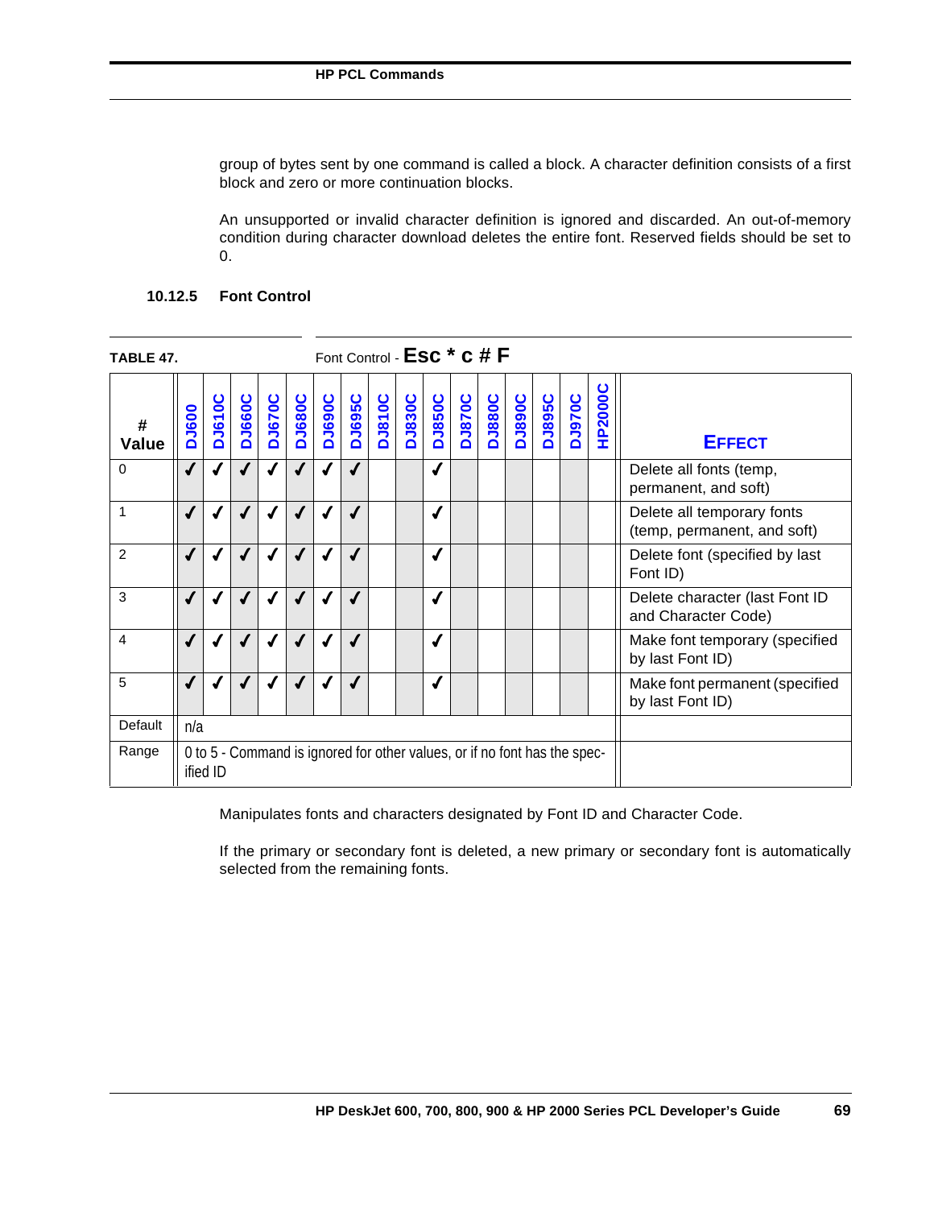group of bytes sent by one command is called a block. A character definition consists of a first block and zero or more continuation blocks.

An unsupported or invalid character definition is ignored and discarded. An out-of-memory condition during character download deletes the entire font. Reserved fields should be set to 0.

### 10.12.5 Font Control

**TABLE 47.** Font Control - **Esc * c # F**

| # Value | DJ600 | DJ610C | DJ660C | DJ670C | DJ680C | DJ690C | DJ695C | DJ810C | DJ830C | DJ850C | DJ870C | DJ880C | DJ890C | DJ895C | DJ970C | HP2000C | EFFECT |
|---|---|---|---|---|---|---|---|---|---|---|---|---|---|---|---|---|---|
| 0 | ✓ | ✓ | ✓ | ✓ | ✓ | ✓ | ✓ | | | ✓ | | | | | | | Delete all fonts (temp, permanent, and soft) |
| 1 | ✓ | ✓ | ✓ | ✓ | ✓ | ✓ | ✓ | | | ✓ | | | | | | | Delete all temporary fonts (temp, permanent, and soft) |
| 2 | ✓ | ✓ | ✓ | ✓ | ✓ | ✓ | ✓ | | | ✓ | | | | | | | Delete font (specified by last Font ID) |
| 3 | ✓ | ✓ | ✓ | ✓ | ✓ | ✓ | ✓ | | | ✓ | | | | | | | Delete character (last Font ID and Character Code) |
| 4 | ✓ | ✓ | ✓ | ✓ | ✓ | ✓ | ✓ | | | ✓ | | | | | | | Make font temporary (specified by last Font ID) |
| 5 | ✓ | ✓ | ✓ | ✓ | ✓ | ✓ | ✓ | | | ✓ | | | | | | | Make font permanent (specified by last Font ID) |
| Default | n/a | | | | | | | | | | | | | | | | |
| Range | 0 to 5 - Command is ignored for other values, or if no font has the specified ID | | | | | | | | | | | | | | | | |

Manipulates fonts and characters designated by Font ID and Character Code.

If the primary or secondary font is deleted, a new primary or secondary font is automatically selected from the remaining fonts.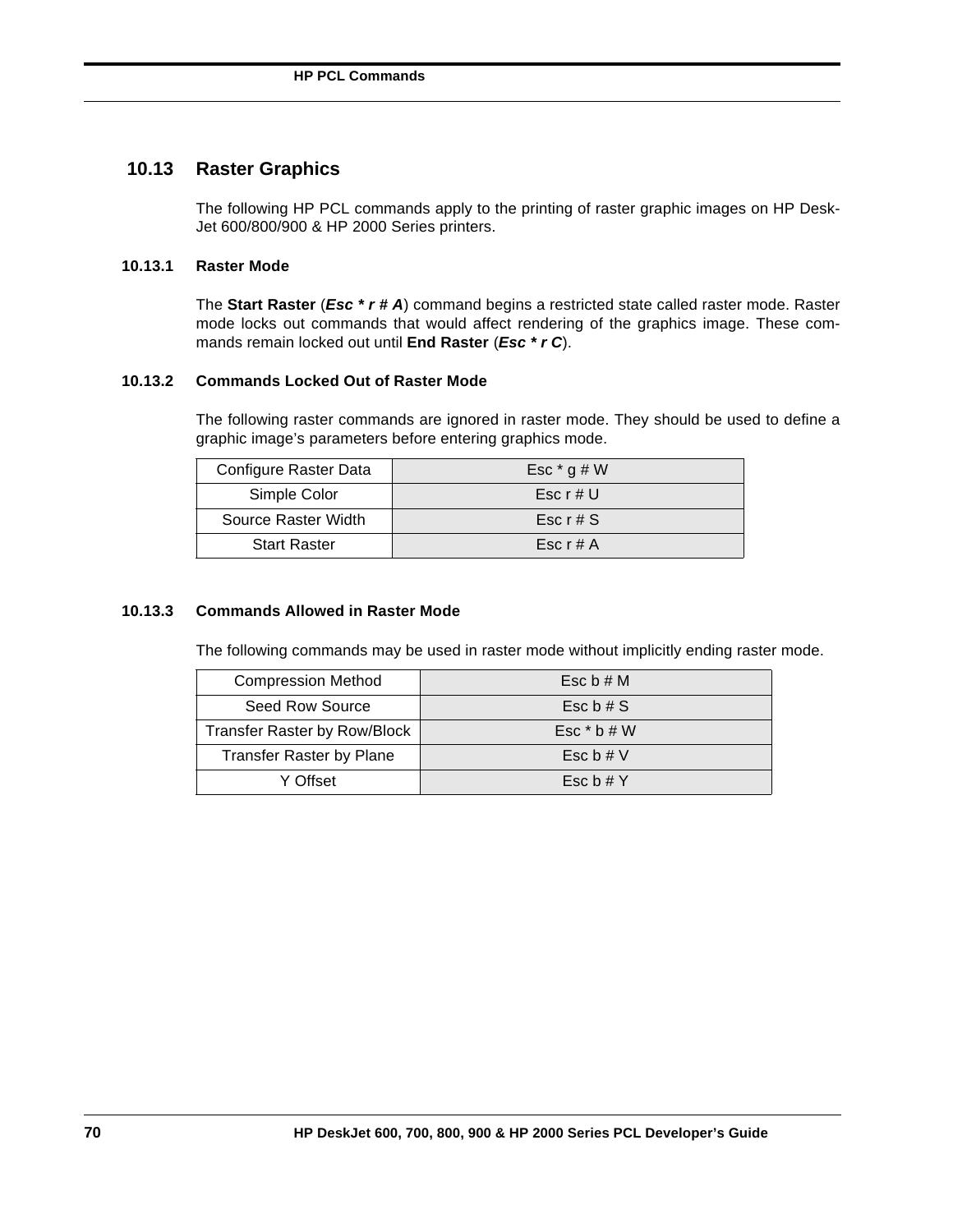## 10.13 Raster Graphics

The following HP PCL commands apply to the printing of raster graphic images on HP DeskJet 600/800/900 & HP 2000 Series printers.

### 10.13.1 Raster Mode

The **Start Raster** (***Esc * r # A***) command begins a restricted state called raster mode. Raster mode locks out commands that would affect rendering of the graphics image. These commands remain locked out until **End Raster** (***Esc * r C***).

### 10.13.2 Commands Locked Out of Raster Mode

The following raster commands are ignored in raster mode. They should be used to define a graphic image's parameters before entering graphics mode.

| | |
|---|---|
| Configure Raster Data | Esc * g # W |
| Simple Color | Esc r # U |
| Source Raster Width | Esc r # S |
| Start Raster | Esc r # A |

### 10.13.3 Commands Allowed in Raster Mode

The following commands may be used in raster mode without implicitly ending raster mode.

| | |
|---|---|
| Compression Method | Esc b # M |
| Seed Row Source | Esc b # S |
| Transfer Raster by Row/Block | Esc * b # W |
| Transfer Raster by Plane | Esc b # V |
| Y Offset | Esc b # Y |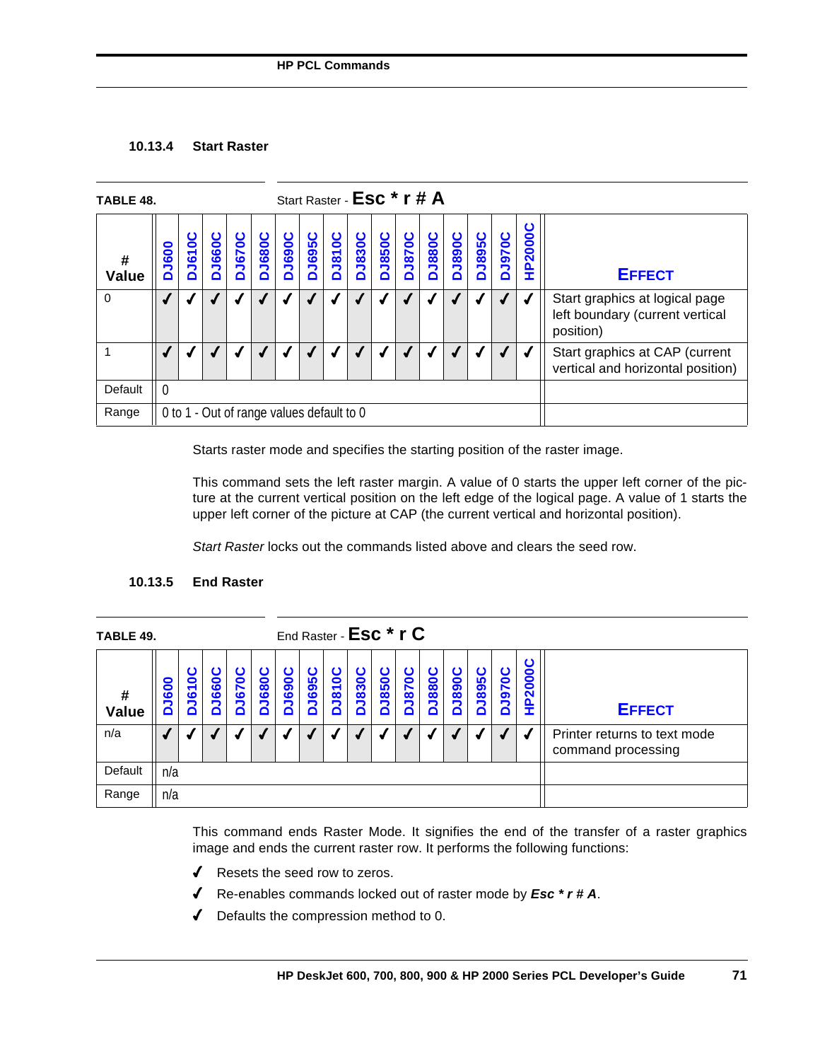### 10.13.4 Start Raster

TABLE 48. Start Raster - **Esc * r # A**

| # Value | DJ600 | DJ610C | DJ660C | DJ670C | DJ680C | DJ690C | DJ695C | DJ810C | DJ830C | DJ850C | DJ870C | DJ880C | DJ890C | DJ895C | DJ970C | HP2000C | EFFECT |
|---|---|---|---|---|---|---|---|---|---|---|---|---|---|---|---|---|---|
| 0 | ✓ | ✓ | ✓ | ✓ | ✓ | ✓ | ✓ | ✓ | ✓ | ✓ | ✓ | ✓ | ✓ | ✓ | ✓ | ✓ | Start graphics at logical page left boundary (current vertical position) |
| 1 | ✓ | ✓ | ✓ | ✓ | ✓ | ✓ | ✓ | ✓ | ✓ | ✓ | ✓ | ✓ | ✓ | ✓ | ✓ | ✓ | Start graphics at CAP (current vertical and horizontal position) |
| Default | 0 | | | | | | | | | | | | | | | | |
| Range | 0 to 1 - Out of range values default to 0 | | | | | | | | | | | | | | | | |

Starts raster mode and specifies the starting position of the raster image.

This command sets the left raster margin. A value of 0 starts the upper left corner of the picture at the current vertical position on the left edge of the logical page. A value of 1 starts the upper left corner of the picture at CAP (the current vertical and horizontal position).

*Start Raster* locks out the commands listed above and clears the seed row.

### 10.13.5 End Raster

TABLE 49. End Raster - **Esc * r C**

| # Value | DJ600 | DJ610C | DJ660C | DJ670C | DJ680C | DJ690C | DJ695C | DJ810C | DJ830C | DJ850C | DJ870C | DJ880C | DJ890C | DJ895C | DJ970C | HP2000C | EFFECT |
|---|---|---|---|---|---|---|---|---|---|---|---|---|---|---|---|---|---|
| n/a | ✓ | ✓ | ✓ | ✓ | ✓ | ✓ | ✓ | ✓ | ✓ | ✓ | ✓ | ✓ | ✓ | ✓ | ✓ | ✓ | Printer returns to text mode command processing |
| Default | n/a | | | | | | | | | | | | | | | | |
| Range | n/a | | | | | | | | | | | | | | | | |

This command ends Raster Mode. It signifies the end of the transfer of a raster graphics image and ends the current raster row. It performs the following functions:

- ✓ Resets the seed row to zeros.
- ✓ Re-enables commands locked out of raster mode by ***Esc * r # A***.
- ✓ Defaults the compression method to 0.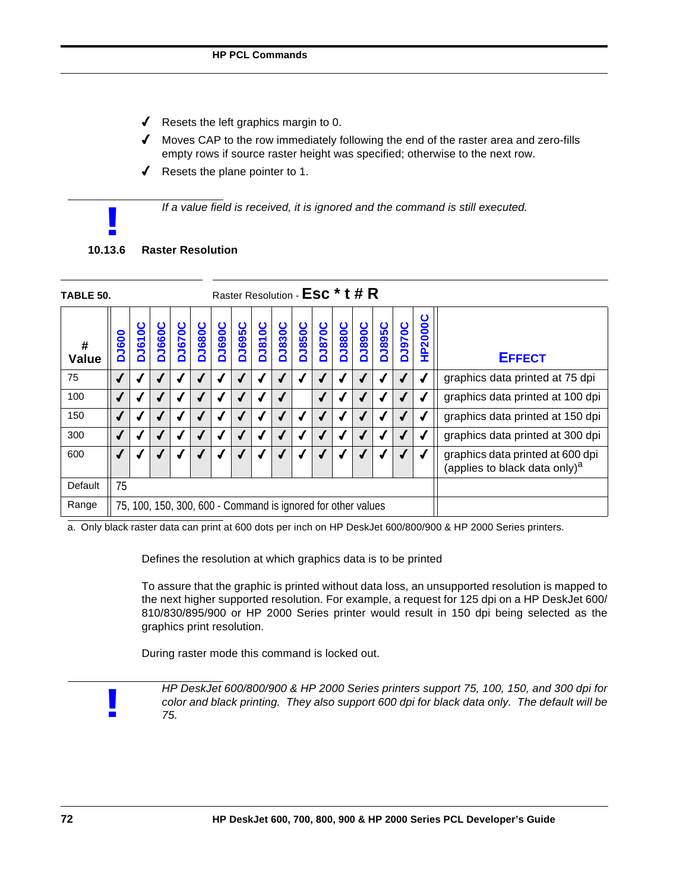- ✓ Resets the left graphics margin to 0.
- ✓ Moves CAP to the row immediately following the end of the raster area and zero-fills empty rows if source raster height was specified; otherwise to the next row.
- ✓ Resets the plane pointer to 1.

**!** *If a value field is received, it is ignored and the command is still executed.*

### 10.13.6 Raster Resolution

**TABLE 50.** Raster Resolution - **Esc * t # R**

| # Value | DJ600 | DJ610C | DJ660C | DJ670C | DJ680C | DJ690C | DJ695C | DJ810C | DJ830C | DJ850C | DJ870C | DJ880C | DJ890C | DJ895C | DJ970C | HP2000C | EFFECT |
|---|---|---|---|---|---|---|---|---|---|---|---|---|---|---|---|---|---|
| 75 | ✓ | ✓ | ✓ | ✓ | ✓ | ✓ | ✓ | ✓ | ✓ | ✓ | ✓ | ✓ | ✓ | ✓ | ✓ | ✓ | graphics data printed at 75 dpi |
| 100 | ✓ | ✓ | ✓ | ✓ | ✓ | ✓ | ✓ | ✓ | ✓ | | ✓ | ✓ | ✓ | ✓ | ✓ | ✓ | graphics data printed at 100 dpi |
| 150 | ✓ | ✓ | ✓ | ✓ | ✓ | ✓ | ✓ | ✓ | ✓ | ✓ | ✓ | ✓ | ✓ | ✓ | ✓ | ✓ | graphics data printed at 150 dpi |
| 300 | ✓ | ✓ | ✓ | ✓ | ✓ | ✓ | ✓ | ✓ | ✓ | ✓ | ✓ | ✓ | ✓ | ✓ | ✓ | ✓ | graphics data printed at 300 dpi |
| 600 | ✓ | ✓ | ✓ | ✓ | ✓ | ✓ | ✓ | ✓ | ✓ | ✓ | ✓ | ✓ | ✓ | ✓ | ✓ | ✓ | graphics data printed at 600 dpi (applies to black data only)[a] |
| Default | 75 | | | | | | | | | | | | | | | | |
| Range | 75, 100, 150, 300, 600 - Command is ignored for other values | | | | | | | | | | | | | | | | |

a. Only black raster data can print at 600 dots per inch on HP DeskJet 600/800/900 & HP 2000 Series printers.

Defines the resolution at which graphics data is to be printed

To assure that the graphic is printed without data loss, an unsupported resolution is mapped to the next higher supported resolution. For example, a request for 125 dpi on a HP DeskJet 600/810/830/895/900 or HP 2000 Series printer would result in 150 dpi being selected as the graphics print resolution.

During raster mode this command is locked out.

**!** *HP DeskJet 600/800/900 & HP 2000 Series printers support 75, 100, 150, and 300 dpi for color and black printing. They also support 600 dpi for black data only. The default will be 75.*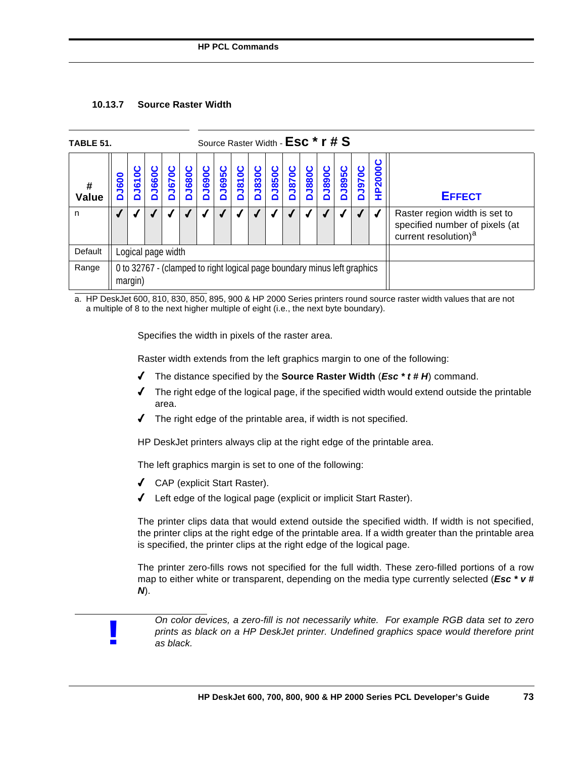### 10.13.7 Source Raster Width

**TABLE 51.** Source Raster Width - **Esc * r # S**

| # Value | DJ600 | DJ610C | DJ660C | DJ670C | DJ680C | DJ690C | DJ695C | DJ810C | DJ830C | DJ850C | DJ870C | DJ880C | DJ890C | DJ895C | DJ970C | HP2000C | EFFECT |
|---|---|---|---|---|---|---|---|---|---|---|---|---|---|---|---|---|---|
| n | ✓ | ✓ | ✓ | ✓ | ✓ | ✓ | ✓ | ✓ | ✓ | ✓ | ✓ | ✓ | ✓ | ✓ | ✓ | ✓ | Raster region width is set to specified number of pixels (at current resolution)[a] |
| Default | Logical page width | | | | | | | | | | | | | | | | |
| Range | 0 to 32767 - (clamped to right logical page boundary minus left graphics margin) | | | | | | | | | | | | | | | | |

a. HP DeskJet 600, 810, 830, 850, 895, 900 & HP 2000 Series printers round source raster width values that are not a multiple of 8 to the next higher multiple of eight (i.e., the next byte boundary).

Specifies the width in pixels of the raster area.

Raster width extends from the left graphics margin to one of the following:

- The distance specified by the **Source Raster Width** (***Esc * t # H***) command.
- The right edge of the logical page, if the specified width would extend outside the printable area.
- The right edge of the printable area, if width is not specified.

HP DeskJet printers always clip at the right edge of the printable area.

The left graphics margin is set to one of the following:

- CAP (explicit Start Raster).
- Left edge of the logical page (explicit or implicit Start Raster).

The printer clips data that would extend outside the specified width. If width is not specified, the printer clips at the right edge of the printable area. If a width greater than the printable area is specified, the printer clips at the right edge of the logical page.

The printer zero-fills rows not specified for the full width. These zero-filled portions of a row map to either white or transparent, depending on the media type currently selected (***Esc * v # N***).

**!** *On color devices, a zero-fill is not necessarily white. For example RGB data set to zero prints as black on a HP DeskJet printer. Undefined graphics space would therefore print as black.*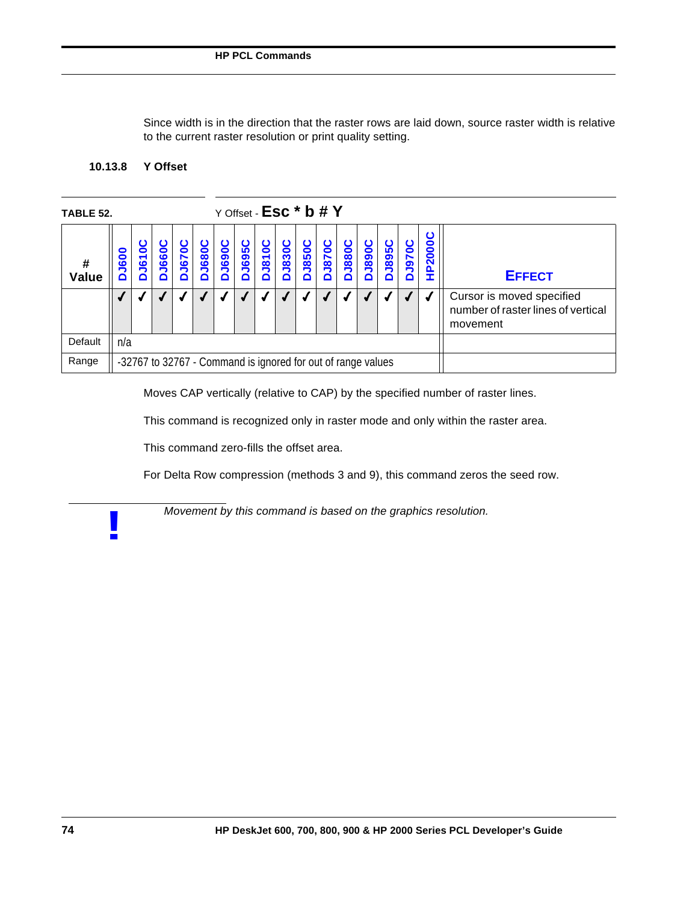Since width is in the direction that the raster rows are laid down, source raster width is relative to the current raster resolution or print quality setting.

### 10.13.8 Y Offset

**TABLE 52.** Y Offset - **Esc * b # Y**

| # Value | DJ600 | DJ610C | DJ660C | DJ670C | DJ680C | DJ690C | DJ695C | DJ810C | DJ830C | DJ850C | DJ870C | DJ880C | DJ890C | DJ895C | DJ970C | HP2000C | EFFECT |
|---|---|---|---|---|---|---|---|---|---|---|---|---|---|---|---|---|---|
| | ✓ | ✓ | ✓ | ✓ | ✓ | ✓ | ✓ | ✓ | ✓ | ✓ | ✓ | ✓ | ✓ | ✓ | ✓ | ✓ | Cursor is moved specified number of raster lines of vertical movement |
| Default | n/a | | | | | | | | | | | | | | | | |
| Range | -32767 to 32767 - Command is ignored for out of range values | | | | | | | | | | | | | | | | |

Moves CAP vertically (relative to CAP) by the specified number of raster lines.

This command is recognized only in raster mode and only within the raster area.

This command zero-fills the offset area.

For Delta Row compression (methods 3 and 9), this command zeros the seed row.

**!** *Movement by this command is based on the graphics resolution.*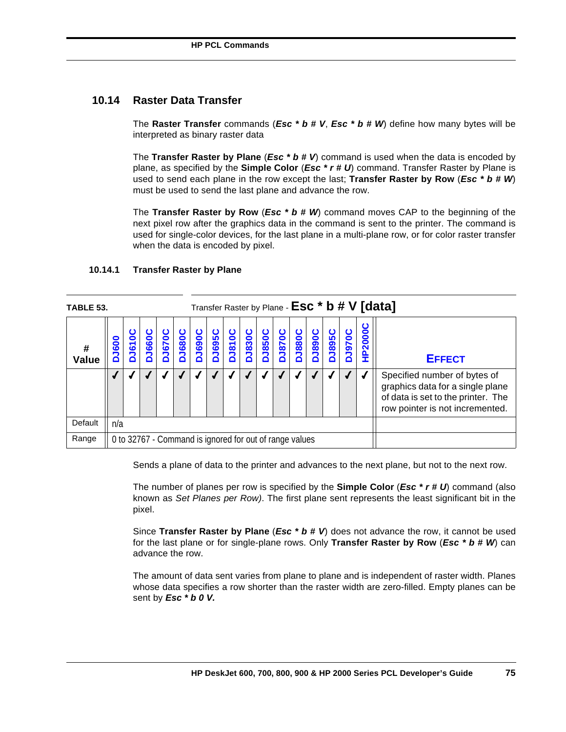## 10.14 Raster Data Transfer

The **Raster Transfer** commands (***Esc * b # V***, ***Esc * b # W***) define how many bytes will be interpreted as binary raster data

The **Transfer Raster by Plane** (***Esc * b # V***) command is used when the data is encoded by plane, as specified by the **Simple Color** (***Esc * r # U***) command. Transfer Raster by Plane is used to send each plane in the row except the last; **Transfer Raster by Row** (***Esc * b # W***) must be used to send the last plane and advance the row.

The **Transfer Raster by Row** (***Esc * b # W***) command moves CAP to the beginning of the next pixel row after the graphics data in the command is sent to the printer. The command is used for single-color devices, for the last plane in a multi-plane row, or for color raster transfer when the data is encoded by pixel.

### 10.14.1 Transfer Raster by Plane

**TABLE 53.** Transfer Raster by Plane - **Esc * b # V [data]**

| # Value | DJ600 | DJ610C | DJ660C | DJ670C | DJ680C | DJ690C | DJ695C | DJ810C | DJ830C | DJ850C | DJ870C | DJ880C | DJ890C | DJ895C | DJ970C | HP2000C | EFFECT |
|---|---|---|---|---|---|---|---|---|---|---|---|---|---|---|---|---|---|
| | ✓ | ✓ | ✓ | ✓ | ✓ | ✓ | ✓ | ✓ | ✓ | ✓ | ✓ | ✓ | ✓ | ✓ | ✓ | ✓ | Specified number of bytes of graphics data for a single plane of data is set to the printer. The row pointer is not incremented. |
| Default | n/a | | | | | | | | | | | | | | | | |
| Range | 0 to 32767 - Command is ignored for out of range values | | | | | | | | | | | | | | | | |

Sends a plane of data to the printer and advances to the next plane, but not to the next row.

The number of planes per row is specified by the **Simple Color** (***Esc * r # U***) command (also known as *Set Planes per Row)*. The first plane sent represents the least significant bit in the pixel.

Since **Transfer Raster by Plane** (***Esc * b # V***) does not advance the row, it cannot be used for the last plane or for single-plane rows. Only **Transfer Raster by Row** (***Esc * b # W***) can advance the row.

The amount of data sent varies from plane to plane and is independent of raster width. Planes whose data specifies a row shorter than the raster width are zero-filled. Empty planes can be sent by ***Esc * b 0 V.***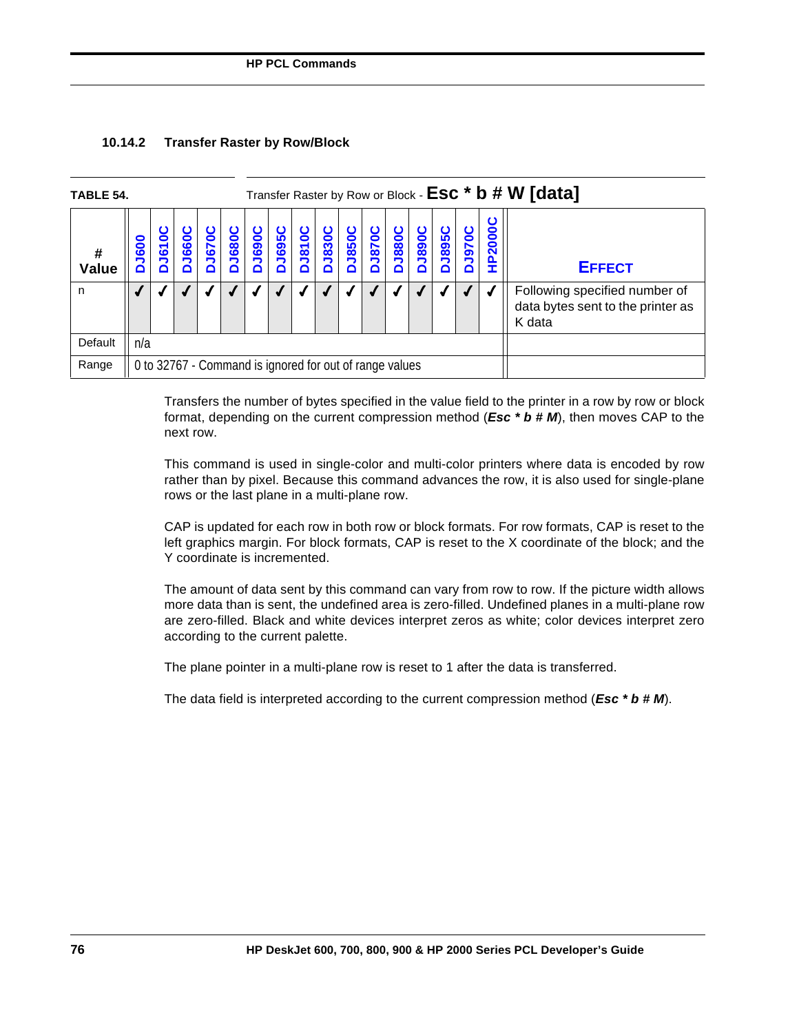### 10.14.2 Transfer Raster by Row/Block

**TABLE 54.** Transfer Raster by Row or Block - **Esc * b # W [data]**

| # Value | DJ600 | DJ610C | DJ660C | DJ670C | DJ680C | DJ690C | DJ695C | DJ810C | DJ830C | DJ850C | DJ870C | DJ880C | DJ890C | DJ895C | DJ970C | HP2000C | EFFECT |
|---|---|---|---|---|---|---|---|---|---|---|---|---|---|---|---|---|---|
| n | ✓ | ✓ | ✓ | ✓ | ✓ | ✓ | ✓ | ✓ | ✓ | ✓ | ✓ | ✓ | ✓ | ✓ | ✓ | ✓ | Following specified number of data bytes sent to the printer as K data |
| Default | n/a | | | | | | | | | | | | | | | | |
| Range | 0 to 32767 - Command is ignored for out of range values | | | | | | | | | | | | | | | | |

Transfers the number of bytes specified in the value field to the printer in a row by row or block format, depending on the current compression method (***Esc * b # M***), then moves CAP to the next row.

This command is used in single-color and multi-color printers where data is encoded by row rather than by pixel. Because this command advances the row, it is also used for single-plane rows or the last plane in a multi-plane row.

CAP is updated for each row in both row or block formats. For row formats, CAP is reset to the left graphics margin. For block formats, CAP is reset to the X coordinate of the block; and the Y coordinate is incremented.

The amount of data sent by this command can vary from row to row. If the picture width allows more data than is sent, the undefined area is zero-filled. Undefined planes in a multi-plane row are zero-filled. Black and white devices interpret zeros as white; color devices interpret zero according to the current palette.

The plane pointer in a multi-plane row is reset to 1 after the data is transferred.

The data field is interpreted according to the current compression method (***Esc * b # M***).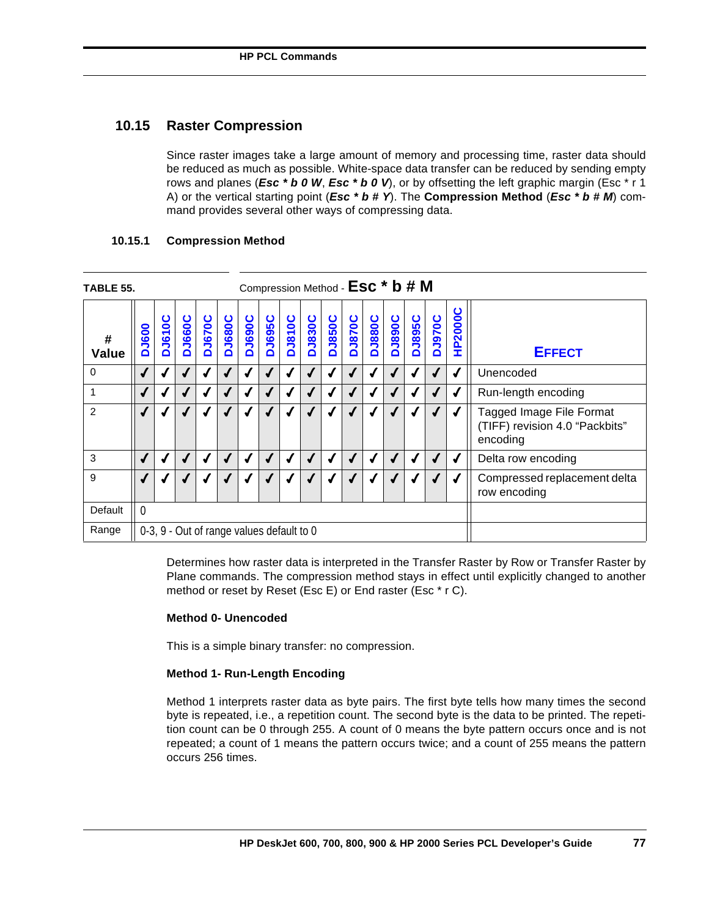## 10.15 Raster Compression

Since raster images take a large amount of memory and processing time, raster data should be reduced as much as possible. White-space data transfer can be reduced by sending empty rows and planes (***Esc * b 0 W***, ***Esc * b 0 V***), or by offsetting the left graphic margin (Esc * r 1 A) or the vertical starting point (***Esc * b # Y***). The **Compression Method** (***Esc * b # M***) command provides several other ways of compressing data.

### 10.15.1 Compression Method

**TABLE 55.** Compression Method - **Esc * b # M**

| # Value | DJ600 | DJ610C | DJ660C | DJ670C | DJ680C | DJ690C | DJ695C | DJ810C | DJ830C | DJ850C | DJ870C | DJ880C | DJ890C | DJ895C | DJ970C | HP2000C | EFFECT |
|---|---|---|---|---|---|---|---|---|---|---|---|---|---|---|---|---|---|
| 0 | ✓ | ✓ | ✓ | ✓ | ✓ | ✓ | ✓ | ✓ | ✓ | ✓ | ✓ | ✓ | ✓ | ✓ | ✓ | ✓ | Unencoded |
| 1 | ✓ | ✓ | ✓ | ✓ | ✓ | ✓ | ✓ | ✓ | ✓ | ✓ | ✓ | ✓ | ✓ | ✓ | ✓ | ✓ | Run-length encoding |
| 2 | ✓ | ✓ | ✓ | ✓ | ✓ | ✓ | ✓ | ✓ | ✓ | ✓ | ✓ | ✓ | ✓ | ✓ | ✓ | ✓ | Tagged Image File Format (TIFF) revision 4.0 "Packbits" encoding |
| 3 | ✓ | ✓ | ✓ | ✓ | ✓ | ✓ | ✓ | ✓ | ✓ | ✓ | ✓ | ✓ | ✓ | ✓ | ✓ | ✓ | Delta row encoding |
| 9 | ✓ | ✓ | ✓ | ✓ | ✓ | ✓ | ✓ | ✓ | ✓ | ✓ | ✓ | ✓ | ✓ | ✓ | ✓ | ✓ | Compressed replacement delta row encoding |
| Default | 0 | | | | | | | | | | | | | | | | |
| Range | 0-3, 9 - Out of range values default to 0 | | | | | | | | | | | | | | | | |

Determines how raster data is interpreted in the Transfer Raster by Row or Transfer Raster by Plane commands. The compression method stays in effect until explicitly changed to another method or reset by Reset (Esc E) or End raster (Esc * r C).

**Method 0- Unencoded**

This is a simple binary transfer: no compression.

**Method 1- Run-Length Encoding**

Method 1 interprets raster data as byte pairs. The first byte tells how many times the second byte is repeated, i.e., a repetition count. The second byte is the data to be printed. The repetition count can be 0 through 255. A count of 0 means the byte pattern occurs once and is not repeated; a count of 1 means the pattern occurs twice; and a count of 255 means the pattern occurs 256 times.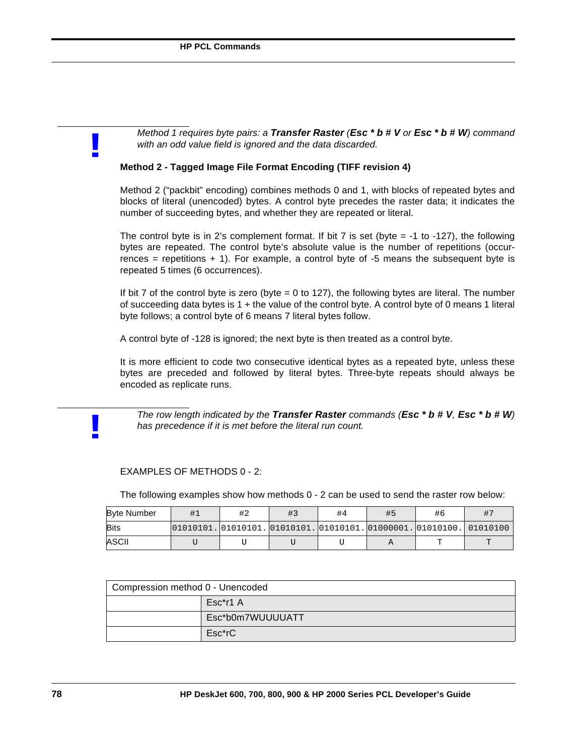*Method 1 requires byte pairs: a **Transfer Raster** (**Esc * b # V** or **Esc * b # W**) command with an odd value field is ignored and the data discarded.*

**Method 2 - Tagged Image File Format Encoding (TIFF revision 4)**

Method 2 ("packbit" encoding) combines methods 0 and 1, with blocks of repeated bytes and blocks of literal (unencoded) bytes. A control byte precedes the raster data; it indicates the number of succeeding bytes, and whether they are repeated or literal.

The control byte is in 2's complement format. If bit 7 is set (byte = -1 to -127), the following bytes are repeated. The control byte's absolute value is the number of repetitions (occurrences = repetitions + 1). For example, a control byte of -5 means the subsequent byte is repeated 5 times (6 occurrences).

If bit 7 of the control byte is zero (byte = 0 to 127), the following bytes are literal. The number of succeeding data bytes is 1 + the value of the control byte. A control byte of 0 means 1 literal byte follows; a control byte of 6 means 7 literal bytes follow.

A control byte of -128 is ignored; the next byte is then treated as a control byte.

It is more efficient to code two consecutive identical bytes as a repeated byte, unless these bytes are preceded and followed by literal bytes. Three-byte repeats should always be encoded as replicate runs.

*The row length indicated by the **Transfer Raster** commands (**Esc * b # V**, **Esc * b # W**) has precedence if it is met before the literal run count.*

EXAMPLES OF METHODS 0 - 2:

The following examples show how methods 0 - 2 can be used to send the raster row below:

| Byte Number | #1 | #2 | #3 | #4 | #5 | #6 | #7 |
|---|---|---|---|---|---|---|---|
| Bits | 01010101. | 01010101. | 01010101. | 01010101. | 01000001. | 01010100. | 01010100 |
| ASCII | U | U | U | U | A | T | T |

| Compression method 0 - Unencoded | |
|---|---|
| | Esc*r1 A |
| | Esc*b0m7WUUUUATT |
| | Esc*rC |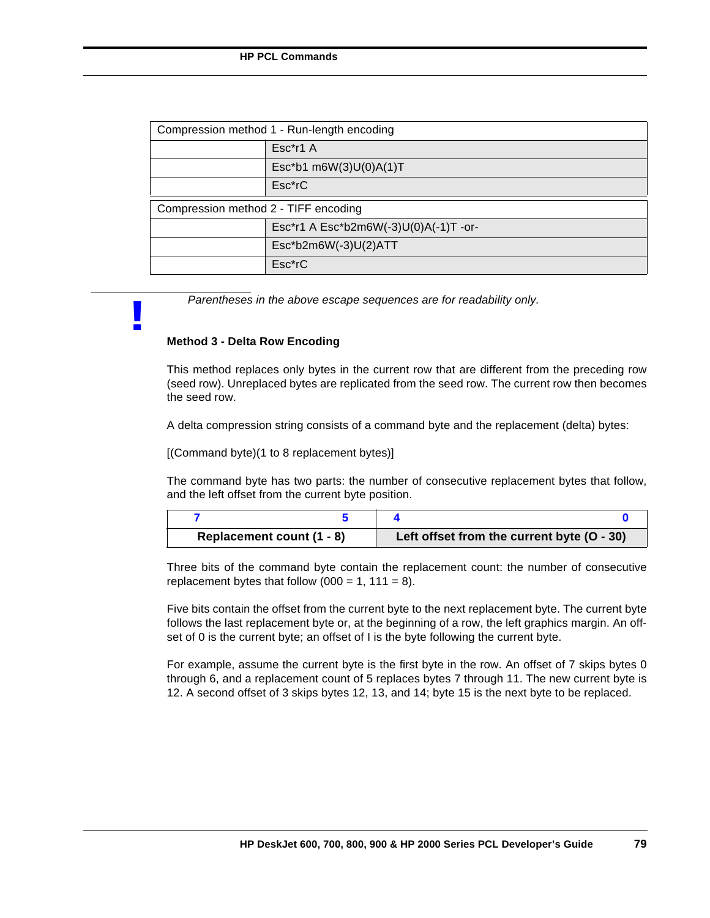| Compression method 1 - Run-length encoding | |
|---|---|
| | Esc*r1 A |
| | Esc*b1 m6W(3)U(0)A(1)T |
| | Esc*rC |

| Compression method 2 - TIFF encoding | |
|---|---|
| | Esc*r1 A Esc*b2m6W(-3)U(0)A(-1)T -or- |
| | Esc*b2m6W(-3)U(2)ATT |
| | Esc*rC |

*Parentheses in the above escape sequences are for readability only.*

**Method 3 - Delta Row Encoding**

This method replaces only bytes in the current row that are different from the preceding row (seed row). Unreplaced bytes are replicated from the seed row. The current row then becomes the seed row.

A delta compression string consists of a command byte and the replacement (delta) bytes:

[(Command byte)(1 to 8 replacement bytes)]

The command byte has two parts: the number of consecutive replacement bytes that follow, and the left offset from the current byte position.

| 7 &nbsp;&nbsp;&nbsp;&nbsp;&nbsp;&nbsp;&nbsp;&nbsp; 5 | 4 &nbsp;&nbsp;&nbsp;&nbsp;&nbsp;&nbsp;&nbsp;&nbsp; 0 |
|---|---|
| **Replacement count (1 - 8)** | **Left offset from the current byte (O - 30)** |

Three bits of the command byte contain the replacement count: the number of consecutive replacement bytes that follow (000 = 1, 111 = 8).

Five bits contain the offset from the current byte to the next replacement byte. The current byte follows the last replacement byte or, at the beginning of a row, the left graphics margin. An offset of 0 is the current byte; an offset of I is the byte following the current byte.

For example, assume the current byte is the first byte in the row. An offset of 7 skips bytes 0 through 6, and a replacement count of 5 replaces bytes 7 through 11. The new current byte is 12. A second offset of 3 skips bytes 12, 13, and 14; byte 15 is the next byte to be replaced.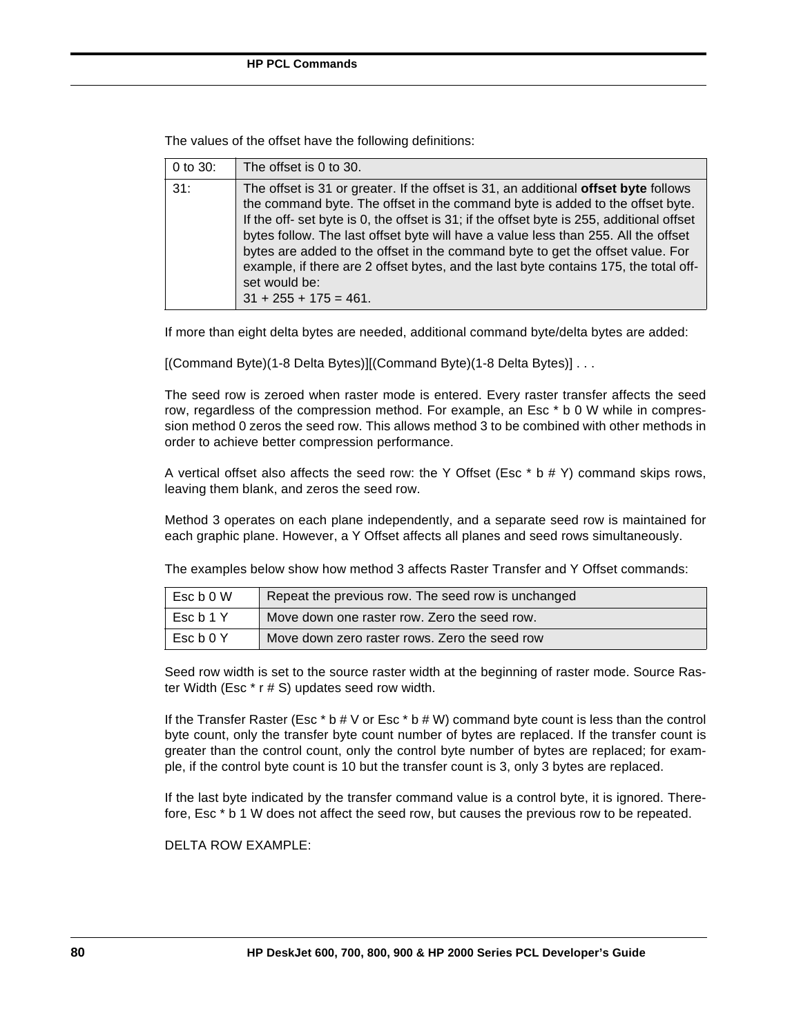The values of the offset have the following definitions:

| | |
|---|---|
| 0 to 30: | The offset is 0 to 30. |
| 31: | The offset is 31 or greater. If the offset is 31, an additional **offset byte** follows the command byte. The offset in the command byte is added to the offset byte. If the off- set byte is 0, the offset is 31; if the offset byte is 255, additional offset bytes follow. The last offset byte will have a value less than 255. All the offset bytes are added to the offset in the command byte to get the offset value. For example, if there are 2 offset bytes, and the last byte contains 175, the total off-set would be:<br>31 + 255 + 175 = 461. |

If more than eight delta bytes are needed, additional command byte/delta bytes are added:

[(Command Byte)(1-8 Delta Bytes)][(Command Byte)(1-8 Delta Bytes)] . . .

The seed row is zeroed when raster mode is entered. Every raster transfer affects the seed row, regardless of the compression method. For example, an Esc * b 0 W while in compression method 0 zeros the seed row. This allows method 3 to be combined with other methods in order to achieve better compression performance.

A vertical offset also affects the seed row: the Y Offset (Esc * b # Y) command skips rows, leaving them blank, and zeros the seed row.

Method 3 operates on each plane independently, and a separate seed row is maintained for each graphic plane. However, a Y Offset affects all planes and seed rows simultaneously.

The examples below show how method 3 affects Raster Transfer and Y Offset commands:

| | |
|---|---|
| Esc b 0 W | Repeat the previous row. The seed row is unchanged |
| Esc b 1 Y | Move down one raster row. Zero the seed row. |
| Esc b 0 Y | Move down zero raster rows. Zero the seed row |

Seed row width is set to the source raster width at the beginning of raster mode. Source Raster Width (Esc * r # S) updates seed row width.

If the Transfer Raster (Esc * b # V or Esc * b # W) command byte count is less than the control byte count, only the transfer byte count number of bytes are replaced. If the transfer count is greater than the control count, only the control byte number of bytes are replaced; for example, if the control byte count is 10 but the transfer count is 3, only 3 bytes are replaced.

If the last byte indicated by the transfer command value is a control byte, it is ignored. Therefore, Esc * b 1 W does not affect the seed row, but causes the previous row to be repeated.

DELTA ROW EXAMPLE: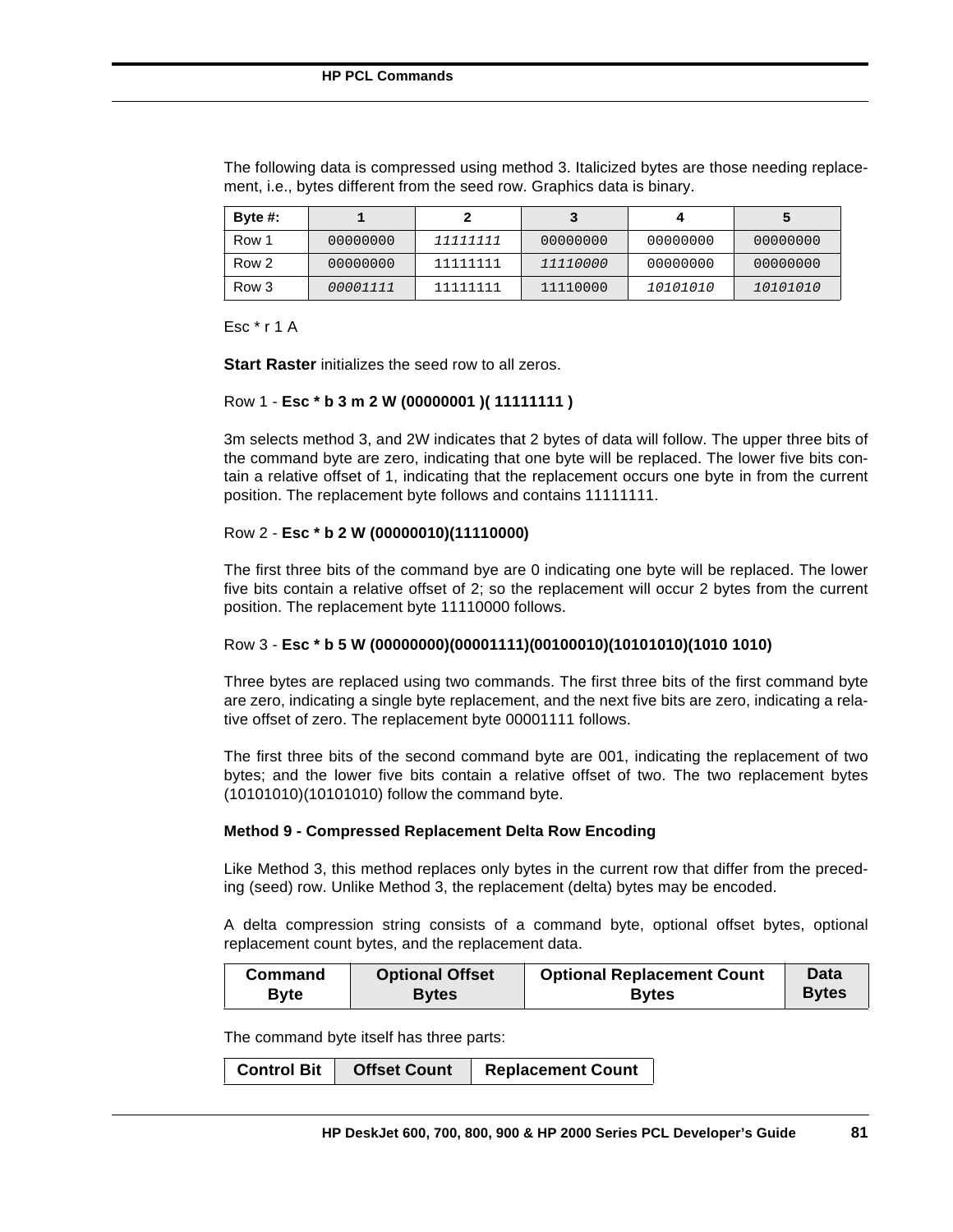The following data is compressed using method 3. Italicized bytes are those needing replacement, i.e., bytes different from the seed row. Graphics data is binary.

| Byte #: | 1 | 2 | 3 | 4 | 5 |
|---|---|---|---|---|---|
| Row 1 | 00000000 | *11111111* | 00000000 | 00000000 | 00000000 |
| Row 2 | 00000000 | 11111111 | *11110000* | 00000000 | 00000000 |
| Row 3 | *00001111* | 11111111 | 11110000 | *10101010* | *10101010* |

Esc * r 1 A

**Start Raster** initializes the seed row to all zeros.

Row 1 - **Esc * b 3 m 2 W (00000001 )( 11111111 )**

3m selects method 3, and 2W indicates that 2 bytes of data will follow. The upper three bits of the command byte are zero, indicating that one byte will be replaced. The lower five bits contain a relative offset of 1, indicating that the replacement occurs one byte in from the current position. The replacement byte follows and contains 11111111.

Row 2 - **Esc * b 2 W (00000010)(11110000)**

The first three bits of the command bye are 0 indicating one byte will be replaced. The lower five bits contain a relative offset of 2; so the replacement will occur 2 bytes from the current position. The replacement byte 11110000 follows.

Row 3 - **Esc * b 5 W (00000000)(00001111)(00100010)(10101010)(1010 1010)**

Three bytes are replaced using two commands. The first three bits of the first command byte are zero, indicating a single byte replacement, and the next five bits are zero, indicating a relative offset of zero. The replacement byte 00001111 follows.

The first three bits of the second command byte are 001, indicating the replacement of two bytes; and the lower five bits contain a relative offset of two. The two replacement bytes (10101010)(10101010) follow the command byte.

**Method 9 - Compressed Replacement Delta Row Encoding**

Like Method 3, this method replaces only bytes in the current row that differ from the preceding (seed) row. Unlike Method 3, the replacement (delta) bytes may be encoded.

A delta compression string consists of a command byte, optional offset bytes, optional replacement count bytes, and the replacement data.

| Command Byte | Optional Offset Bytes | Optional Replacement Count Bytes | Data Bytes |
|---|---|---|---|

The command byte itself has three parts:

| Control Bit | Offset Count | Replacement Count |
|---|---|---|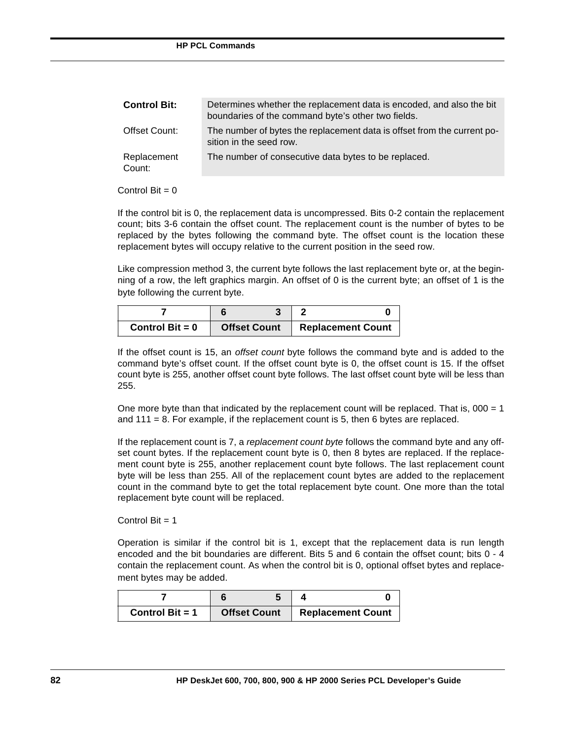| | |
|---|---|
| **Control Bit:** | Determines whether the replacement data is encoded, and also the bit boundaries of the command byte's other two fields. |
| Offset Count: | The number of bytes the replacement data is offset from the current position in the seed row. |
| Replacement Count: | The number of consecutive data bytes to be replaced. |

Control Bit = 0

If the control bit is 0, the replacement data is uncompressed. Bits 0-2 contain the replacement count; bits 3-6 contain the offset count. The replacement count is the number of bytes to be replaced by the bytes following the command byte. The offset count is the location these replacement bytes will occupy relative to the current position in the seed row.

Like compression method 3, the current byte follows the last replacement byte or, at the beginning of a row, the left graphics margin. An offset of 0 is the current byte; an offset of 1 is the byte following the current byte.

| **7** | **6　　　3** | **2　　　0** |
|---|---|---|
| **Control Bit = 0** | **Offset Count** | **Replacement Count** |

If the offset count is 15, an *offset count* byte follows the command byte and is added to the command byte's offset count. If the offset count byte is 0, the offset count is 15. If the offset count byte is 255, another offset count byte follows. The last offset count byte will be less than 255.

One more byte than that indicated by the replacement count will be replaced. That is, 000 = 1 and 111 = 8. For example, if the replacement count is 5, then 6 bytes are replaced.

If the replacement count is 7, a *replacement count byte* follows the command byte and any offset count bytes. If the replacement count byte is 0, then 8 bytes are replaced. If the replacement count byte is 255, another replacement count byte follows. The last replacement count byte will be less than 255. All of the replacement count bytes are added to the replacement count in the command byte to get the total replacement byte count. One more than the total replacement byte count will be replaced.

Control Bit = 1

Operation is similar if the control bit is 1, except that the replacement data is run length encoded and the bit boundaries are different. Bits 5 and 6 contain the offset count; bits 0 - 4 contain the replacement count. As when the control bit is 0, optional offset bytes and replacement bytes may be added.

| **7** | **6　　　5** | **4　　　0** |
|---|---|---|
| **Control Bit = 1** | **Offset Count** | **Replacement Count** |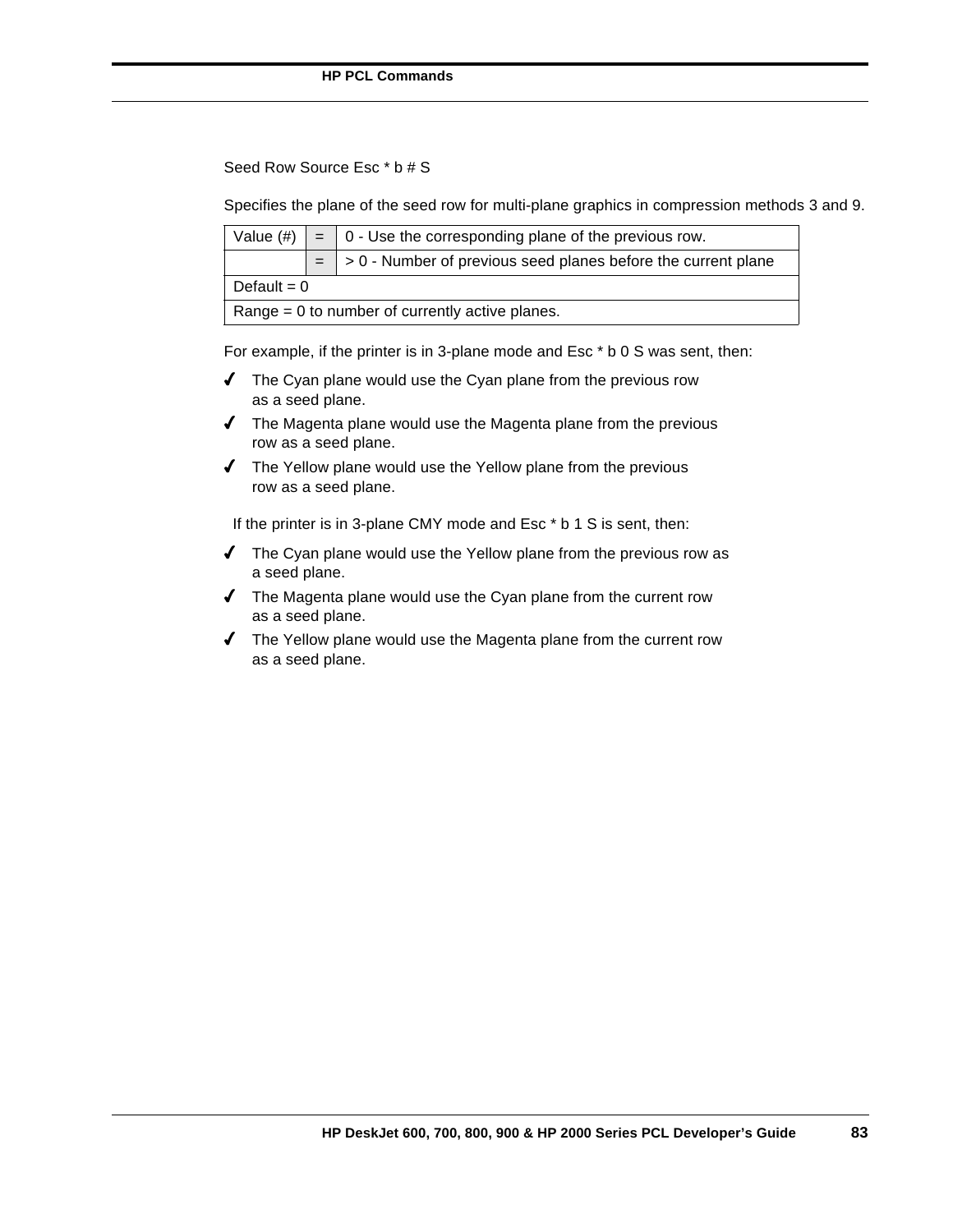Seed Row Source Esc * b # S

Specifies the plane of the seed row for multi-plane graphics in compression methods 3 and 9.

| Value (#) | = | 0 - Use the corresponding plane of the previous row. |
|---|---|---|
| | = | > 0 - Number of previous seed planes before the current plane |
| Default = 0 | | |
| Range = 0 to number of currently active planes. | | |

For example, if the printer is in 3-plane mode and Esc * b 0 S was sent, then:

- ✔ The Cyan plane would use the Cyan plane from the previous row as a seed plane.
- ✔ The Magenta plane would use the Magenta plane from the previous row as a seed plane.
- ✔ The Yellow plane would use the Yellow plane from the previous row as a seed plane.

If the printer is in 3-plane CMY mode and Esc * b 1 S is sent, then:

- ✔ The Cyan plane would use the Yellow plane from the previous row as a seed plane.
- ✔ The Magenta plane would use the Cyan plane from the current row as a seed plane.
- ✔ The Yellow plane would use the Magenta plane from the current row as a seed plane.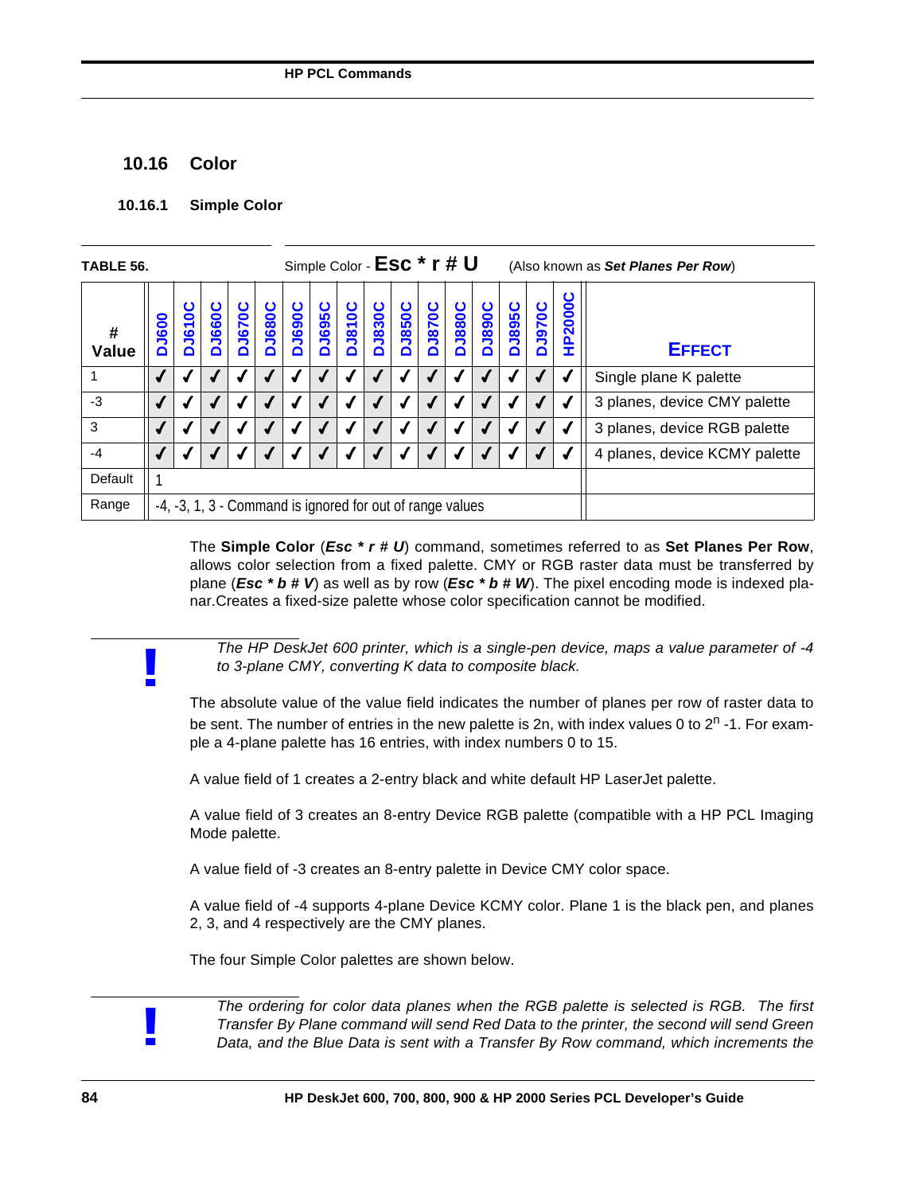## 10.16 Color

### 10.16.1 Simple Color

**TABLE 56.** Simple Color - **Esc * r # U** (Also known as ***Set Planes Per Row***)

| # Value | DJ600 | DJ610C | DJ660C | DJ670C | DJ680C | DJ690C | DJ695C | DJ810C | DJ830C | DJ850C | DJ870C | DJ880C | DJ890C | DJ895C | DJ970C | HP2000C | EFFECT |
|---|---|---|---|---|---|---|---|---|---|---|---|---|---|---|---|---|---|
| 1 | ✓ | ✓ | ✓ | ✓ | ✓ | ✓ | ✓ | ✓ | ✓ | ✓ | ✓ | ✓ | ✓ | ✓ | ✓ | ✓ | Single plane K palette |
| -3 | ✓ | ✓ | ✓ | ✓ | ✓ | ✓ | ✓ | ✓ | ✓ | ✓ | ✓ | ✓ | ✓ | ✓ | ✓ | ✓ | 3 planes, device CMY palette |
| 3 | ✓ | ✓ | ✓ | ✓ | ✓ | ✓ | ✓ | ✓ | ✓ | ✓ | ✓ | ✓ | ✓ | ✓ | ✓ | ✓ | 3 planes, device RGB palette |
| -4 | ✓ | ✓ | ✓ | ✓ | ✓ | ✓ | ✓ | ✓ | ✓ | ✓ | ✓ | ✓ | ✓ | ✓ | ✓ | ✓ | 4 planes, device KCMY palette |
| Default | 1 | | | | | | | | | | | | | | | | |
| Range | -4, -3, 1, 3 - Command is ignored for out of range values | | | | | | | | | | | | | | | | |

The **Simple Color** (***Esc * r # U***) command, sometimes referred to as **Set Planes Per Row**, allows color selection from a fixed palette. CMY or RGB raster data must be transferred by plane (***Esc * b # V***) as well as by row (***Esc * b # W***). The pixel encoding mode is indexed planar.Creates a fixed-size palette whose color specification cannot be modified.

> **!** *The HP DeskJet 600 printer, which is a single-pen device, maps a value parameter of -4 to 3-plane CMY, converting K data to composite black.*

The absolute value of the value field indicates the number of planes per row of raster data to be sent. The number of entries in the new palette is 2n, with index values 0 to $2^n$ -1. For example a 4-plane palette has 16 entries, with index numbers 0 to 15.

A value field of 1 creates a 2-entry black and white default HP LaserJet palette.

A value field of 3 creates an 8-entry Device RGB palette (compatible with a HP PCL Imaging Mode palette.

A value field of -3 creates an 8-entry palette in Device CMY color space.

A value field of -4 supports 4-plane Device KCMY color. Plane 1 is the black pen, and planes 2, 3, and 4 respectively are the CMY planes.

The four Simple Color palettes are shown below.

> **!** *The ordering for color data planes when the RGB palette is selected is RGB. The first Transfer By Plane command will send Red Data to the printer, the second will send Green Data, and the Blue Data is sent with a Transfer By Row command, which increments the*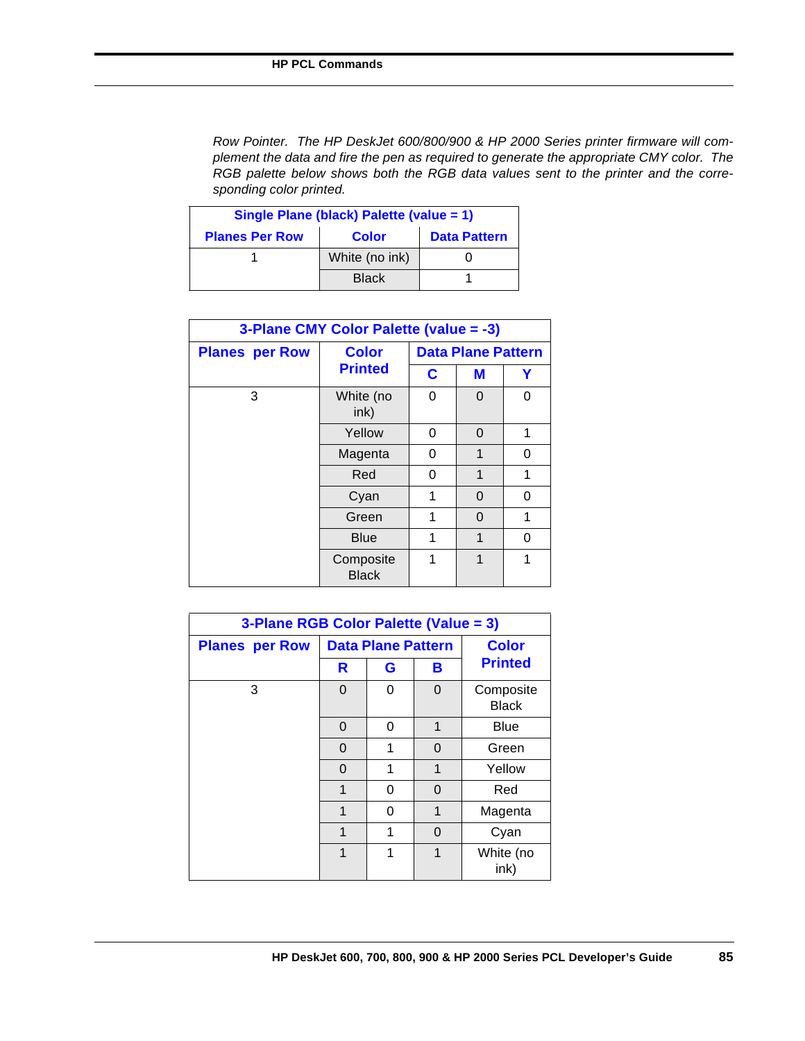*Row Pointer. The HP DeskJet 600/800/900 & HP 2000 Series printer firmware will complement the data and fire the pen as required to generate the appropriate CMY color. The RGB palette below shows both the RGB data values sent to the printer and the corresponding color printed.*

| Single Plane (black) Palette (value = 1) | | |
|---|---|---|
| **Planes Per Row** | **Color** | **Data Pattern** |
| 1 | White (no ink) | 0 |
| | Black | 1 |

| 3-Plane CMY Color Palette (value = -3) | | | | |
|---|---|---|---|---|
| **Planes per Row** | **Color Printed** | **Data Plane Pattern** | | |
| | | **C** | **M** | **Y** |
| 3 | White (no ink) | 0 | 0 | 0 |
| | Yellow | 0 | 0 | 1 |
| | Magenta | 0 | 1 | 0 |
| | Red | 0 | 1 | 1 |
| | Cyan | 1 | 0 | 0 |
| | Green | 1 | 0 | 1 |
| | Blue | 1 | 1 | 0 |
| | Composite Black | 1 | 1 | 1 |

| 3-Plane RGB Color Palette (Value = 3) | | | | |
|---|---|---|---|---|
| **Planes per Row** | **Data Plane Pattern** | | | **Color Printed** |
| | **R** | **G** | **B** | |
| 3 | 0 | 0 | 0 | Composite Black |
| | 0 | 0 | 1 | Blue |
| | 0 | 1 | 0 | Green |
| | 0 | 1 | 1 | Yellow |
| | 1 | 0 | 0 | Red |
| | 1 | 0 | 1 | Magenta |
| | 1 | 1 | 0 | Cyan |
| | 1 | 1 | 1 | White (no ink) |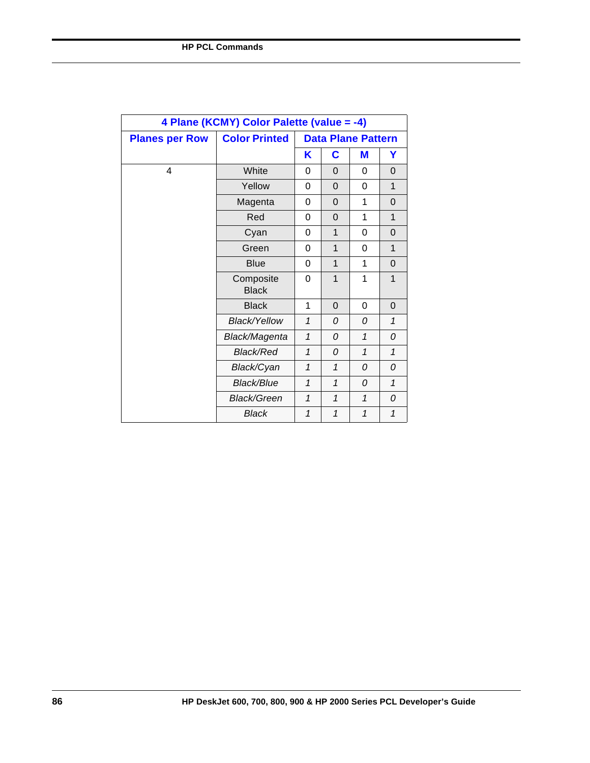| 4 Plane (KCMY) Color Palette (value = -4) | | | | | |
|---|---|---|---|---|---|
| **Planes per Row** | **Color Printed** | **Data Plane Pattern** | | | |
| | | **K** | **C** | **M** | **Y** |
| 4 | White | 0 | 0 | 0 | 0 |
| | Yellow | 0 | 0 | 0 | 1 |
| | Magenta | 0 | 0 | 1 | 0 |
| | Red | 0 | 0 | 1 | 1 |
| | Cyan | 0 | 1 | 0 | 0 |
| | Green | 0 | 1 | 0 | 1 |
| | Blue | 0 | 1 | 1 | 0 |
| | Composite Black | 0 | 1 | 1 | 1 |
| | Black | 1 | 0 | 0 | 0 |
| | *Black/Yellow* | *1* | *0* | *0* | *1* |
| | *Black/Magenta* | *1* | *0* | *1* | *0* |
| | *Black/Red* | *1* | *0* | *1* | *1* |
| | *Black/Cyan* | *1* | *1* | *0* | *0* |
| | *Black/Blue* | *1* | *1* | *0* | *1* |
| | *Black/Green* | *1* | *1* | *1* | *0* |
| | *Black* | *1* | *1* | *1* | *1* |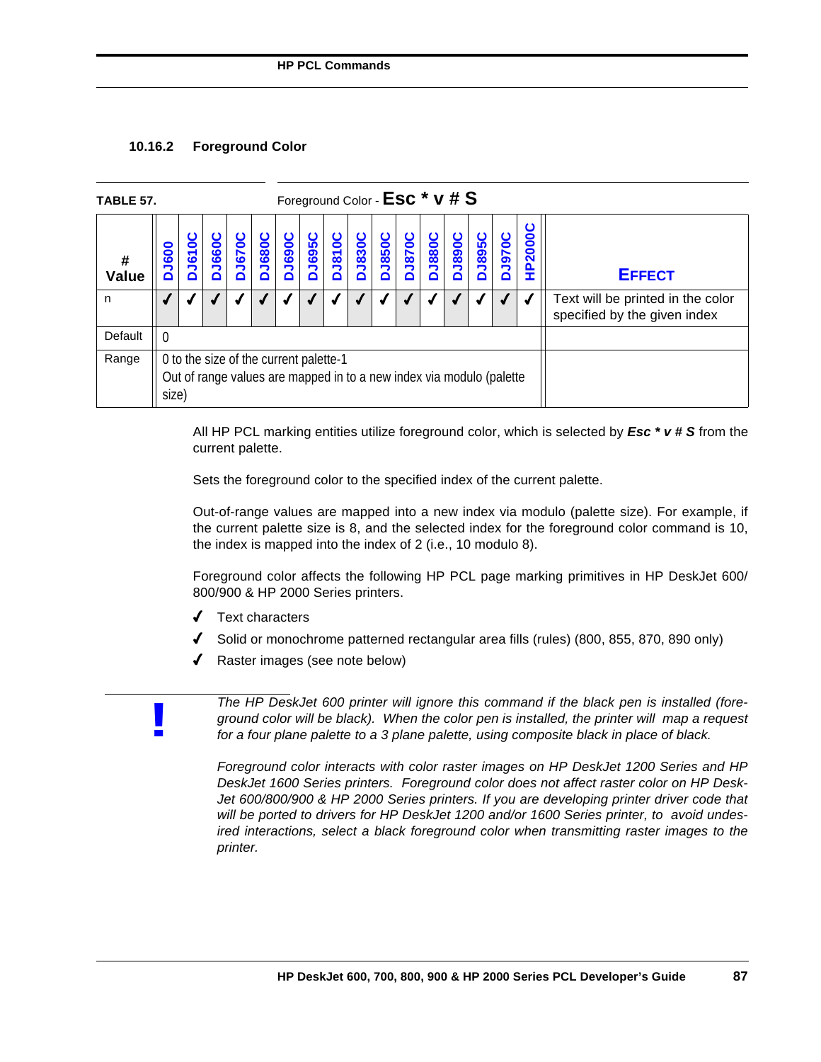### 10.16.2 Foreground Color

**TABLE 57.** Foreground Color - **Esc * v # S**

| # Value | DJ600 | DJ610C | DJ660C | DJ670C | DJ680C | DJ690C | DJ695C | DJ810C | DJ830C | DJ850C | DJ870C | DJ880C | DJ890C | DJ895C | DJ970C | HP2000C | EFFECT |
|---|---|---|---|---|---|---|---|---|---|---|---|---|---|---|---|---|---|
| n | ✓ | ✓ | ✓ | ✓ | ✓ | ✓ | ✓ | ✓ | ✓ | ✓ | ✓ | ✓ | ✓ | ✓ | ✓ | ✓ | Text will be printed in the color specified by the given index |
| Default | 0 | | | | | | | | | | | | | | | | |
| Range | 0 to the size of the current palette-1<br>Out of range values are mapped in to a new index via modulo (palette size) | | | | | | | | | | | | | | | | |

All HP PCL marking entities utilize foreground color, which is selected by ***Esc * v # S*** from the current palette.

Sets the foreground color to the specified index of the current palette.

Out-of-range values are mapped into a new index via modulo (palette size). For example, if the current palette size is 8, and the selected index for the foreground color command is 10, the index is mapped into the index of 2 (i.e., 10 modulo 8).

Foreground color affects the following HP PCL page marking primitives in HP DeskJet 600/800/900 & HP 2000 Series printers.

- ✓ Text characters
- ✓ Solid or monochrome patterned rectangular area fills (rules) (800, 855, 870, 890 only)
- ✓ Raster images (see note below)

**!** *The HP DeskJet 600 printer will ignore this command if the black pen is installed (foreground color will be black). When the color pen is installed, the printer will map a request for a four plane palette to a 3 plane palette, using composite black in place of black.*

*Foreground color interacts with color raster images on HP DeskJet 1200 Series and HP DeskJet 1600 Series printers. Foreground color does not affect raster color on HP DeskJet 600/800/900 & HP 2000 Series printers. If you are developing printer driver code that will be ported to drivers for HP DeskJet 1200 and/or 1600 Series printer, to avoid undesired interactions, select a black foreground color when transmitting raster images to the printer.*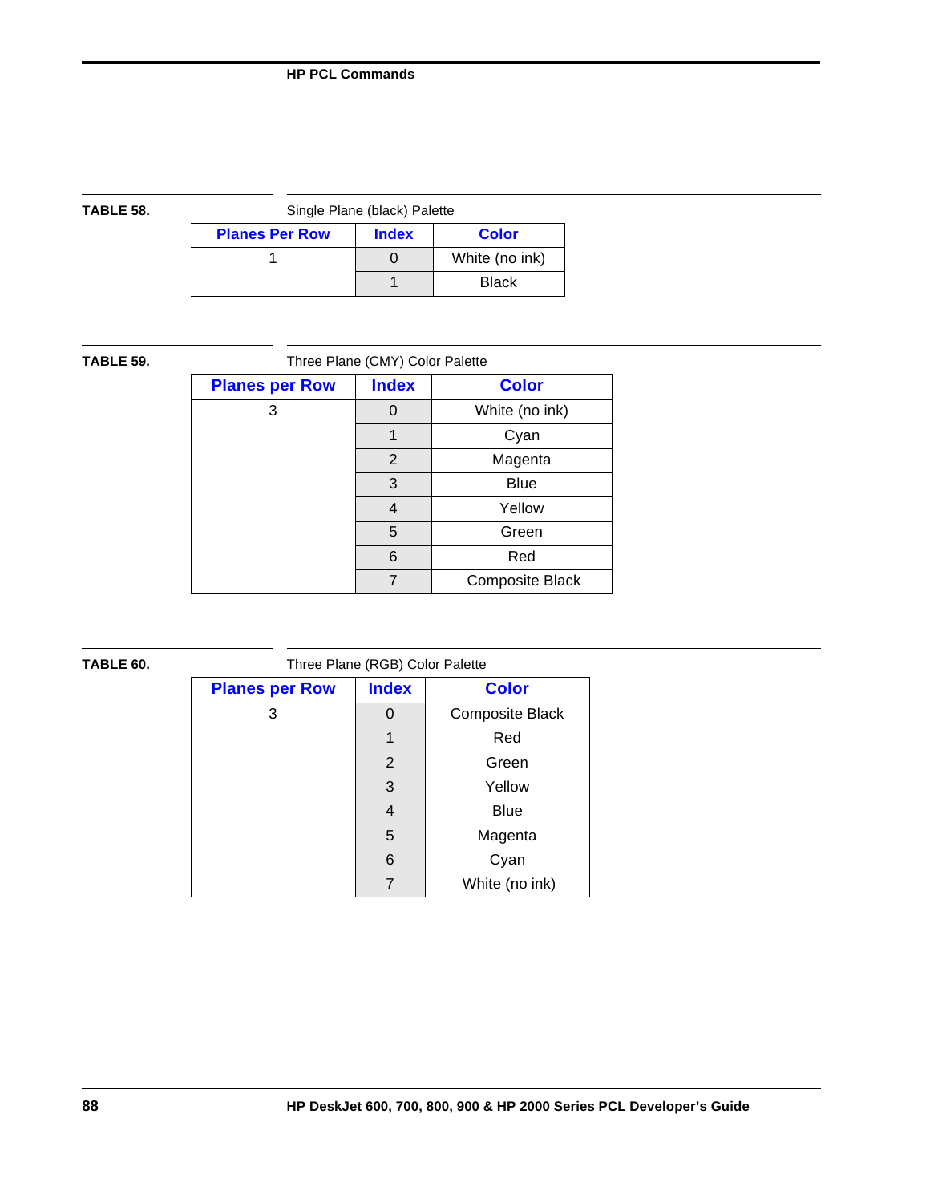**TABLE 58.** Single Plane (black) Palette

| Planes Per Row | Index | Color |
|---|---|---|
| 1 | 0 | White (no ink) |
| | 1 | Black |

**TABLE 59.** Three Plane (CMY) Color Palette

| Planes per Row | Index | Color |
|---|---|---|
| 3 | 0 | White (no ink) |
| | 1 | Cyan |
| | 2 | Magenta |
| | 3 | Blue |
| | 4 | Yellow |
| | 5 | Green |
| | 6 | Red |
| | 7 | Composite Black |

**TABLE 60.** Three Plane (RGB) Color Palette

| Planes per Row | Index | Color |
|---|---|---|
| 3 | 0 | Composite Black |
| | 1 | Red |
| | 2 | Green |
| | 3 | Yellow |
| | 4 | Blue |
| | 5 | Magenta |
| | 6 | Cyan |
| | 7 | White (no ink) |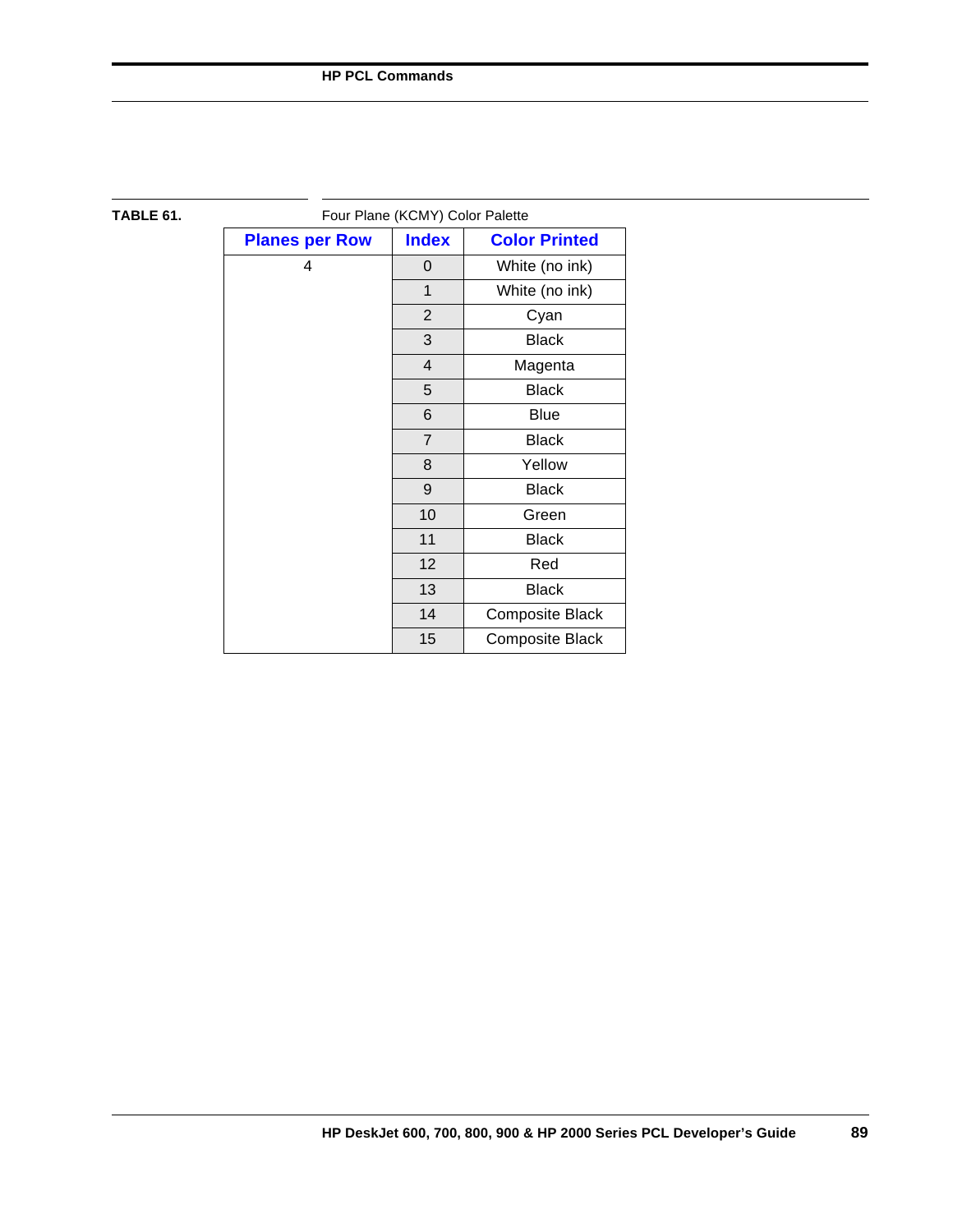**TABLE 61.** Four Plane (KCMY) Color Palette

| Planes per Row | Index | Color Printed |
|---|---|---|
| 4 | 0 | White (no ink) |
| | 1 | White (no ink) |
| | 2 | Cyan |
| | 3 | Black |
| | 4 | Magenta |
| | 5 | Black |
| | 6 | Blue |
| | 7 | Black |
| | 8 | Yellow |
| | 9 | Black |
| | 10 | Green |
| | 11 | Black |
| | 12 | Red |
| | 13 | Black |
| | 14 | Composite Black |
| | 15 | Composite Black |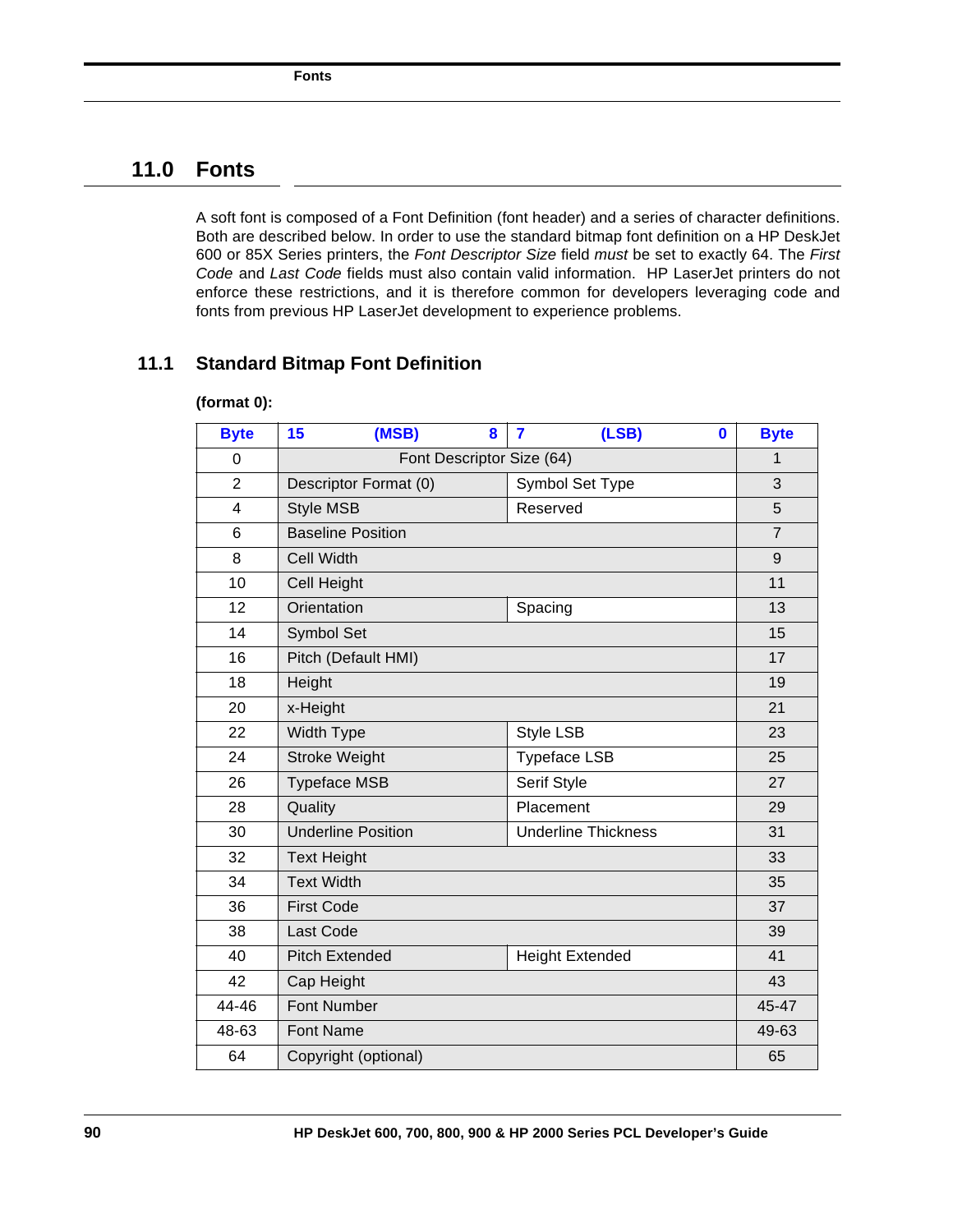# 11.0 Fonts

A soft font is composed of a Font Definition (font header) and a series of character definitions. Both are described below. In order to use the standard bitmap font definition on a HP DeskJet 600 or 85X Series printers, the *Font Descriptor Size* field *must* be set to exactly 64. The *First Code* and *Last Code* fields must also contain valid information. HP LaserJet printers do not enforce these restrictions, and it is therefore common for developers leveraging code and fonts from previous HP LaserJet development to experience problems.

## 11.1 Standard Bitmap Font Definition

**(format 0):**

| Byte | 15 (MSB) 8 | 7 (LSB) 0 | Byte |
|---|---|---|---|
| 0 | Font Descriptor Size (64) | | 1 |
| 2 | Descriptor Format (0) | Symbol Set Type | 3 |
| 4 | Style MSB | Reserved | 5 |
| 6 | Baseline Position | | 7 |
| 8 | Cell Width | | 9 |
| 10 | Cell Height | | 11 |
| 12 | Orientation | Spacing | 13 |
| 14 | Symbol Set | | 15 |
| 16 | Pitch (Default HMI) | | 17 |
| 18 | Height | | 19 |
| 20 | x-Height | | 21 |
| 22 | Width Type | Style LSB | 23 |
| 24 | Stroke Weight | Typeface LSB | 25 |
| 26 | Typeface MSB | Serif Style | 27 |
| 28 | Quality | Placement | 29 |
| 30 | Underline Position | Underline Thickness | 31 |
| 32 | Text Height | | 33 |
| 34 | Text Width | | 35 |
| 36 | First Code | | 37 |
| 38 | Last Code | | 39 |
| 40 | Pitch Extended | Height Extended | 41 |
| 42 | Cap Height | | 43 |
| 44-46 | Font Number | | 45-47 |
| 48-63 | Font Name | | 49-63 |
| 64 | Copyright (optional) | | 65 |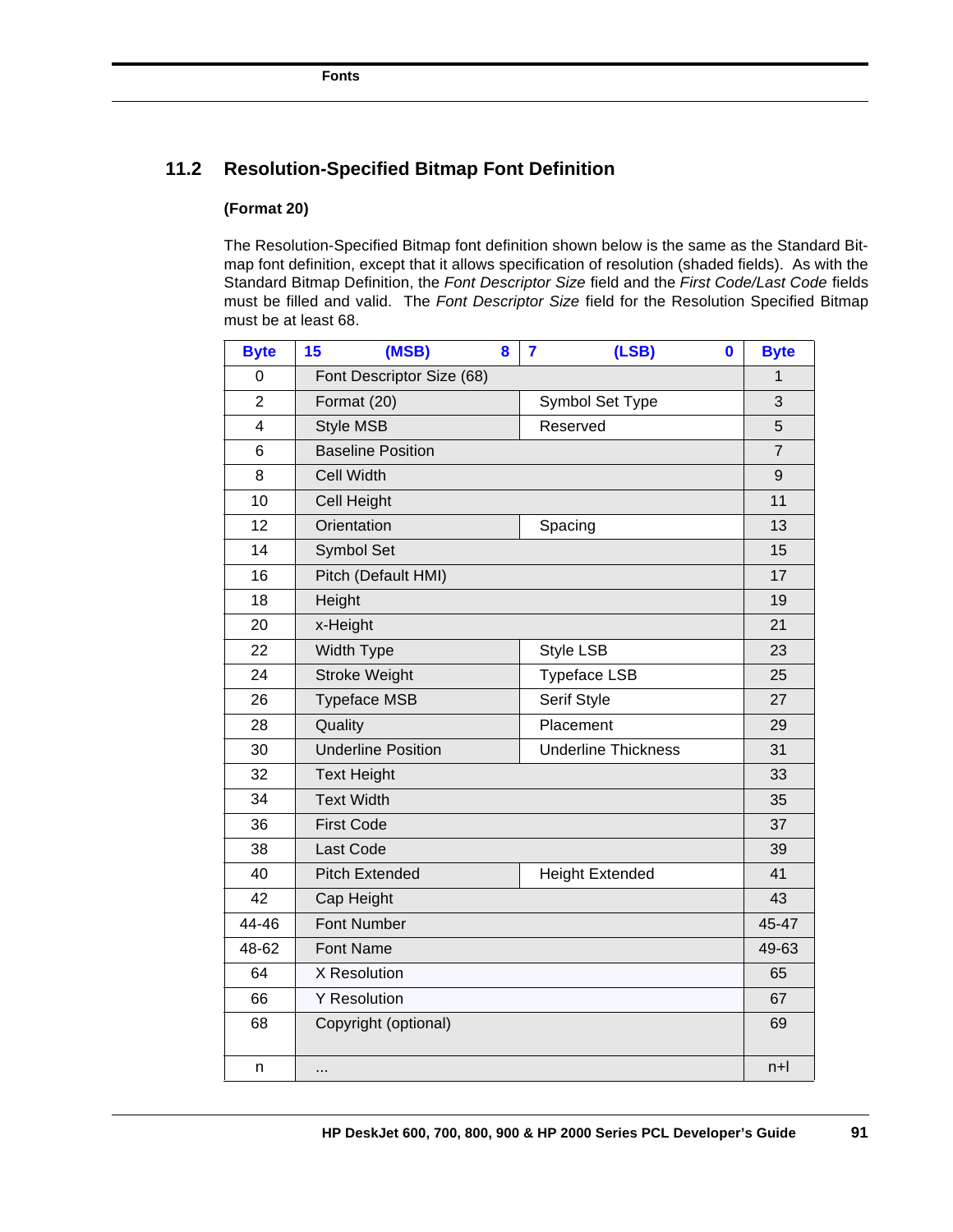## 11.2 Resolution-Specified Bitmap Font Definition

**(Format 20)**

The Resolution-Specified Bitmap font definition shown below is the same as the Standard Bitmap font definition, except that it allows specification of resolution (shaded fields). As with the Standard Bitmap Definition, the *Font Descriptor Size* field and the *First Code/Last Code* fields must be filled and valid. The *Font Descriptor Size* field for the Resolution Specified Bitmap must be at least 68.

| Byte | 15 (MSB) 8 | 7 (LSB) 0 | Byte |
|---|---|---|---|
| 0 | Font Descriptor Size (68) | | 1 |
| 2 | Format (20) | Symbol Set Type | 3 |
| 4 | Style MSB | Reserved | 5 |
| 6 | Baseline Position | | 7 |
| 8 | Cell Width | | 9 |
| 10 | Cell Height | | 11 |
| 12 | Orientation | Spacing | 13 |
| 14 | Symbol Set | | 15 |
| 16 | Pitch (Default HMI) | | 17 |
| 18 | Height | | 19 |
| 20 | x-Height | | 21 |
| 22 | Width Type | Style LSB | 23 |
| 24 | Stroke Weight | Typeface LSB | 25 |
| 26 | Typeface MSB | Serif Style | 27 |
| 28 | Quality | Placement | 29 |
| 30 | Underline Position | Underline Thickness | 31 |
| 32 | Text Height | | 33 |
| 34 | Text Width | | 35 |
| 36 | First Code | | 37 |
| 38 | Last Code | | 39 |
| 40 | Pitch Extended | Height Extended | 41 |
| 42 | Cap Height | | 43 |
| 44-46 | Font Number | | 45-47 |
| 48-62 | Font Name | | 49-63 |
| 64 | X Resolution | | 65 |
| 66 | Y Resolution | | 67 |
| 68 | Copyright (optional) | | 69 |
| n | ... | | n+l |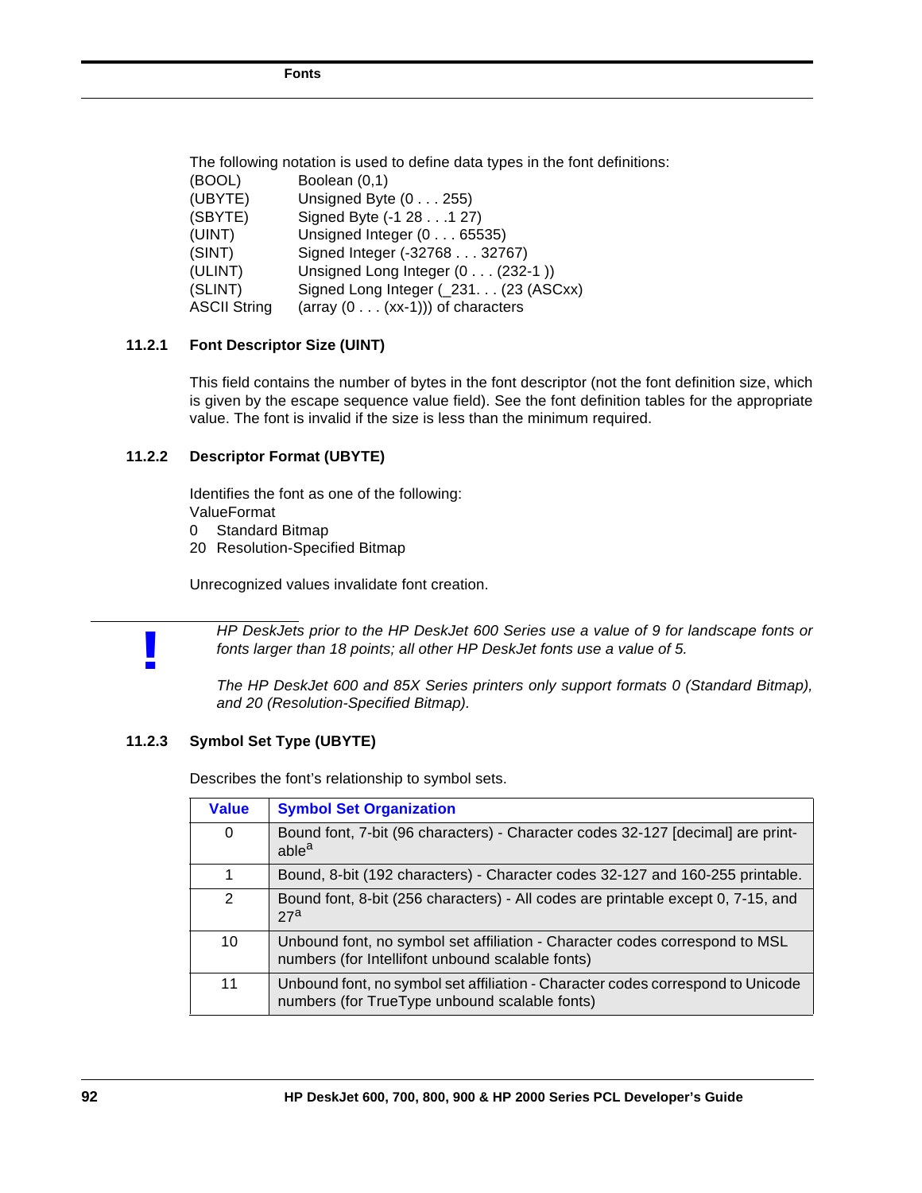The following notation is used to define data types in the font definitions:

| | |
|---|---|
| (BOOL) | Boolean (0,1) |
| (UBYTE) | Unsigned Byte (0 . . . 255) |
| (SBYTE) | Signed Byte (-1 28 . . .1 27) |
| (UINT) | Unsigned Integer (0 . . . 65535) |
| (SINT) | Signed Integer (-32768 . . . 32767) |
| (ULINT) | Unsigned Long Integer (0 . . . (232-1 )) |
| (SLINT) | Signed Long Integer (_231. . . (23 (ASCxx) |
| ASCII String | (array (0 . . . (xx-1))) of characters |

### 11.2.1 Font Descriptor Size (UINT)

This field contains the number of bytes in the font descriptor (not the font definition size, which is given by the escape sequence value field). See the font definition tables for the appropriate value. The font is invalid if the size is less than the minimum required.

### 11.2.2 Descriptor Format (UBYTE)

Identifies the font as one of the following:

ValueFormat

0 Standard Bitmap

20 Resolution-Specified Bitmap

Unrecognized values invalidate font creation.

**!** *HP DeskJets prior to the HP DeskJet 600 Series use a value of 9 for landscape fonts or fonts larger than 18 points; all other HP DeskJet fonts use a value of 5.*

*The HP DeskJet 600 and 85X Series printers only support formats 0 (Standard Bitmap), and 20 (Resolution-Specified Bitmap).*

### 11.2.3 Symbol Set Type (UBYTE)

Describes the font's relationship to symbol sets.

| Value | Symbol Set Organization |
|---|---|
| 0 | Bound font, 7-bit (96 characters) - Character codes 32-127 [decimal] are printable[a] |
| 1 | Bound, 8-bit (192 characters) - Character codes 32-127 and 160-255 printable. |
| 2 | Bound font, 8-bit (256 characters) - All codes are printable except 0, 7-15, and 27[a] |
| 10 | Unbound font, no symbol set affiliation - Character codes correspond to MSL numbers (for Intellifont unbound scalable fonts) |
| 11 | Unbound font, no symbol set affiliation - Character codes correspond to Unicode numbers (for TrueType unbound scalable fonts) |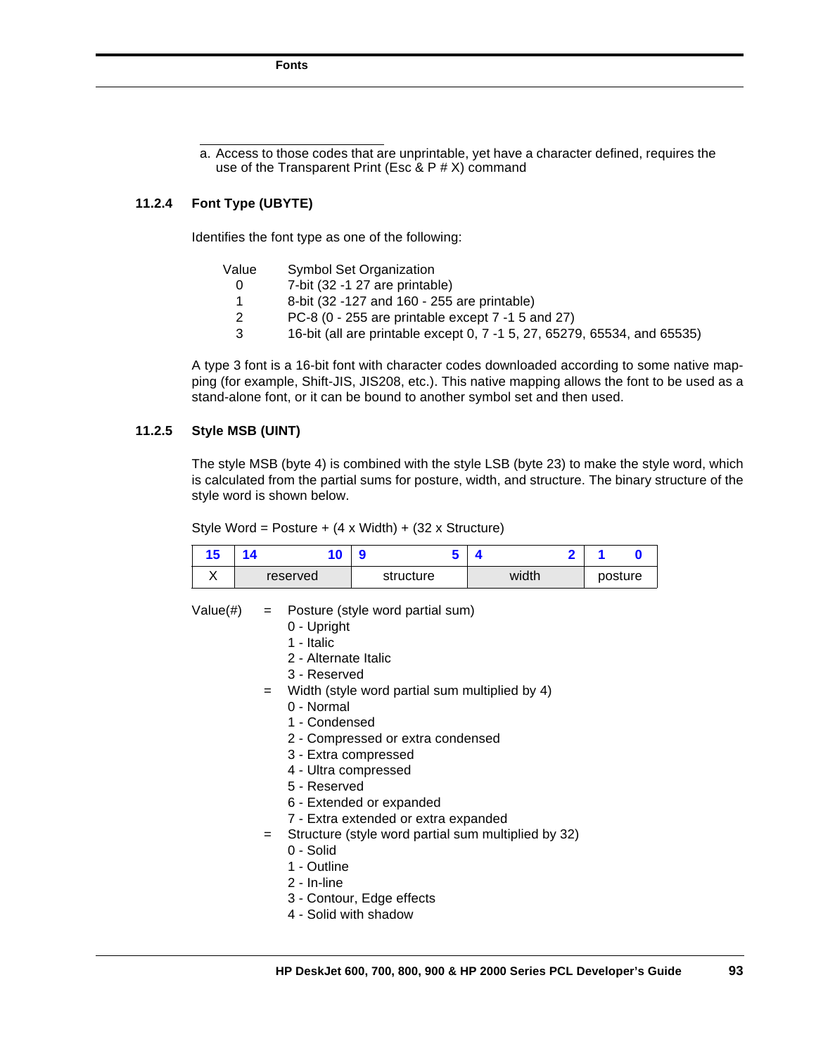a. Access to those codes that are unprintable, yet have a character defined, requires the use of the Transparent Print (Esc & P # X) command

### 11.2.4 Font Type (UBYTE)

Identifies the font type as one of the following:

| Value | Symbol Set Organization |
|---|---|
| 0 | 7-bit (32 -1 27 are printable) |
| 1 | 8-bit (32 -127 and 160 - 255 are printable) |
| 2 | PC-8 (0 - 255 are printable except 7 -1 5 and 27) |
| 3 | 16-bit (all are printable except 0, 7 -1 5, 27, 65279, 65534, and 65535) |

A type 3 font is a 16-bit font with character codes downloaded according to some native mapping (for example, Shift-JIS, JIS208, etc.). This native mapping allows the font to be used as a stand-alone font, or it can be bound to another symbol set and then used.

### 11.2.5 Style MSB (UINT)

The style MSB (byte 4) is combined with the style LSB (byte 23) to make the style word, which is calculated from the partial sums for posture, width, and structure. The binary structure of the style word is shown below.

Style Word = Posture + (4 x Width) + (32 x Structure)

| 15 | 14 — 10 | 9 — 5 | 4 — 2 | 1 — 0 |
|---|---|---|---|---|
| X | reserved | structure | width | posture |

Value(#) = Posture (style word partial sum)
- 0 - Upright
- 1 - Italic
- 2 - Alternate Italic
- 3 - Reserved

= Width (style word partial sum multiplied by 4)
- 0 - Normal
- 1 - Condensed
- 2 - Compressed or extra condensed
- 3 - Extra compressed
- 4 - Ultra compressed
- 5 - Reserved
- 6 - Extended or expanded
- 7 - Extra extended or extra expanded

= Structure (style word partial sum multiplied by 32)
- 0 - Solid
- 1 - Outline
- 2 - In-line
- 3 - Contour, Edge effects
- 4 - Solid with shadow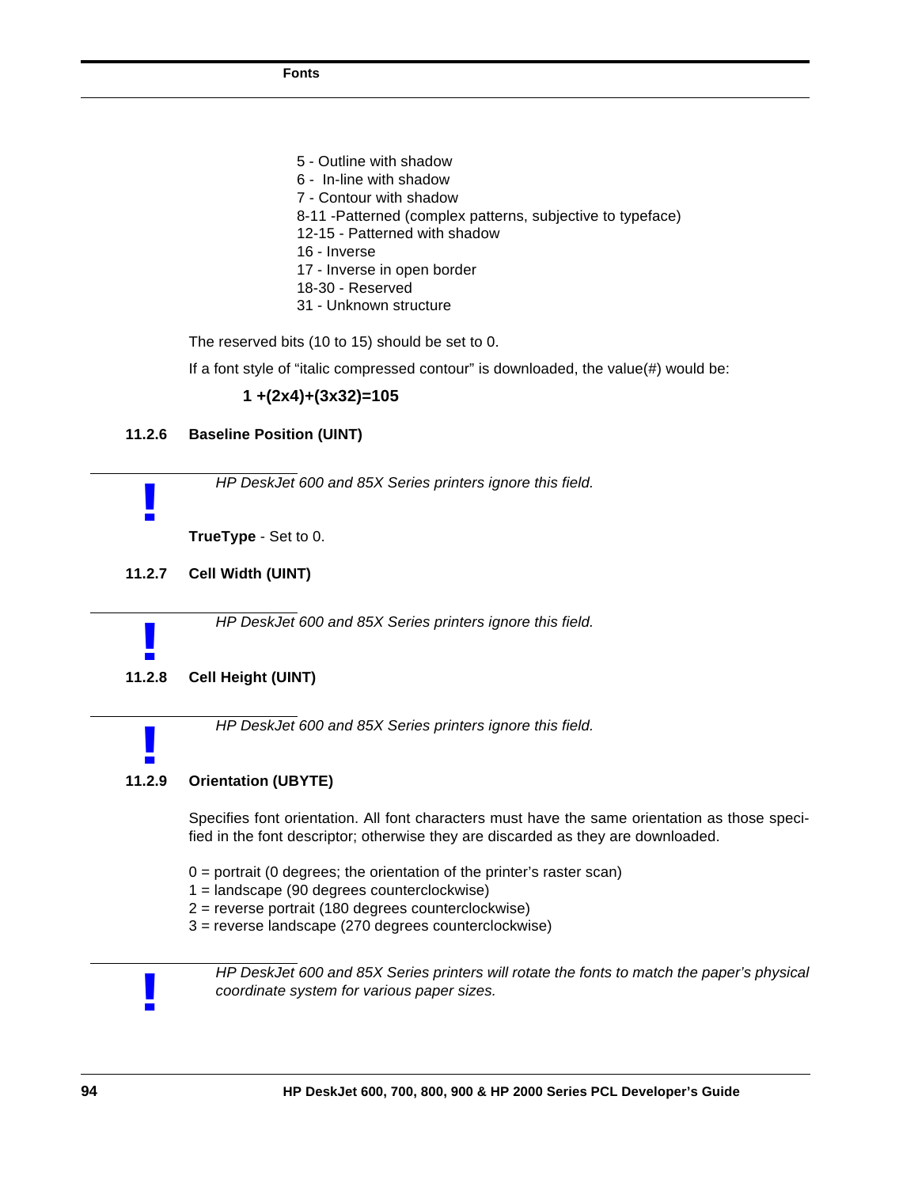5 - Outline with shadow
6 - In-line with shadow
7 - Contour with shadow
8-11 -Patterned (complex patterns, subjective to typeface)
12-15 - Patterned with shadow
16 - Inverse
17 - Inverse in open border
18-30 - Reserved
31 - Unknown structure

The reserved bits (10 to 15) should be set to 0.

If a font style of “italic compressed contour” is downloaded, the value(#) would be:

**1 +(2x4)+(3x32)=105**

### 11.2.6 Baseline Position (UINT)

> **!** *HP DeskJet 600 and 85X Series printers ignore this field.*

**TrueType** - Set to 0.

### 11.2.7 Cell Width (UINT)

> **!** *HP DeskJet 600 and 85X Series printers ignore this field.*

### 11.2.8 Cell Height (UINT)

> **!** *HP DeskJet 600 and 85X Series printers ignore this field.*

### 11.2.9 Orientation (UBYTE)

Specifies font orientation. All font characters must have the same orientation as those specified in the font descriptor; otherwise they are discarded as they are downloaded.

0 = portrait (0 degrees; the orientation of the printer’s raster scan)
1 = landscape (90 degrees counterclockwise)
2 = reverse portrait (180 degrees counterclockwise)
3 = reverse landscape (270 degrees counterclockwise)

> **!** *HP DeskJet 600 and 85X Series printers will rotate the fonts to match the paper’s physical coordinate system for various paper sizes.*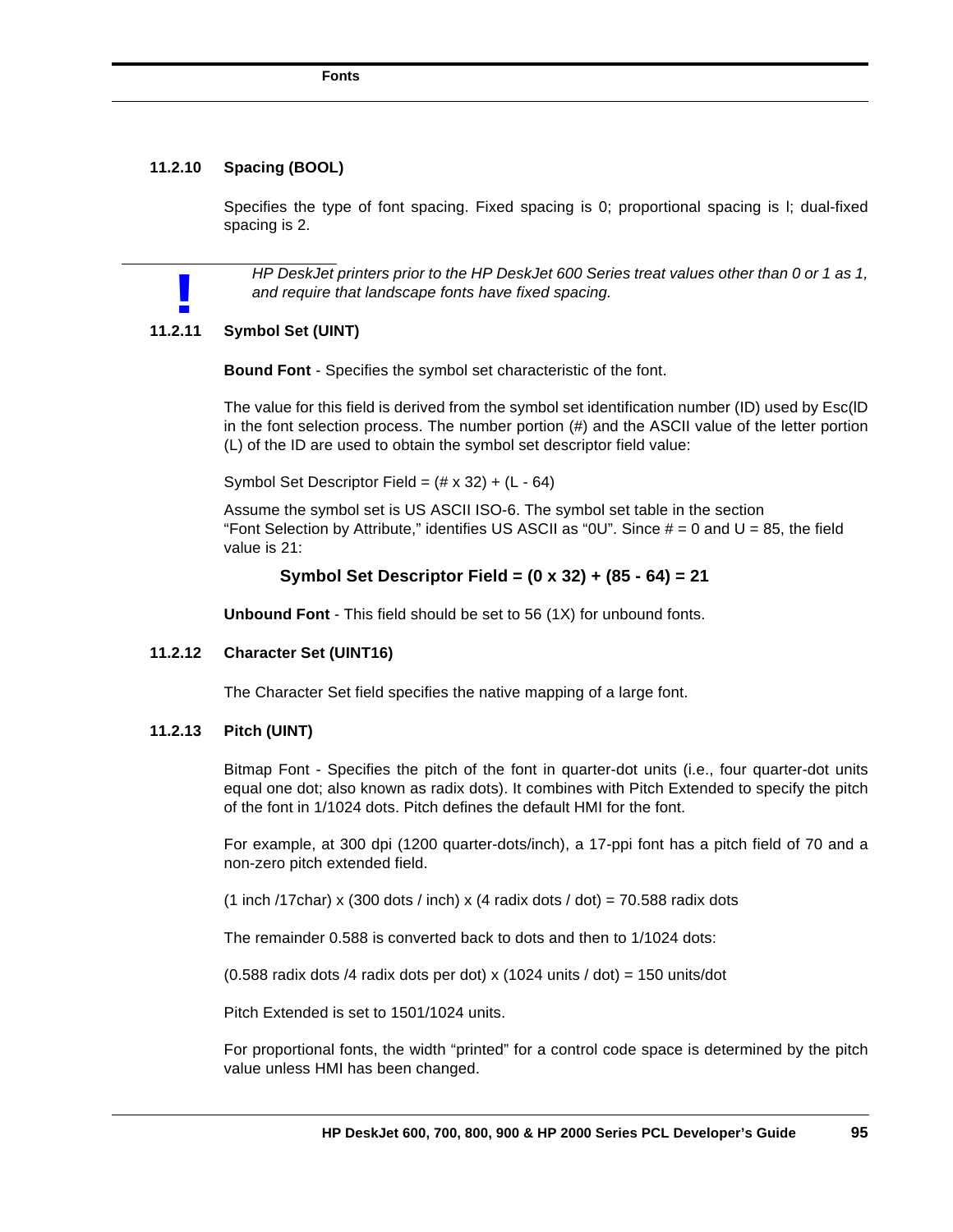### 11.2.10 Spacing (BOOL)

Specifies the type of font spacing. Fixed spacing is 0; proportional spacing is l; dual-fixed spacing is 2.

> **!** *HP DeskJet printers prior to the HP DeskJet 600 Series treat values other than 0 or 1 as 1, and require that landscape fonts have fixed spacing.*

### 11.2.11 Symbol Set (UINT)

**Bound Font** - Specifies the symbol set characteristic of the font.

The value for this field is derived from the symbol set identification number (ID) used by Esc(lD in the font selection process. The number portion (#) and the ASCII value of the letter portion (L) of the ID are used to obtain the symbol set descriptor field value:

Symbol Set Descriptor Field = (# x 32) + (L - 64)

Assume the symbol set is US ASCII ISO-6. The symbol set table in the section "Font Selection by Attribute," identifies US ASCII as "0U". Since # = 0 and U = 85, the field value is 21:

**Symbol Set Descriptor Field = (0 x 32) + (85 - 64) = 21**

**Unbound Font** - This field should be set to 56 (1X) for unbound fonts.

### 11.2.12 Character Set (UINT16)

The Character Set field specifies the native mapping of a large font.

### 11.2.13 Pitch (UINT)

Bitmap Font - Specifies the pitch of the font in quarter-dot units (i.e., four quarter-dot units equal one dot; also known as radix dots). It combines with Pitch Extended to specify the pitch of the font in 1/1024 dots. Pitch defines the default HMI for the font.

For example, at 300 dpi (1200 quarter-dots/inch), a 17-ppi font has a pitch field of 70 and a non-zero pitch extended field.

(1 inch /17char) x (300 dots / inch) x (4 radix dots / dot) = 70.588 radix dots

The remainder 0.588 is converted back to dots and then to 1/1024 dots:

(0.588 radix dots /4 radix dots per dot) x (1024 units / dot) = 150 units/dot

Pitch Extended is set to 1501/1024 units.

For proportional fonts, the width "printed" for a control code space is determined by the pitch value unless HMI has been changed.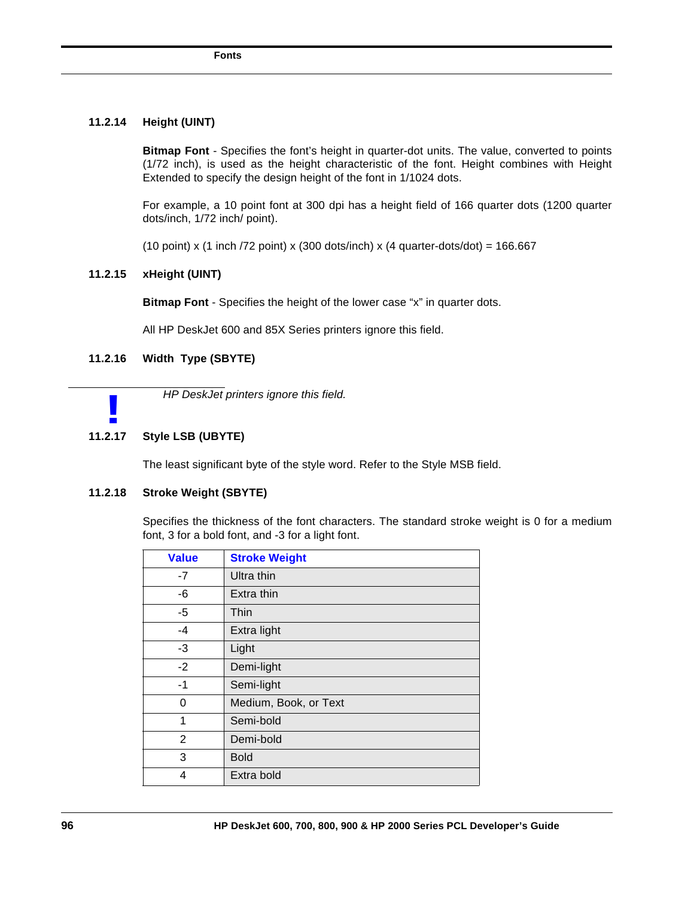### 11.2.14 Height (UINT)

**Bitmap Font** - Specifies the font's height in quarter-dot units. The value, converted to points (1/72 inch), is used as the height characteristic of the font. Height combines with Height Extended to specify the design height of the font in 1/1024 dots.

For example, a 10 point font at 300 dpi has a height field of 166 quarter dots (1200 quarter dots/inch, 1/72 inch/ point).

(10 point) x (1 inch /72 point) x (300 dots/inch) x (4 quarter-dots/dot) = 166.667

### 11.2.15 xHeight (UINT)

**Bitmap Font** - Specifies the height of the lower case "x" in quarter dots.

All HP DeskJet 600 and 85X Series printers ignore this field.

### 11.2.16 Width Type (SBYTE)

**!** *HP DeskJet printers ignore this field.*

### 11.2.17 Style LSB (UBYTE)

The least significant byte of the style word. Refer to the Style MSB field.

### 11.2.18 Stroke Weight (SBYTE)

Specifies the thickness of the font characters. The standard stroke weight is 0 for a medium font, 3 for a bold font, and -3 for a light font.

| Value | Stroke Weight |
|---|---|
| -7 | Ultra thin |
| -6 | Extra thin |
| -5 | Thin |
| -4 | Extra light |
| -3 | Light |
| -2 | Demi-light |
| -1 | Semi-light |
| 0 | Medium, Book, or Text |
| 1 | Semi-bold |
| 2 | Demi-bold |
| 3 | Bold |
| 4 | Extra bold |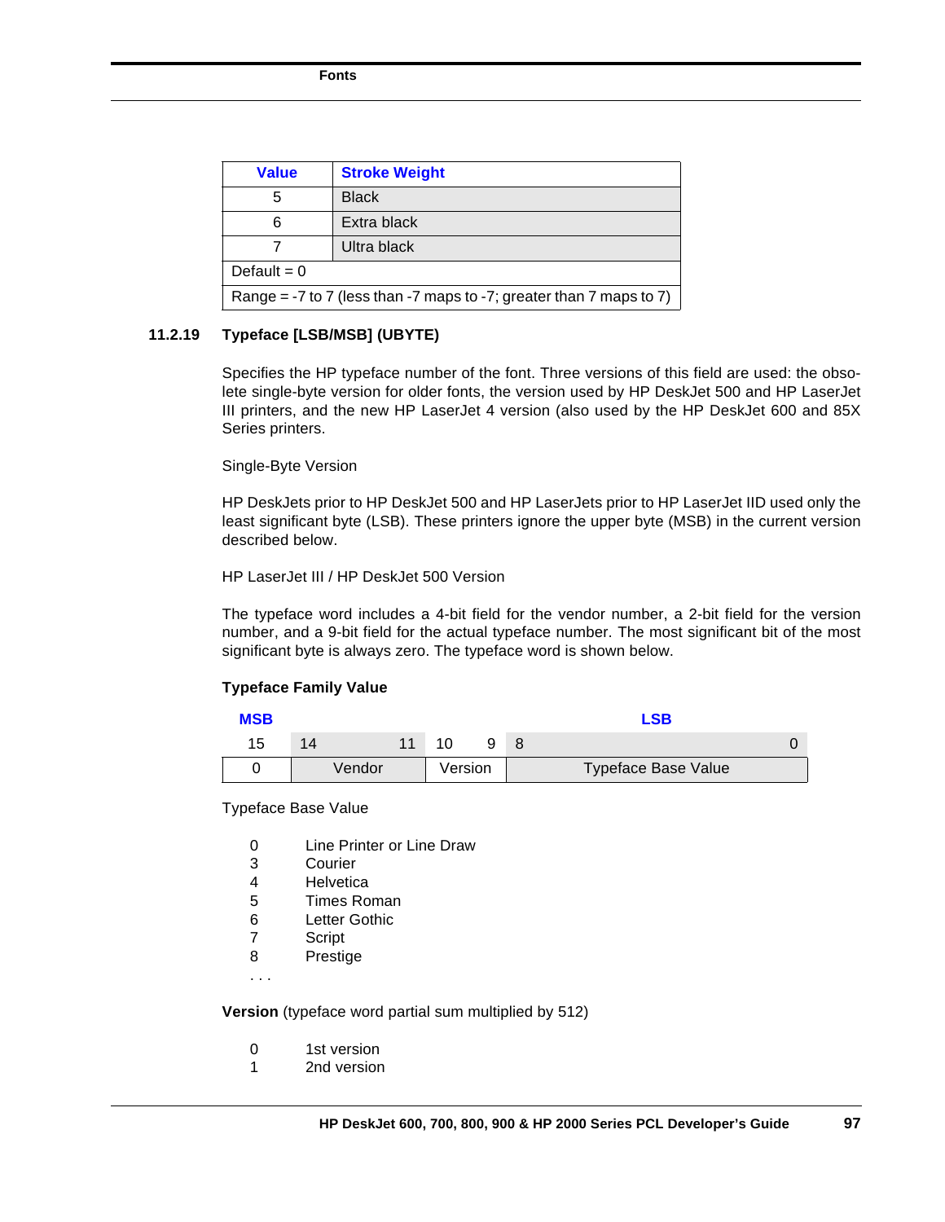| Value | Stroke Weight |
|---|---|
| 5 | Black |
| 6 | Extra black |
| 7 | Ultra black |
| Default = 0 | |
| Range = -7 to 7 (less than -7 maps to -7; greater than 7 maps to 7) | |

### 11.2.19 Typeface [LSB/MSB] (UBYTE)

Specifies the HP typeface number of the font. Three versions of this field are used: the obsolete single-byte version for older fonts, the version used by HP DeskJet 500 and HP LaserJet III printers, and the new HP LaserJet 4 version (also used by the HP DeskJet 600 and 85X Series printers.

Single-Byte Version

HP DeskJets prior to HP DeskJet 500 and HP LaserJets prior to HP LaserJet IID used only the least significant byte (LSB). These printers ignore the upper byte (MSB) in the current version described below.

HP LaserJet III / HP DeskJet 500 Version

The typeface word includes a 4-bit field for the vendor number, a 2-bit field for the version number, and a 9-bit field for the actual typeface number. The most significant bit of the most significant byte is always zero. The typeface word is shown below.

**Typeface Family Value**

| MSB | | | LSB |
|---|---|---|---|
| 15 | 14 ... 11 | 10 ... 9 | 8 ... 0 |
| 0 | Vendor | Version | Typeface Base Value |

Typeface Base Value

| | |
|---|---|
| 0 | Line Printer or Line Draw |
| 3 | Courier |
| 4 | Helvetica |
| 5 | Times Roman |
| 6 | Letter Gothic |
| 7 | Script |
| 8 | Prestige |
| . . . | |

**Version** (typeface word partial sum multiplied by 512)

| | |
|---|---|
| 0 | 1st version |
| 1 | 2nd version |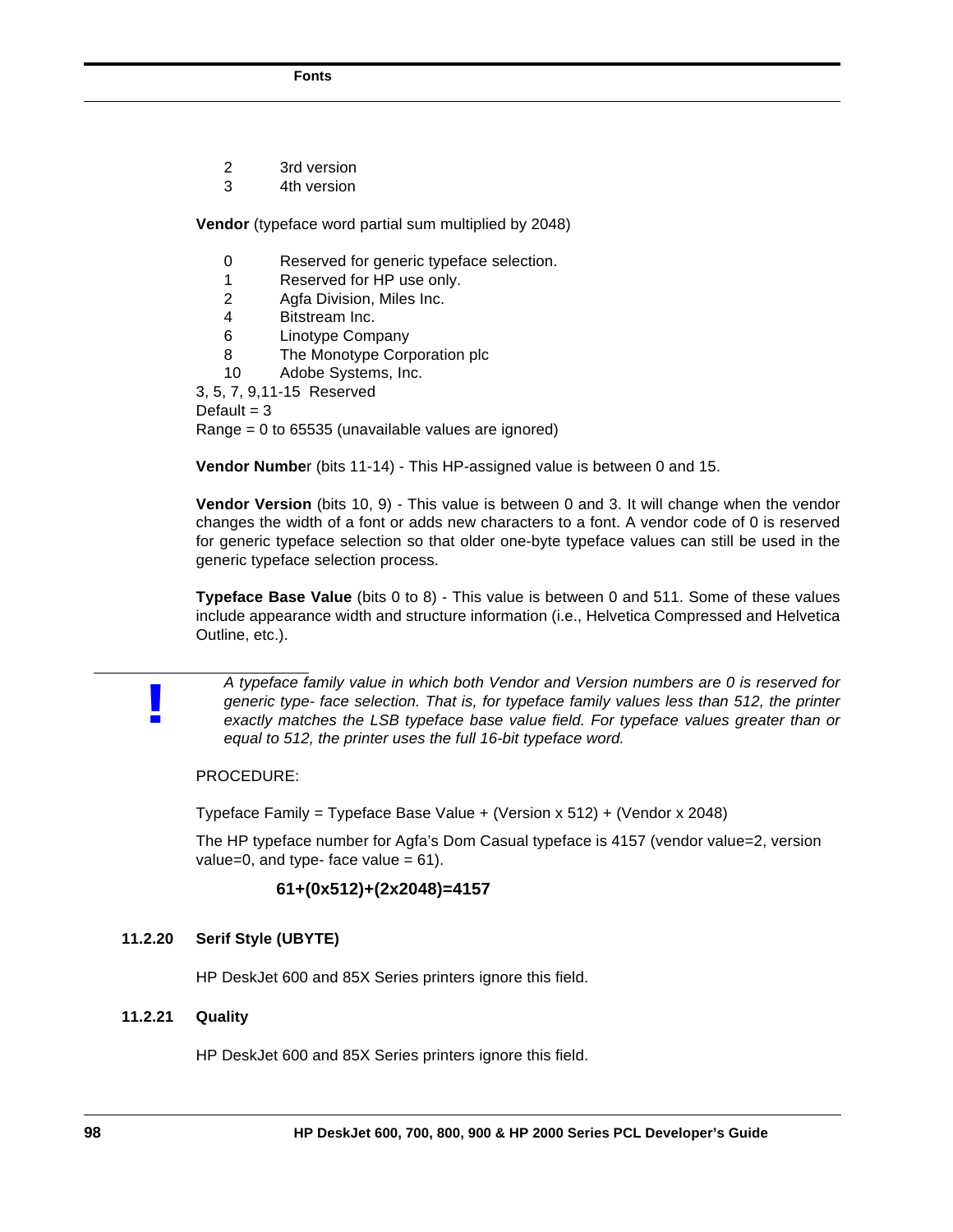| | |
|---|---|
| 2 | 3rd version |
| 3 | 4th version |

**Vendor** (typeface word partial sum multiplied by 2048)

| | |
|---|---|
| 0 | Reserved for generic typeface selection. |
| 1 | Reserved for HP use only. |
| 2 | Agfa Division, Miles Inc. |
| 4 | Bitstream Inc. |
| 6 | Linotype Company |
| 8 | The Monotype Corporation plc |
| 10 | Adobe Systems, Inc. |

3, 5, 7, 9,11-15 Reserved
Default = 3
Range = 0 to 65535 (unavailable values are ignored)

**Vendor Number** (bits 11-14) - This HP-assigned value is between 0 and 15.

**Vendor Version** (bits 10, 9) - This value is between 0 and 3. It will change when the vendor changes the width of a font or adds new characters to a font. A vendor code of 0 is reserved for generic typeface selection so that older one-byte typeface values can still be used in the generic typeface selection process.

**Typeface Base Value** (bits 0 to 8) - This value is between 0 and 511. Some of these values include appearance width and structure information (i.e., Helvetica Compressed and Helvetica Outline, etc.).

> **!** *A typeface family value in which both Vendor and Version numbers are 0 is reserved for generic type- face selection. That is, for typeface family values less than 512, the printer exactly matches the LSB typeface base value field. For typeface values greater than or equal to 512, the printer uses the full 16-bit typeface word.*

PROCEDURE:

Typeface Family = Typeface Base Value + (Version x 512) + (Vendor x 2048)

The HP typeface number for Agfa's Dom Casual typeface is 4157 (vendor value=2, version value=0, and type- face value = 61).

**61+(0x512)+(2x2048)=4157**

### 11.2.20 Serif Style (UBYTE)

HP DeskJet 600 and 85X Series printers ignore this field.

### 11.2.21 Quality

HP DeskJet 600 and 85X Series printers ignore this field.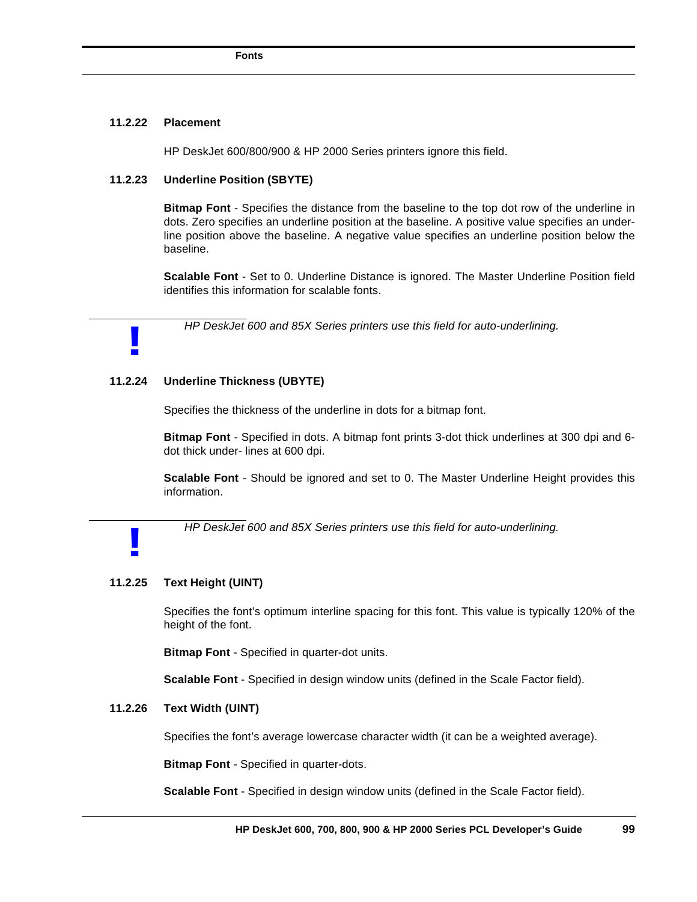### 11.2.22 Placement

HP DeskJet 600/800/900 & HP 2000 Series printers ignore this field.

### 11.2.23 Underline Position (SBYTE)

**Bitmap Font** - Specifies the distance from the baseline to the top dot row of the underline in dots. Zero specifies an underline position at the baseline. A positive value specifies an underline position above the baseline. A negative value specifies an underline position below the baseline.

**Scalable Font** - Set to 0. Underline Distance is ignored. The Master Underline Position field identifies this information for scalable fonts.

**!** *HP DeskJet 600 and 85X Series printers use this field for auto-underlining.*

### 11.2.24 Underline Thickness (UBYTE)

Specifies the thickness of the underline in dots for a bitmap font.

**Bitmap Font** - Specified in dots. A bitmap font prints 3-dot thick underlines at 300 dpi and 6-dot thick under- lines at 600 dpi.

**Scalable Font** - Should be ignored and set to 0. The Master Underline Height provides this information.

**!** *HP DeskJet 600 and 85X Series printers use this field for auto-underlining.*

### 11.2.25 Text Height (UINT)

Specifies the font's optimum interline spacing for this font. This value is typically 120% of the height of the font.

**Bitmap Font** - Specified in quarter-dot units.

**Scalable Font** - Specified in design window units (defined in the Scale Factor field).

### 11.2.26 Text Width (UINT)

Specifies the font's average lowercase character width (it can be a weighted average).

**Bitmap Font** - Specified in quarter-dots.

**Scalable Font** - Specified in design window units (defined in the Scale Factor field).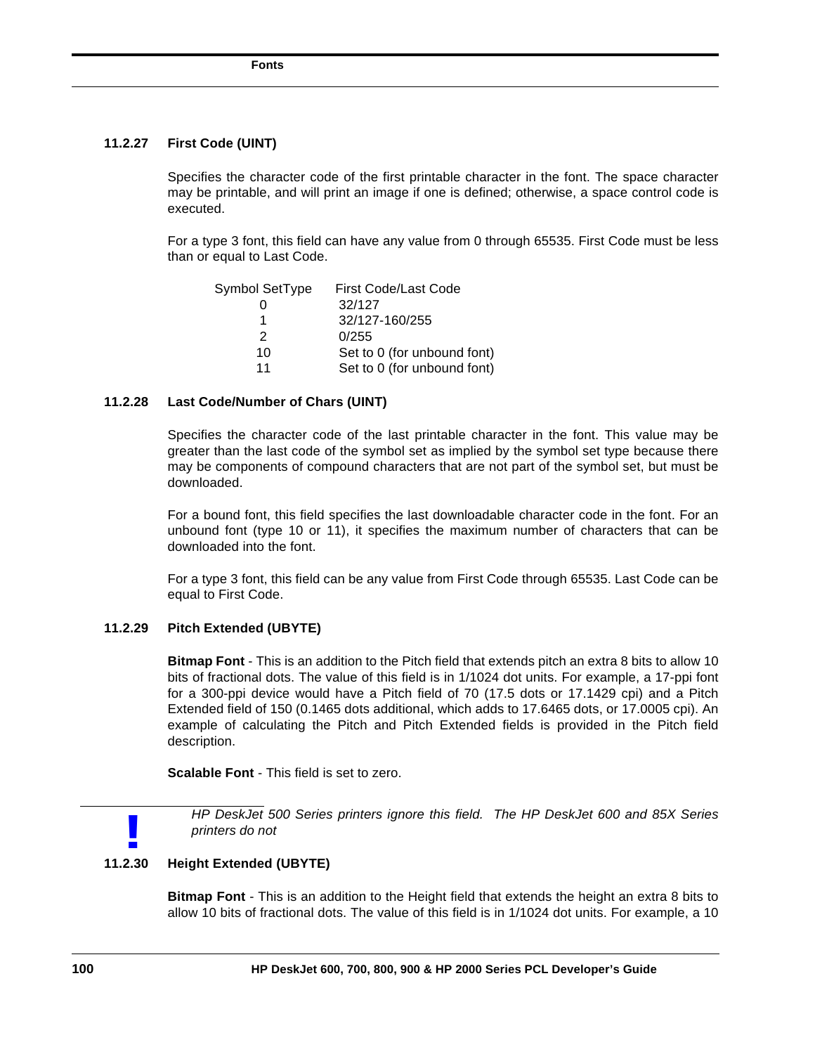### 11.2.27 First Code (UINT)

Specifies the character code of the first printable character in the font. The space character may be printable, and will print an image if one is defined; otherwise, a space control code is executed.

For a type 3 font, this field can have any value from 0 through 65535. First Code must be less than or equal to Last Code.

| Symbol SetType | First Code/Last Code |
|---|---|
| 0 | 32/127 |
| 1 | 32/127-160/255 |
| 2 | 0/255 |
| 10 | Set to 0 (for unbound font) |
| 11 | Set to 0 (for unbound font) |

### 11.2.28 Last Code/Number of Chars (UINT)

Specifies the character code of the last printable character in the font. This value may be greater than the last code of the symbol set as implied by the symbol set type because there may be components of compound characters that are not part of the symbol set, but must be downloaded.

For a bound font, this field specifies the last downloadable character code in the font. For an unbound font (type 10 or 11), it specifies the maximum number of characters that can be downloaded into the font.

For a type 3 font, this field can be any value from First Code through 65535. Last Code can be equal to First Code.

### 11.2.29 Pitch Extended (UBYTE)

**Bitmap Font** - This is an addition to the Pitch field that extends pitch an extra 8 bits to allow 10 bits of fractional dots. The value of this field is in 1/1024 dot units. For example, a 17-ppi font for a 300-ppi device would have a Pitch field of 70 (17.5 dots or 17.1429 cpi) and a Pitch Extended field of 150 (0.1465 dots additional, which adds to 17.6465 dots, or 17.0005 cpi). An example of calculating the Pitch and Pitch Extended fields is provided in the Pitch field description.

**Scalable Font** - This field is set to zero.

> **!** *HP DeskJet 500 Series printers ignore this field. The HP DeskJet 600 and 85X Series printers do not*

### 11.2.30 Height Extended (UBYTE)

**Bitmap Font** - This is an addition to the Height field that extends the height an extra 8 bits to allow 10 bits of fractional dots. The value of this field is in 1/1024 dot units. For example, a 10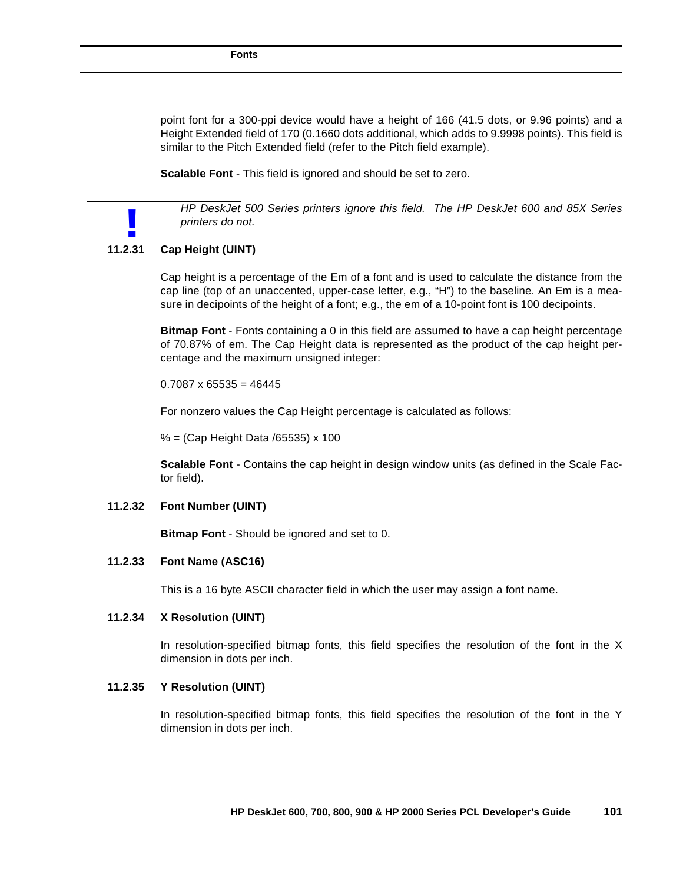point font for a 300-ppi device would have a height of 166 (41.5 dots, or 9.96 points) and a Height Extended field of 170 (0.1660 dots additional, which adds to 9.9998 points). This field is similar to the Pitch Extended field (refer to the Pitch field example).

**Scalable Font** - This field is ignored and should be set to zero.

> **!** *HP DeskJet 500 Series printers ignore this field. The HP DeskJet 600 and 85X Series printers do not.*

### 11.2.31 Cap Height (UINT)

Cap height is a percentage of the Em of a font and is used to calculate the distance from the cap line (top of an unaccented, upper-case letter, e.g., “H”) to the baseline. An Em is a measure in decipoints of the height of a font; e.g., the em of a 10-point font is 100 decipoints.

**Bitmap Font** - Fonts containing a 0 in this field are assumed to have a cap height percentage of 70.87% of em. The Cap Height data is represented as the product of the cap height percentage and the maximum unsigned integer:

$0.7087 \times 65535 = 46445$

For nonzero values the Cap Height percentage is calculated as follows:

$\% = (\text{Cap Height Data} / 65535) \times 100$

**Scalable Font** - Contains the cap height in design window units (as defined in the Scale Factor field).

### 11.2.32 Font Number (UINT)

**Bitmap Font** - Should be ignored and set to 0.

### 11.2.33 Font Name (ASC16)

This is a 16 byte ASCII character field in which the user may assign a font name.

### 11.2.34 X Resolution (UINT)

In resolution-specified bitmap fonts, this field specifies the resolution of the font in the X dimension in dots per inch.

### 11.2.35 Y Resolution (UINT)

In resolution-specified bitmap fonts, this field specifies the resolution of the font in the Y dimension in dots per inch.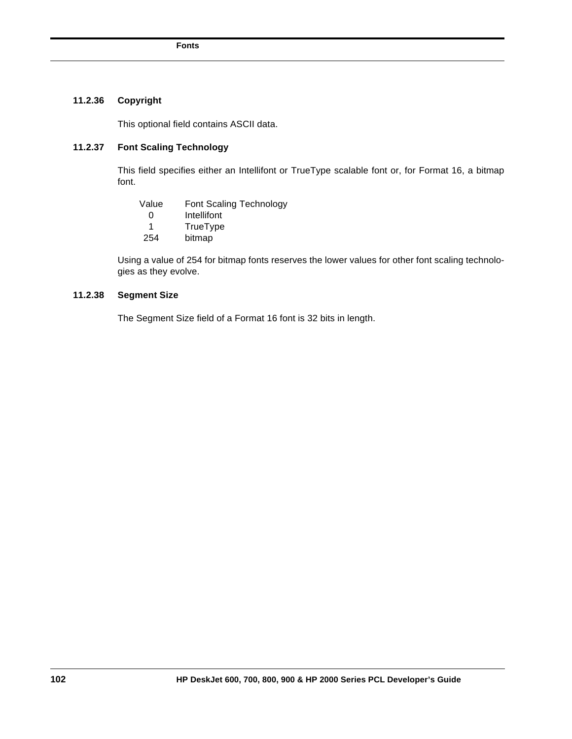### 11.2.36 Copyright

This optional field contains ASCII data.

### 11.2.37 Font Scaling Technology

This field specifies either an Intellifont or TrueType scalable font or, for Format 16, a bitmap font.

| Value | Font Scaling Technology |
|---|---|
| 0 | Intellifont |
| 1 | TrueType |
| 254 | bitmap |

Using a value of 254 for bitmap fonts reserves the lower values for other font scaling technologies as they evolve.

### 11.2.38 Segment Size

The Segment Size field of a Format 16 font is 32 bits in length.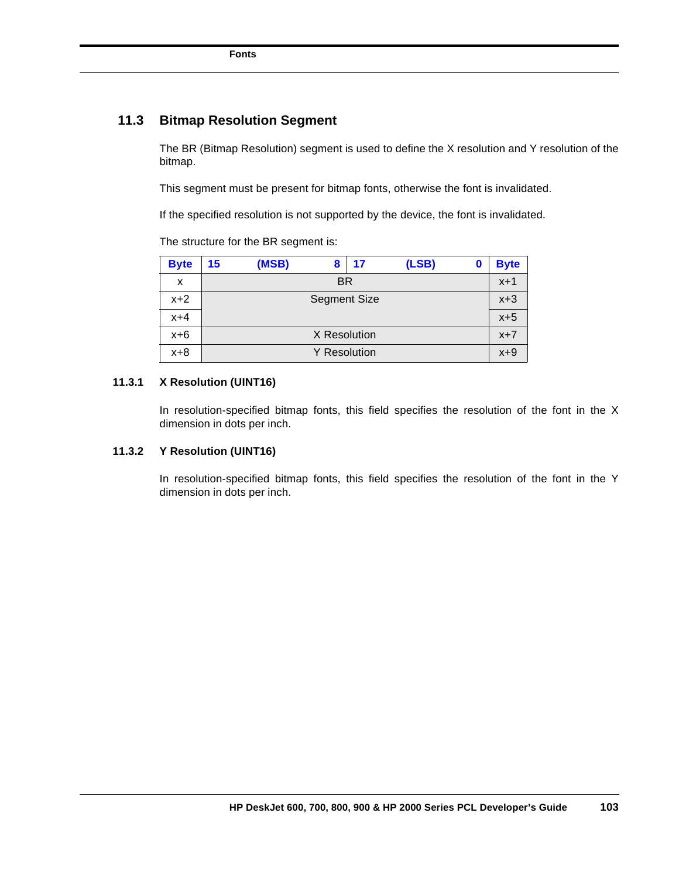## 11.3 Bitmap Resolution Segment

The BR (Bitmap Resolution) segment is used to define the X resolution and Y resolution of the bitmap.

This segment must be present for bitmap fonts, otherwise the font is invalidated.

If the specified resolution is not supported by the device, the font is invalidated.

The structure for the BR segment is:

| Byte | 15 (MSB) 8 | 17 (LSB) 0 | Byte |
|---|---|---|---|
| x | BR | | x+1 |
| x+2 | Segment Size | | x+3 |
| x+4 | | | x+5 |
| x+6 | X Resolution | | x+7 |
| x+8 | Y Resolution | | x+9 |

### 11.3.1 X Resolution (UINT16)

In resolution-specified bitmap fonts, this field specifies the resolution of the font in the X dimension in dots per inch.

### 11.3.2 Y Resolution (UINT16)

In resolution-specified bitmap fonts, this field specifies the resolution of the font in the Y dimension in dots per inch.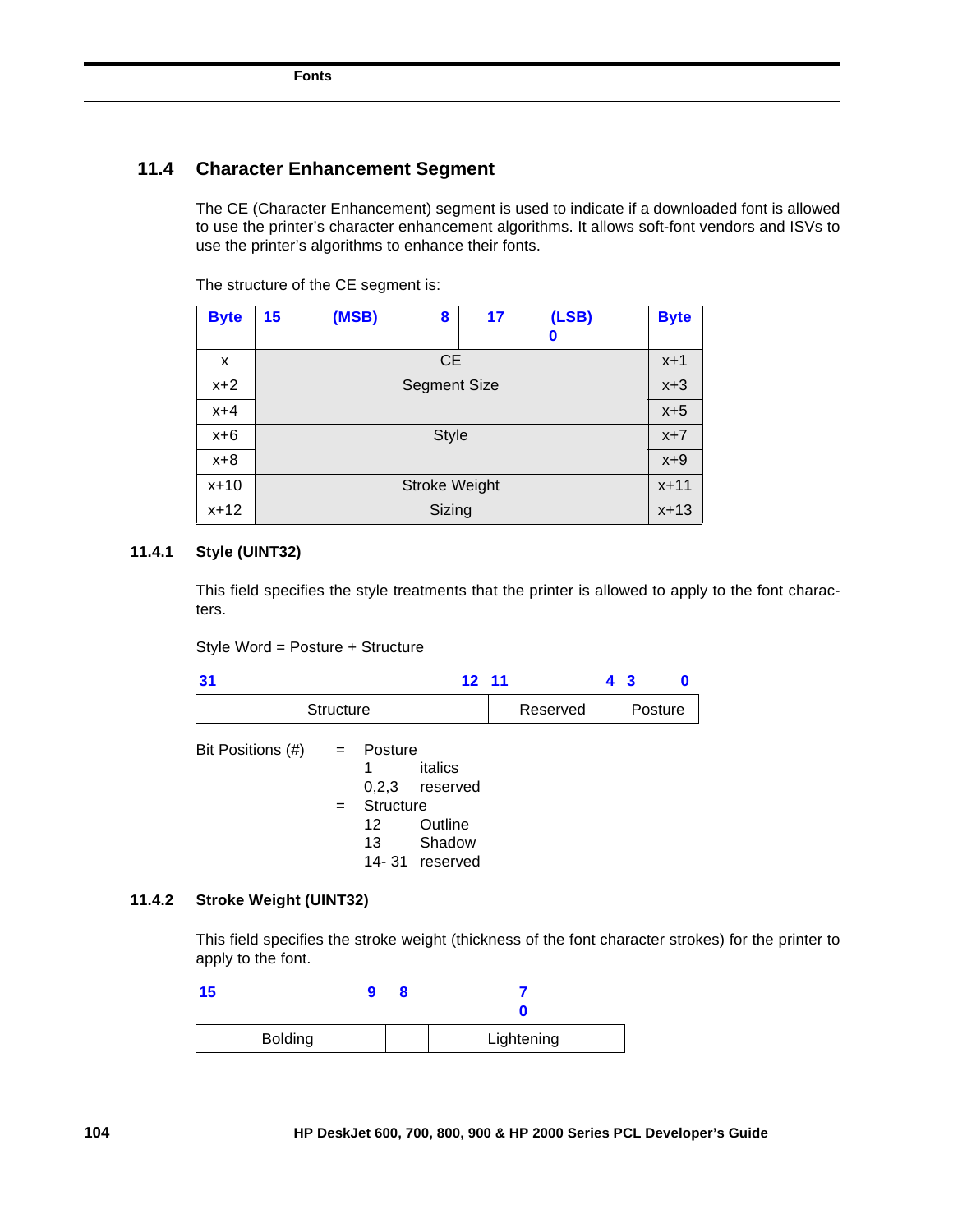## 11.4 Character Enhancement Segment

The CE (Character Enhancement) segment is used to indicate if a downloaded font is allowed to use the printer's character enhancement algorithms. It allows soft-font vendors and ISVs to use the printer's algorithms to enhance their fonts.

The structure of the CE segment is:

| Byte | 15 (MSB) 8 | 17 (LSB) 0 | Byte |
|---|---|---|---|
| x | CE | | x+1 |
| x+2 | Segment Size | | x+3 |
| x+4 | | | x+5 |
| x+6 | Style | | x+7 |
| x+8 | | | x+9 |
| x+10 | Stroke Weight | | x+11 |
| x+12 | Sizing | | x+13 |

### 11.4.1 Style (UINT32)

This field specifies the style treatments that the printer is allowed to apply to the font characters.

Style Word = Posture + Structure

| 31 ... 12 | 11 ... 4 | 3 ... 0 |
|---|---|---|
| Structure | Reserved | Posture |

Bit Positions (#) = Posture

- 1 italics
- 0,2,3 reserved

= Structure

- 12 Outline
- 13 Shadow
- 14- 31 reserved

### 11.4.2 Stroke Weight (UINT32)

This field specifies the stroke weight (thickness of the font character strokes) for the printer to apply to the font.

| 15 ... 9 | 8 | 7 ... 0 |
|---|---|---|
| Bolding | | Lightening |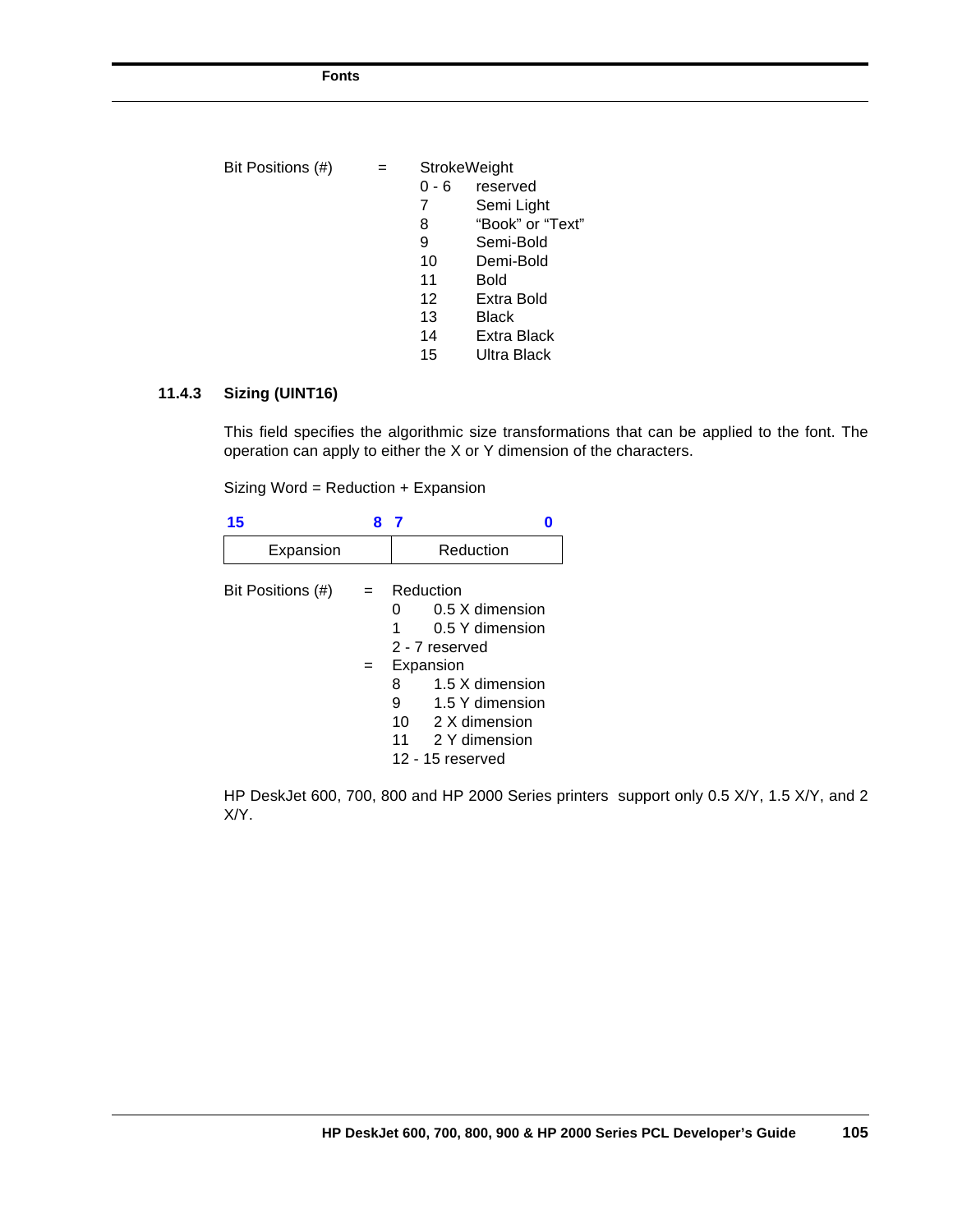Bit Positions (#) = StrokeWeight

| | |
|---|---|
| 0 - 6 | reserved |
| 7 | Semi Light |
| 8 | "Book" or "Text" |
| 9 | Semi-Bold |
| 10 | Demi-Bold |
| 11 | Bold |
| 12 | Extra Bold |
| 13 | Black |
| 14 | Extra Black |
| 15 | Ultra Black |

### 11.4.3 Sizing (UINT16)

This field specifies the algorithmic size transformations that can be applied to the font. The operation can apply to either the X or Y dimension of the characters.

Sizing Word = Reduction + Expansion

| 15 — 8 | 7 — 0 |
|---|---|
| Expansion | Reduction |

Bit Positions (#) = Reduction

| | |
|---|---|
| 0 | 0.5 X dimension |
| 1 | 0.5 Y dimension |
| 2 - 7 | reserved |

= Expansion

| | |
|---|---|
| 8 | 1.5 X dimension |
| 9 | 1.5 Y dimension |
| 10 | 2 X dimension |
| 11 | 2 Y dimension |
| 12 - 15 | reserved |

HP DeskJet 600, 700, 800 and HP 2000 Series printers support only 0.5 X/Y, 1.5 X/Y, and 2 X/Y.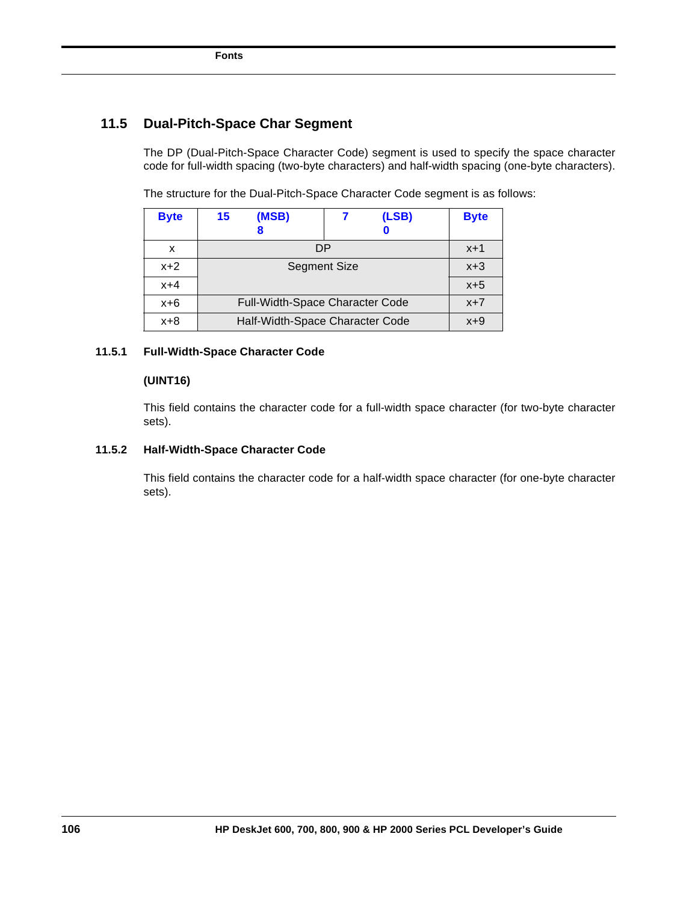## 11.5 Dual-Pitch-Space Char Segment

The DP (Dual-Pitch-Space Character Code) segment is used to specify the space character code for full-width spacing (two-byte characters) and half-width spacing (one-byte characters).

The structure for the Dual-Pitch-Space Character Code segment is as follows:

| Byte | 15 (MSB) 8 | 7 (LSB) 0 | Byte |
|---|---|---|---|
| x | DP | | x+1 |
| x+2 | Segment Size | | x+3 |
| x+4 | | | x+5 |
| x+6 | Full-Width-Space Character Code | | x+7 |
| x+8 | Half-Width-Space Character Code | | x+9 |

### 11.5.1 Full-Width-Space Character Code

**(UINT16)**

This field contains the character code for a full-width space character (for two-byte character sets).

### 11.5.2 Half-Width-Space Character Code

This field contains the character code for a half-width space character (for one-byte character sets).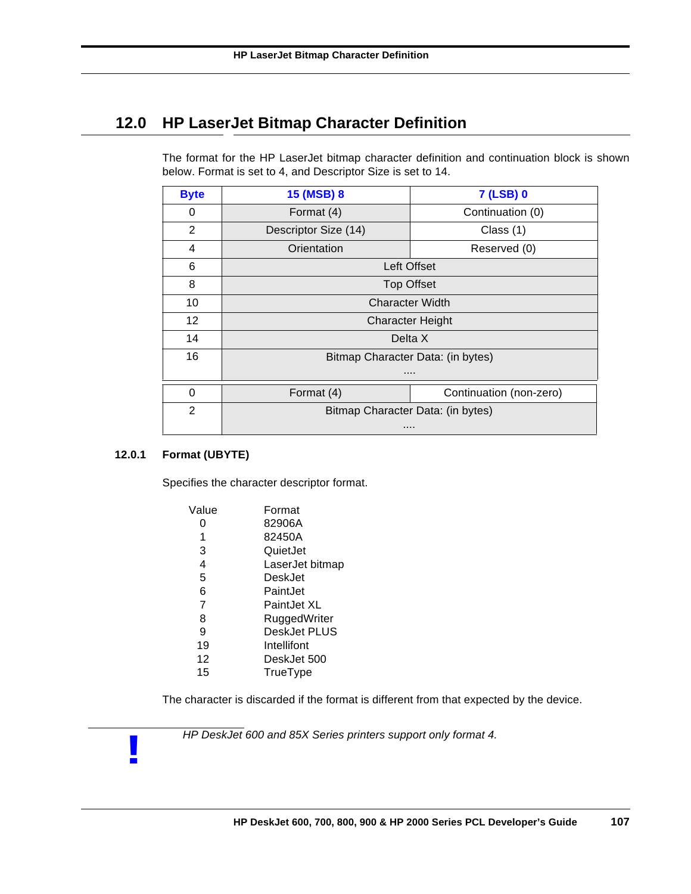## 12.0 HP LaserJet Bitmap Character Definition

The format for the HP LaserJet bitmap character definition and continuation block is shown below. Format is set to 4, and Descriptor Size is set to 14.

| Byte | 15 (MSB) 8 | 7 (LSB) 0 |
|---|---|---|
| 0 | Format (4) | Continuation (0) |
| 2 | Descriptor Size (14) | Class (1) |
| 4 | Orientation | Reserved (0) |
| 6 | Left Offset | |
| 8 | Top Offset | |
| 10 | Character Width | |
| 12 | Character Height | |
| 14 | Delta X | |
| 16 | Bitmap Character Data: (in bytes) .... | |

| Byte | 15 (MSB) 8 | 7 (LSB) 0 |
|---|---|---|
| 0 | Format (4) | Continuation (non-zero) |
| 2 | Bitmap Character Data: (in bytes) .... | |

### 12.0.1 Format (UBYTE)

Specifies the character descriptor format.

| Value | Format |
|---|---|
| 0 | 82906A |
| 1 | 82450A |
| 3 | QuietJet |
| 4 | LaserJet bitmap |
| 5 | DeskJet |
| 6 | PaintJet |
| 7 | PaintJet XL |
| 8 | RuggedWriter |
| 9 | DeskJet PLUS |
| 19 | Intellifont |
| 12 | DeskJet 500 |
| 15 | TrueType |

The character is discarded if the format is different from that expected by the device.

**!** *HP DeskJet 600 and 85X Series printers support only format 4.*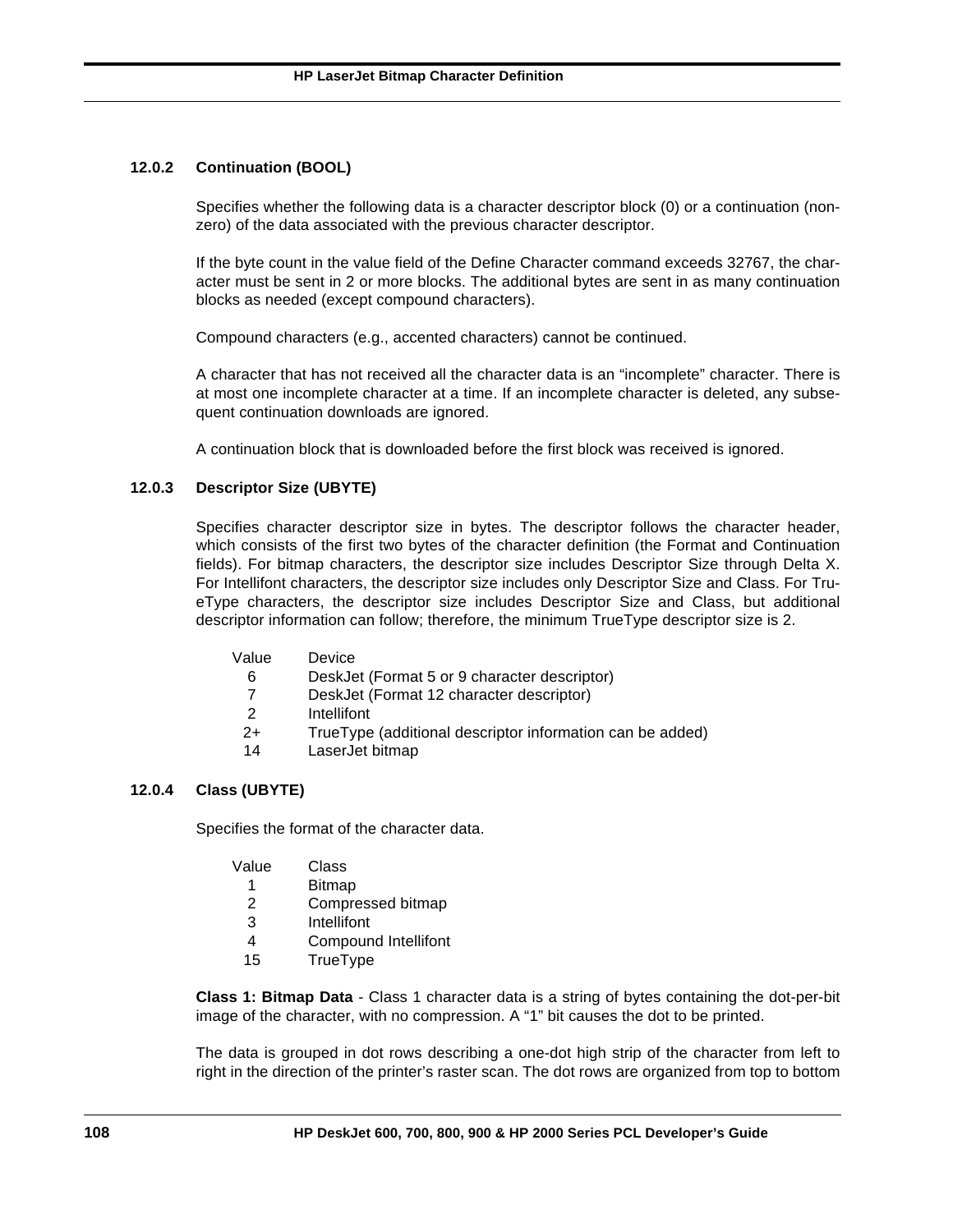### 12.0.2 Continuation (BOOL)

Specifies whether the following data is a character descriptor block (0) or a continuation (non-zero) of the data associated with the previous character descriptor.

If the byte count in the value field of the Define Character command exceeds 32767, the character must be sent in 2 or more blocks. The additional bytes are sent in as many continuation blocks as needed (except compound characters).

Compound characters (e.g., accented characters) cannot be continued.

A character that has not received all the character data is an “incomplete” character. There is at most one incomplete character at a time. If an incomplete character is deleted, any subsequent continuation downloads are ignored.

A continuation block that is downloaded before the first block was received is ignored.

### 12.0.3 Descriptor Size (UBYTE)

Specifies character descriptor size in bytes. The descriptor follows the character header, which consists of the first two bytes of the character definition (the Format and Continuation fields). For bitmap characters, the descriptor size includes Descriptor Size through Delta X. For Intellifont characters, the descriptor size includes only Descriptor Size and Class. For TrueType characters, the descriptor size includes Descriptor Size and Class, but additional descriptor information can follow; therefore, the minimum TrueType descriptor size is 2.

| Value | Device |
|---|---|
| 6 | DeskJet (Format 5 or 9 character descriptor) |
| 7 | DeskJet (Format 12 character descriptor) |
| 2 | Intellifont |
| 2+ | TrueType (additional descriptor information can be added) |
| 14 | LaserJet bitmap |

### 12.0.4 Class (UBYTE)

Specifies the format of the character data.

| Value | Class |
|---|---|
| 1 | Bitmap |
| 2 | Compressed bitmap |
| 3 | Intellifont |
| 4 | Compound Intellifont |
| 15 | TrueType |

**Class 1: Bitmap Data** - Class 1 character data is a string of bytes containing the dot-per-bit image of the character, with no compression. A “1” bit causes the dot to be printed.

The data is grouped in dot rows describing a one-dot high strip of the character from left to right in the direction of the printer’s raster scan. The dot rows are organized from top to bottom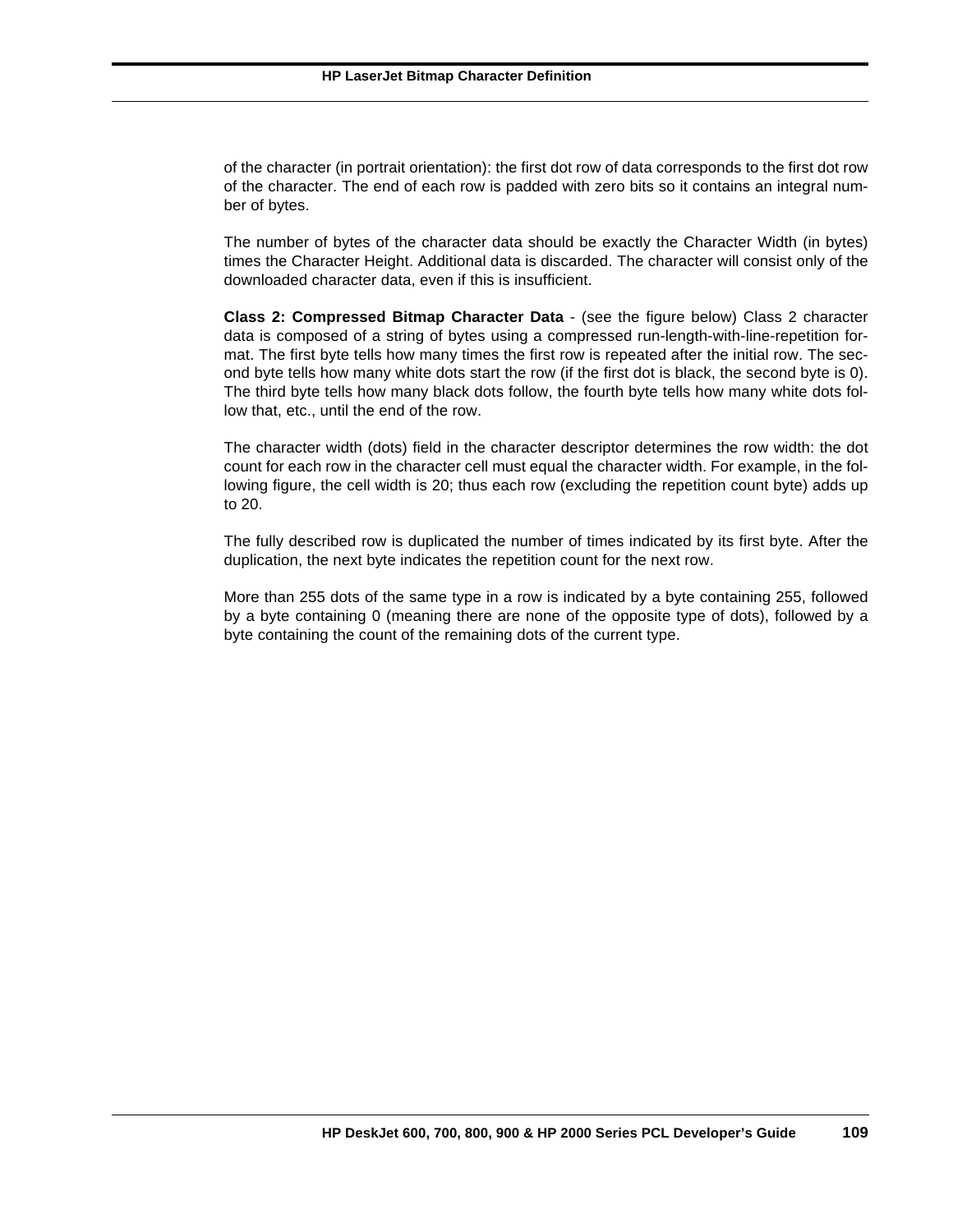of the character (in portrait orientation): the first dot row of data corresponds to the first dot row of the character. The end of each row is padded with zero bits so it contains an integral number of bytes.

The number of bytes of the character data should be exactly the Character Width (in bytes) times the Character Height. Additional data is discarded. The character will consist only of the downloaded character data, even if this is insufficient.

**Class 2: Compressed Bitmap Character Data** - (see the figure below) Class 2 character data is composed of a string of bytes using a compressed run-length-with-line-repetition format. The first byte tells how many times the first row is repeated after the initial row. The second byte tells how many white dots start the row (if the first dot is black, the second byte is 0). The third byte tells how many black dots follow, the fourth byte tells how many white dots follow that, etc., until the end of the row.

The character width (dots) field in the character descriptor determines the row width: the dot count for each row in the character cell must equal the character width. For example, in the following figure, the cell width is 20; thus each row (excluding the repetition count byte) adds up to 20.

The fully described row is duplicated the number of times indicated by its first byte. After the duplication, the next byte indicates the repetition count for the next row.

More than 255 dots of the same type in a row is indicated by a byte containing 255, followed by a byte containing 0 (meaning there are none of the opposite type of dots), followed by a byte containing the count of the remaining dots of the current type.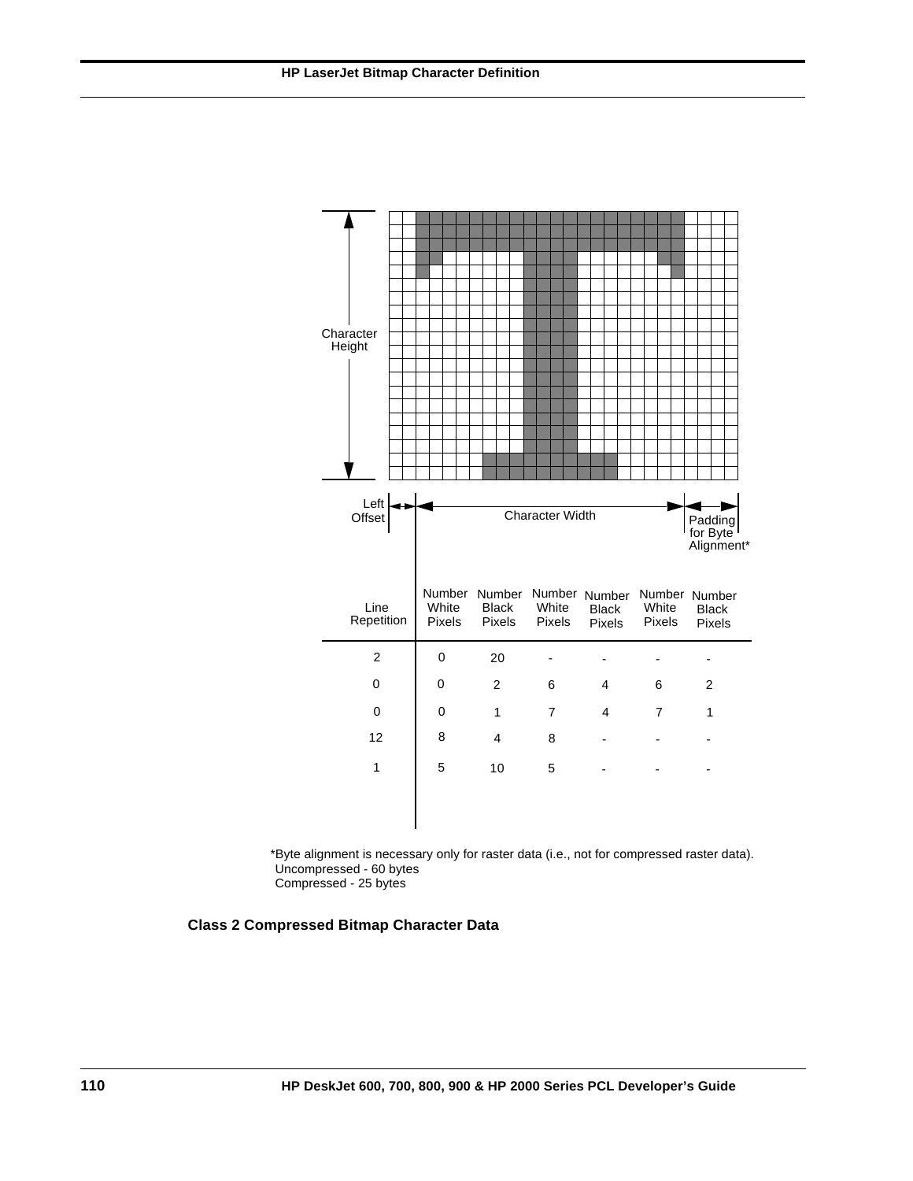Character Height

Left Offset | Character Width | Padding for Byte Alignment*

| Line Repetition | Number White Pixels | Number Black Pixels | Number White Pixels | Number Black Pixels | Number White Pixels | Number Black Pixels |
|---|---|---|---|---|---|---|
| 2 | 0 | 20 | - | - | - | - |
| 0 | 0 | 2 | 6 | 4 | 6 | 2 |
| 0 | 0 | 1 | 7 | 4 | 7 | 1 |
| 12 | 8 | 4 | 8 | - | - | - |
| 1 | 5 | 10 | 5 | - | - | - |

*Byte alignment is necessary only for raster data (i.e., not for compressed raster data).
Uncompressed - 60 bytes
Compressed - 25 bytes

**Class 2 Compressed Bitmap Character Data**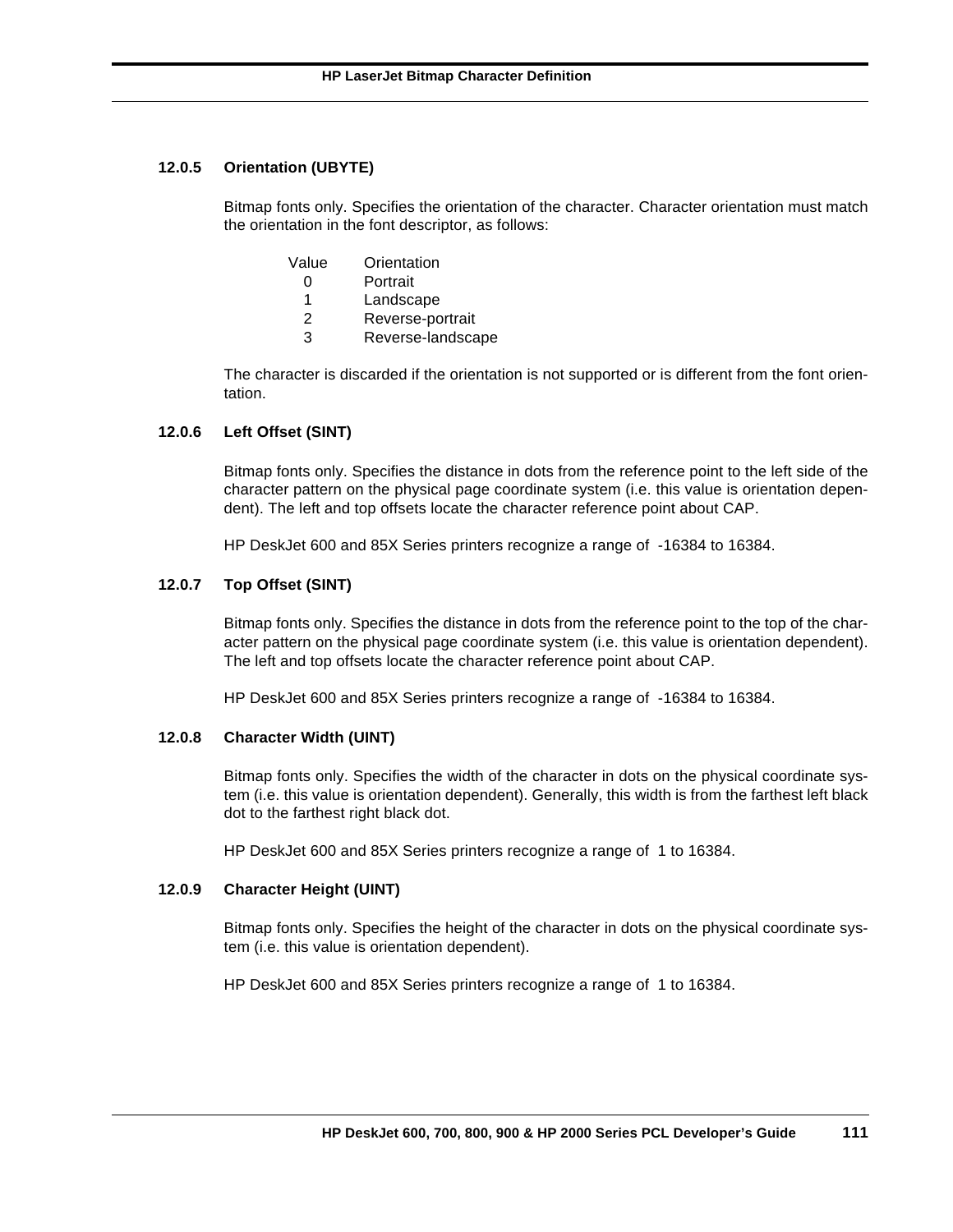### 12.0.5 Orientation (UBYTE)

Bitmap fonts only. Specifies the orientation of the character. Character orientation must match the orientation in the font descriptor, as follows:

| Value | Orientation |
|---|---|
| 0 | Portrait |
| 1 | Landscape |
| 2 | Reverse-portrait |
| 3 | Reverse-landscape |

The character is discarded if the orientation is not supported or is different from the font orientation.

### 12.0.6 Left Offset (SINT)

Bitmap fonts only. Specifies the distance in dots from the reference point to the left side of the character pattern on the physical page coordinate system (i.e. this value is orientation dependent). The left and top offsets locate the character reference point about CAP.

HP DeskJet 600 and 85X Series printers recognize a range of -16384 to 16384.

### 12.0.7 Top Offset (SINT)

Bitmap fonts only. Specifies the distance in dots from the reference point to the top of the character pattern on the physical page coordinate system (i.e. this value is orientation dependent). The left and top offsets locate the character reference point about CAP.

HP DeskJet 600 and 85X Series printers recognize a range of -16384 to 16384.

### 12.0.8 Character Width (UINT)

Bitmap fonts only. Specifies the width of the character in dots on the physical coordinate system (i.e. this value is orientation dependent). Generally, this width is from the farthest left black dot to the farthest right black dot.

HP DeskJet 600 and 85X Series printers recognize a range of 1 to 16384.

### 12.0.9 Character Height (UINT)

Bitmap fonts only. Specifies the height of the character in dots on the physical coordinate system (i.e. this value is orientation dependent).

HP DeskJet 600 and 85X Series printers recognize a range of 1 to 16384.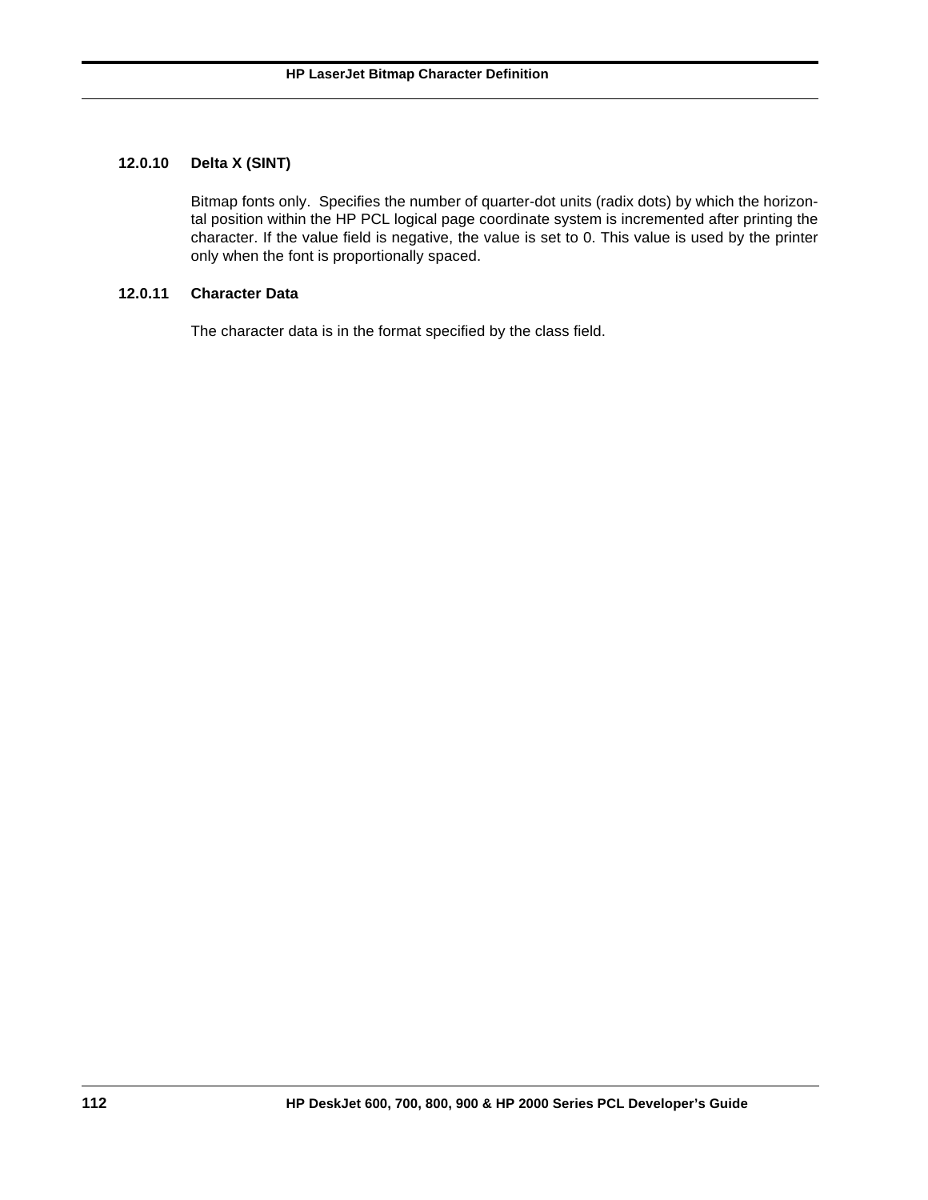### 12.0.10 Delta X (SINT)

Bitmap fonts only. Specifies the number of quarter-dot units (radix dots) by which the horizontal position within the HP PCL logical page coordinate system is incremented after printing the character. If the value field is negative, the value is set to 0. This value is used by the printer only when the font is proportionally spaced.

### 12.0.11 Character Data

The character data is in the format specified by the class field.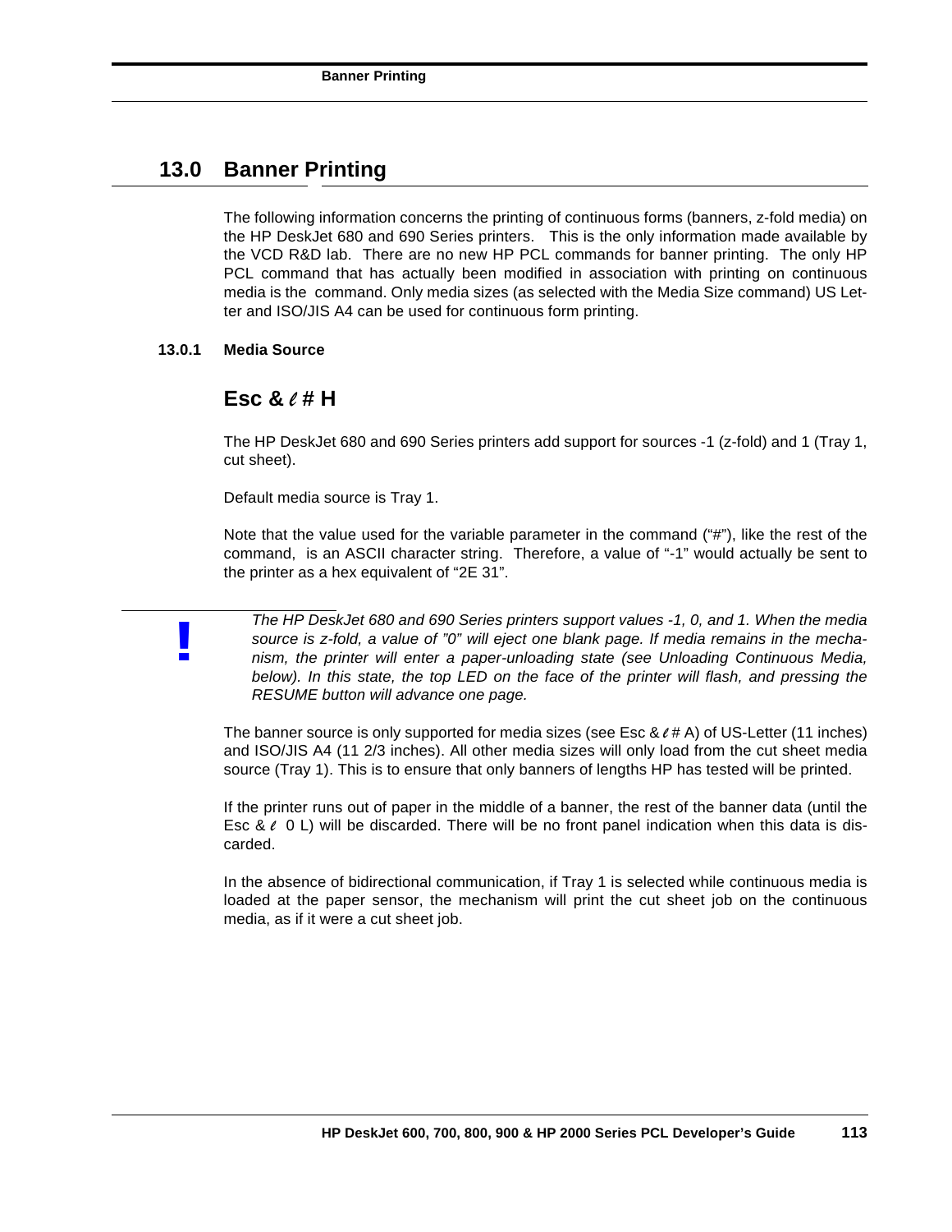## 13.0 Banner Printing

The following information concerns the printing of continuous forms (banners, z-fold media) on the HP DeskJet 680 and 690 Series printers. This is the only information made available by the VCD R&D lab. There are no new HP PCL commands for banner printing. The only HP PCL command that has actually been modified in association with printing on continuous media is the command. Only media sizes (as selected with the Media Size command) US Letter and ISO/JIS A4 can be used for continuous form printing.

### 13.0.1 Media Source

### Esc & ℓ # H

The HP DeskJet 680 and 690 Series printers add support for sources -1 (z-fold) and 1 (Tray 1, cut sheet).

Default media source is Tray 1.

Note that the value used for the variable parameter in the command ("#"), like the rest of the command, is an ASCII character string. Therefore, a value of "-1" would actually be sent to the printer as a hex equivalent of "2E 31".

**!** *The HP DeskJet 680 and 690 Series printers support values -1, 0, and 1. When the media source is z-fold, a value of "0" will eject one blank page. If media remains in the mechanism, the printer will enter a paper-unloading state (see Unloading Continuous Media, below). In this state, the top LED on the face of the printer will flash, and pressing the RESUME button will advance one page.*

The banner source is only supported for media sizes (see Esc & ℓ # A) of US-Letter (11 inches) and ISO/JIS A4 (11 2/3 inches). All other media sizes will only load from the cut sheet media source (Tray 1). This is to ensure that only banners of lengths HP has tested will be printed.

If the printer runs out of paper in the middle of a banner, the rest of the banner data (until the Esc & ℓ 0 L) will be discarded. There will be no front panel indication when this data is discarded.

In the absence of bidirectional communication, if Tray 1 is selected while continuous media is loaded at the paper sensor, the mechanism will print the cut sheet job on the continuous media, as if it were a cut sheet job.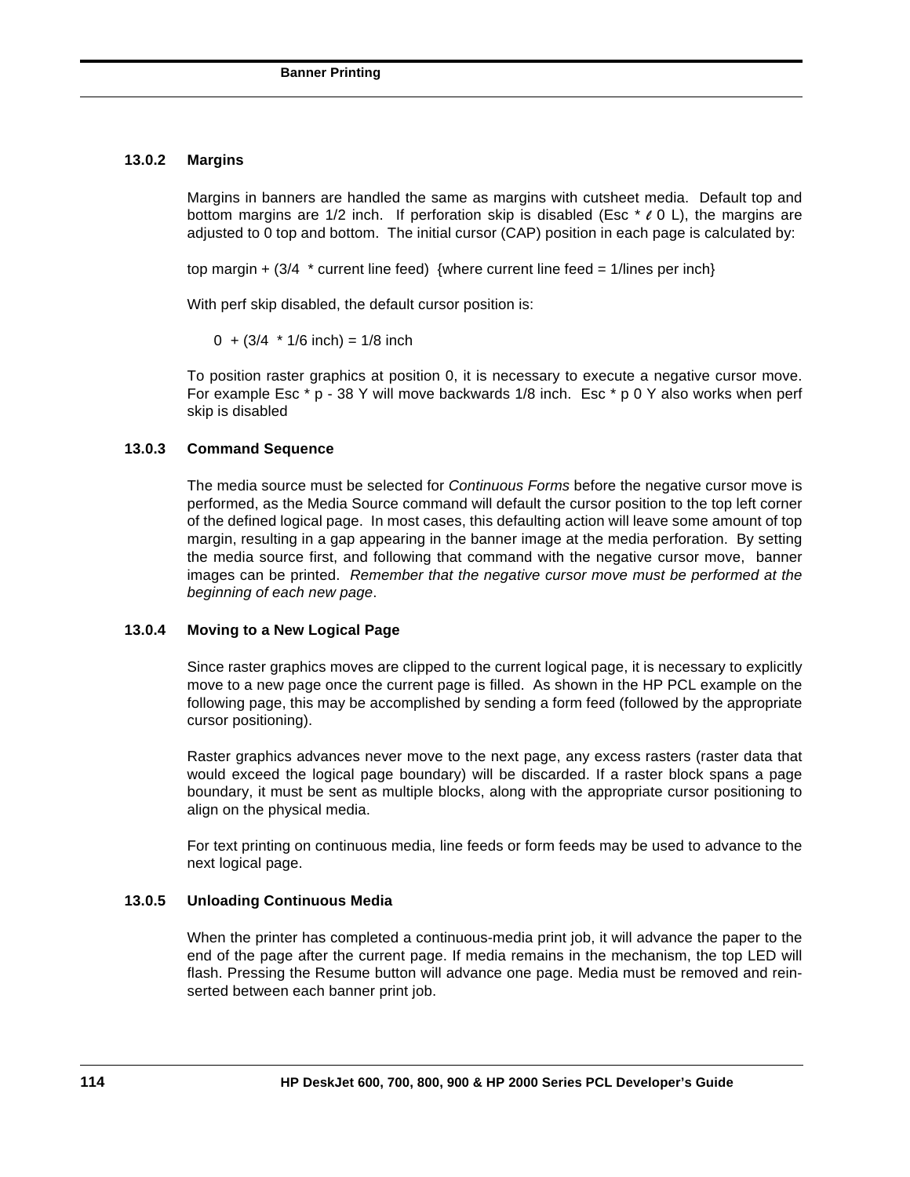### 13.0.2 Margins

Margins in banners are handled the same as margins with cutsheet media. Default top and bottom margins are 1/2 inch. If perforation skip is disabled (Esc * ℓ 0 L), the margins are adjusted to 0 top and bottom. The initial cursor (CAP) position in each page is calculated by:

top margin + (3/4 * current line feed) {where current line feed = 1/lines per inch}

With perf skip disabled, the default cursor position is:

0 + (3/4 * 1/6 inch) = 1/8 inch

To position raster graphics at position 0, it is necessary to execute a negative cursor move. For example Esc * p - 38 Y will move backwards 1/8 inch. Esc * p 0 Y also works when perf skip is disabled

### 13.0.3 Command Sequence

The media source must be selected for *Continuous Forms* before the negative cursor move is performed, as the Media Source command will default the cursor position to the top left corner of the defined logical page. In most cases, this defaulting action will leave some amount of top margin, resulting in a gap appearing in the banner image at the media perforation. By setting the media source first, and following that command with the negative cursor move, banner images can be printed. *Remember that the negative cursor move must be performed at the beginning of each new page*.

### 13.0.4 Moving to a New Logical Page

Since raster graphics moves are clipped to the current logical page, it is necessary to explicitly move to a new page once the current page is filled. As shown in the HP PCL example on the following page, this may be accomplished by sending a form feed (followed by the appropriate cursor positioning).

Raster graphics advances never move to the next page, any excess rasters (raster data that would exceed the logical page boundary) will be discarded. If a raster block spans a page boundary, it must be sent as multiple blocks, along with the appropriate cursor positioning to align on the physical media.

For text printing on continuous media, line feeds or form feeds may be used to advance to the next logical page.

### 13.0.5 Unloading Continuous Media

When the printer has completed a continuous-media print job, it will advance the paper to the end of the page after the current page. If media remains in the mechanism, the top LED will flash. Pressing the Resume button will advance one page. Media must be removed and reinserted between each banner print job.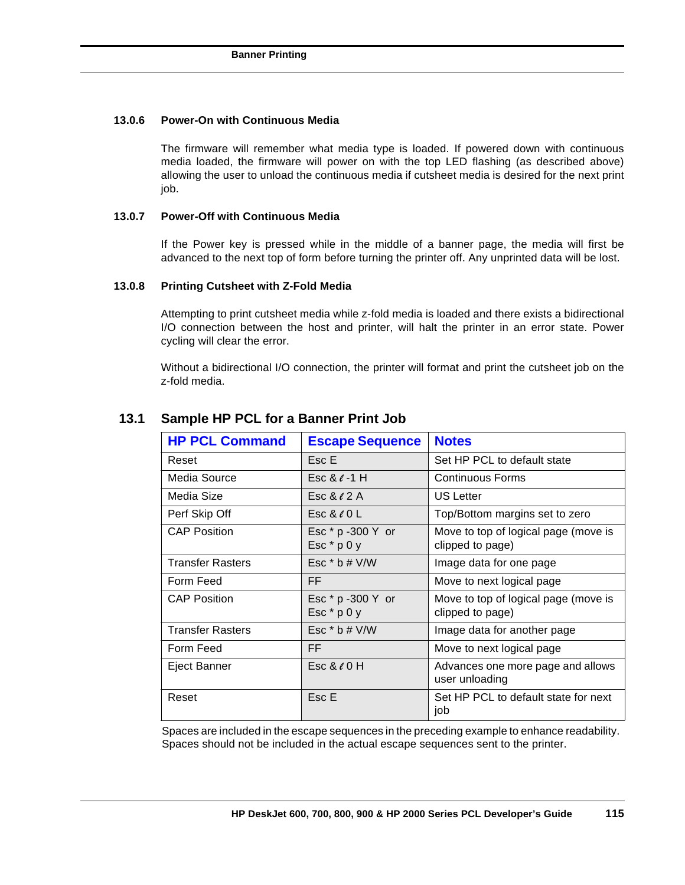### 13.0.6 Power-On with Continuous Media

The firmware will remember what media type is loaded. If powered down with continuous media loaded, the firmware will power on with the top LED flashing (as described above) allowing the user to unload the continuous media if cutsheet media is desired for the next print job.

### 13.0.7 Power-Off with Continuous Media

If the Power key is pressed while in the middle of a banner page, the media will first be advanced to the next top of form before turning the printer off. Any unprinted data will be lost.

### 13.0.8 Printing Cutsheet with Z-Fold Media

Attempting to print cutsheet media while z-fold media is loaded and there exists a bidirectional I/O connection between the host and printer, will halt the printer in an error state. Power cycling will clear the error.

Without a bidirectional I/O connection, the printer will format and print the cutsheet job on the z-fold media.

## 13.1 Sample HP PCL for a Banner Print Job

| HP PCL Command | Escape Sequence | Notes |
|---|---|---|
| Reset | Esc E | Set HP PCL to default state |
| Media Source | Esc & ℓ -1 H | Continuous Forms |
| Media Size | Esc & ℓ 2 A | US Letter |
| Perf Skip Off | Esc & ℓ 0 L | Top/Bottom margins set to zero |
| CAP Position | Esc * p -300 Y or Esc * p 0 y | Move to top of logical page (move is clipped to page) |
| Transfer Rasters | Esc * b # V/W | Image data for one page |
| Form Feed | FF | Move to next logical page |
| CAP Position | Esc * p -300 Y or Esc * p 0 y | Move to top of logical page (move is clipped to page) |
| Transfer Rasters | Esc * b # V/W | Image data for another page |
| Form Feed | FF | Move to next logical page |
| Eject Banner | Esc & ℓ 0 H | Advances one more page and allows user unloading |
| Reset | Esc E | Set HP PCL to default state for next job |

Spaces are included in the escape sequences in the preceding example to enhance readability. Spaces should not be included in the actual escape sequences sent to the printer.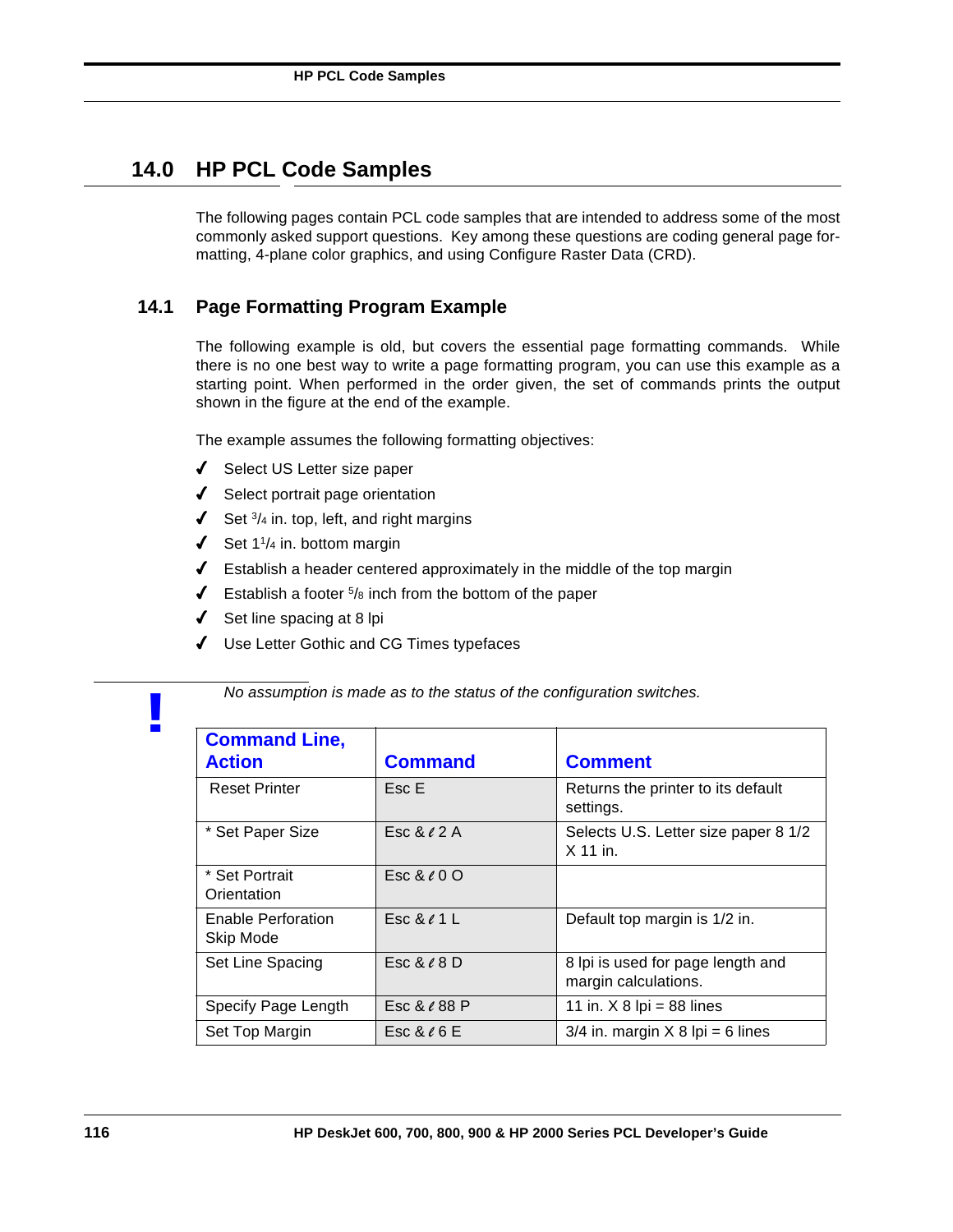# 14.0 HP PCL Code Samples

The following pages contain PCL code samples that are intended to address some of the most commonly asked support questions. Key among these questions are coding general page formatting, 4-plane color graphics, and using Configure Raster Data (CRD).

## 14.1 Page Formatting Program Example

The following example is old, but covers the essential page formatting commands. While there is no one best way to write a page formatting program, you can use this example as a starting point. When performed in the order given, the set of commands prints the output shown in the figure at the end of the example.

The example assumes the following formatting objectives:

- ✓ Select US Letter size paper
- ✓ Select portrait page orientation
- ✓ Set 3/4 in. top, left, and right margins
- ✓ Set 1 1/4 in. bottom margin
- ✓ Establish a header centered approximately in the middle of the top margin
- ✓ Establish a footer 5/8 inch from the bottom of the paper
- ✓ Set line spacing at 8 lpi
- ✓ Use Letter Gothic and CG Times typefaces

**!** *No assumption is made as to the status of the configuration switches.*

| Command Line, Action | Command | Comment |
|---|---|---|
| Reset Printer | Esc E | Returns the printer to its default settings. |
| * Set Paper Size | Esc & ℓ 2 A | Selects U.S. Letter size paper 8 1/2 X 11 in. |
| * Set Portrait Orientation | Esc & ℓ 0 O | |
| Enable Perforation Skip Mode | Esc & ℓ 1 L | Default top margin is 1/2 in. |
| Set Line Spacing | Esc & ℓ 8 D | 8 lpi is used for page length and margin calculations. |
| Specify Page Length | Esc & ℓ 88 P | 11 in. X 8 lpi = 88 lines |
| Set Top Margin | Esc & ℓ 6 E | 3/4 in. margin X 8 lpi = 6 lines |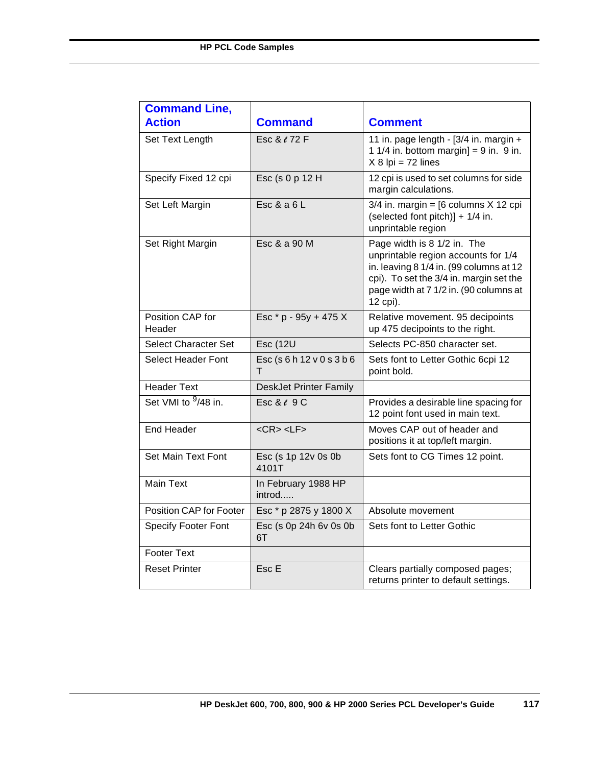| Command Line, Action | Command | Comment |
|---|---|---|
| Set Text Length | Esc & ℓ 72 F | 11 in. page length - [3/4 in. margin + 1 1/4 in. bottom margin] = 9 in. 9 in. X 8 lpi = 72 lines |
| Specify Fixed 12 cpi | Esc (s 0 p 12 H | 12 cpi is used to set columns for side margin calculations. |
| Set Left Margin | Esc & a 6 L | 3/4 in. margin = [6 columns X 12 cpi (selected font pitch)] + 1/4 in. unprintable region |
| Set Right Margin | Esc & a 90 M | Page width is 8 1/2 in. The unprintable region accounts for 1/4 in. leaving 8 1/4 in. (99 columns at 12 cpi). To set the 3/4 in. margin set the page width at 7 1/2 in. (90 columns at 12 cpi). |
| Position CAP for Header | Esc * p - 95y + 475 X | Relative movement. 95 decipoints up 475 decipoints to the right. |
| Select Character Set | Esc (12U | Selects PC-850 character set. |
| Select Header Font | Esc (s 6 h 12 v 0 s 3 b 6 T | Sets font to Letter Gothic 6cpi 12 point bold. |
| Header Text | DeskJet Printer Family | |
| Set VMI to $^{9}$/48 in. | Esc & ℓ 9 C | Provides a desirable line spacing for 12 point font used in main text. |
| End Header | <CR> <LF> | Moves CAP out of header and positions it at top/left margin. |
| Set Main Text Font | Esc (s 1p 12v 0s 0b 4101T | Sets font to CG Times 12 point. |
| Main Text | In February 1988 HP introd..... | |
| Position CAP for Footer | Esc * p 2875 y 1800 X | Absolute movement |
| Specify Footer Font | Esc (s 0p 24h 6v 0s 0b 6T | Sets font to Letter Gothic |
| Footer Text | | |
| Reset Printer | Esc E | Clears partially composed pages; returns printer to default settings. |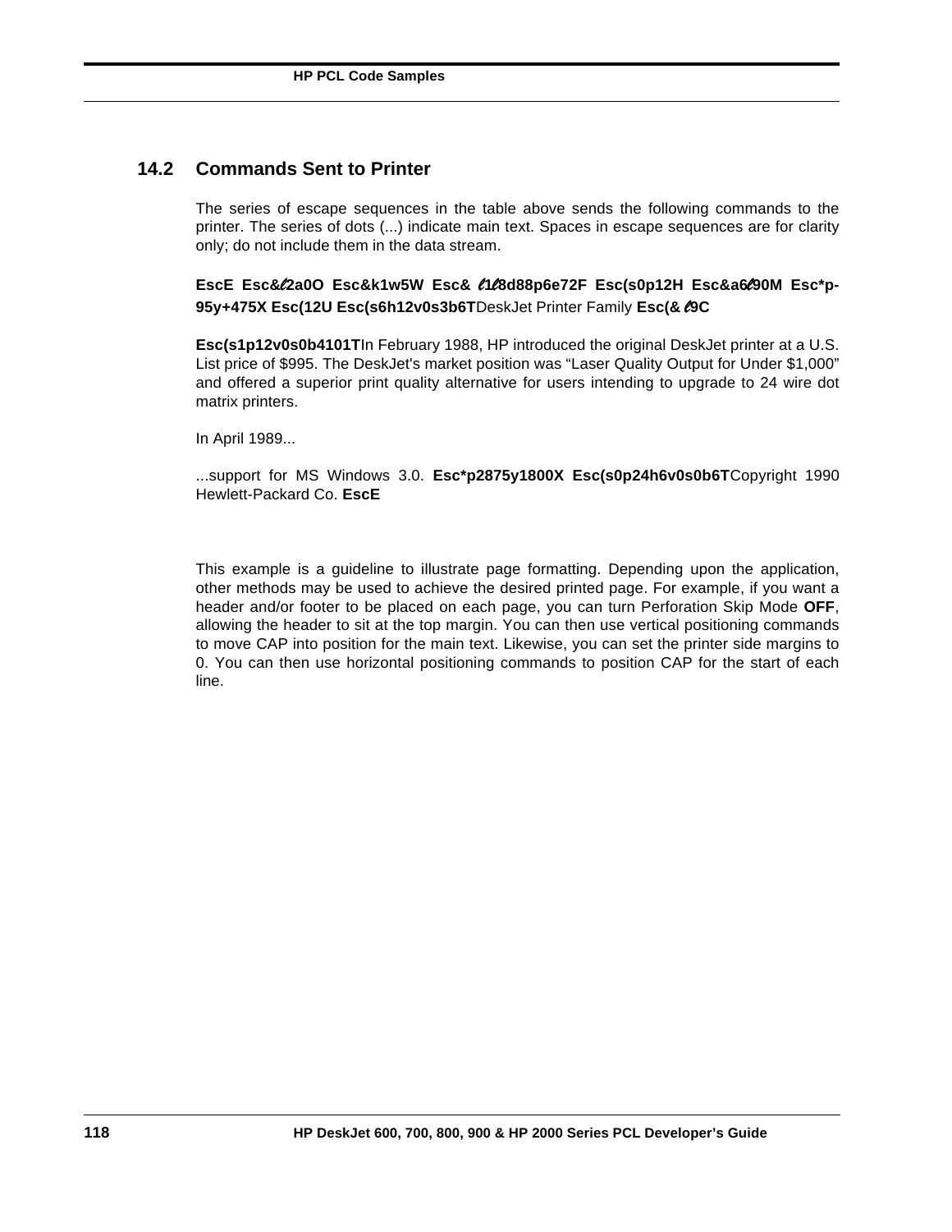## 14.2 Commands Sent to Printer

The series of escape sequences in the table above sends the following commands to the printer. The series of dots (...) indicate main text. Spaces in escape sequences are for clarity only; do not include them in the data stream.

**EscE Esc&ℓ2a0O Esc&k1w5W Esc&ℓ1ℓ8d88p6e72F Esc(s0p12H Esc&a6ℓ90M Esc*p-95y+475X Esc(12U Esc(s6h12v0s3b6T**DeskJet Printer Family **Esc(&ℓ9C**

**Esc(s1p12v0s0b4101T**In February 1988, HP introduced the original DeskJet printer at a U.S. List price of $995. The DeskJet's market position was “Laser Quality Output for Under $1,000” and offered a superior print quality alternative for users intending to upgrade to 24 wire dot matrix printers.

In April 1989...

...support for MS Windows 3.0. **Esc*p2875y1800X Esc(s0p24h6v0s0b6T**Copyright 1990 Hewlett-Packard Co. **EscE**

This example is a guideline to illustrate page formatting. Depending upon the application, other methods may be used to achieve the desired printed page. For example, if you want a header and/or footer to be placed on each page, you can turn Perforation Skip Mode **OFF**, allowing the header to sit at the top margin. You can then use vertical positioning commands to move CAP into position for the main text. Likewise, you can set the printer side margins to 0. You can then use horizontal positioning commands to position CAP for the start of each line.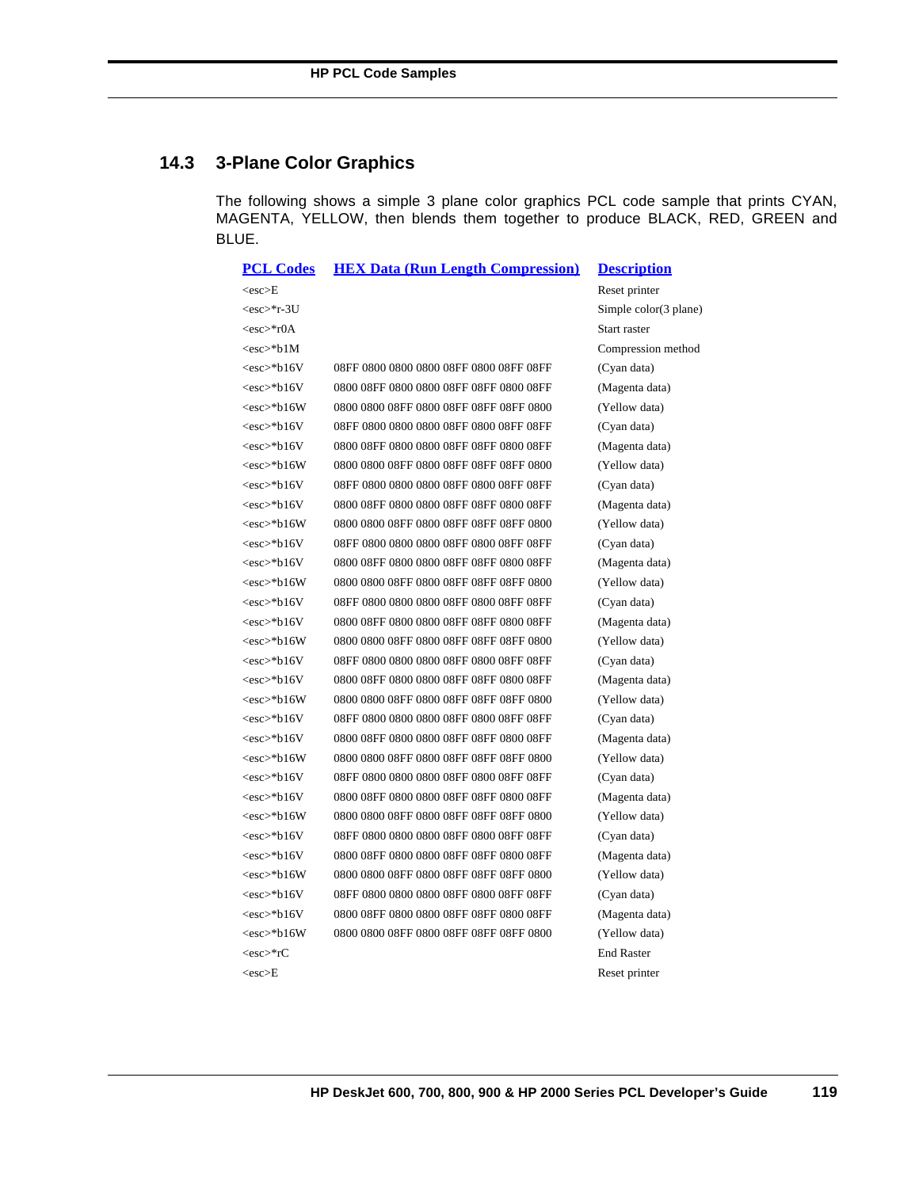## 14.3 3-Plane Color Graphics

The following shows a simple 3 plane color graphics PCL code sample that prints CYAN, MAGENTA, YELLOW, then blends them together to produce BLACK, RED, GREEN and BLUE.

| PCL Codes | HEX Data (Run Length Compression) | Description |
|---|---|---|
| <esc>E | | Reset printer |
| <esc>*r-3U | | Simple color(3 plane) |
| <esc>*r0A | | Start raster |
| <esc>*b1M | | Compression method |
| <esc>*b16V | 08FF 0800 0800 0800 08FF 0800 08FF 08FF | (Cyan data) |
| <esc>*b16V | 0800 08FF 0800 0800 08FF 08FF 0800 08FF | (Magenta data) |
| <esc>*b16W | 0800 0800 08FF 0800 08FF 08FF 08FF 0800 | (Yellow data) |
| <esc>*b16V | 08FF 0800 0800 0800 08FF 0800 08FF 08FF | (Cyan data) |
| <esc>*b16V | 0800 08FF 0800 0800 08FF 08FF 0800 08FF | (Magenta data) |
| <esc>*b16W | 0800 0800 08FF 0800 08FF 08FF 08FF 0800 | (Yellow data) |
| <esc>*b16V | 08FF 0800 0800 0800 08FF 0800 08FF 08FF | (Cyan data) |
| <esc>*b16V | 0800 08FF 0800 0800 08FF 08FF 0800 08FF | (Magenta data) |
| <esc>*b16W | 0800 0800 08FF 0800 08FF 08FF 08FF 0800 | (Yellow data) |
| <esc>*b16V | 08FF 0800 0800 0800 08FF 0800 08FF 08FF | (Cyan data) |
| <esc>*b16V | 0800 08FF 0800 0800 08FF 08FF 0800 08FF | (Magenta data) |
| <esc>*b16W | 0800 0800 08FF 0800 08FF 08FF 08FF 0800 | (Yellow data) |
| <esc>*b16V | 08FF 0800 0800 0800 08FF 0800 08FF 08FF | (Cyan data) |
| <esc>*b16V | 0800 08FF 0800 0800 08FF 08FF 0800 08FF | (Magenta data) |
| <esc>*b16W | 0800 0800 08FF 0800 08FF 08FF 08FF 0800 | (Yellow data) |
| <esc>*b16V | 08FF 0800 0800 0800 08FF 0800 08FF 08FF | (Cyan data) |
| <esc>*b16V | 0800 08FF 0800 0800 08FF 08FF 0800 08FF | (Magenta data) |
| <esc>*b16W | 0800 0800 08FF 0800 08FF 08FF 08FF 0800 | (Yellow data) |
| <esc>*b16V | 08FF 0800 0800 0800 08FF 0800 08FF 08FF | (Cyan data) |
| <esc>*b16V | 0800 08FF 0800 0800 08FF 08FF 0800 08FF | (Magenta data) |
| <esc>*b16W | 0800 0800 08FF 0800 08FF 08FF 08FF 0800 | (Yellow data) |
| <esc>*b16V | 08FF 0800 0800 0800 08FF 0800 08FF 08FF | (Cyan data) |
| <esc>*b16V | 0800 08FF 0800 0800 08FF 08FF 0800 08FF | (Magenta data) |
| <esc>*b16W | 0800 0800 08FF 0800 08FF 08FF 08FF 0800 | (Yellow data) |
| <esc>*b16V | 08FF 0800 0800 0800 08FF 0800 08FF 08FF | (Cyan data) |
| <esc>*b16V | 0800 08FF 0800 0800 08FF 08FF 0800 08FF | (Magenta data) |
| <esc>*b16W | 0800 0800 08FF 0800 08FF 08FF 08FF 0800 | (Yellow data) |
| <esc>*b16V | 08FF 0800 0800 0800 08FF 0800 08FF 08FF | (Cyan data) |
| <esc>*b16V | 0800 08FF 0800 0800 08FF 08FF 0800 08FF | (Magenta data) |
| <esc>*b16W | 0800 0800 08FF 0800 08FF 08FF 08FF 0800 | (Yellow data) |
| <esc>*rC | | End Raster |
| <esc>E | | Reset printer |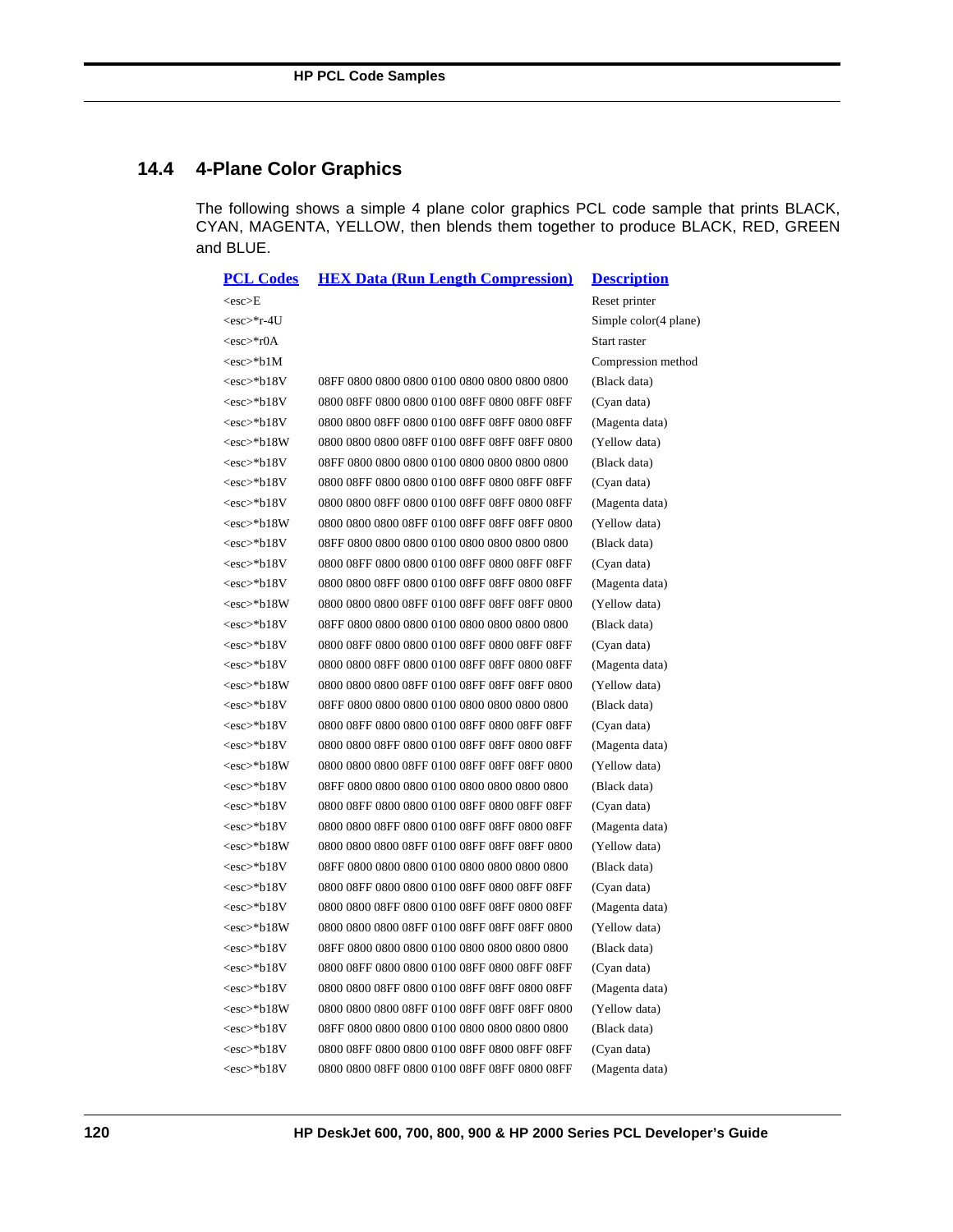## 14.4 4-Plane Color Graphics

The following shows a simple 4 plane color graphics PCL code sample that prints BLACK, CYAN, MAGENTA, YELLOW, then blends them together to produce BLACK, RED, GREEN and BLUE.

| PCL Codes | HEX Data (Run Length Compression) | Description |
|---|---|---|
| <esc>E | | Reset printer |
| <esc>*r-4U | | Simple color(4 plane) |
| <esc>*r0A | | Start raster |
| <esc>*b1M | | Compression method |
| <esc>*b18V | 08FF 0800 0800 0800 0100 0800 0800 0800 0800 | (Black data) |
| <esc>*b18V | 0800 08FF 0800 0800 0100 08FF 0800 08FF 08FF | (Cyan data) |
| <esc>*b18V | 0800 0800 08FF 0800 0100 08FF 08FF 0800 08FF | (Magenta data) |
| <esc>*b18W | 0800 0800 0800 08FF 0100 08FF 08FF 08FF 0800 | (Yellow data) |
| <esc>*b18V | 08FF 0800 0800 0800 0100 0800 0800 0800 0800 | (Black data) |
| <esc>*b18V | 0800 08FF 0800 0800 0100 08FF 0800 08FF 08FF | (Cyan data) |
| <esc>*b18V | 0800 0800 08FF 0800 0100 08FF 08FF 0800 08FF | (Magenta data) |
| <esc>*b18W | 0800 0800 0800 08FF 0100 08FF 08FF 08FF 0800 | (Yellow data) |
| <esc>*b18V | 08FF 0800 0800 0800 0100 0800 0800 0800 0800 | (Black data) |
| <esc>*b18V | 0800 08FF 0800 0800 0100 08FF 0800 08FF 08FF | (Cyan data) |
| <esc>*b18V | 0800 0800 08FF 0800 0100 08FF 08FF 0800 08FF | (Magenta data) |
| <esc>*b18W | 0800 0800 0800 08FF 0100 08FF 08FF 08FF 0800 | (Yellow data) |
| <esc>*b18V | 08FF 0800 0800 0800 0100 0800 0800 0800 0800 | (Black data) |
| <esc>*b18V | 0800 08FF 0800 0800 0100 08FF 0800 08FF 08FF | (Cyan data) |
| <esc>*b18V | 0800 0800 08FF 0800 0100 08FF 08FF 0800 08FF | (Magenta data) |
| <esc>*b18W | 0800 0800 0800 08FF 0100 08FF 08FF 08FF 0800 | (Yellow data) |
| <esc>*b18V | 08FF 0800 0800 0800 0100 0800 0800 0800 0800 | (Black data) |
| <esc>*b18V | 0800 08FF 0800 0800 0100 08FF 0800 08FF 08FF | (Cyan data) |
| <esc>*b18V | 0800 0800 08FF 0800 0100 08FF 08FF 0800 08FF | (Magenta data) |
| <esc>*b18W | 0800 0800 0800 08FF 0100 08FF 08FF 08FF 0800 | (Yellow data) |
| <esc>*b18V | 08FF 0800 0800 0800 0100 0800 0800 0800 0800 | (Black data) |
| <esc>*b18V | 0800 08FF 0800 0800 0100 08FF 0800 08FF 08FF | (Cyan data) |
| <esc>*b18V | 0800 0800 08FF 0800 0100 08FF 08FF 0800 08FF | (Magenta data) |
| <esc>*b18W | 0800 0800 0800 08FF 0100 08FF 08FF 08FF 0800 | (Yellow data) |
| <esc>*b18V | 08FF 0800 0800 0800 0100 0800 0800 0800 0800 | (Black data) |
| <esc>*b18V | 0800 08FF 0800 0800 0100 08FF 0800 08FF 08FF | (Cyan data) |
| <esc>*b18V | 0800 0800 08FF 0800 0100 08FF 08FF 0800 08FF | (Magenta data) |
| <esc>*b18W | 0800 0800 0800 08FF 0100 08FF 08FF 08FF 0800 | (Yellow data) |
| <esc>*b18V | 08FF 0800 0800 0800 0100 0800 0800 0800 0800 | (Black data) |
| <esc>*b18V | 0800 08FF 0800 0800 0100 08FF 0800 08FF 08FF | (Cyan data) |
| <esc>*b18V | 0800 0800 08FF 0800 0100 08FF 08FF 0800 08FF | (Magenta data) |
| <esc>*b18W | 0800 0800 0800 08FF 0100 08FF 08FF 08FF 0800 | (Yellow data) |
| <esc>*b18V | 08FF 0800 0800 0800 0100 0800 0800 0800 0800 | (Black data) |
| <esc>*b18V | 0800 08FF 0800 0800 0100 08FF 0800 08FF 08FF | (Cyan data) |
| <esc>*b18V | 0800 0800 08FF 0800 0100 08FF 08FF 0800 08FF | (Magenta data) |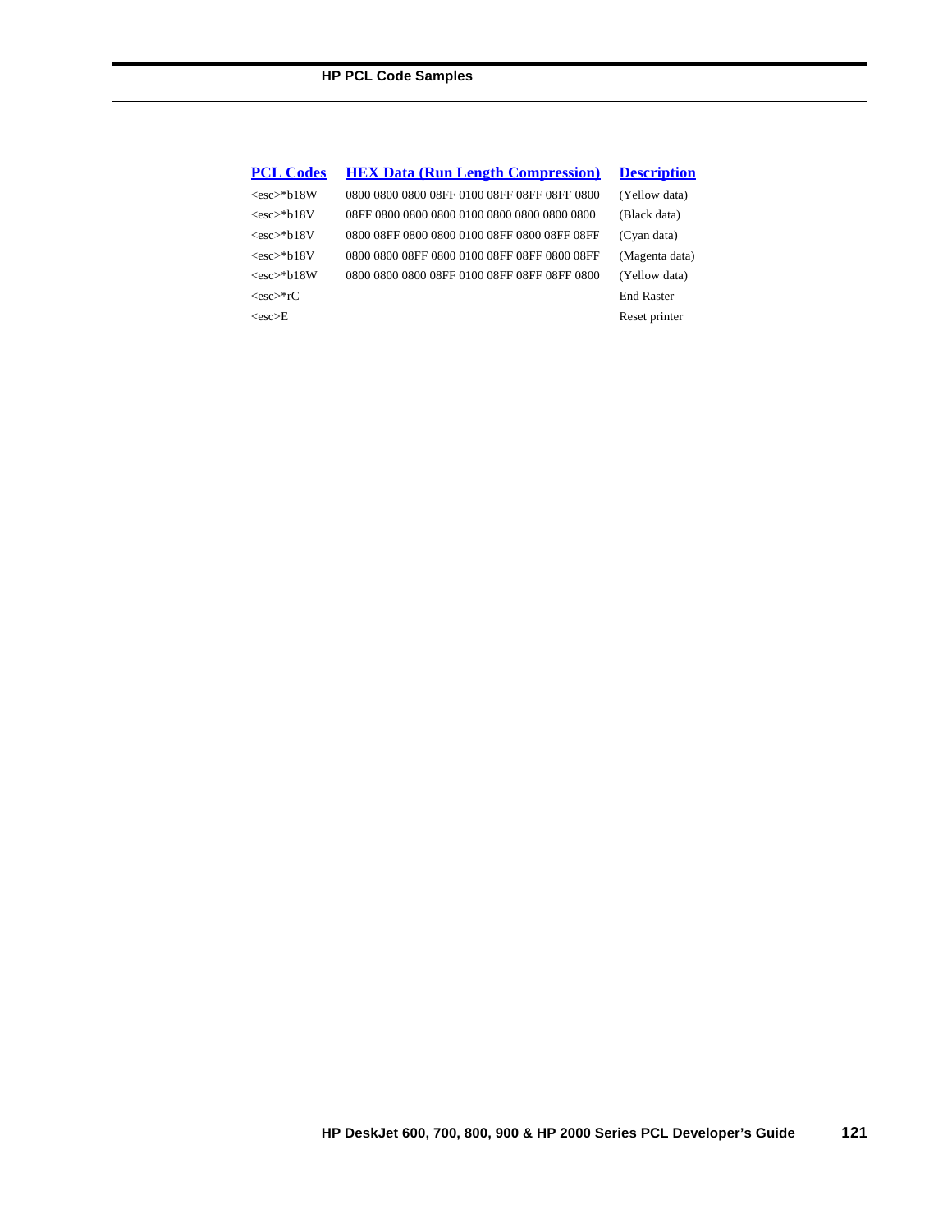| PCL Codes | HEX Data (Run Length Compression) | Description |
| --- | --- | --- |
| <esc>*b18W | 0800 0800 0800 08FF 0100 08FF 08FF 08FF 0800 | (Yellow data) |
| <esc>*b18V | 08FF 0800 0800 0800 0100 0800 0800 0800 0800 | (Black data) |
| <esc>*b18V | 0800 08FF 0800 0800 0100 08FF 0800 08FF 08FF | (Cyan data) |
| <esc>*b18V | 0800 0800 08FF 0800 0100 08FF 08FF 0800 08FF | (Magenta data) |
| <esc>*b18W | 0800 0800 0800 08FF 0100 08FF 08FF 08FF 0800 | (Yellow data) |
| <esc>*rC | | End Raster |
| <esc>E | | Reset printer |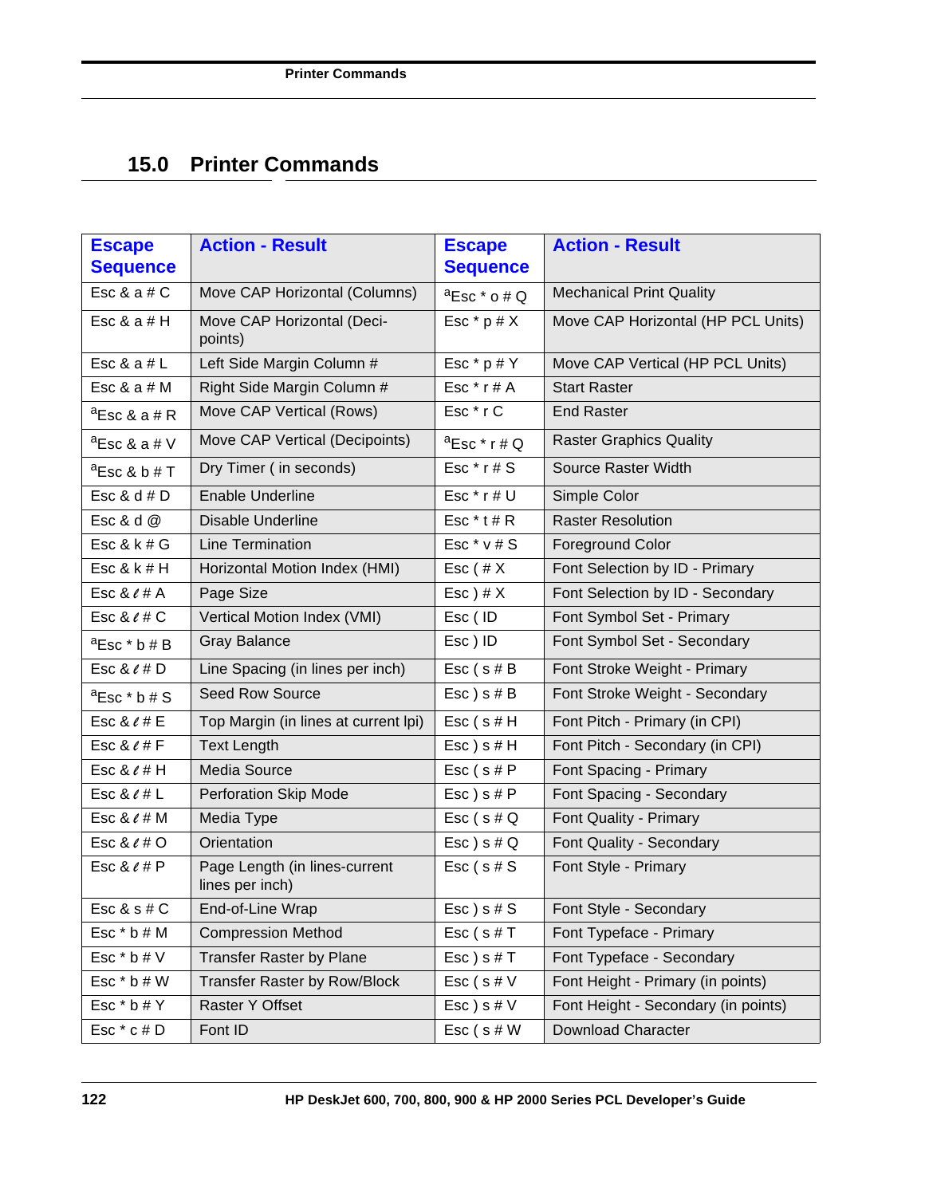## 15.0 Printer Commands

| Escape Sequence | Action - Result | Escape Sequence | Action - Result |
|---|---|---|---|
| Esc & a # C | Move CAP Horizontal (Columns) | [a]Esc * o # Q | Mechanical Print Quality |
| Esc & a # H | Move CAP Horizontal (Deci-points) | Esc * p # X | Move CAP Horizontal (HP PCL Units) |
| Esc & a # L | Left Side Margin Column # | Esc * p # Y | Move CAP Vertical (HP PCL Units) |
| Esc & a # M | Right Side Margin Column # | Esc * r # A | Start Raster |
| [a]Esc & a # R | Move CAP Vertical (Rows) | Esc * r C | End Raster |
| [a]Esc & a # V | Move CAP Vertical (Decipoints) | [a]Esc * r # Q | Raster Graphics Quality |
| [a]Esc & b # T | Dry Timer ( in seconds) | Esc * r # S | Source Raster Width |
| Esc & d # D | Enable Underline | Esc * r # U | Simple Color |
| Esc & d @ | Disable Underline | Esc * t # R | Raster Resolution |
| Esc & k # G | Line Termination | Esc * v # S | Foreground Color |
| Esc & k # H | Horizontal Motion Index (HMI) | Esc ( # X | Font Selection by ID - Primary |
| Esc & ℓ # A | Page Size | Esc ) # X | Font Selection by ID - Secondary |
| Esc & ℓ # C | Vertical Motion Index (VMI) | Esc ( ID | Font Symbol Set - Primary |
| [a]Esc * b # B | Gray Balance | Esc ) ID | Font Symbol Set - Secondary |
| Esc & ℓ # D | Line Spacing (in lines per inch) | Esc ( s # B | Font Stroke Weight - Primary |
| [a]Esc * b # S | Seed Row Source | Esc ) s # B | Font Stroke Weight - Secondary |
| Esc & ℓ # E | Top Margin (in lines at current lpi) | Esc ( s # H | Font Pitch - Primary (in CPI) |
| Esc & ℓ # F | Text Length | Esc ) s # H | Font Pitch - Secondary (in CPI) |
| Esc & ℓ # H | Media Source | Esc ( s # P | Font Spacing - Primary |
| Esc & ℓ # L | Perforation Skip Mode | Esc ) s # P | Font Spacing - Secondary |
| Esc & ℓ # M | Media Type | Esc ( s # Q | Font Quality - Primary |
| Esc & ℓ # O | Orientation | Esc ) s # Q | Font Quality - Secondary |
| Esc & ℓ # P | Page Length (in lines-current lines per inch) | Esc ( s # S | Font Style - Primary |
| Esc & s # C | End-of-Line Wrap | Esc ) s # S | Font Style - Secondary |
| Esc * b # M | Compression Method | Esc ( s # T | Font Typeface - Primary |
| Esc * b # V | Transfer Raster by Plane | Esc ) s # T | Font Typeface - Secondary |
| Esc * b # W | Transfer Raster by Row/Block | Esc ( s # V | Font Height - Primary (in points) |
| Esc * b # Y | Raster Y Offset | Esc ) s # V | Font Height - Secondary (in points) |
| Esc * c # D | Font ID | Esc ( s # W | Download Character |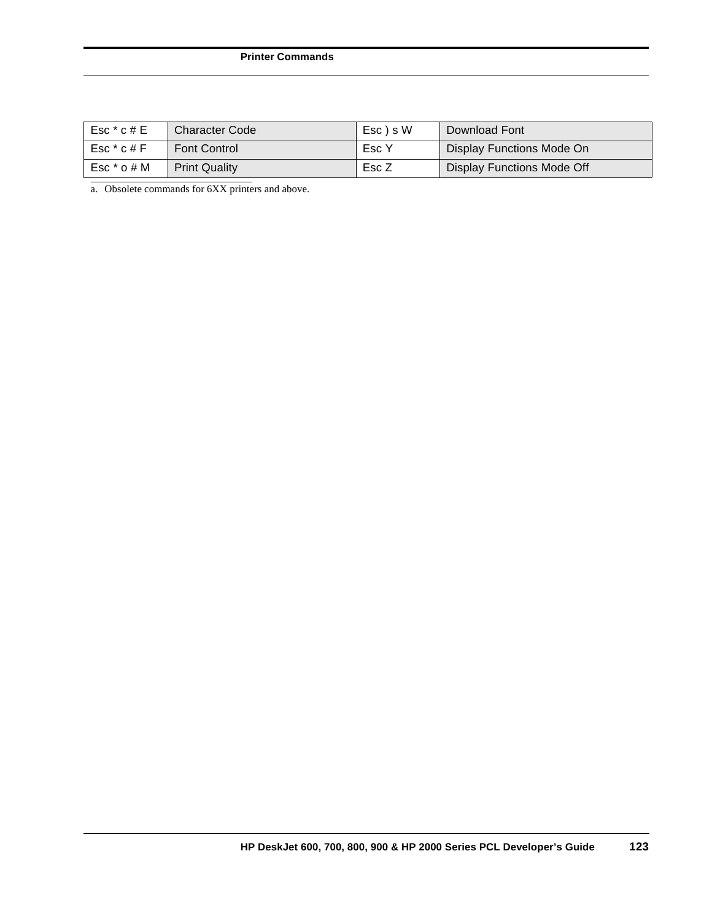| Esc * c # E | Character Code | Esc ) s W | Download Font |
|---|---|---|---|
| Esc * c # F | Font Control | Esc Y | Display Functions Mode On |
| Esc * o # M | Print Quality | Esc Z | Display Functions Mode Off |

a. Obsolete commands for 6XX printers and above.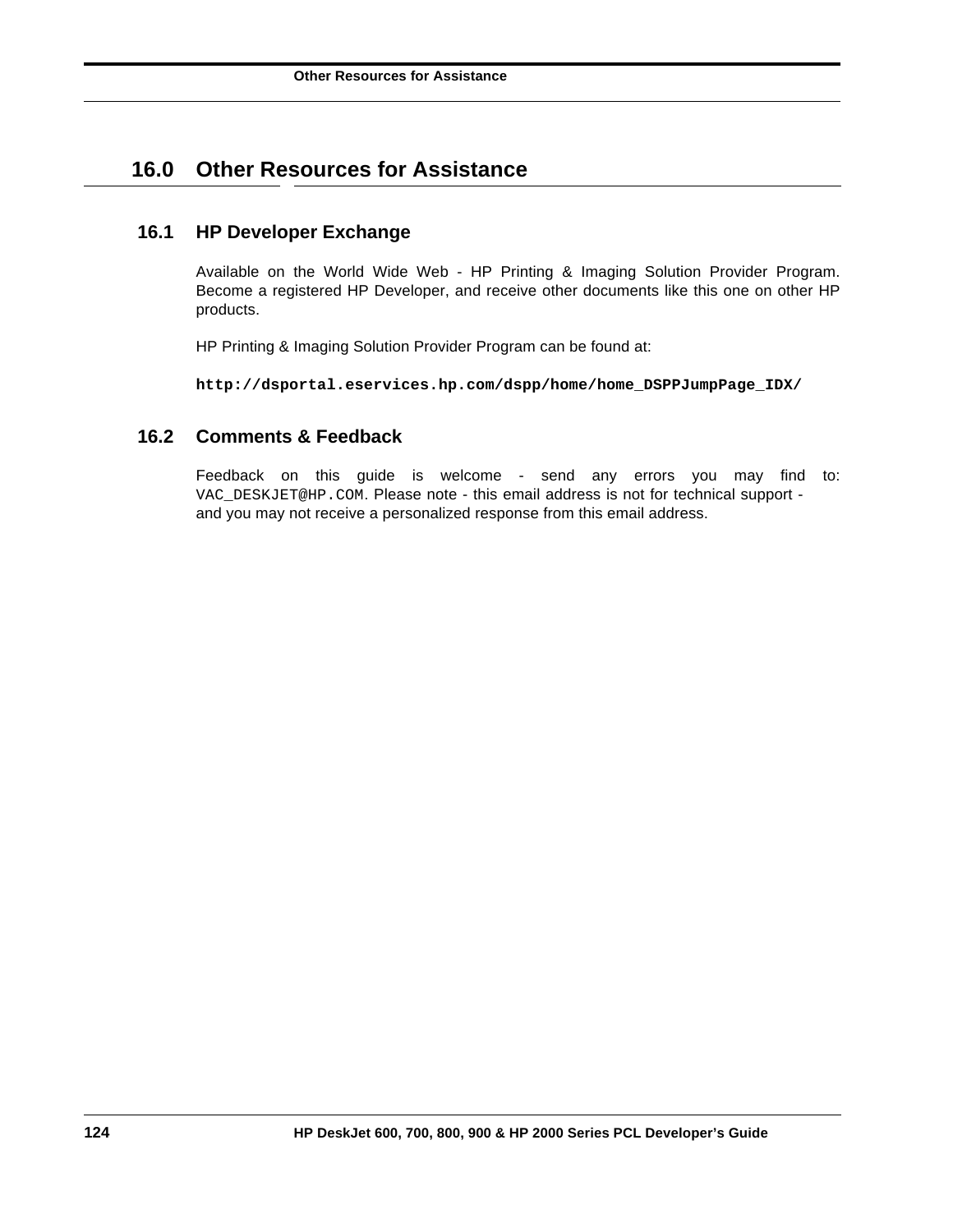# 16.0 Other Resources for Assistance

## 16.1 HP Developer Exchange

Available on the World Wide Web - HP Printing & Imaging Solution Provider Program. Become a registered HP Developer, and receive other documents like this one on other HP products.

HP Printing & Imaging Solution Provider Program can be found at:

**`http://dsportal.eservices.hp.com/dspp/home/home_DSPPJumpPage_IDX/`**

## 16.2 Comments & Feedback

Feedback on this guide is welcome - send any errors you may find to: `VAC_DESKJET@HP.COM`. Please note - this email address is not for technical support - and you may not receive a personalized response from this email address.